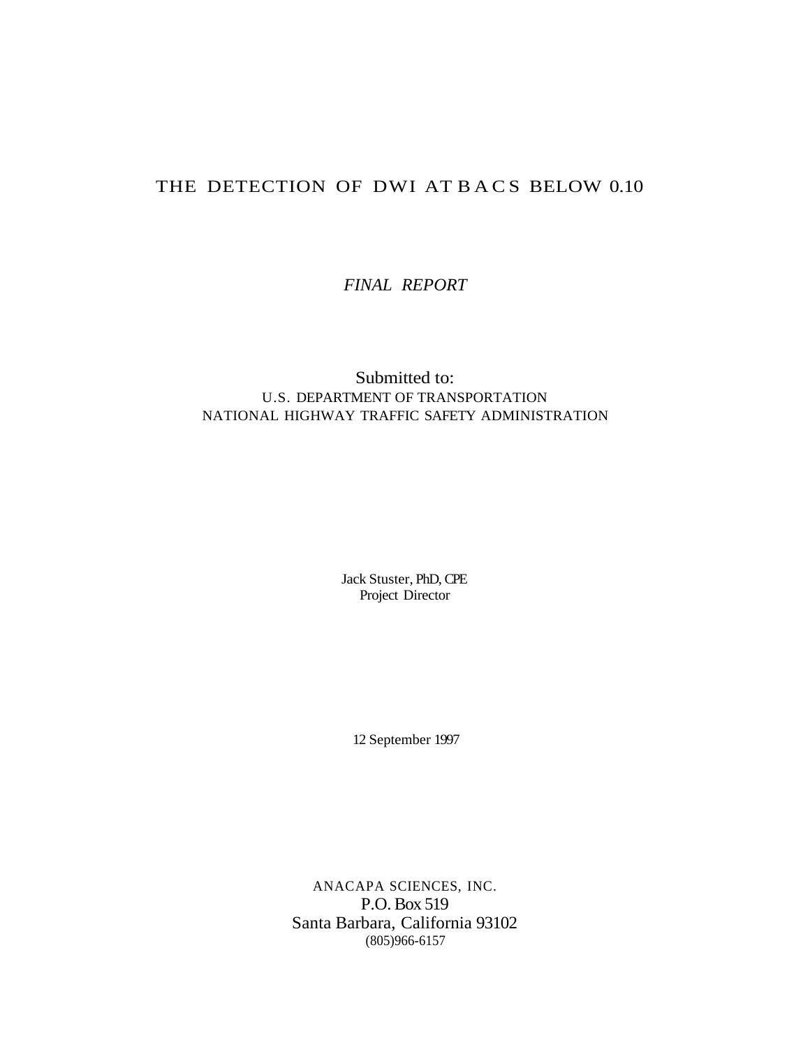# THE DETECTION OF DWI AT BACS BELOW 0.10

*FINAL REPORT*

Submitted to:
U.S. DEPARTMENT OF TRANSPORTATION
NATIONAL HIGHWAY TRAFFIC SAFETY ADMINISTRATION

Jack Stuster, PhD, CPE
Project Director

12 September 1997

ANACAPA SCIENCES, INC.
P.O. Box 519
Santa Barbara, California 93102
(805)966-6157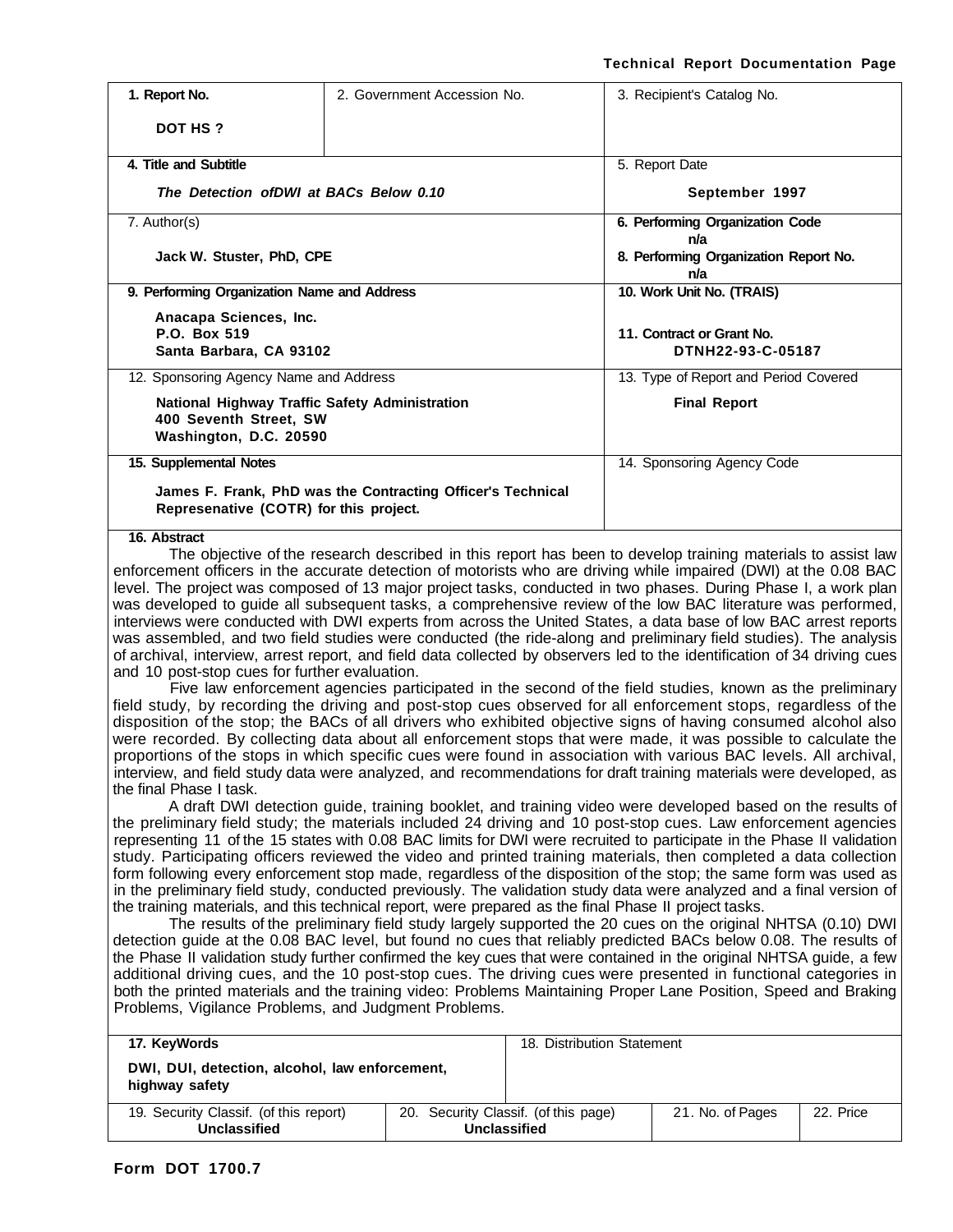**Technical Report Documentation Page**

| 1. Report No. | 2. Government Accession No. | 3. Recipient's Catalog No. |
|---|---|---|
| **DOT HS ?** | | |
| **4. Title and Subtitle** | | 5. Report Date |
| ***The Detection ofDWI at BACs Below 0.10*** | | **September 1997** |
| 7. Author(s) | | **6. Performing Organization Code** n/a |
| **Jack W. Stuster, PhD, CPE** | | **8. Performing Organization Report No.** n/a |
| **9. Performing Organization Name and Address** | | **10. Work Unit No. (TRAIS)** |
| **Anacapa Sciences, Inc.**<br>**P.O. Box 519**<br>**Santa Barbara, CA 93102** | | **11. Contract or Grant No.**<br>**DTNH22-93-C-05187** |
| 12. Sponsoring Agency Name and Address | | 13. Type of Report and Period Covered |
| **National Highway Traffic Safety Administration**<br>**400 Seventh Street, SW**<br>**Washington, D.C. 20590** | | **Final Report** |
| **15. Supplemental Notes** | | 14. Sponsoring Agency Code |
| **James F. Frank, PhD was the Contracting Officer's Technical Represenative (COTR) for this project.** | | |

**16. Abstract**

The objective of the research described in this report has been to develop training materials to assist law enforcement officers in the accurate detection of motorists who are driving while impaired (DWI) at the 0.08 BAC level. The project was composed of 13 major project tasks, conducted in two phases. During Phase I, a work plan was developed to guide all subsequent tasks, a comprehensive review of the low BAC literature was performed, interviews were conducted with DWI experts from across the United States, a data base of low BAC arrest reports was assembled, and two field studies were conducted (the ride-along and preliminary field studies). The analysis of archival, interview, arrest report, and field data collected by observers led to the identification of 34 driving cues and 10 post-stop cues for further evaluation.

Five law enforcement agencies participated in the second of the field studies, known as the preliminary field study, by recording the driving and post-stop cues observed for all enforcement stops, regardless of the disposition of the stop; the BACs of all drivers who exhibited objective signs of having consumed alcohol also were recorded. By collecting data about all enforcement stops that were made, it was possible to calculate the proportions of the stops in which specific cues were found in association with various BAC levels. All archival, interview, and field study data were analyzed, and recommendations for draft training materials were developed, as the final Phase I task.

A draft DWI detection guide, training booklet, and training video were developed based on the results of the preliminary field study; the materials included 24 driving and 10 post-stop cues. Law enforcement agencies representing 11 of the 15 states with 0.08 BAC limits for DWI were recruited to participate in the Phase II validation study. Participating officers reviewed the video and printed training materials, then completed a data collection form following every enforcement stop made, regardless of the disposition of the stop; the same form was used as in the preliminary field study, conducted previously. The validation study data were analyzed and a final version of the training materials, and this technical report, were prepared as the final Phase II project tasks.

The results of the preliminary field study largely supported the 20 cues on the original NHTSA (0.10) DWI detection guide at the 0.08 BAC level, but found no cues that reliably predicted BACs below 0.08. The results of the Phase II validation study further confirmed the key cues that were contained in the original NHTSA guide, a few additional driving cues, and the 10 post-stop cues. The driving cues were presented in functional categories in both the printed materials and the training video: Problems Maintaining Proper Lane Position, Speed and Braking Problems, Vigilance Problems, and Judgment Problems.

| 17. KeyWords | | 18. Distribution Statement | |
|---|---|---|---|
| **DWI, DUI, detection, alcohol, law enforcement, highway safety** | | | |
| 19. Security Classif. (of this report)<br>**Unclassified** | 20. Security Classif. (of this page)<br>**Unclassified** | 21. No. of Pages | 22. Price |

**Form DOT 1700.7**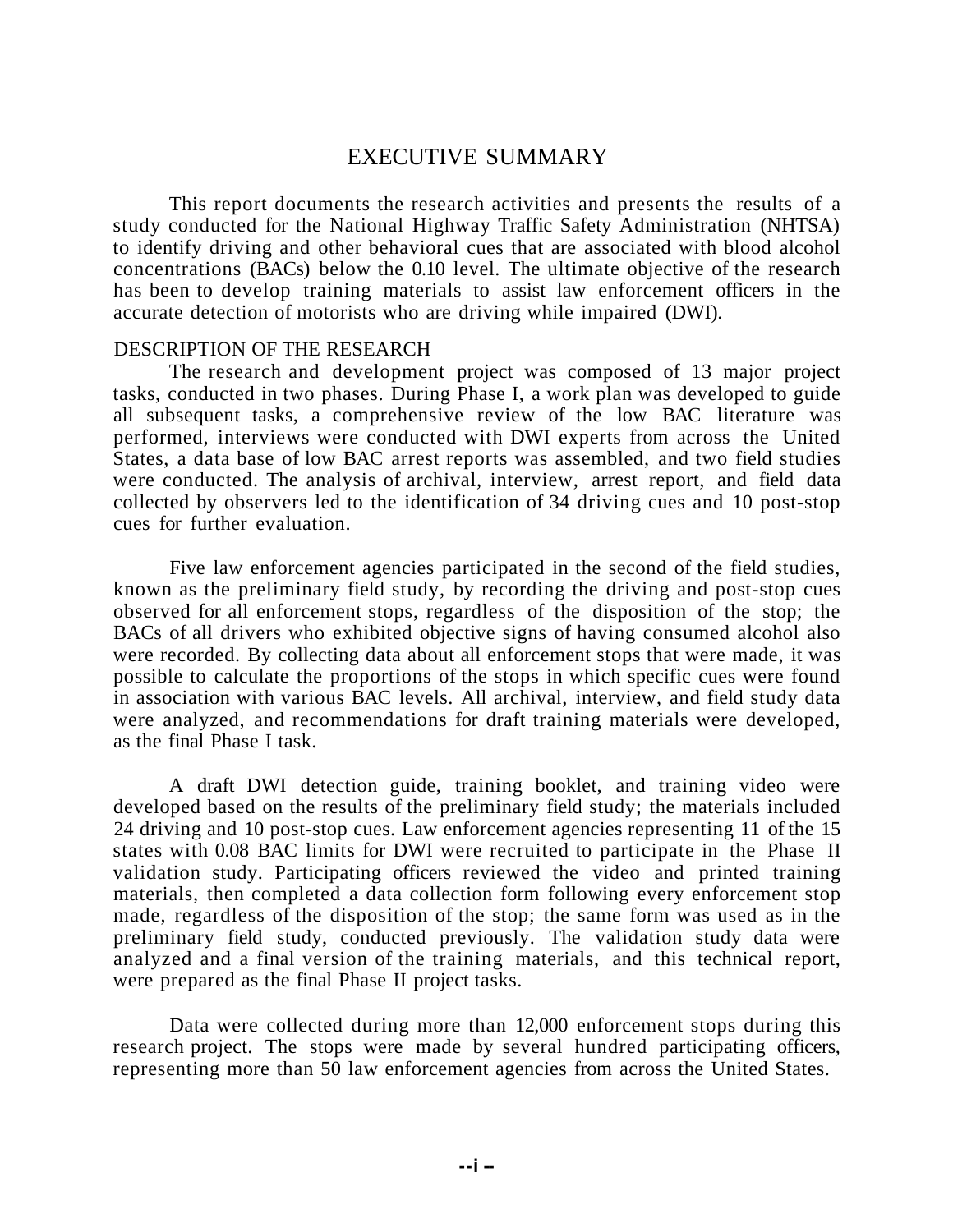# EXECUTIVE SUMMARY

This report documents the research activities and presents the results of a study conducted for the National Highway Traffic Safety Administration (NHTSA) to identify driving and other behavioral cues that are associated with blood alcohol concentrations (BACs) below the 0.10 level. The ultimate objective of the research has been to develop training materials to assist law enforcement officers in the accurate detection of motorists who are driving while impaired (DWI).

## DESCRIPTION OF THE RESEARCH

The research and development project was composed of 13 major project tasks, conducted in two phases. During Phase I, a work plan was developed to guide all subsequent tasks, a comprehensive review of the low BAC literature was performed, interviews were conducted with DWI experts from across the United States, a data base of low BAC arrest reports was assembled, and two field studies were conducted. The analysis of archival, interview, arrest report, and field data collected by observers led to the identification of 34 driving cues and 10 post-stop cues for further evaluation.

Five law enforcement agencies participated in the second of the field studies, known as the preliminary field study, by recording the driving and post-stop cues observed for all enforcement stops, regardless of the disposition of the stop; the BACs of all drivers who exhibited objective signs of having consumed alcohol also were recorded. By collecting data about all enforcement stops that were made, it was possible to calculate the proportions of the stops in which specific cues were found in association with various BAC levels. All archival, interview, and field study data were analyzed, and recommendations for draft training materials were developed, as the final Phase I task.

A draft DWI detection guide, training booklet, and training video were developed based on the results of the preliminary field study; the materials included 24 driving and 10 post-stop cues. Law enforcement agencies representing 11 of the 15 states with 0.08 BAC limits for DWI were recruited to participate in the Phase II validation study. Participating officers reviewed the video and printed training materials, then completed a data collection form following every enforcement stop made, regardless of the disposition of the stop; the same form was used as in the preliminary field study, conducted previously. The validation study data were analyzed and a final version of the training materials, and this technical report, were prepared as the final Phase II project tasks.

Data were collected during more than 12,000 enforcement stops during this research project. The stops were made by several hundred participating officers, representing more than 50 law enforcement agencies from across the United States.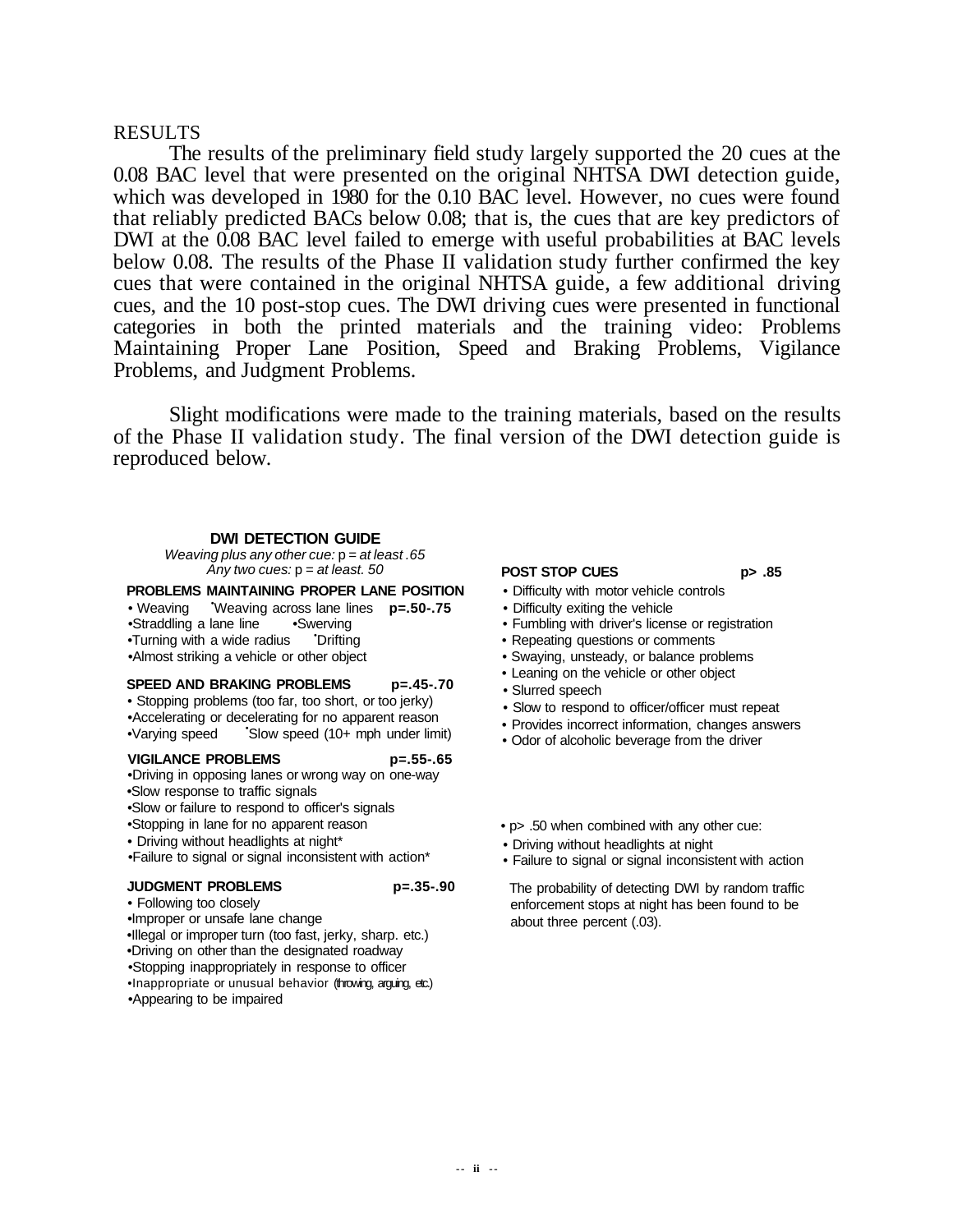RESULTS

The results of the preliminary field study largely supported the 20 cues at the 0.08 BAC level that were presented on the original NHTSA DWI detection guide, which was developed in 1980 for the 0.10 BAC level. However, no cues were found that reliably predicted BACs below 0.08; that is, the cues that are key predictors of DWI at the 0.08 BAC level failed to emerge with useful probabilities at BAC levels below 0.08. The results of the Phase II validation study further confirmed the key cues that were contained in the original NHTSA guide, a few additional driving cues, and the 10 post-stop cues. The DWI driving cues were presented in functional categories in both the printed materials and the training video: Problems Maintaining Proper Lane Position, Speed and Braking Problems, Vigilance Problems, and Judgment Problems.

Slight modifications were made to the training materials, based on the results of the Phase II validation study. The final version of the DWI detection guide is reproduced below.

**DWI DETECTION GUIDE**

*Weaving plus any other cue:* p = *at least .65*
*Any two cues:* p = *at least. 50*

**PROBLEMS MAINTAINING PROPER LANE POSITION** **p=.50-.75**

- Weaving
- *Weaving across lane lines
- Straddling a lane line
- Swerving
- Turning with a wide radius
- *Drifting
- Almost striking a vehicle or other object

**SPEED AND BRAKING PROBLEMS** **p=.45-.70**

- Stopping problems (too far, too short, or too jerky)
- Accelerating or decelerating for no apparent reason
- Varying speed
- *Slow speed (10+ mph under limit)

**VIGILANCE PROBLEMS** **p=.55-.65**

- Driving in opposing lanes or wrong way on one-way
- Slow response to traffic signals
- Slow or failure to respond to officer's signals
- Stopping in lane for no apparent reason
- Driving without headlights at night*
- Failure to signal or signal inconsistent with action*

**JUDGMENT PROBLEMS** **p=.35-.90**

- Following too closely
- Improper or unsafe lane change
- Illegal or improper turn (too fast, jerky, sharp. etc.)
- Driving on other than the designated roadway
- Stopping inappropriately in response to officer
- Inappropriate or unusual behavior (throwing, arguing, etc.)
- Appearing to be impaired

**POST STOP CUES** **p> .85**

- Difficulty with motor vehicle controls
- Difficulty exiting the vehicle
- Fumbling with driver's license or registration
- Repeating questions or comments
- Swaying, unsteady, or balance problems
- Leaning on the vehicle or other object
- Slurred speech
- Slow to respond to officer/officer must repeat
- Provides incorrect information, changes answers
- Odor of alcoholic beverage from the driver

- p> .50 when combined with any other cue:
- Driving without headlights at night
- Failure to signal or signal inconsistent with action

The probability of detecting DWI by random traffic enforcement stops at night has been found to be about three percent (.03).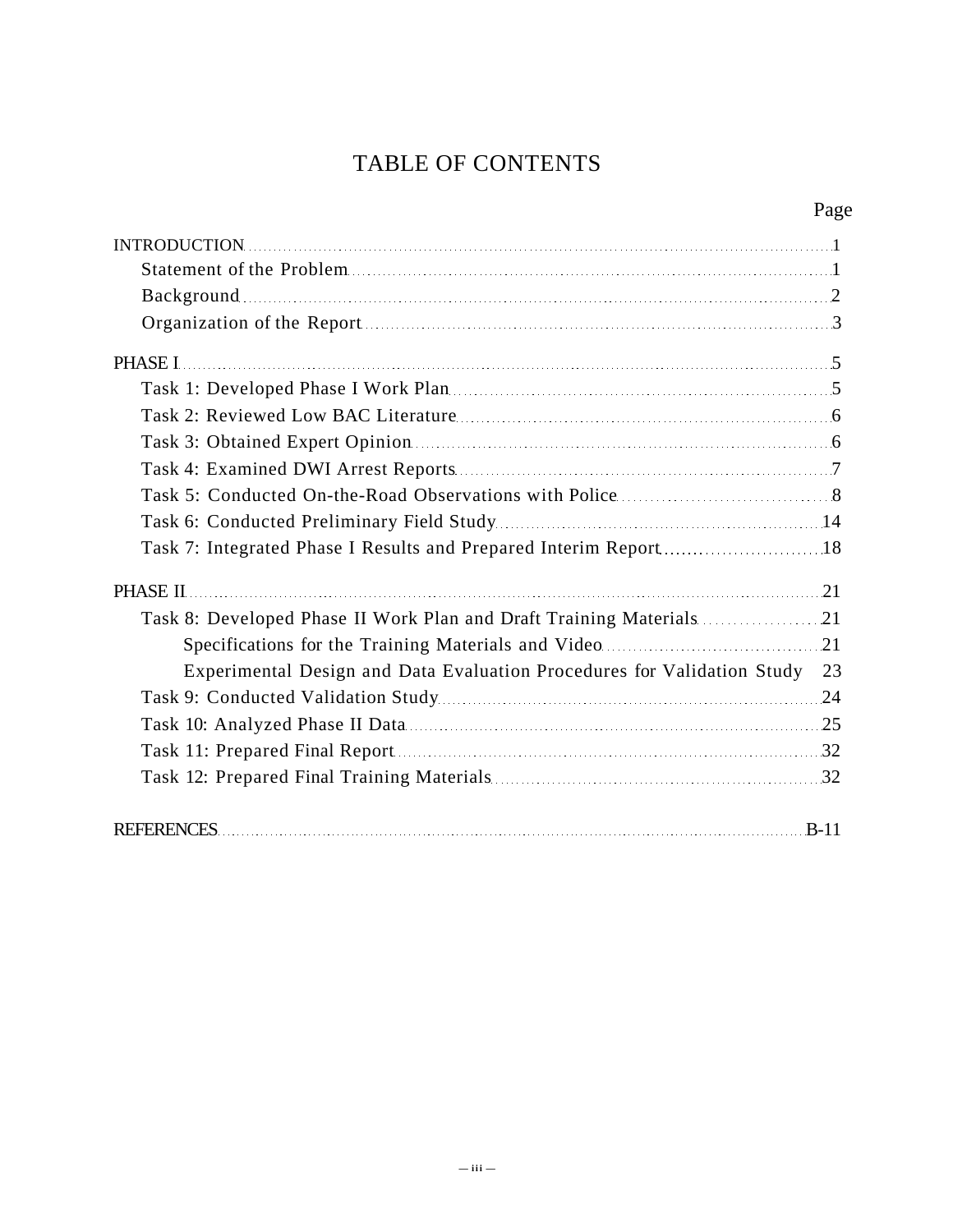# TABLE OF CONTENTS

| | Page |
|---|---|
| INTRODUCTION | 1 |
| Statement of the Problem | 1 |
| Background | 2 |
| Organization of the Report | 3 |
| PHASE I | 5 |
| Task 1: Developed Phase I Work Plan | 5 |
| Task 2: Reviewed Low BAC Literature | 6 |
| Task 3: Obtained Expert Opinion | 6 |
| Task 4: Examined DWI Arrest Reports | 7 |
| Task 5: Conducted On-the-Road Observations with Police | 8 |
| Task 6: Conducted Preliminary Field Study | 14 |
| Task 7: Integrated Phase I Results and Prepared Interim Report | 18 |
| PHASE II | 21 |
| Task 8: Developed Phase II Work Plan and Draft Training Materials | 21 |
| Specifications for the Training Materials and Video | 21 |
| Experimental Design and Data Evaluation Procedures for Validation Study | 23 |
| Task 9: Conducted Validation Study | 24 |
| Task 10: Analyzed Phase II Data | 25 |
| Task 11: Prepared Final Report | 32 |
| Task 12: Prepared Final Training Materials | 32 |
| REFERENCES | B-11 |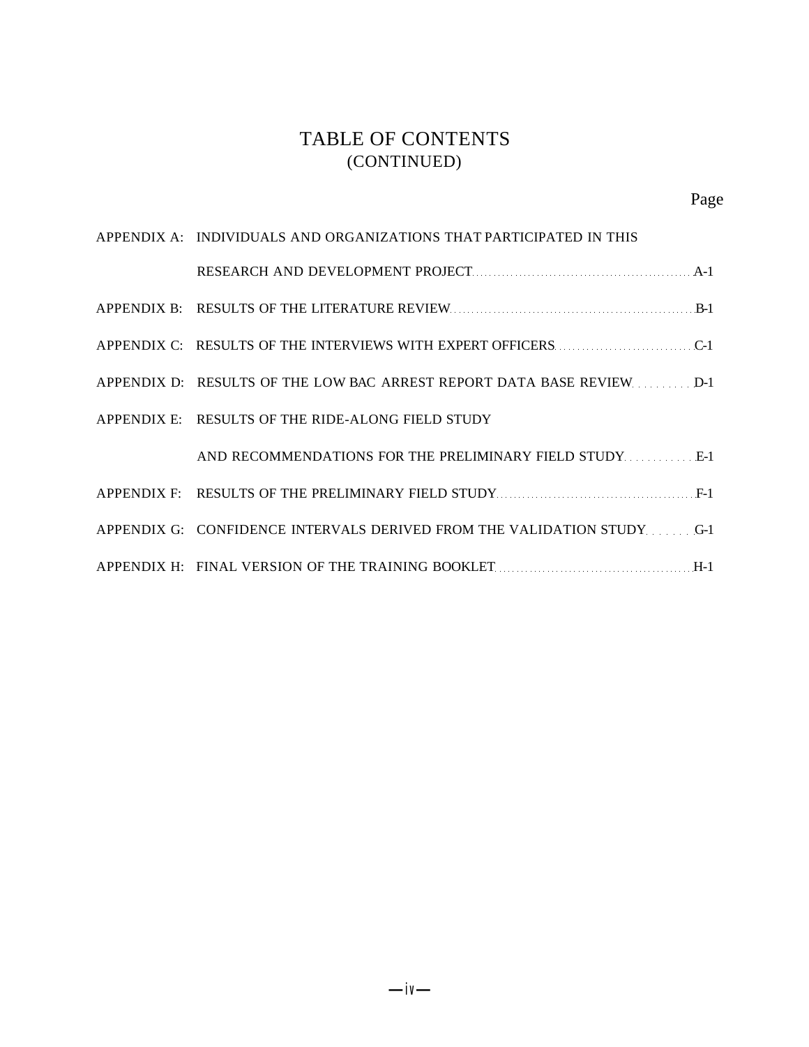# TABLE OF CONTENTS
(CONTINUED)

| | | Page |
|---|---|---|
| APPENDIX A: | INDIVIDUALS AND ORGANIZATIONS THAT PARTICIPATED IN THIS RESEARCH AND DEVELOPMENT PROJECT | A-1 |
| APPENDIX B: | RESULTS OF THE LITERATURE REVIEW | B-1 |
| APPENDIX C: | RESULTS OF THE INTERVIEWS WITH EXPERT OFFICERS | C-1 |
| APPENDIX D: | RESULTS OF THE LOW BAC ARREST REPORT DATA BASE REVIEW | D-1 |
| APPENDIX E: | RESULTS OF THE RIDE-ALONG FIELD STUDY AND RECOMMENDATIONS FOR THE PRELIMINARY FIELD STUDY | E-1 |
| APPENDIX F: | RESULTS OF THE PRELIMINARY FIELD STUDY | F-1 |
| APPENDIX G: | CONFIDENCE INTERVALS DERIVED FROM THE VALIDATION STUDY | G-1 |
| APPENDIX H: | FINAL VERSION OF THE TRAINING BOOKLET | H-1 |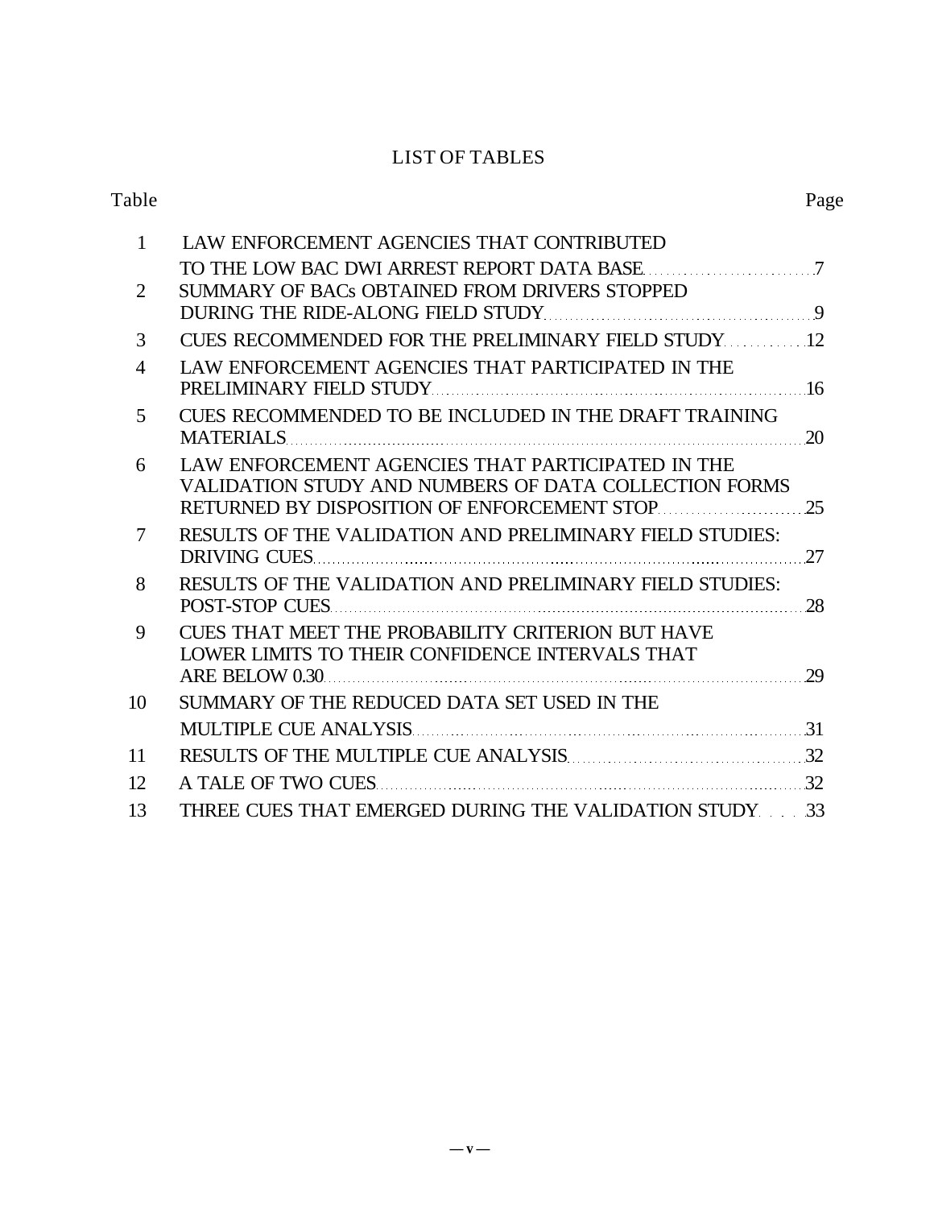# LIST OF TABLES

| Table | | Page |
|---|---|---|
| 1 | LAW ENFORCEMENT AGENCIES THAT CONTRIBUTED TO THE LOW BAC DWI ARREST REPORT DATA BASE | 7 |
| 2 | SUMMARY OF BACs OBTAINED FROM DRIVERS STOPPED DURING THE RIDE-ALONG FIELD STUDY | 9 |
| 3 | CUES RECOMMENDED FOR THE PRELIMINARY FIELD STUDY | 12 |
| 4 | LAW ENFORCEMENT AGENCIES THAT PARTICIPATED IN THE PRELIMINARY FIELD STUDY | 16 |
| 5 | CUES RECOMMENDED TO BE INCLUDED IN THE DRAFT TRAINING MATERIALS | 20 |
| 6 | LAW ENFORCEMENT AGENCIES THAT PARTICIPATED IN THE VALIDATION STUDY AND NUMBERS OF DATA COLLECTION FORMS RETURNED BY DISPOSITION OF ENFORCEMENT STOP | 25 |
| 7 | RESULTS OF THE VALIDATION AND PRELIMINARY FIELD STUDIES: DRIVING CUES | 27 |
| 8 | RESULTS OF THE VALIDATION AND PRELIMINARY FIELD STUDIES: POST-STOP CUES | 28 |
| 9 | CUES THAT MEET THE PROBABILITY CRITERION BUT HAVE LOWER LIMITS TO THEIR CONFIDENCE INTERVALS THAT ARE BELOW 0.30 | 29 |
| 10 | SUMMARY OF THE REDUCED DATA SET USED IN THE MULTIPLE CUE ANALYSIS | 31 |
| 11 | RESULTS OF THE MULTIPLE CUE ANALYSIS | 32 |
| 12 | A TALE OF TWO CUES | 32 |
| 13 | THREE CUES THAT EMERGED DURING THE VALIDATION STUDY | 33 |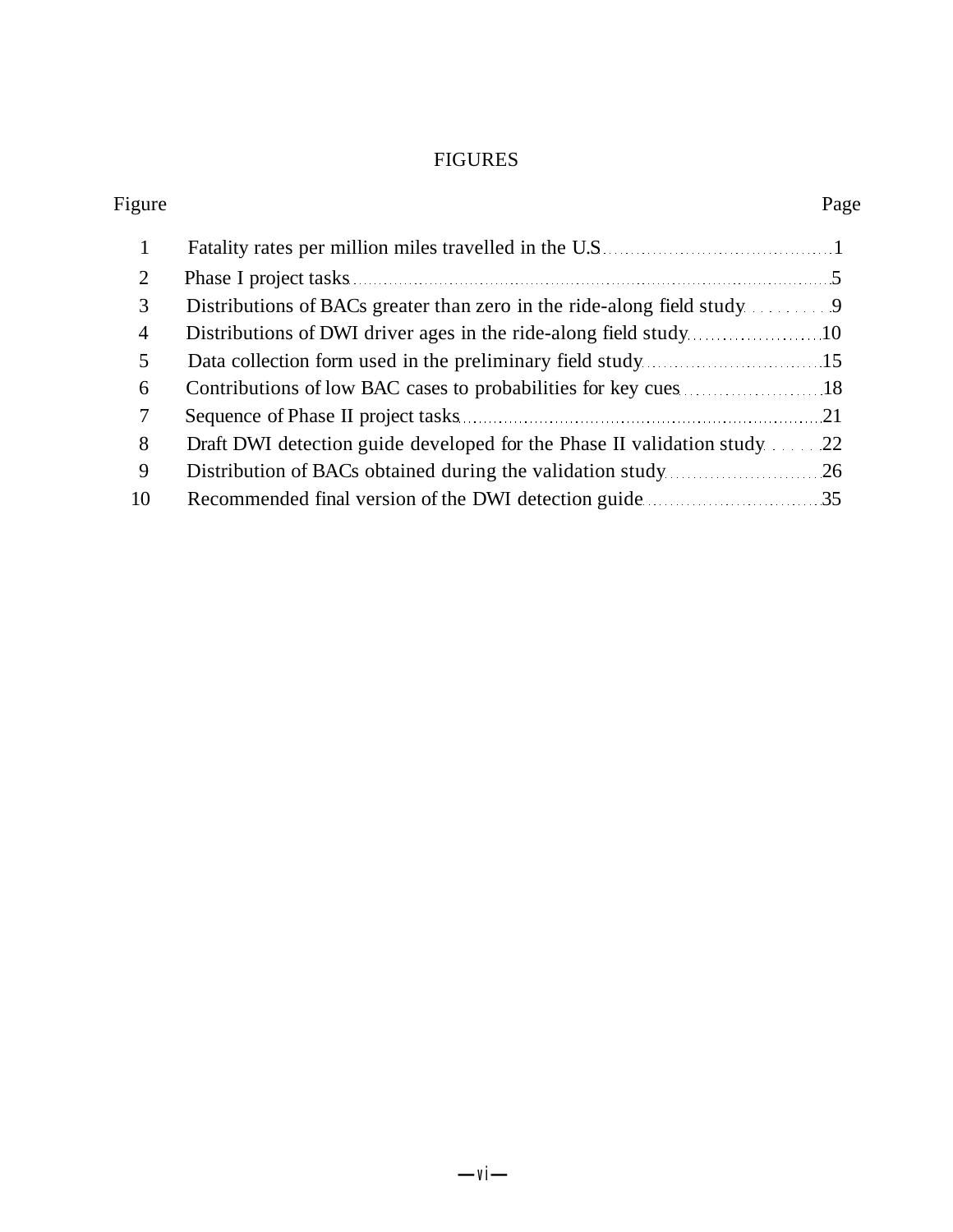# FIGURES

| Figure | | Page |
|---|---|---|
| 1 | Fatality rates per million miles travelled in the U.S | 1 |
| 2 | Phase I project tasks | 5 |
| 3 | Distributions of BACs greater than zero in the ride-along field study | 9 |
| 4 | Distributions of DWI driver ages in the ride-along field study | 10 |
| 5 | Data collection form used in the preliminary field study | 15 |
| 6 | Contributions of low BAC cases to probabilities for key cues | 18 |
| 7 | Sequence of Phase II project tasks | 21 |
| 8 | Draft DWI detection guide developed for the Phase II validation study | 22 |
| 9 | Distribution of BACs obtained during the validation study | 26 |
| 10 | Recommended final version of the DWI detection guide | 35 |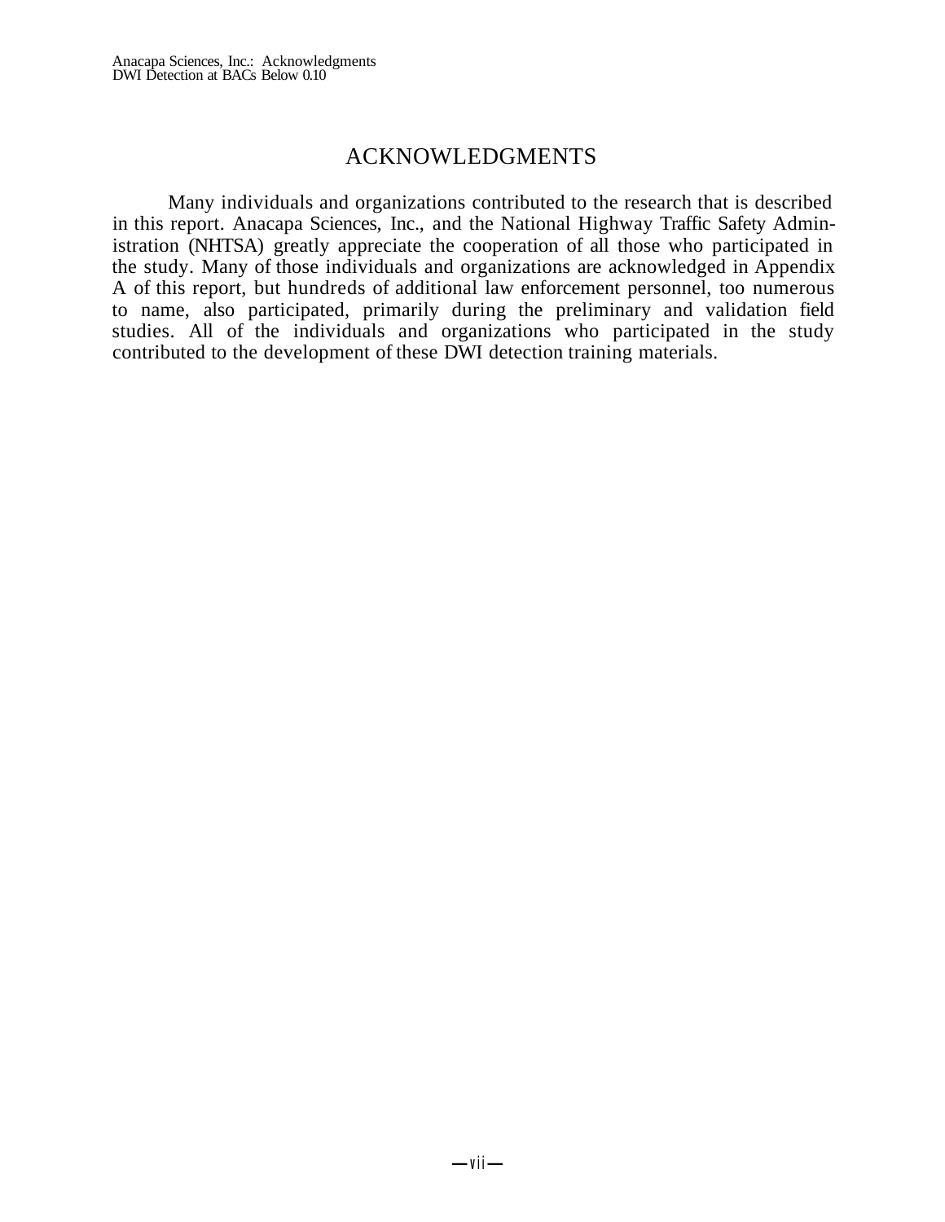# ACKNOWLEDGMENTS

Many individuals and organizations contributed to the research that is described in this report. Anacapa Sciences, Inc., and the National Highway Traffic Safety Administration (NHTSA) greatly appreciate the cooperation of all those who participated in the study. Many of those individuals and organizations are acknowledged in Appendix A of this report, but hundreds of additional law enforcement personnel, too numerous to name, also participated, primarily during the preliminary and validation field studies. All of the individuals and organizations who participated in the study contributed to the development of these DWI detection training materials.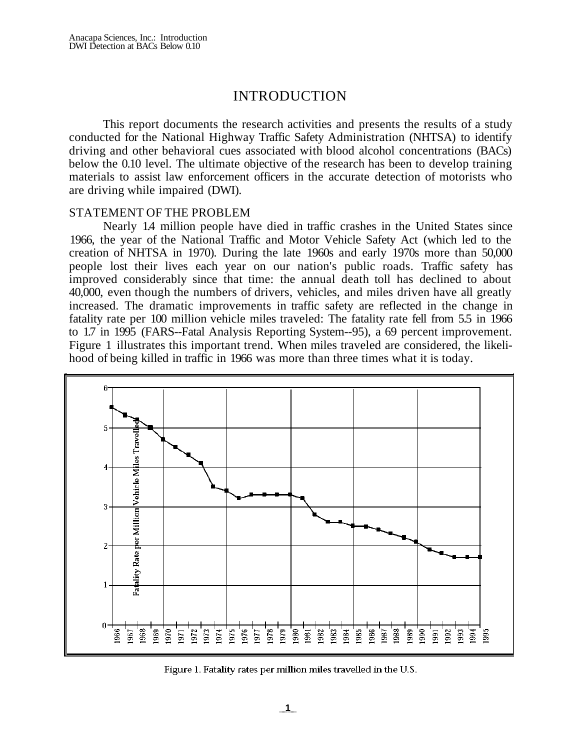# INTRODUCTION

This report documents the research activities and presents the results of a study conducted for the National Highway Traffic Safety Administration (NHTSA) to identify driving and other behavioral cues associated with blood alcohol concentrations (BACs) below the 0.10 level. The ultimate objective of the research has been to develop training materials to assist law enforcement officers in the accurate detection of motorists who are driving while impaired (DWI).

## STATEMENT OF THE PROBLEM

Nearly 1.4 million people have died in traffic crashes in the United States since 1966, the year of the National Traffic and Motor Vehicle Safety Act (which led to the creation of NHTSA in 1970). During the late 1960s and early 1970s more than 50,000 people lost their lives each year on our nation's public roads. Traffic safety has improved considerably since that time: the annual death toll has declined to about 40,000, even though the numbers of drivers, vehicles, and miles driven have all greatly increased. The dramatic improvements in traffic safety are reflected in the change in fatality rate per 100 million vehicle miles traveled: The fatality rate fell from 5.5 in 1966 to 1.7 in 1995 (FARS--Fatal Analysis Reporting System--95), a 69 percent improvement. Figure 1 illustrates this important trend. When miles traveled are considered, the likelihood of being killed in traffic in 1966 was more than three times what it is today.

Figure 1. Fatality rates per million miles travelled in the U.S.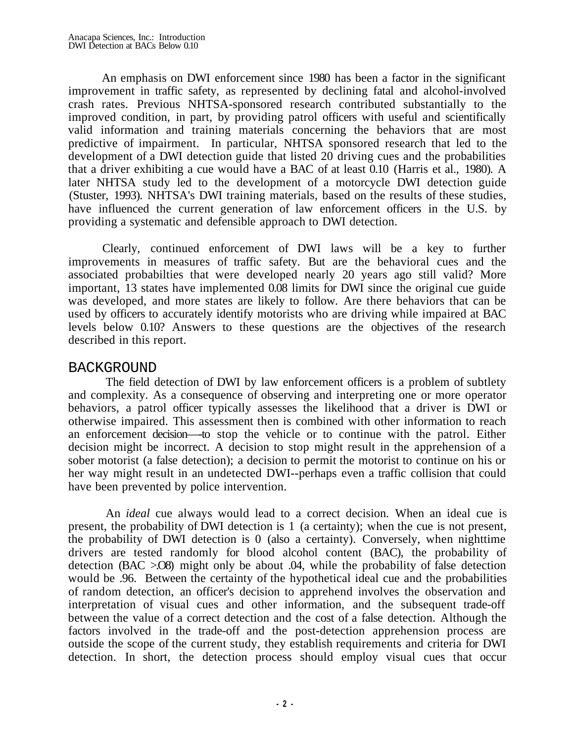An emphasis on DWI enforcement since 1980 has been a factor in the significant improvement in traffic safety, as represented by declining fatal and alcohol-involved crash rates. Previous NHTSA-sponsored research contributed substantially to the improved condition, in part, by providing patrol officers with useful and scientifically valid information and training materials concerning the behaviors that are most predictive of impairment. In particular, NHTSA sponsored research that led to the development of a DWI detection guide that listed 20 driving cues and the probabilities that a driver exhibiting a cue would have a BAC of at least 0.10 (Harris et al., 1980). A later NHTSA study led to the development of a motorcycle DWI detection guide (Stuster, 1993). NHTSA's DWI training materials, based on the results of these studies, have influenced the current generation of law enforcement officers in the U.S. by providing a systematic and defensible approach to DWI detection.

Clearly, continued enforcement of DWI laws will be a key to further improvements in measures of traffic safety. But are the behavioral cues and the associated probabilties that were developed nearly 20 years ago still valid? More important, 13 states have implemented 0.08 limits for DWI since the original cue guide was developed, and more states are likely to follow. Are there behaviors that can be used by officers to accurately identify motorists who are driving while impaired at BAC levels below 0.10? Answers to these questions are the objectives of the research described in this report.

## BACKGROUND

The field detection of DWI by law enforcement officers is a problem of subtlety and complexity. As a consequence of observing and interpreting one or more operator behaviors, a patrol officer typically assesses the likelihood that a driver is DWI or otherwise impaired. This assessment then is combined with other information to reach an enforcement decision---to stop the vehicle or to continue with the patrol. Either decision might be incorrect. A decision to stop might result in the apprehension of a sober motorist (a false detection); a decision to permit the motorist to continue on his or her way might result in an undetected DWI--perhaps even a traffic collision that could have been prevented by police intervention.

An *ideal* cue always would lead to a correct decision. When an ideal cue is present, the probability of DWI detection is 1 (a certainty); when the cue is not present, the probability of DWI detection is 0 (also a certainty). Conversely, when nighttime drivers are tested randomly for blood alcohol content (BAC), the probability of detection (BAC >.08) might only be about .04, while the probability of false detection would be .96. Between the certainty of the hypothetical ideal cue and the probabilities of random detection, an officer's decision to apprehend involves the observation and interpretation of visual cues and other information, and the subsequent trade-off between the value of a correct detection and the cost of a false detection. Although the factors involved in the trade-off and the post-detection apprehension process are outside the scope of the current study, they establish requirements and criteria for DWI detection. In short, the detection process should employ visual cues that occur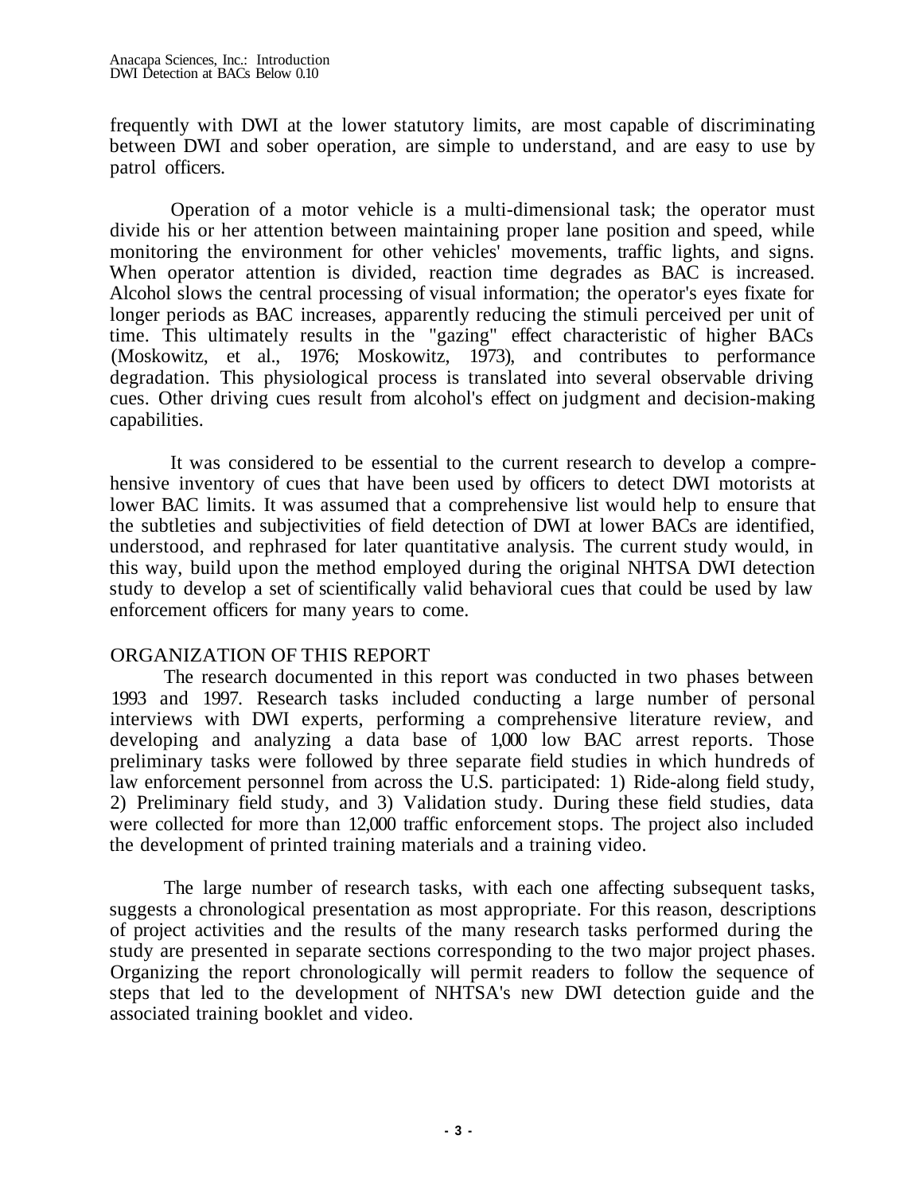frequently with DWI at the lower statutory limits, are most capable of discriminating between DWI and sober operation, are simple to understand, and are easy to use by patrol officers.

Operation of a motor vehicle is a multi-dimensional task; the operator must divide his or her attention between maintaining proper lane position and speed, while monitoring the environment for other vehicles' movements, traffic lights, and signs. When operator attention is divided, reaction time degrades as BAC is increased. Alcohol slows the central processing of visual information; the operator's eyes fixate for longer periods as BAC increases, apparently reducing the stimuli perceived per unit of time. This ultimately results in the "gazing" effect characteristic of higher BACs (Moskowitz, et al., 1976; Moskowitz, 1973), and contributes to performance degradation. This physiological process is translated into several observable driving cues. Other driving cues result from alcohol's effect on judgment and decision-making capabilities.

It was considered to be essential to the current research to develop a comprehensive inventory of cues that have been used by officers to detect DWI motorists at lower BAC limits. It was assumed that a comprehensive list would help to ensure that the subtleties and subjectivities of field detection of DWI at lower BACs are identified, understood, and rephrased for later quantitative analysis. The current study would, in this way, build upon the method employed during the original NHTSA DWI detection study to develop a set of scientifically valid behavioral cues that could be used by law enforcement officers for many years to come.

## ORGANIZATION OF THIS REPORT

The research documented in this report was conducted in two phases between 1993 and 1997. Research tasks included conducting a large number of personal interviews with DWI experts, performing a comprehensive literature review, and developing and analyzing a data base of 1,000 low BAC arrest reports. Those preliminary tasks were followed by three separate field studies in which hundreds of law enforcement personnel from across the U.S. participated: 1) Ride-along field study, 2) Preliminary field study, and 3) Validation study. During these field studies, data were collected for more than 12,000 traffic enforcement stops. The project also included the development of printed training materials and a training video.

The large number of research tasks, with each one affecting subsequent tasks, suggests a chronological presentation as most appropriate. For this reason, descriptions of project activities and the results of the many research tasks performed during the study are presented in separate sections corresponding to the two major project phases. Organizing the report chronologically will permit readers to follow the sequence of steps that led to the development of NHTSA's new DWI detection guide and the associated training booklet and video.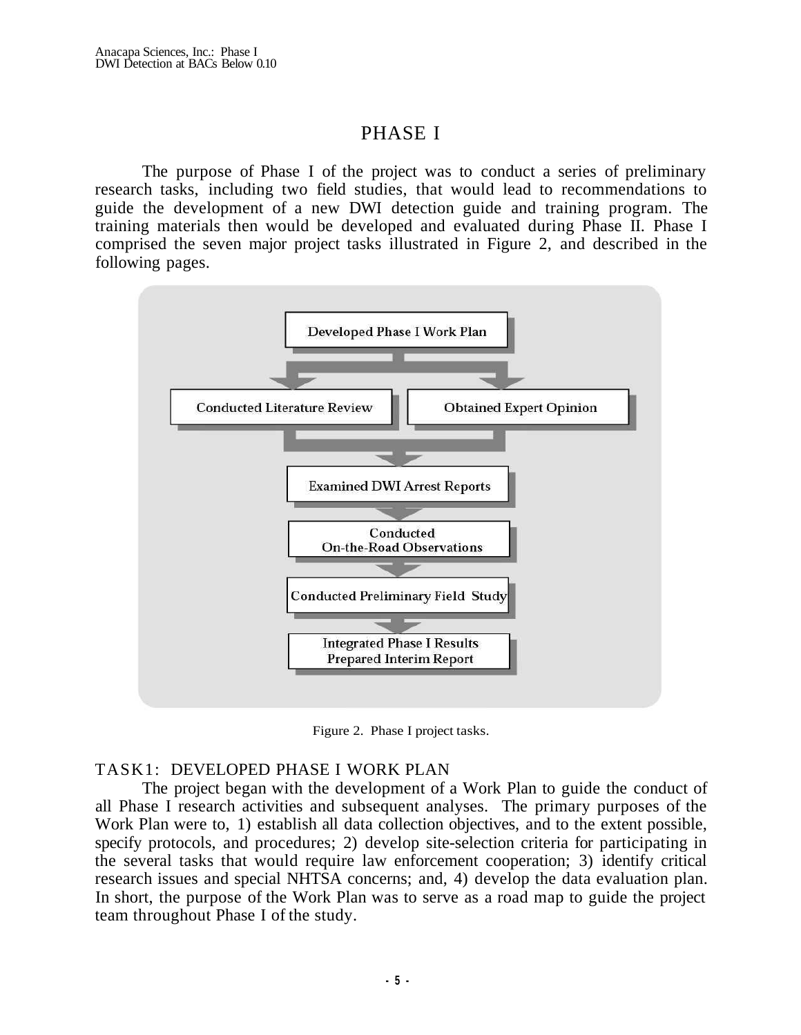# PHASE I

The purpose of Phase I of the project was to conduct a series of preliminary research tasks, including two field studies, that would lead to recommendations to guide the development of a new DWI detection guide and training program. The training materials then would be developed and evaluated during Phase II. Phase I comprised the seven major project tasks illustrated in Figure 2, and described in the following pages.

Developed Phase I Work Plan

Conducted Literature Review | Obtained Expert Opinion

Examined DWI Arrest Reports

Conducted On-the-Road Observations

Conducted Preliminary Field Study

Integrated Phase I Results Prepared Interim Report

Figure 2. Phase I project tasks.

## TASK1: DEVELOPED PHASE I WORK PLAN

The project began with the development of a Work Plan to guide the conduct of all Phase I research activities and subsequent analyses. The primary purposes of the Work Plan were to, 1) establish all data collection objectives, and to the extent possible, specify protocols, and procedures; 2) develop site-selection criteria for participating in the several tasks that would require law enforcement cooperation; 3) identify critical research issues and special NHTSA concerns; and, 4) develop the data evaluation plan. In short, the purpose of the Work Plan was to serve as a road map to guide the project team throughout Phase I of the study.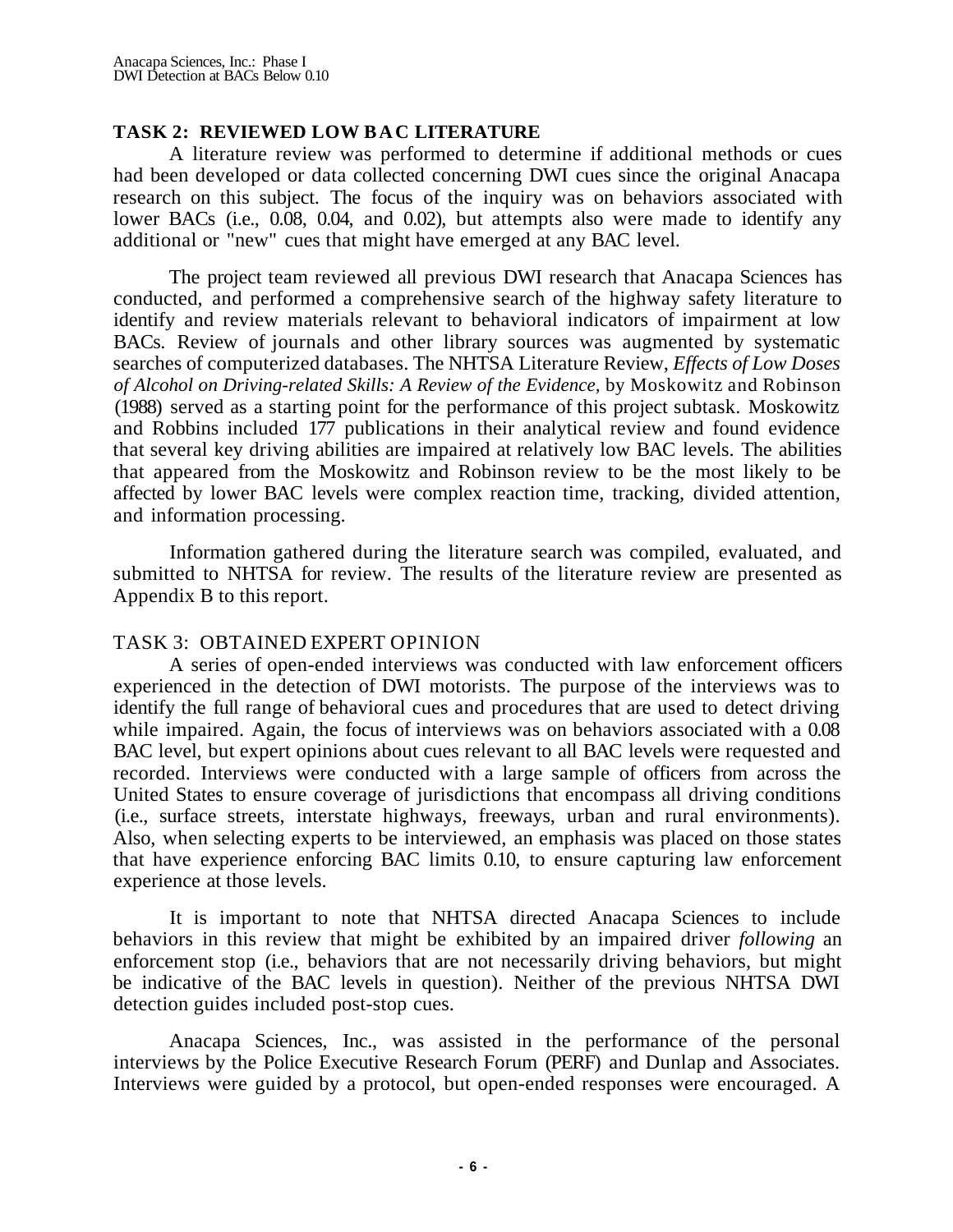## TASK 2: REVIEWED LOW BAC LITERATURE

A literature review was performed to determine if additional methods or cues had been developed or data collected concerning DWI cues since the original Anacapa research on this subject. The focus of the inquiry was on behaviors associated with lower BACs (i.e., 0.08, 0.04, and 0.02), but attempts also were made to identify any additional or "new" cues that might have emerged at any BAC level.

The project team reviewed all previous DWI research that Anacapa Sciences has conducted, and performed a comprehensive search of the highway safety literature to identify and review materials relevant to behavioral indicators of impairment at low BACs. Review of journals and other library sources was augmented by systematic searches of computerized databases. The NHTSA Literature Review, *Effects of Low Doses of Alcohol on Driving-related Skills: A Review of the Evidence,* by Moskowitz and Robinson (1988) served as a starting point for the performance of this project subtask. Moskowitz and Robbins included 177 publications in their analytical review and found evidence that several key driving abilities are impaired at relatively low BAC levels. The abilities that appeared from the Moskowitz and Robinson review to be the most likely to be affected by lower BAC levels were complex reaction time, tracking, divided attention, and information processing.

Information gathered during the literature search was compiled, evaluated, and submitted to NHTSA for review. The results of the literature review are presented as Appendix B to this report.

## TASK 3: OBTAINED EXPERT OPINION

A series of open-ended interviews was conducted with law enforcement officers experienced in the detection of DWI motorists. The purpose of the interviews was to identify the full range of behavioral cues and procedures that are used to detect driving while impaired. Again, the focus of interviews was on behaviors associated with a 0.08 BAC level, but expert opinions about cues relevant to all BAC levels were requested and recorded. Interviews were conducted with a large sample of officers from across the United States to ensure coverage of jurisdictions that encompass all driving conditions (i.e., surface streets, interstate highways, freeways, urban and rural environments). Also, when selecting experts to be interviewed, an emphasis was placed on those states that have experience enforcing BAC limits 0.10, to ensure capturing law enforcement experience at those levels.

It is important to note that NHTSA directed Anacapa Sciences to include behaviors in this review that might be exhibited by an impaired driver *following* an enforcement stop (i.e., behaviors that are not necessarily driving behaviors, but might be indicative of the BAC levels in question). Neither of the previous NHTSA DWI detection guides included post-stop cues.

Anacapa Sciences, Inc., was assisted in the performance of the personal interviews by the Police Executive Research Forum (PERF) and Dunlap and Associates. Interviews were guided by a protocol, but open-ended responses were encouraged. A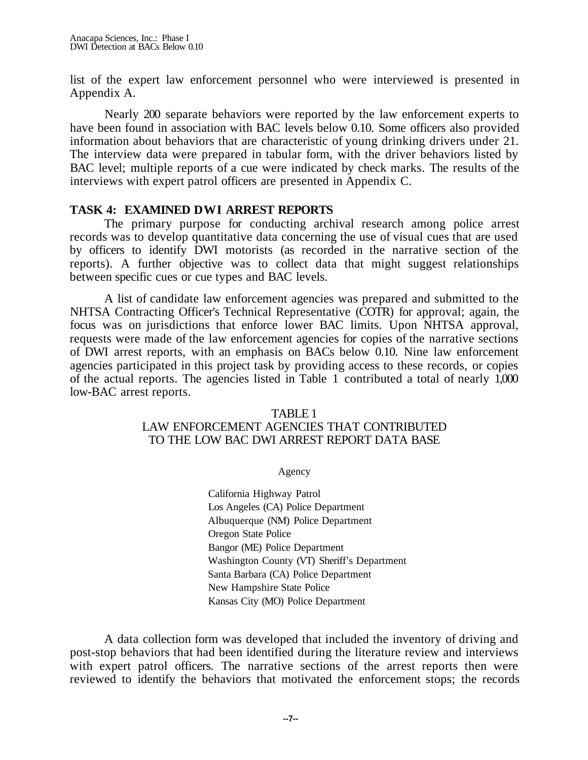list of the expert law enforcement personnel who were interviewed is presented in Appendix A.

Nearly 200 separate behaviors were reported by the law enforcement experts to have been found in association with BAC levels below 0.10. Some officers also provided information about behaviors that are characteristic of young drinking drivers under 21. The interview data were prepared in tabular form, with the driver behaviors listed by BAC level; multiple reports of a cue were indicated by check marks. The results of the interviews with expert patrol officers are presented in Appendix C.

## TASK 4: EXAMINED DWI ARREST REPORTS

The primary purpose for conducting archival research among police arrest records was to develop quantitative data concerning the use of visual cues that are used by officers to identify DWI motorists (as recorded in the narrative section of the reports). A further objective was to collect data that might suggest relationships between specific cues or cue types and BAC levels.

A list of candidate law enforcement agencies was prepared and submitted to the NHTSA Contracting Officer's Technical Representative (COTR) for approval; again, the focus was on jurisdictions that enforce lower BAC limits. Upon NHTSA approval, requests were made of the law enforcement agencies for copies of the narrative sections of DWI arrest reports, with an emphasis on BACs below 0.10. Nine law enforcement agencies participated in this project task by providing access to these records, or copies of the actual reports. The agencies listed in Table 1 contributed a total of nearly 1,000 low-BAC arrest reports.

TABLE 1
LAW ENFORCEMENT AGENCIES THAT CONTRIBUTED TO THE LOW BAC DWI ARREST REPORT DATA BASE

| Agency |
|---|
| California Highway Patrol |
| Los Angeles (CA) Police Department |
| Albuquerque (NM) Police Department |
| Oregon State Police |
| Bangor (ME) Police Department |
| Washington County (VT) Sheriff's Department |
| Santa Barbara (CA) Police Department |
| New Hampshire State Police |
| Kansas City (MO) Police Department |

A data collection form was developed that included the inventory of driving and post-stop behaviors that had been identified during the literature review and interviews with expert patrol officers. The narrative sections of the arrest reports then were reviewed to identify the behaviors that motivated the enforcement stops; the records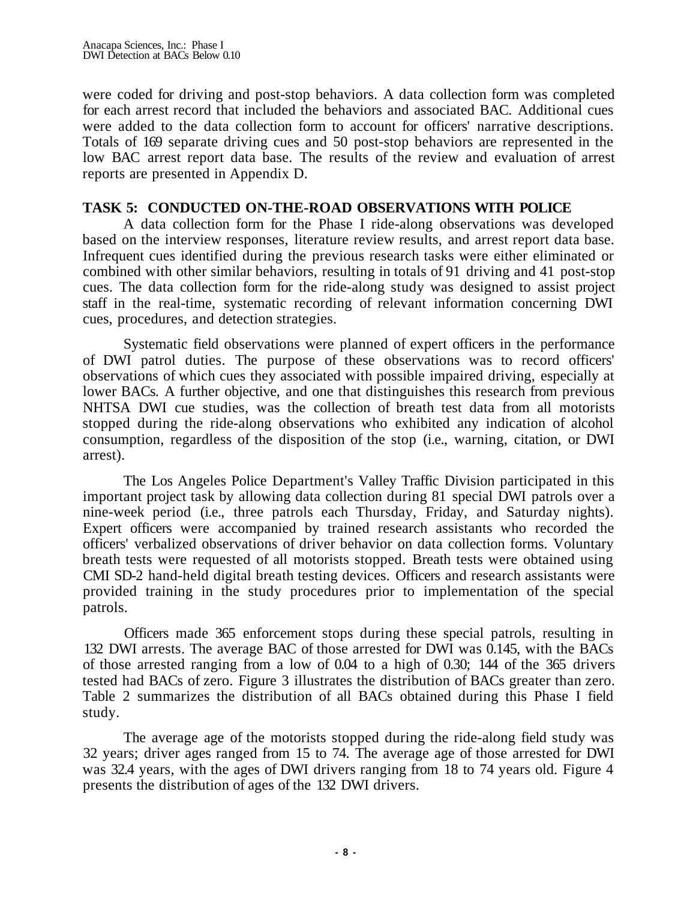were coded for driving and post-stop behaviors. A data collection form was completed for each arrest record that included the behaviors and associated BAC. Additional cues were added to the data collection form to account for officers' narrative descriptions. Totals of 169 separate driving cues and 50 post-stop behaviors are represented in the low BAC arrest report data base. The results of the review and evaluation of arrest reports are presented in Appendix D.

## TASK 5: CONDUCTED ON-THE-ROAD OBSERVATIONS WITH POLICE

A data collection form for the Phase I ride-along observations was developed based on the interview responses, literature review results, and arrest report data base. Infrequent cues identified during the previous research tasks were either eliminated or combined with other similar behaviors, resulting in totals of 91 driving and 41 post-stop cues. The data collection form for the ride-along study was designed to assist project staff in the real-time, systematic recording of relevant information concerning DWI cues, procedures, and detection strategies.

Systematic field observations were planned of expert officers in the performance of DWI patrol duties. The purpose of these observations was to record officers' observations of which cues they associated with possible impaired driving, especially at lower BACs. A further objective, and one that distinguishes this research from previous NHTSA DWI cue studies, was the collection of breath test data from all motorists stopped during the ride-along observations who exhibited any indication of alcohol consumption, regardless of the disposition of the stop (i.e., warning, citation, or DWI arrest).

The Los Angeles Police Department's Valley Traffic Division participated in this important project task by allowing data collection during 81 special DWI patrols over a nine-week period (i.e., three patrols each Thursday, Friday, and Saturday nights). Expert officers were accompanied by trained research assistants who recorded the officers' verbalized observations of driver behavior on data collection forms. Voluntary breath tests were requested of all motorists stopped. Breath tests were obtained using CMI SD-2 hand-held digital breath testing devices. Officers and research assistants were provided training in the study procedures prior to implementation of the special patrols.

Officers made 365 enforcement stops during these special patrols, resulting in 132 DWI arrests. The average BAC of those arrested for DWI was 0.145, with the BACs of those arrested ranging from a low of 0.04 to a high of 0.30; 144 of the 365 drivers tested had BACs of zero. Figure 3 illustrates the distribution of BACs greater than zero. Table 2 summarizes the distribution of all BACs obtained during this Phase I field study.

The average age of the motorists stopped during the ride-along field study was 32 years; driver ages ranged from 15 to 74. The average age of those arrested for DWI was 32.4 years, with the ages of DWI drivers ranging from 18 to 74 years old. Figure 4 presents the distribution of ages of the 132 DWI drivers.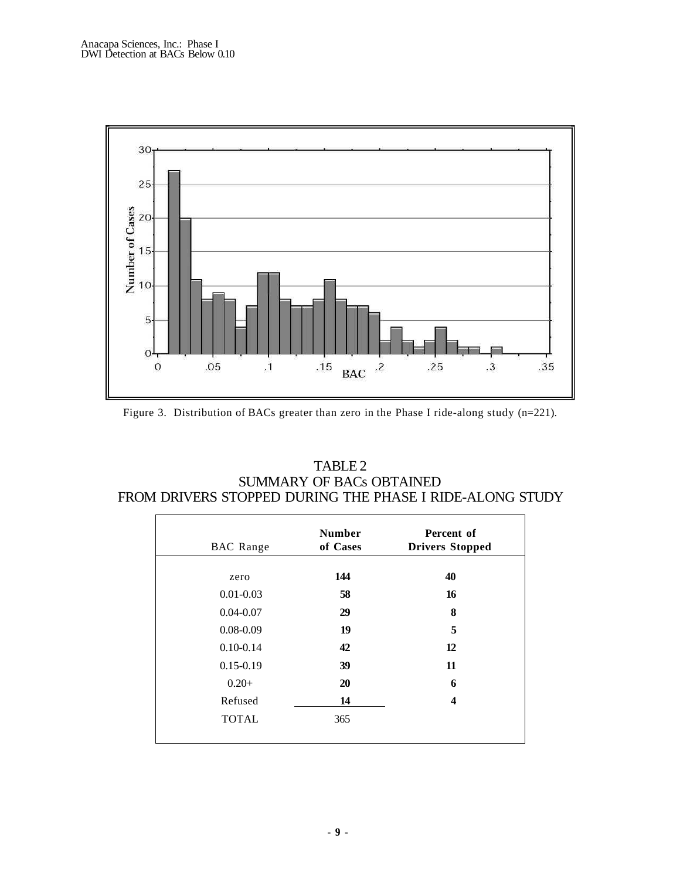Figure 3. Distribution of BACs greater than zero in the Phase I ride-along study (n=221).

## TABLE 2
## SUMMARY OF BACs OBTAINED FROM DRIVERS STOPPED DURING THE PHASE I RIDE-ALONG STUDY

| BAC Range | Number of Cases | Percent of Drivers Stopped |
|---|---|---|
| zero | **144** | **40** |
| 0.01-0.03 | **58** | **16** |
| 0.04-0.07 | **29** | **8** |
| 0.08-0.09 | **19** | **5** |
| 0.10-0.14 | **42** | **12** |
| 0.15-0.19 | **39** | **11** |
| 0.20+ | **20** | **6** |
| Refused | **14** | **4** |
| TOTAL | 365 | |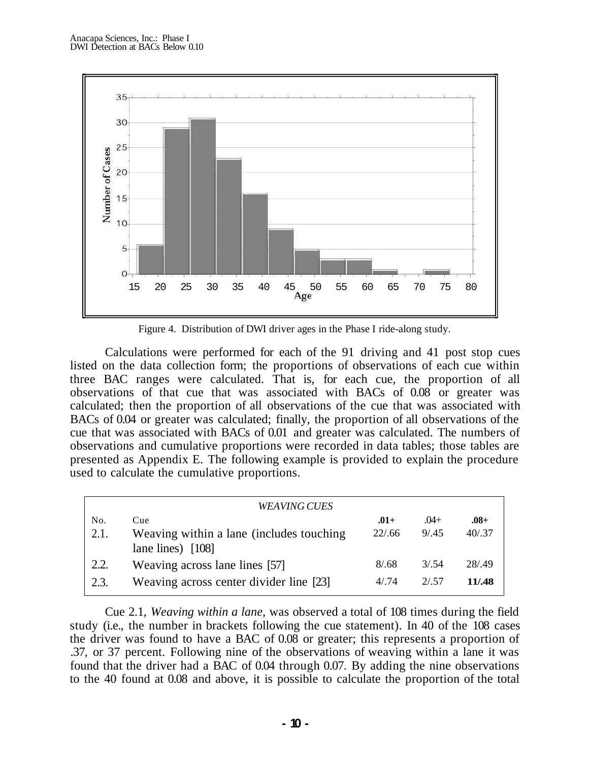Figure 4. Distribution of DWI driver ages in the Phase I ride-along study.

Calculations were performed for each of the 91 driving and 41 post stop cues listed on the data collection form; the proportions of observations of each cue within three BAC ranges were calculated. That is, for each cue, the proportion of all observations of that cue that was associated with BACs of 0.08 or greater was calculated; then the proportion of all observations of the cue that was associated with BACs of 0.04 or greater was calculated; finally, the proportion of all observations of the cue that was associated with BACs of 0.01 and greater was calculated. The numbers of observations and cumulative proportions were recorded in data tables; those tables are presented as Appendix E. The following example is provided to explain the procedure used to calculate the cumulative proportions.

| | *WEAVING CUES* | | | |
|---|---|---|---|---|
| No. | Cue | **.01+** | .04+ | **.08+** |
| 2.1. | Weaving within a lane (includes touching lane lines) [108] | 22/.66 | 9/.45 | 40/.37 |
| 2.2. | Weaving across lane lines [57] | 8/.68 | 3/.54 | 28/.49 |
| 2.3. | Weaving across center divider line [23] | 4/.74 | 2/.57 | **11/.48** |

Cue 2.1, *Weaving within a lane,* was observed a total of 108 times during the field study (i.e., the number in brackets following the cue statement). In 40 of the 108 cases the driver was found to have a BAC of 0.08 or greater; this represents a proportion of .37, or 37 percent. Following nine of the observations of weaving within a lane it was found that the driver had a BAC of 0.04 through 0.07. By adding the nine observations to the 40 found at 0.08 and above, it is possible to calculate the proportion of the total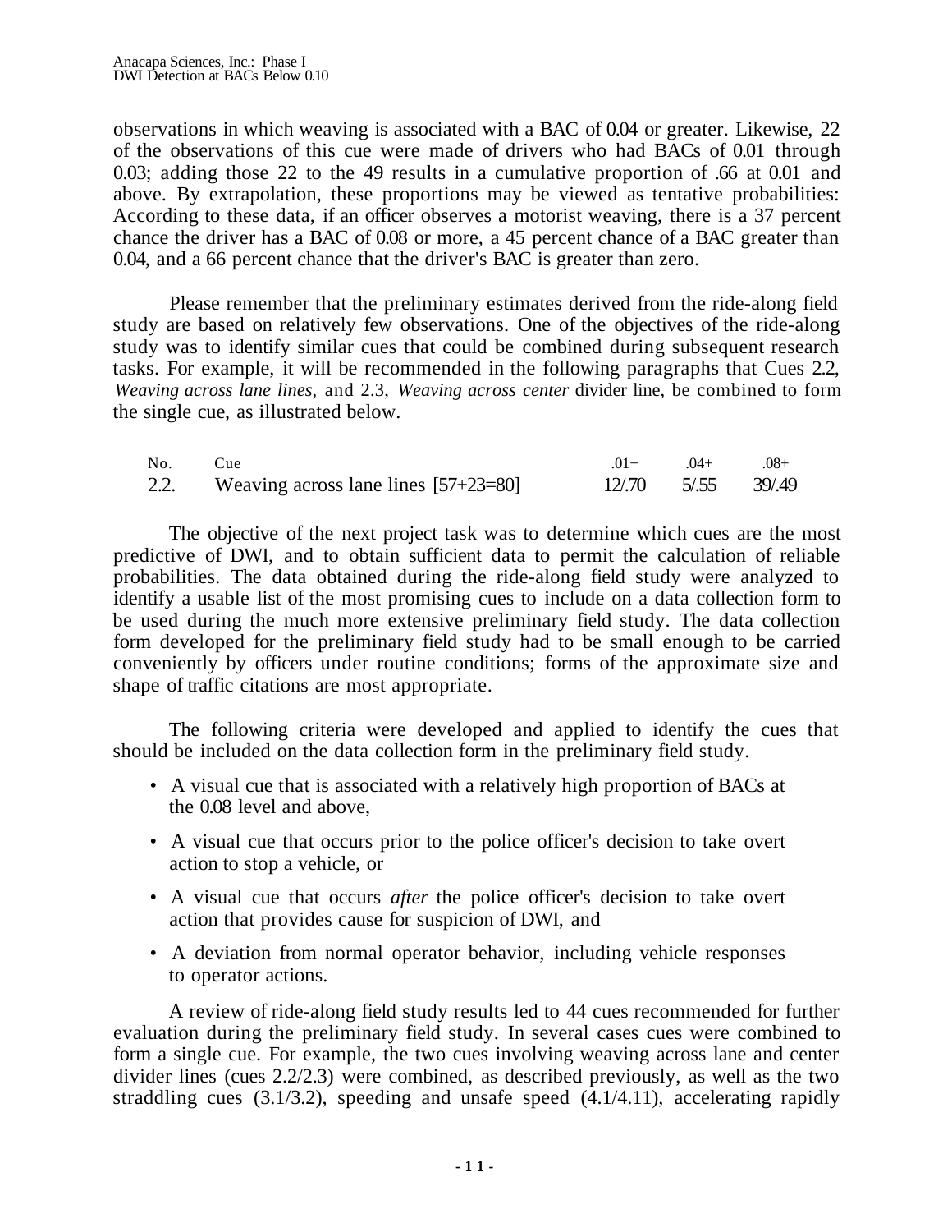observations in which weaving is associated with a BAC of 0.04 or greater. Likewise, 22 of the observations of this cue were made of drivers who had BACs of 0.01 through 0.03; adding those 22 to the 49 results in a cumulative proportion of .66 at 0.01 and above. By extrapolation, these proportions may be viewed as tentative probabilities: According to these data, if an officer observes a motorist weaving, there is a 37 percent chance the driver has a BAC of 0.08 or more, a 45 percent chance of a BAC greater than 0.04, and a 66 percent chance that the driver's BAC is greater than zero.

Please remember that the preliminary estimates derived from the ride-along field study are based on relatively few observations. One of the objectives of the ride-along study was to identify similar cues that could be combined during subsequent research tasks. For example, it will be recommended in the following paragraphs that Cues 2.2, *Weaving across lane lines,* and 2.3, *Weaving across center* divider line, be combined to form the single cue, as illustrated below.

| No. | Cue | .01+ | .04+ | .08+ |
|---|---|---|---|---|
| 2.2. | Weaving across lane lines [57+23=80] | 12/.70 | 5/.55 | 39/.49 |

The objective of the next project task was to determine which cues are the most predictive of DWI, and to obtain sufficient data to permit the calculation of reliable probabilities. The data obtained during the ride-along field study were analyzed to identify a usable list of the most promising cues to include on a data collection form to be used during the much more extensive preliminary field study. The data collection form developed for the preliminary field study had to be small enough to be carried conveniently by officers under routine conditions; forms of the approximate size and shape of traffic citations are most appropriate.

The following criteria were developed and applied to identify the cues that should be included on the data collection form in the preliminary field study.

- A visual cue that is associated with a relatively high proportion of BACs at the 0.08 level and above,
- A visual cue that occurs prior to the police officer's decision to take overt action to stop a vehicle, or
- A visual cue that occurs *after* the police officer's decision to take overt action that provides cause for suspicion of DWI, and
- A deviation from normal operator behavior, including vehicle responses to operator actions.

A review of ride-along field study results led to 44 cues recommended for further evaluation during the preliminary field study. In several cases cues were combined to form a single cue. For example, the two cues involving weaving across lane and center divider lines (cues 2.2/2.3) were combined, as described previously, as well as the two straddling cues (3.1/3.2), speeding and unsafe speed (4.1/4.11), accelerating rapidly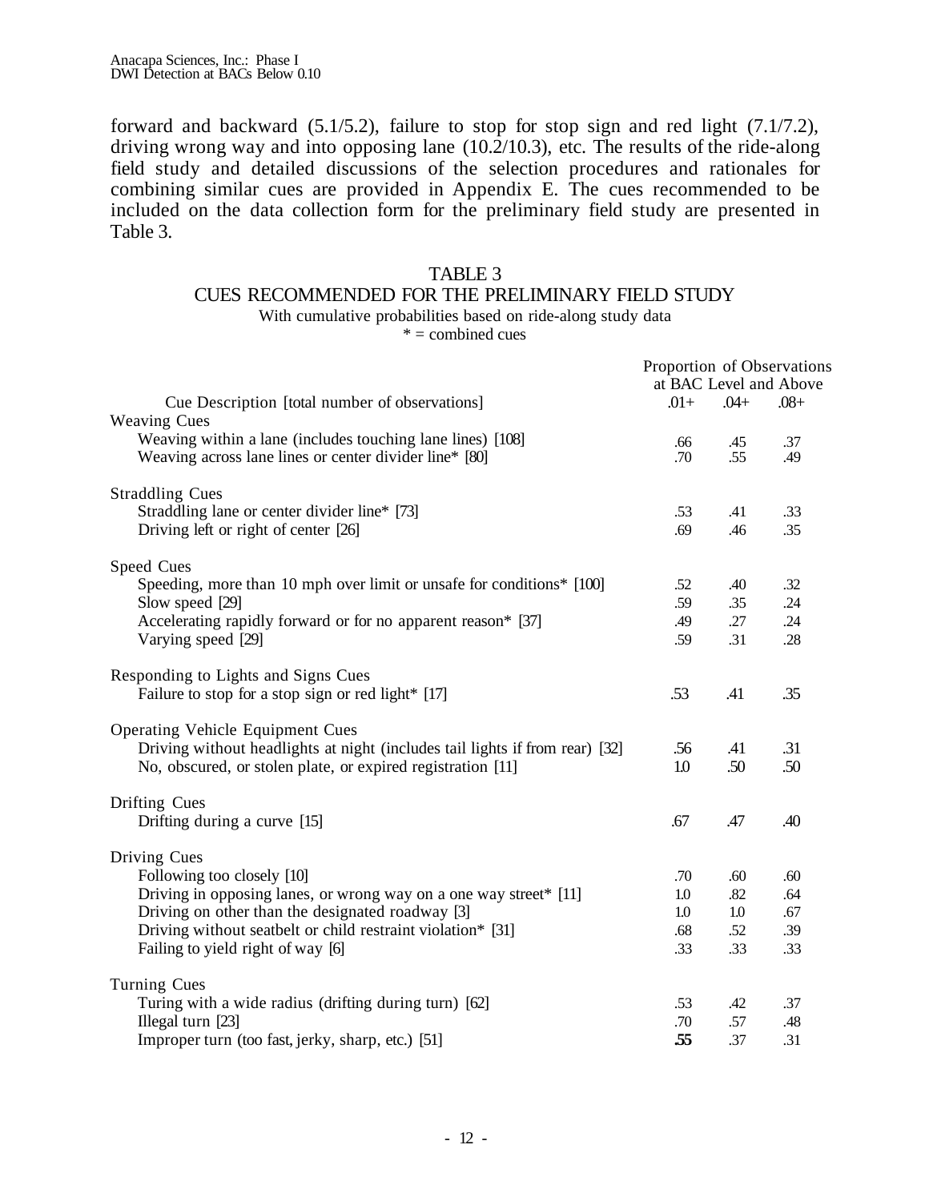forward and backward (5.1/5.2), failure to stop for stop sign and red light (7.1/7.2), driving wrong way and into opposing lane (10.2/10.3), etc. The results of the ride-along field study and detailed discussions of the selection procedures and rationales for combining similar cues are provided in Appendix E. The cues recommended to be included on the data collection form for the preliminary field study are presented in Table 3.

TABLE 3
CUES RECOMMENDED FOR THE PRELIMINARY FIELD STUDY
With cumulative probabilities based on ride-along study data
* = combined cues

| Cue Description [total number of observations] | Proportion of Observations at BAC Level and Above | | |
|---|---|---|---|
| | .01+ | .04+ | .08+ |
| **Weaving Cues** | | | |
| Weaving within a lane (includes touching lane lines) [108] | .66 | .45 | .37 |
| Weaving across lane lines or center divider line* [80] | .70 | .55 | .49 |
| **Straddling Cues** | | | |
| Straddling lane or center divider line* [73] | .53 | .41 | .33 |
| Driving left or right of center [26] | .69 | .46 | .35 |
| **Speed Cues** | | | |
| Speeding, more than 10 mph over limit or unsafe for conditions* [100] | .52 | .40 | .32 |
| Slow speed [29] | .59 | .35 | .24 |
| Accelerating rapidly forward or for no apparent reason* [37] | .49 | .27 | .24 |
| Varying speed [29] | .59 | .31 | .28 |
| **Responding to Lights and Signs Cues** | | | |
| Failure to stop for a stop sign or red light* [17] | .53 | .41 | .35 |
| **Operating Vehicle Equipment Cues** | | | |
| Driving without headlights at night (includes tail lights if from rear) [32] | .56 | .41 | .31 |
| No, obscured, or stolen plate, or expired registration [11] | 1.0 | .50 | .50 |
| **Drifting Cues** | | | |
| Drifting during a curve [15] | .67 | .47 | .40 |
| **Driving Cues** | | | |
| Following too closely [10] | .70 | .60 | .60 |
| Driving in opposing lanes, or wrong way on a one way street* [11] | 1.0 | .82 | .64 |
| Driving on other than the designated roadway [3] | 1.0 | 1.0 | .67 |
| Driving without seatbelt or child restraint violation* [31] | .68 | .52 | .39 |
| Failing to yield right of way [6] | .33 | .33 | .33 |
| **Turning Cues** | | | |
| Turing with a wide radius (drifting during turn) [62] | .53 | .42 | .37 |
| Illegal turn [23] | .70 | .57 | .48 |
| Improper turn (too fast, jerky, sharp, etc.) [51] | **.55** | .37 | .31 |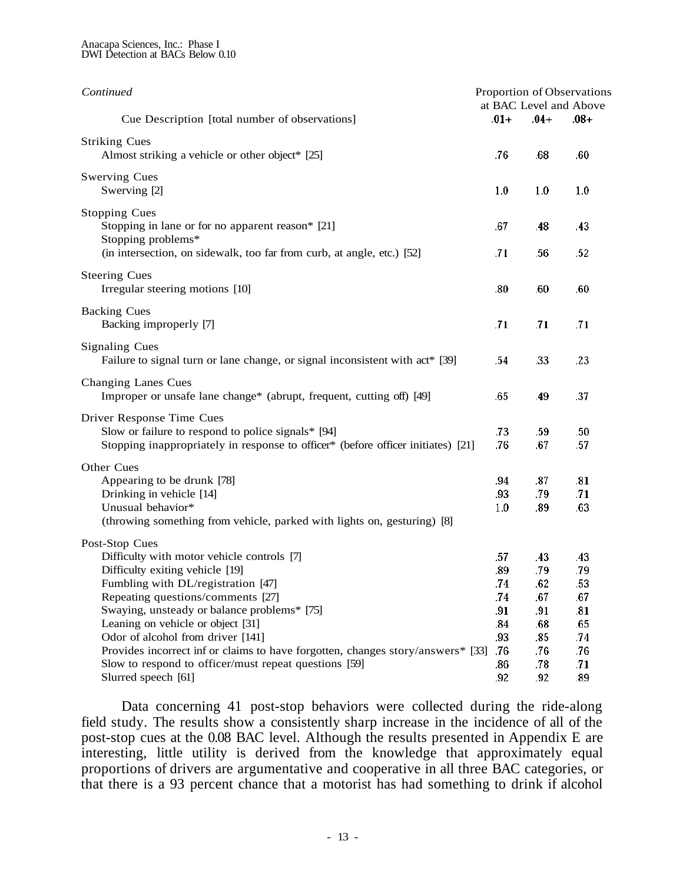| *Continued* | Proportion of Observations at BAC Level and Above | | |
|---|---|---|---|
| Cue Description [total number of observations] | .01+ | .04+ | .08+ |
| **Striking Cues** | | | |
| Almost striking a vehicle or other object* [25] | .76 | .68 | .60 |
| **Swerving Cues** | | | |
| Swerving [2] | 1.0 | 1.0 | 1.0 |
| **Stopping Cues** | | | |
| Stopping in lane or for no apparent reason* [21] | .67 | .48 | .43 |
| Stopping problems* (in intersection, on sidewalk, too far from curb, at angle, etc.) [52] | .71 | .56 | .52 |
| **Steering Cues** | | | |
| Irregular steering motions [10] | .80 | .60 | .60 |
| **Backing Cues** | | | |
| Backing improperly [7] | .71 | .71 | .71 |
| **Signaling Cues** | | | |
| Failure to signal turn or lane change, or signal inconsistent with act* [39] | .54 | .33 | .23 |
| **Changing Lanes Cues** | | | |
| Improper or unsafe lane change* (abrupt, frequent, cutting off) [49] | .65 | .49 | .37 |
| **Driver Response Time Cues** | | | |
| Slow or failure to respond to police signals* [94] | .73 | .59 | .50 |
| Stopping inappropriately in response to officer* (before officer initiates) [21] | .76 | .67 | .57 |
| **Other Cues** | | | |
| Appearing to be drunk [78] | .94 | .87 | .81 |
| Drinking in vehicle [14] | .93 | .79 | .71 |
| Unusual behavior* (throwing something from vehicle, parked with lights on, gesturing) [8] | 1.0 | .89 | .63 |
| **Post-Stop Cues** | | | |
| Difficulty with motor vehicle controls [7] | .57 | .43 | .43 |
| Difficulty exiting vehicle [19] | .89 | .79 | .79 |
| Fumbling with DL/registration [47] | .74 | .62 | .53 |
| Repeating questions/comments [27] | .74 | .67 | .67 |
| Swaying, unsteady or balance problems* [75] | .91 | .91 | .81 |
| Leaning on vehicle or object [31] | .84 | .68 | .65 |
| Odor of alcohol from driver [141] | .93 | .85 | .74 |
| Provides incorrect inf or claims to have forgotten, changes story/answers* [33] | .76 | .76 | .76 |
| Slow to respond to officer/must repeat questions [59] | .86 | .78 | .71 |
| Slurred speech [61] | .92 | .92 | .89 |

Data concerning 41 post-stop behaviors were collected during the ride-along field study. The results show a consistently sharp increase in the incidence of all of the post-stop cues at the 0.08 BAC level. Although the results presented in Appendix E are interesting, little utility is derived from the knowledge that approximately equal proportions of drivers are argumentative and cooperative in all three BAC categories, or that there is a 93 percent chance that a motorist has had something to drink if alcohol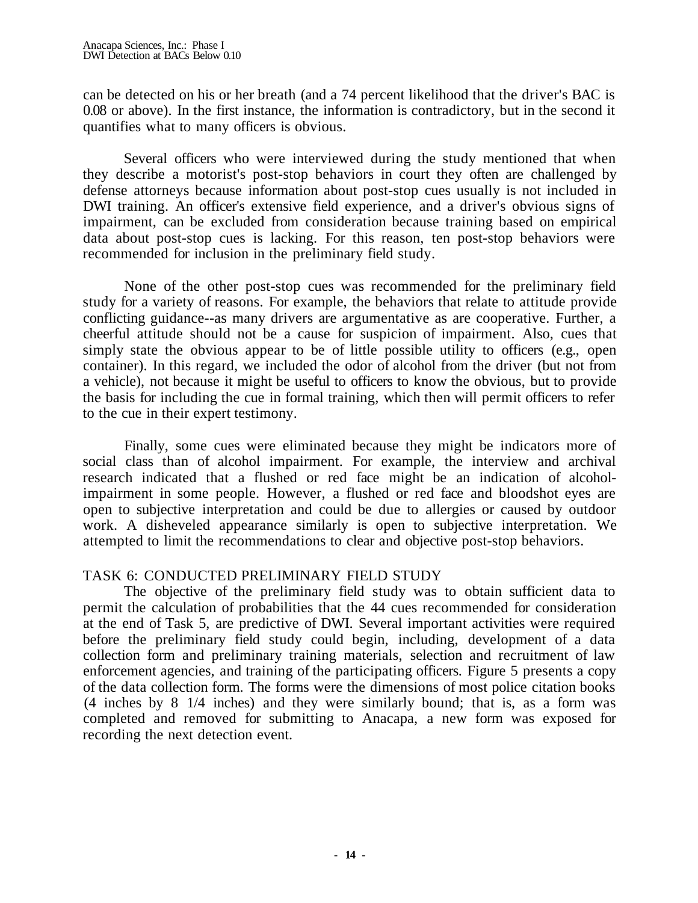can be detected on his or her breath (and a 74 percent likelihood that the driver's BAC is 0.08 or above). In the first instance, the information is contradictory, but in the second it quantifies what to many officers is obvious.

Several officers who were interviewed during the study mentioned that when they describe a motorist's post-stop behaviors in court they often are challenged by defense attorneys because information about post-stop cues usually is not included in DWI training. An officer's extensive field experience, and a driver's obvious signs of impairment, can be excluded from consideration because training based on empirical data about post-stop cues is lacking. For this reason, ten post-stop behaviors were recommended for inclusion in the preliminary field study.

None of the other post-stop cues was recommended for the preliminary field study for a variety of reasons. For example, the behaviors that relate to attitude provide conflicting guidance--as many drivers are argumentative as are cooperative. Further, a cheerful attitude should not be a cause for suspicion of impairment. Also, cues that simply state the obvious appear to be of little possible utility to officers (e.g., open container). In this regard, we included the odor of alcohol from the driver (but not from a vehicle), not because it might be useful to officers to know the obvious, but to provide the basis for including the cue in formal training, which then will permit officers to refer to the cue in their expert testimony.

Finally, some cues were eliminated because they might be indicators more of social class than of alcohol impairment. For example, the interview and archival research indicated that a flushed or red face might be an indication of alcohol-impairment in some people. However, a flushed or red face and bloodshot eyes are open to subjective interpretation and could be due to allergies or caused by outdoor work. A disheveled appearance similarly is open to subjective interpretation. We attempted to limit the recommendations to clear and objective post-stop behaviors.

## TASK 6: CONDUCTED PRELIMINARY FIELD STUDY

The objective of the preliminary field study was to obtain sufficient data to permit the calculation of probabilities that the 44 cues recommended for consideration at the end of Task 5, are predictive of DWI. Several important activities were required before the preliminary field study could begin, including, development of a data collection form and preliminary training materials, selection and recruitment of law enforcement agencies, and training of the participating officers. Figure 5 presents a copy of the data collection form. The forms were the dimensions of most police citation books (4 inches by 8 1/4 inches) and they were similarly bound; that is, as a form was completed and removed for submitting to Anacapa, a new form was exposed for recording the next detection event.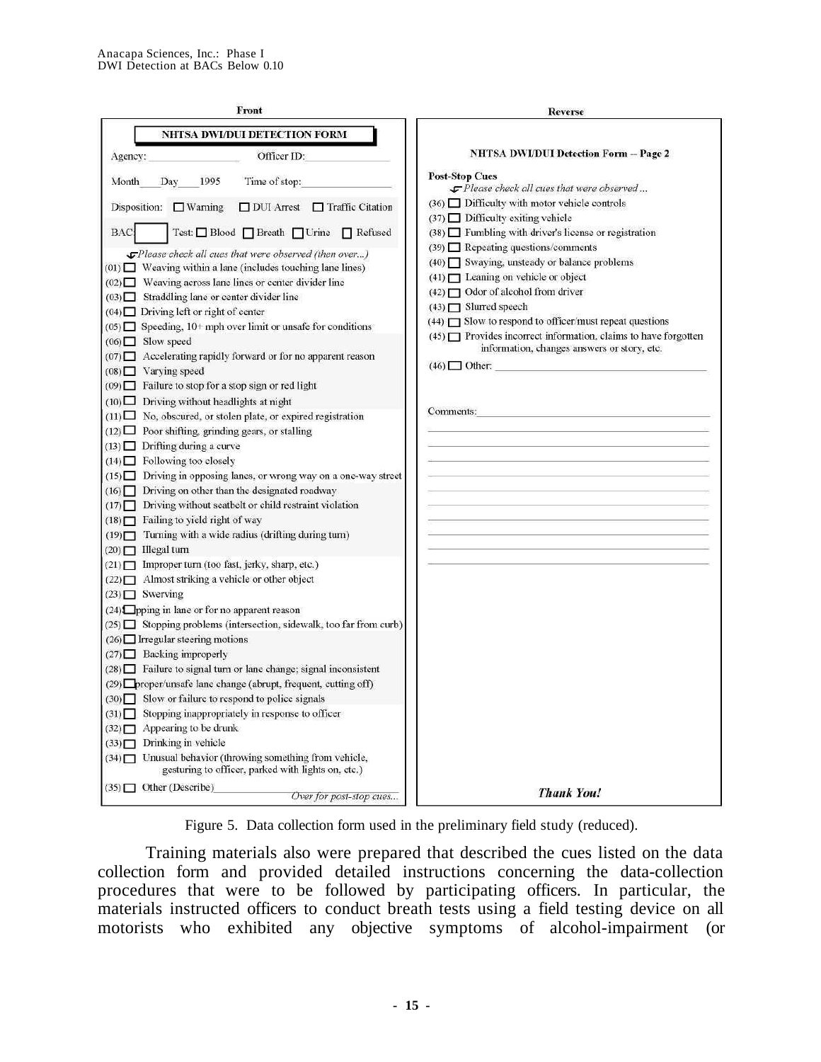**Front**

**NHTSA DWI/DUI DETECTION FORM**

Agency: ______________ Officer ID: ______________

Month____ Day____ 1995 Time of stop: ______________

Disposition: ☐ Warning ☐ DUI Arrest ☐ Traffic Citation

BAC ☐ Test: ☐ Blood ☐ Breath ☐ Urine ☐ Refused

*Please check all cues that were observed (then over...)*

- (01) ☐ Weaving within a lane (includes touching lane lines)
- (02) ☐ Weaving across lane lines or center divider line
- (03) ☐ Straddling lane or center divider line
- (04) ☐ Driving left or right of center
- (05) ☐ Speeding, 10+ mph over limit or unsafe for conditions
- (06) ☐ Slow speed
- (07) ☐ Accelerating rapidly forward or for no apparent reason
- (08) ☐ Varying speed
- (09) ☐ Failure to stop for a stop sign or red light
- (10) ☐ Driving without headlights at night
- (11) ☐ No, obscured, or stolen plate, or expired registration
- (12) ☐ Poor shifting, grinding gears, or stalling
- (13) ☐ Drifting during a curve
- (14) ☐ Following too closely
- (15) ☐ Driving in opposing lanes, or wrong way on a one-way street
- (16) ☐ Driving on other than the designated roadway
- (17) ☐ Driving without seatbelt or child restraint violation
- (18) ☐ Failing to yield right of way
- (19) ☐ Turning with a wide radius (drifting during turn)
- (20) ☐ Illegal turn
- (21) ☐ Improper turn (too fast, jerky, sharp, etc.)
- (22) ☐ Almost striking a vehicle or other object
- (23) ☐ Swerving
- (24) ☐ pping in lane or for no apparent reason
- (25) ☐ Stopping problems (intersection, sidewalk, too far from curb)
- (26) ☐ Irregular steering motions
- (27) ☐ Backing improperly
- (28) ☐ Failure to signal turn or lane change; signal inconsistent
- (29) ☐ proper/unsafe lane change (abrupt, frequent, cutting off)
- (30) ☐ Slow or failure to respond to police signals
- (31) ☐ Stopping inappropriately in response to officer
- (32) ☐ Appearing to be drunk
- (33) ☐ Drinking in vehicle
- (34) ☐ Unusual behavior (throwing something from vehicle, gesturing to officer, parked with lights on, etc.)
- (35) ☐ Other (Describe) ______________

*Over for post-stop cues...*

**Reverse**

**NHTSA DWI/DUI Detection Form -- Page 2**

**Post-Stop Cues**

*Please check all cues that were observed ...*

- (36) ☐ Difficulty with motor vehicle controls
- (37) ☐ Difficulty exiting vehicle
- (38) ☐ Fumbling with driver's license or registration
- (39) ☐ Repeating questions/comments
- (40) ☐ Swaying, unsteady or balance problems
- (41) ☐ Leaning on vehicle or object
- (42) ☐ Odor of alcohol from driver
- (43) ☐ Slurred speech
- (44) ☐ Slow to respond to officer/must repeat questions
- (45) ☐ Provides incorrect information, claims to have forgotten information, changes answers or story, etc.
- (46) ☐ Other: ______________

Comments: ______________

***Thank You!***

Figure 5. Data collection form used in the preliminary field study (reduced).

Training materials also were prepared that described the cues listed on the data collection form and provided detailed instructions concerning the data-collection procedures that were to be followed by participating officers. In particular, the materials instructed officers to conduct breath tests using a field testing device on all motorists who exhibited any objective symptoms of alcohol-impairment (or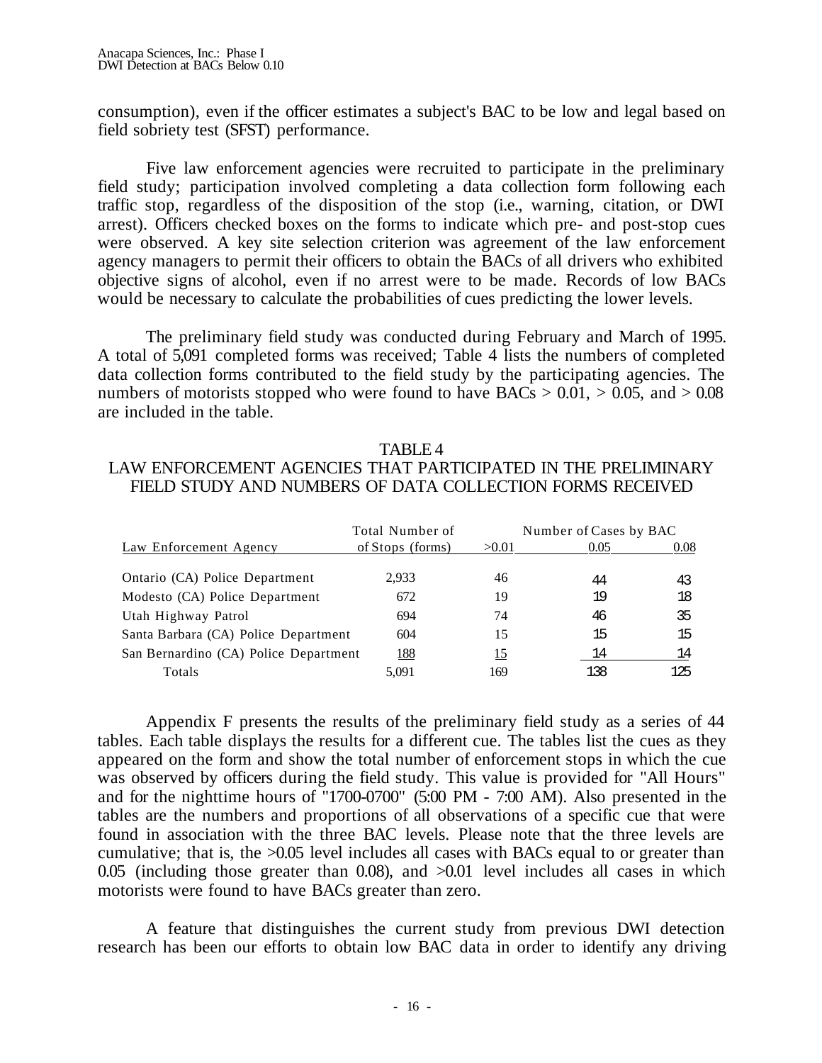consumption), even if the officer estimates a subject's BAC to be low and legal based on field sobriety test (SFST) performance.

Five law enforcement agencies were recruited to participate in the preliminary field study; participation involved completing a data collection form following each traffic stop, regardless of the disposition of the stop (i.e., warning, citation, or DWI arrest). Officers checked boxes on the forms to indicate which pre- and post-stop cues were observed. A key site selection criterion was agreement of the law enforcement agency managers to permit their officers to obtain the BACs of all drivers who exhibited objective signs of alcohol, even if no arrest were to be made. Records of low BACs would be necessary to calculate the probabilities of cues predicting the lower levels.

The preliminary field study was conducted during February and March of 1995. A total of 5,091 completed forms was received; Table 4 lists the numbers of completed data collection forms contributed to the field study by the participating agencies. The numbers of motorists stopped who were found to have BACs > 0.01, > 0.05, and > 0.08 are included in the table.

TABLE 4
LAW ENFORCEMENT AGENCIES THAT PARTICIPATED IN THE PRELIMINARY FIELD STUDY AND NUMBERS OF DATA COLLECTION FORMS RECEIVED

| Law Enforcement Agency | Total Number of Stops (forms) | Number of Cases by BAC >0.01 | 0.05 | 0.08 |
|---|---|---|---|---|
| Ontario (CA) Police Department | 2,933 | 46 | 44 | 43 |
| Modesto (CA) Police Department | 672 | 19 | 19 | 18 |
| Utah Highway Patrol | 694 | 74 | 46 | 35 |
| Santa Barbara (CA) Police Department | 604 | 15 | 15 | 15 |
| San Bernardino (CA) Police Department | 188 | 15 | 14 | 14 |
| Totals | 5,091 | 169 | 138 | 125 |

Appendix F presents the results of the preliminary field study as a series of 44 tables. Each table displays the results for a different cue. The tables list the cues as they appeared on the form and show the total number of enforcement stops in which the cue was observed by officers during the field study. This value is provided for "All Hours" and for the nighttime hours of "1700-0700" (5:00 PM - 7:00 AM). Also presented in the tables are the numbers and proportions of all observations of a specific cue that were found in association with the three BAC levels. Please note that the three levels are cumulative; that is, the >0.05 level includes all cases with BACs equal to or greater than 0.05 (including those greater than 0.08), and >0.01 level includes all cases in which motorists were found to have BACs greater than zero.

A feature that distinguishes the current study from previous DWI detection research has been our efforts to obtain low BAC data in order to identify any driving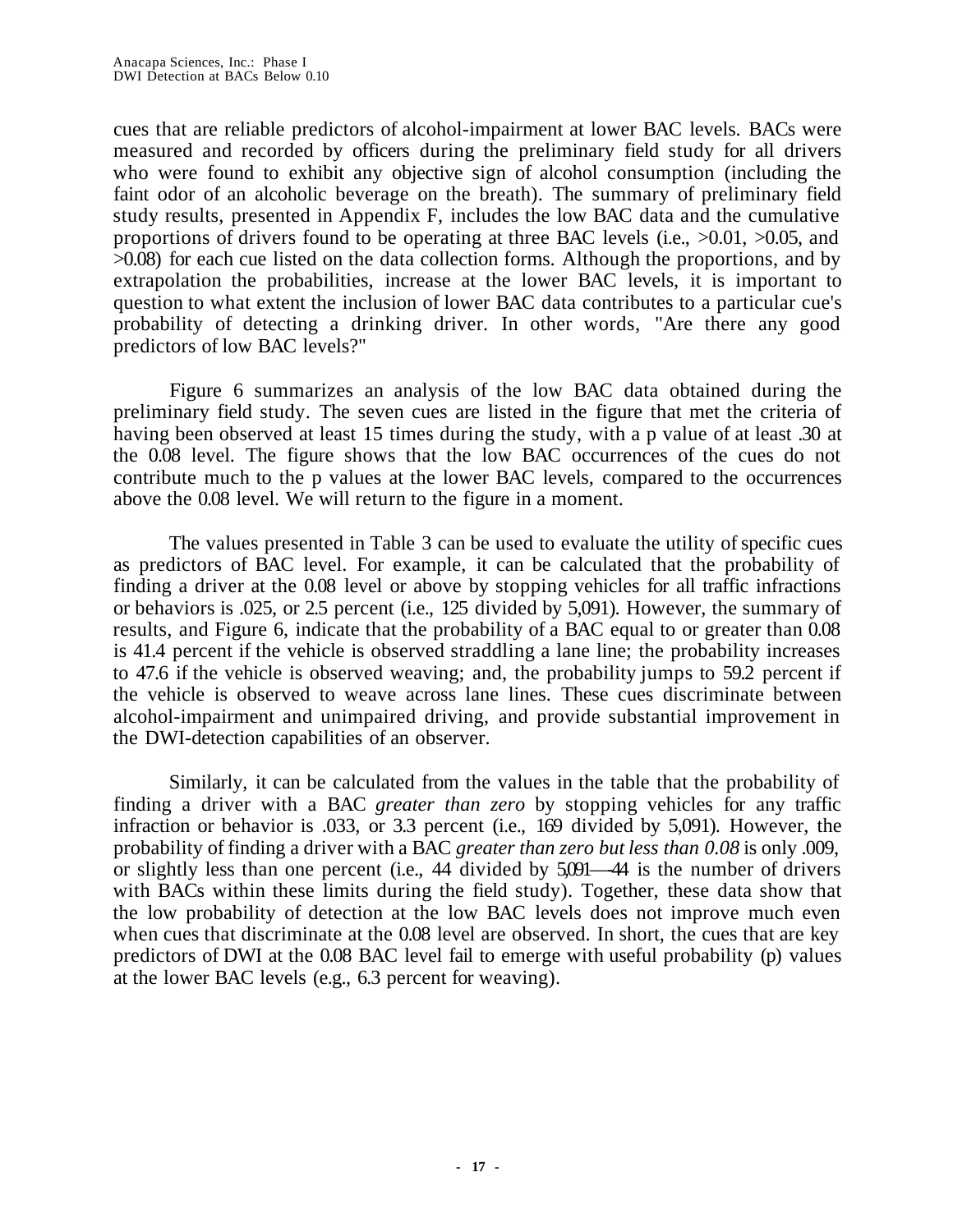cues that are reliable predictors of alcohol-impairment at lower BAC levels. BACs were measured and recorded by officers during the preliminary field study for all drivers who were found to exhibit any objective sign of alcohol consumption (including the faint odor of an alcoholic beverage on the breath). The summary of preliminary field study results, presented in Appendix F, includes the low BAC data and the cumulative proportions of drivers found to be operating at three BAC levels (i.e., >0.01, >0.05, and >0.08) for each cue listed on the data collection forms. Although the proportions, and by extrapolation the probabilities, increase at the lower BAC levels, it is important to question to what extent the inclusion of lower BAC data contributes to a particular cue's probability of detecting a drinking driver. In other words, "Are there any good predictors of low BAC levels?"

Figure 6 summarizes an analysis of the low BAC data obtained during the preliminary field study. The seven cues are listed in the figure that met the criteria of having been observed at least 15 times during the study, with a p value of at least .30 at the 0.08 level. The figure shows that the low BAC occurrences of the cues do not contribute much to the p values at the lower BAC levels, compared to the occurrences above the 0.08 level. We will return to the figure in a moment.

The values presented in Table 3 can be used to evaluate the utility of specific cues as predictors of BAC level. For example, it can be calculated that the probability of finding a driver at the 0.08 level or above by stopping vehicles for all traffic infractions or behaviors is .025, or 2.5 percent (i.e., 125 divided by 5,091). However, the summary of results, and Figure 6, indicate that the probability of a BAC equal to or greater than 0.08 is 41.4 percent if the vehicle is observed straddling a lane line; the probability increases to 47.6 if the vehicle is observed weaving; and, the probability jumps to 59.2 percent if the vehicle is observed to weave across lane lines. These cues discriminate between alcohol-impairment and unimpaired driving, and provide substantial improvement in the DWI-detection capabilities of an observer.

Similarly, it can be calculated from the values in the table that the probability of finding a driver with a BAC *greater than zero* by stopping vehicles for any traffic infraction or behavior is .033, or 3.3 percent (i.e., 169 divided by 5,091). However, the probability of finding a driver with a BAC *greater than zero but less than 0.08* is only .009, or slightly less than one percent (i.e., 44 divided by 5,091—44 is the number of drivers with BACs within these limits during the field study). Together, these data show that the low probability of detection at the low BAC levels does not improve much even when cues that discriminate at the 0.08 level are observed. In short, the cues that are key predictors of DWI at the 0.08 BAC level fail to emerge with useful probability (p) values at the lower BAC levels (e.g., 6.3 percent for weaving).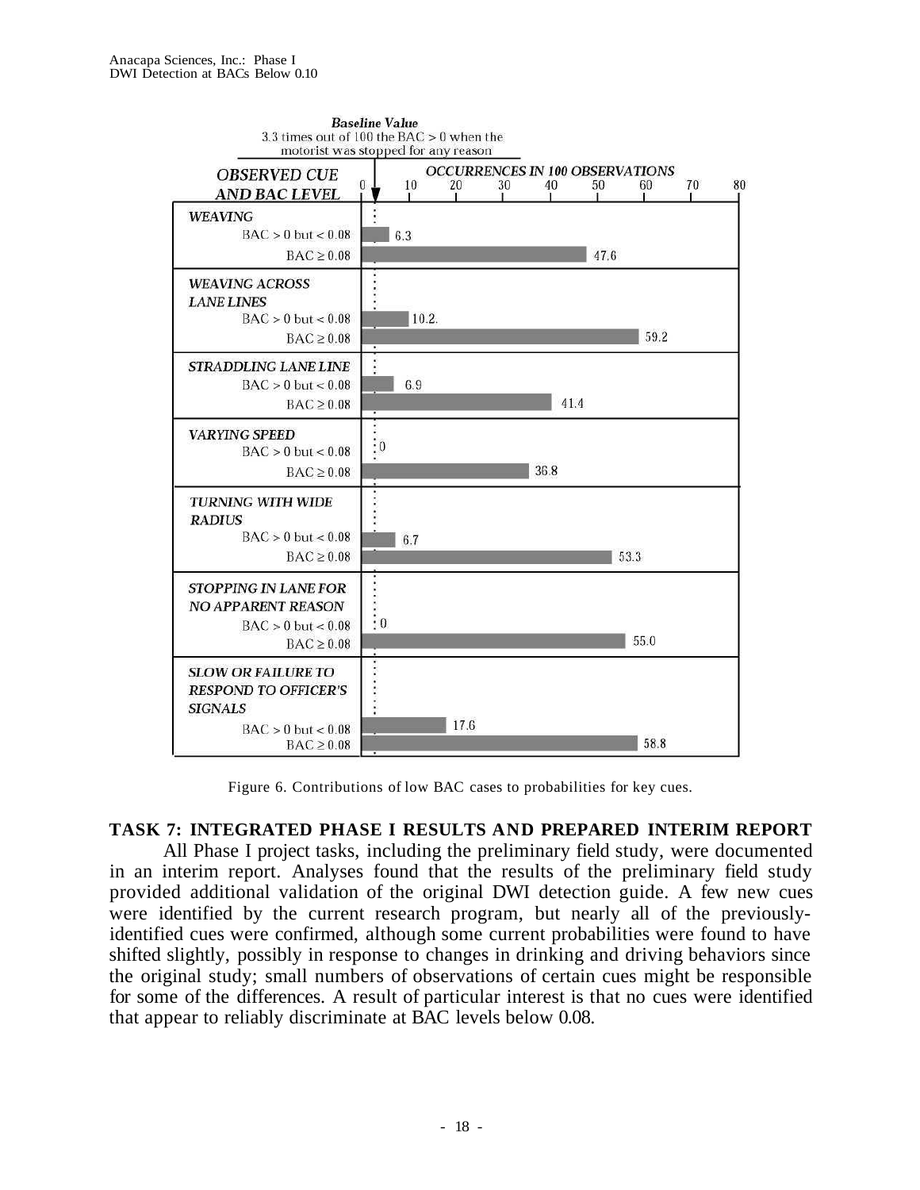| OBSERVED CUE AND BAC LEVEL | OCCURRENCES IN 100 OBSERVATIONS |
|---|---|
| **WEAVING** | |
| BAC > 0 but < 0.08 | 6.3 |
| BAC ≥ 0.08 | 47.6 |
| **WEAVING ACROSS LANE LINES** | |
| BAC > 0 but < 0.08 | 10.2 |
| BAC ≥ 0.08 | 59.2 |
| **STRADDLING LANE LINE** | |
| BAC > 0 but < 0.08 | 6.9 |
| BAC ≥ 0.08 | 41.4 |
| **VARYING SPEED** | |
| BAC > 0 but < 0.08 | 0 |
| BAC ≥ 0.08 | 36.8 |
| **TURNING WITH WIDE RADIUS** | |
| BAC > 0 but < 0.08 | 6.7 |
| BAC ≥ 0.08 | 53.3 |
| **STOPPING IN LANE FOR NO APPARENT REASON** | |
| BAC > 0 but < 0.08 | 0 |
| BAC ≥ 0.08 | 55.0 |
| **SLOW OR FAILURE TO RESPOND TO OFFICER'S SIGNALS** | |
| BAC > 0 but < 0.08 | 17.6 |
| BAC ≥ 0.08 | 58.8 |

*Baseline Value:* 3.3 times out of 100 the BAC > 0 when the motorist was stopped for any reason

Figure 6. Contributions of low BAC cases to probabilities for key cues.

## TASK 7: INTEGRATED PHASE I RESULTS AND PREPARED INTERIM REPORT

All Phase I project tasks, including the preliminary field study, were documented in an interim report. Analyses found that the results of the preliminary field study provided additional validation of the original DWI detection guide. A few new cues were identified by the current research program, but nearly all of the previously-identified cues were confirmed, although some current probabilities were found to have shifted slightly, possibly in response to changes in drinking and driving behaviors since the original study; small numbers of observations of certain cues might be responsible for some of the differences. A result of particular interest is that no cues were identified that appear to reliably discriminate at BAC levels below 0.08.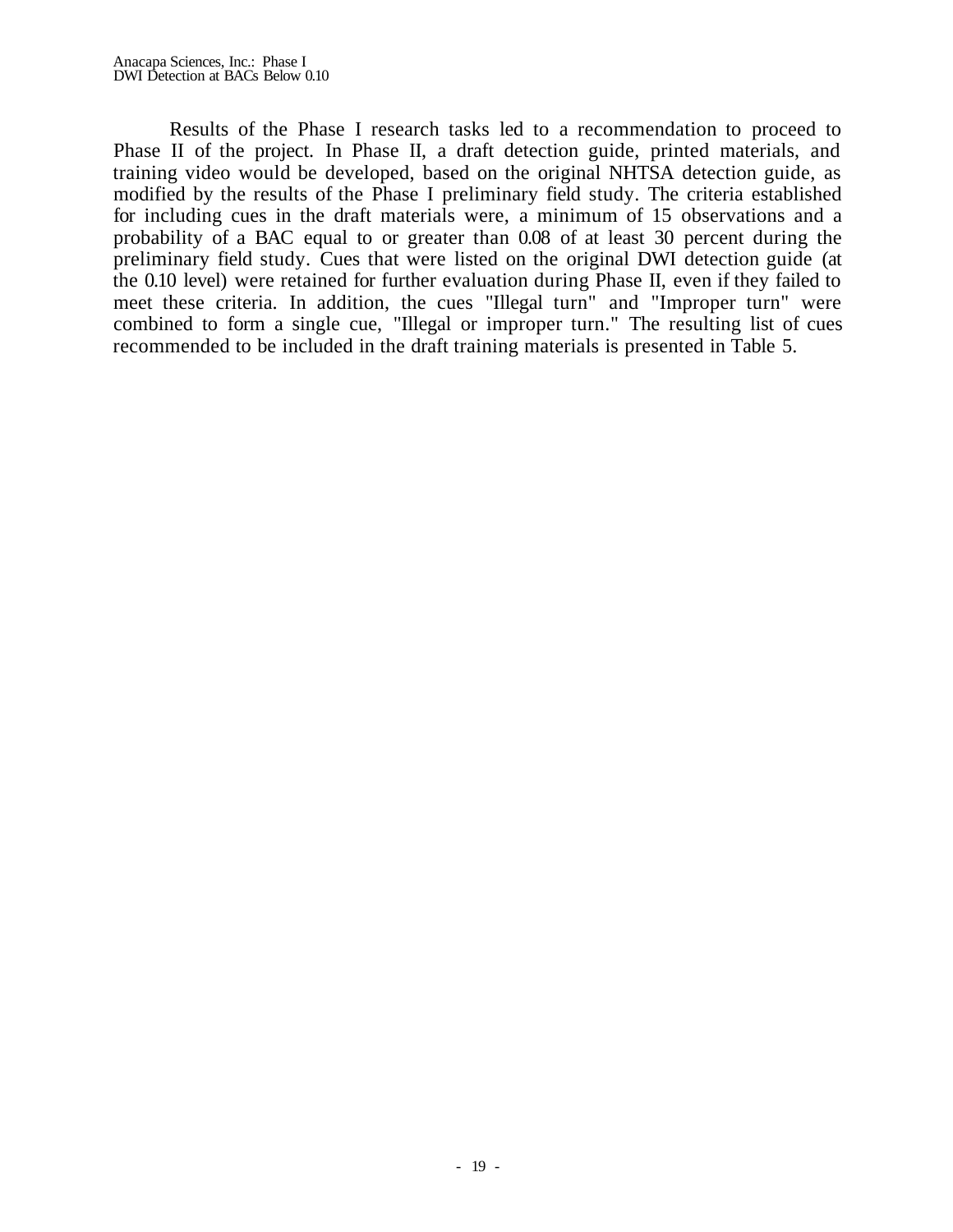Results of the Phase I research tasks led to a recommendation to proceed to Phase II of the project. In Phase II, a draft detection guide, printed materials, and training video would be developed, based on the original NHTSA detection guide, as modified by the results of the Phase I preliminary field study. The criteria established for including cues in the draft materials were, a minimum of 15 observations and a probability of a BAC equal to or greater than 0.08 of at least 30 percent during the preliminary field study. Cues that were listed on the original DWI detection guide (at the 0.10 level) were retained for further evaluation during Phase II, even if they failed to meet these criteria. In addition, the cues "Illegal turn" and "Improper turn" were combined to form a single cue, "Illegal or improper turn." The resulting list of cues recommended to be included in the draft training materials is presented in Table 5.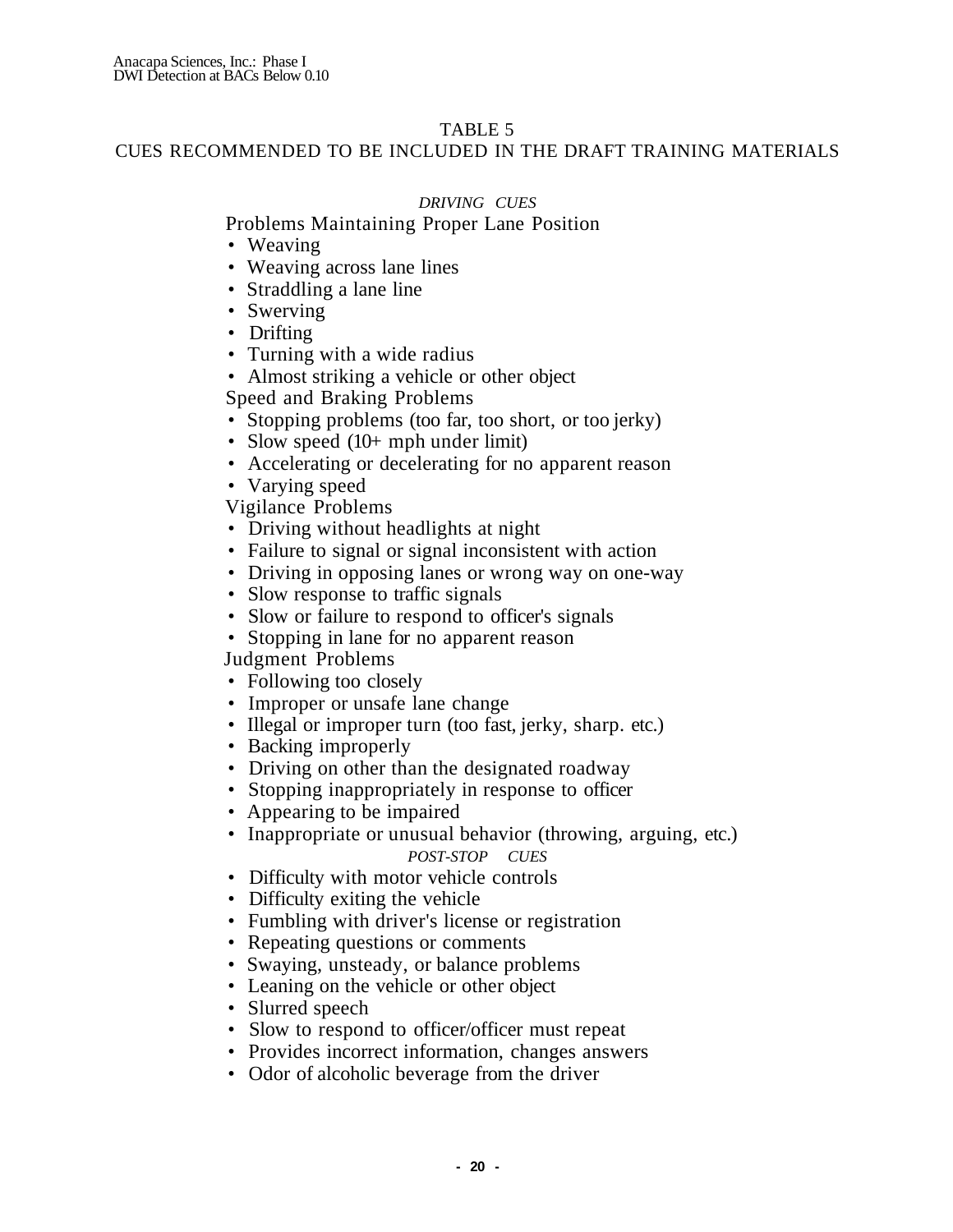## TABLE 5

## CUES RECOMMENDED TO BE INCLUDED IN THE DRAFT TRAINING MATERIALS

### *DRIVING CUES*

Problems Maintaining Proper Lane Position

- Weaving
- Weaving across lane lines
- Straddling a lane line
- Swerving
- Drifting
- Turning with a wide radius
- Almost striking a vehicle or other object

Speed and Braking Problems

- Stopping problems (too far, too short, or too jerky)
- Slow speed (10+ mph under limit)
- Accelerating or decelerating for no apparent reason
- Varying speed

Vigilance Problems

- Driving without headlights at night
- Failure to signal or signal inconsistent with action
- Driving in opposing lanes or wrong way on one-way
- Slow response to traffic signals
- Slow or failure to respond to officer's signals
- Stopping in lane for no apparent reason

Judgment Problems

- Following too closely
- Improper or unsafe lane change
- Illegal or improper turn (too fast, jerky, sharp. etc.)
- Backing improperly
- Driving on other than the designated roadway
- Stopping inappropriately in response to officer
- Appearing to be impaired
- Inappropriate or unusual behavior (throwing, arguing, etc.)

### *POST-STOP CUES*

- Difficulty with motor vehicle controls
- Difficulty exiting the vehicle
- Fumbling with driver's license or registration
- Repeating questions or comments
- Swaying, unsteady, or balance problems
- Leaning on the vehicle or other object
- Slurred speech
- Slow to respond to officer/officer must repeat
- Provides incorrect information, changes answers
- Odor of alcoholic beverage from the driver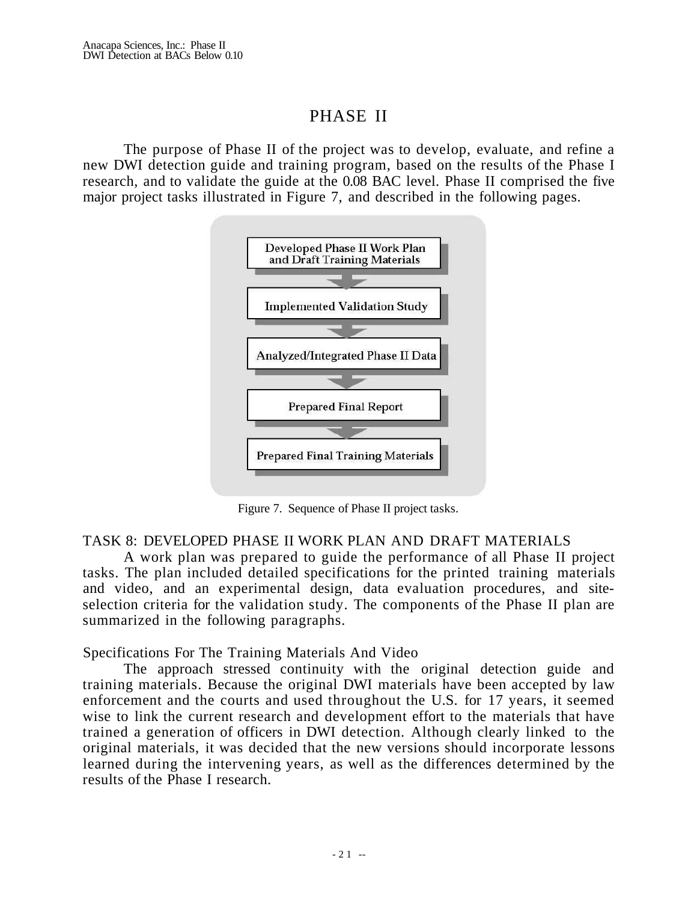// Phase II — DWI detection

# PHASE II

The purpose of Phase II of the project was to develop, evaluate, and refine a new DWI detection guide and training program, based on the results of the Phase I research, and to validate the guide at the 0.08 BAC level. Phase II comprised the five major project tasks illustrated in Figure 7, and described in the following pages.

Developed Phase II Work Plan and Draft Training Materials

Implemented Validation Study

Analyzed/Integrated Phase II Data

Prepared Final Report

Prepared Final Training Materials

Figure 7. Sequence of Phase II project tasks.

## TASK 8: DEVELOPED PHASE II WORK PLAN AND DRAFT MATERIALS

A work plan was prepared to guide the performance of all Phase II project tasks. The plan included detailed specifications for the printed training materials and video, and an experimental design, data evaluation procedures, and site-selection criteria for the validation study. The components of the Phase II plan are summarized in the following paragraphs.

### Specifications For The Training Materials And Video

The approach stressed continuity with the original detection guide and training materials. Because the original DWI materials have been accepted by law enforcement and the courts and used throughout the U.S. for 17 years, it seemed wise to link the current research and development effort to the materials that have trained a generation of officers in DWI detection. Although clearly linked to the original materials, it was decided that the new versions should incorporate lessons learned during the intervening years, as well as the differences determined by the results of the Phase I research.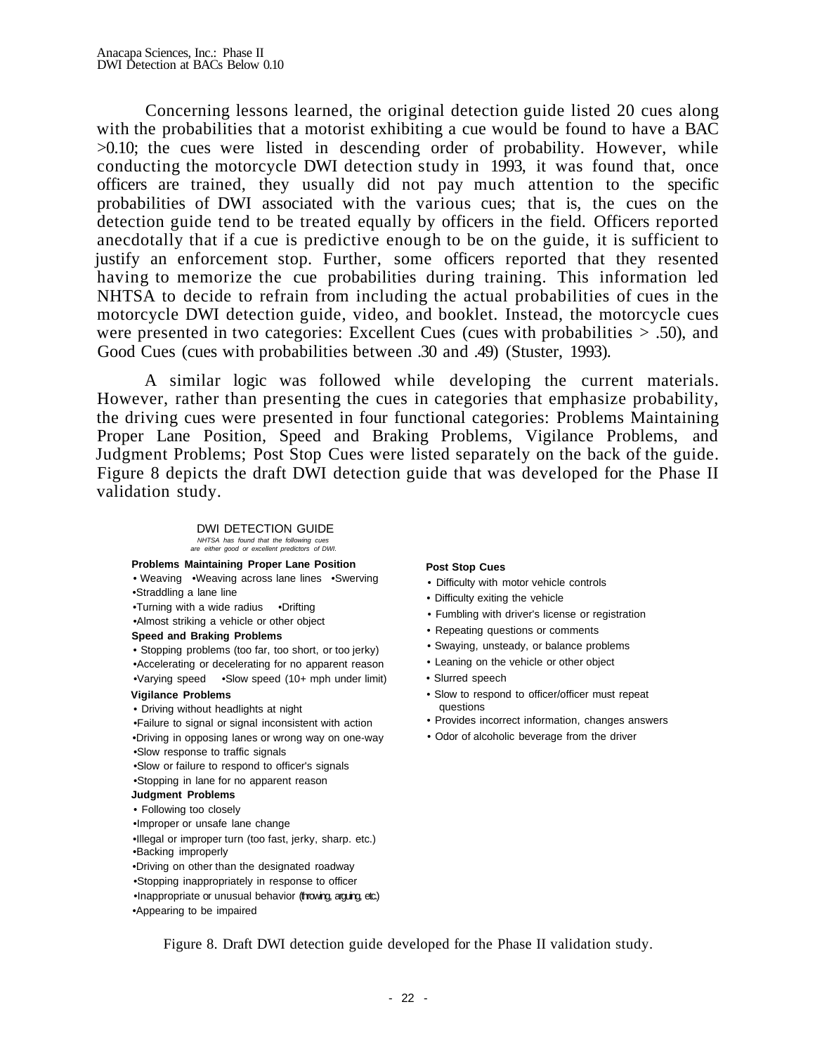Concerning lessons learned, the original detection guide listed 20 cues along with the probabilities that a motorist exhibiting a cue would be found to have a BAC >0.10; the cues were listed in descending order of probability. However, while conducting the motorcycle DWI detection study in 1993, it was found that, once officers are trained, they usually did not pay much attention to the specific probabilities of DWI associated with the various cues; that is, the cues on the detection guide tend to be treated equally by officers in the field. Officers reported anecdotally that if a cue is predictive enough to be on the guide, it is sufficient to justify an enforcement stop. Further, some officers reported that they resented having to memorize the cue probabilities during training. This information led NHTSA to decide to refrain from including the actual probabilities of cues in the motorcycle DWI detection guide, video, and booklet. Instead, the motorcycle cues were presented in two categories: Excellent Cues (cues with probabilities > .50), and Good Cues (cues with probabilities between .30 and .49) (Stuster, 1993).

A similar logic was followed while developing the current materials. However, rather than presenting the cues in categories that emphasize probability, the driving cues were presented in four functional categories: Problems Maintaining Proper Lane Position, Speed and Braking Problems, Vigilance Problems, and Judgment Problems; Post Stop Cues were listed separately on the back of the guide. Figure 8 depicts the draft DWI detection guide that was developed for the Phase II validation study.

DWI DETECTION GUIDE

*NHTSA has found that the following cues are either good or excellent predictors of DWI.*

**Problems Maintaining Proper Lane Position**

- Weaving
- Weaving across lane lines
- Swerving
- Straddling a lane line
- Turning with a wide radius
- Drifting
- Almost striking a vehicle or other object

**Speed and Braking Problems**

- Stopping problems (too far, too short, or too jerky)
- Accelerating or decelerating for no apparent reason
- Varying speed
- Slow speed (10+ mph under limit)

**Vigilance Problems**

- Driving without headlights at night
- Failure to signal or signal inconsistent with action
- Driving in opposing lanes or wrong way on one-way
- Slow response to traffic signals
- Slow or failure to respond to officer's signals
- Stopping in lane for no apparent reason

**Judgment Problems**

- Following too closely
- Improper or unsafe lane change
- Illegal or improper turn (too fast, jerky, sharp. etc.)
- Backing improperly
- Driving on other than the designated roadway
- Stopping inappropriately in response to officer
- Inappropriate or unusual behavior (throwing, arguing, etc.)
- Appearing to be impaired

**Post Stop Cues**

- Difficulty with motor vehicle controls
- Difficulty exiting the vehicle
- Fumbling with driver's license or registration
- Repeating questions or comments
- Swaying, unsteady, or balance problems
- Leaning on the vehicle or other object
- Slurred speech
- Slow to respond to officer/officer must repeat questions
- Provides incorrect information, changes answers
- Odor of alcoholic beverage from the driver

Figure 8. Draft DWI detection guide developed for the Phase II validation study.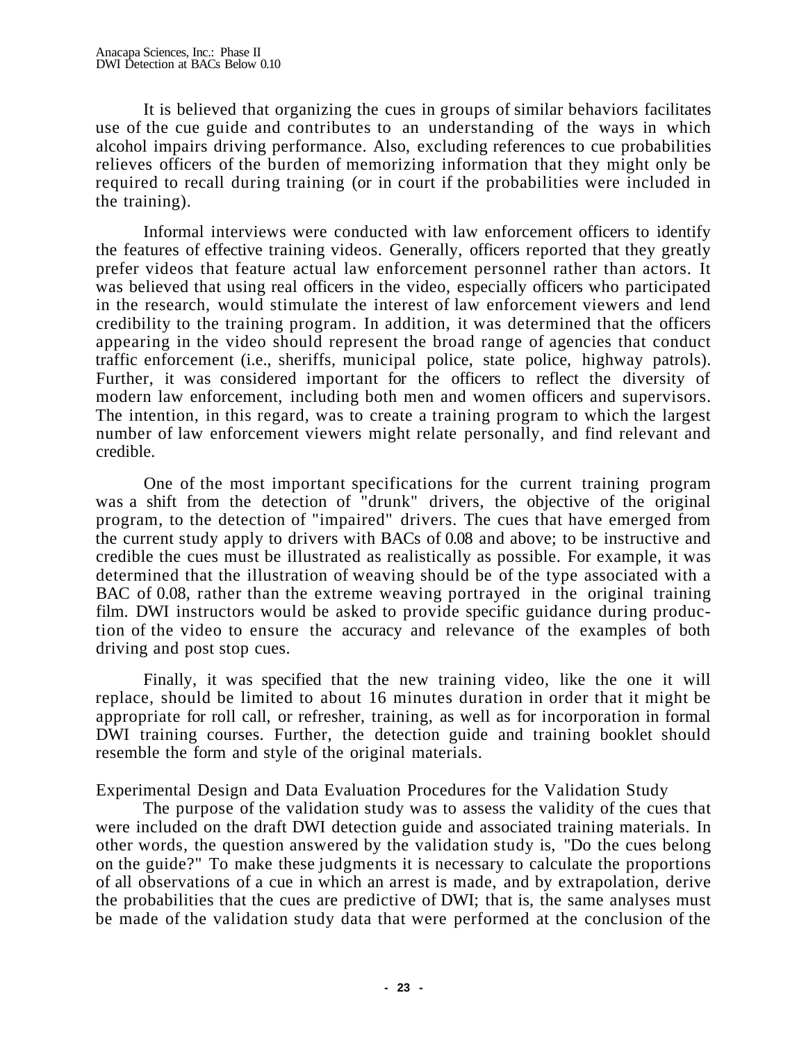It is believed that organizing the cues in groups of similar behaviors facilitates use of the cue guide and contributes to an understanding of the ways in which alcohol impairs driving performance. Also, excluding references to cue probabilities relieves officers of the burden of memorizing information that they might only be required to recall during training (or in court if the probabilities were included in the training).

Informal interviews were conducted with law enforcement officers to identify the features of effective training videos. Generally, officers reported that they greatly prefer videos that feature actual law enforcement personnel rather than actors. It was believed that using real officers in the video, especially officers who participated in the research, would stimulate the interest of law enforcement viewers and lend credibility to the training program. In addition, it was determined that the officers appearing in the video should represent the broad range of agencies that conduct traffic enforcement (i.e., sheriffs, municipal police, state police, highway patrols). Further, it was considered important for the officers to reflect the diversity of modern law enforcement, including both men and women officers and supervisors. The intention, in this regard, was to create a training program to which the largest number of law enforcement viewers might relate personally, and find relevant and credible.

One of the most important specifications for the current training program was a shift from the detection of "drunk" drivers, the objective of the original program, to the detection of "impaired" drivers. The cues that have emerged from the current study apply to drivers with BACs of 0.08 and above; to be instructive and credible the cues must be illustrated as realistically as possible. For example, it was determined that the illustration of weaving should be of the type associated with a BAC of 0.08, rather than the extreme weaving portrayed in the original training film. DWI instructors would be asked to provide specific guidance during production of the video to ensure the accuracy and relevance of the examples of both driving and post stop cues.

Finally, it was specified that the new training video, like the one it will replace, should be limited to about 16 minutes duration in order that it might be appropriate for roll call, or refresher, training, as well as for incorporation in formal DWI training courses. Further, the detection guide and training booklet should resemble the form and style of the original materials.

## Experimental Design and Data Evaluation Procedures for the Validation Study

The purpose of the validation study was to assess the validity of the cues that were included on the draft DWI detection guide and associated training materials. In other words, the question answered by the validation study is, "Do the cues belong on the guide?" To make these judgments it is necessary to calculate the proportions of all observations of a cue in which an arrest is made, and by extrapolation, derive the probabilities that the cues are predictive of DWI; that is, the same analyses must be made of the validation study data that were performed at the conclusion of the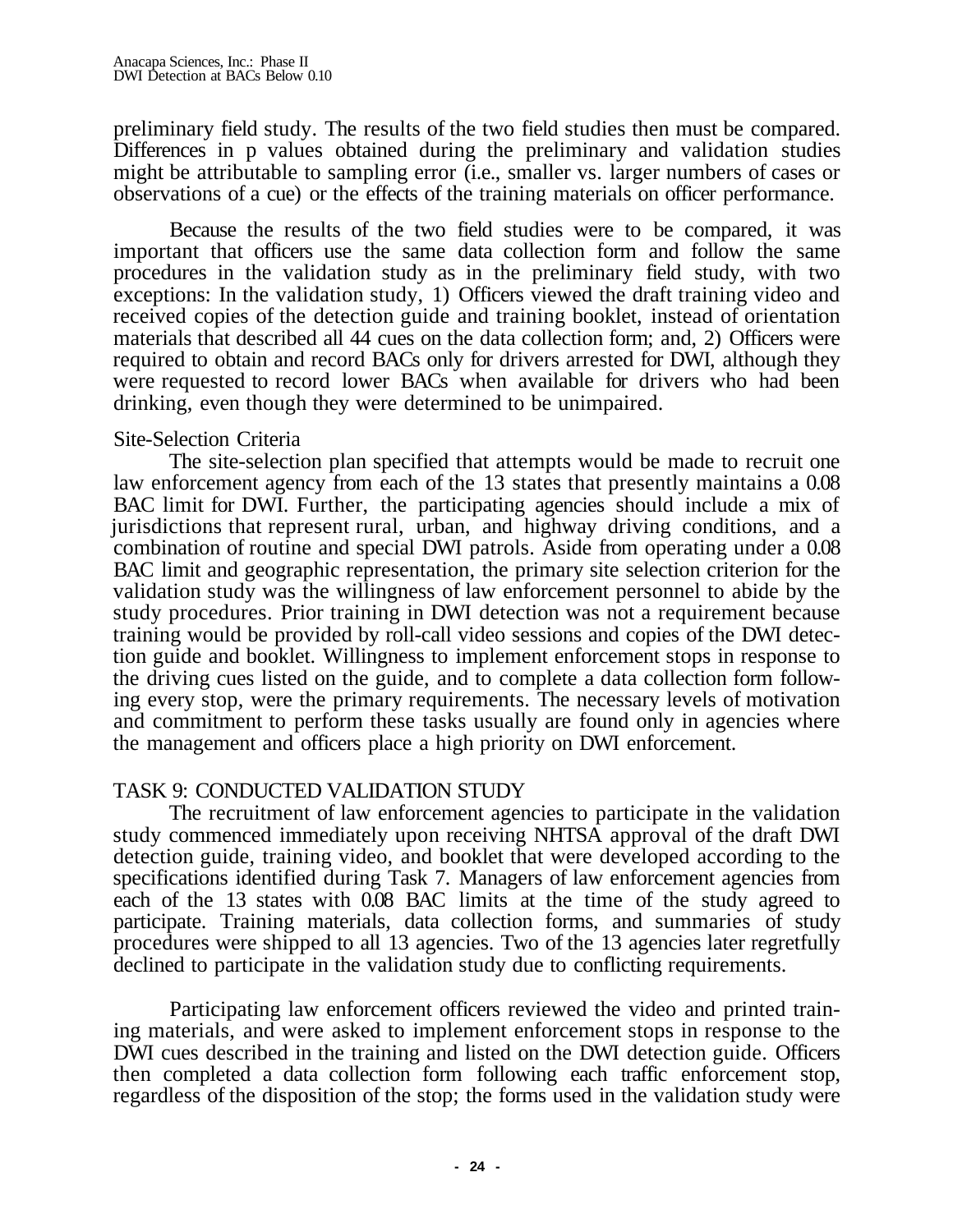preliminary field study. The results of the two field studies then must be compared. Differences in p values obtained during the preliminary and validation studies might be attributable to sampling error (i.e., smaller vs. larger numbers of cases or observations of a cue) or the effects of the training materials on officer performance.

Because the results of the two field studies were to be compared, it was important that officers use the same data collection form and follow the same procedures in the validation study as in the preliminary field study, with two exceptions: In the validation study, 1) Officers viewed the draft training video and received copies of the detection guide and training booklet, instead of orientation materials that described all 44 cues on the data collection form; and, 2) Officers were required to obtain and record BACs only for drivers arrested for DWI, although they were requested to record lower BACs when available for drivers who had been drinking, even though they were determined to be unimpaired.

### Site-Selection Criteria

The site-selection plan specified that attempts would be made to recruit one law enforcement agency from each of the 13 states that presently maintains a 0.08 BAC limit for DWI. Further, the participating agencies should include a mix of jurisdictions that represent rural, urban, and highway driving conditions, and a combination of routine and special DWI patrols. Aside from operating under a 0.08 BAC limit and geographic representation, the primary site selection criterion for the validation study was the willingness of law enforcement personnel to abide by the study procedures. Prior training in DWI detection was not a requirement because training would be provided by roll-call video sessions and copies of the DWI detection guide and booklet. Willingness to implement enforcement stops in response to the driving cues listed on the guide, and to complete a data collection form following every stop, were the primary requirements. The necessary levels of motivation and commitment to perform these tasks usually are found only in agencies where the management and officers place a high priority on DWI enforcement.

## TASK 9: CONDUCTED VALIDATION STUDY

The recruitment of law enforcement agencies to participate in the validation study commenced immediately upon receiving NHTSA approval of the draft DWI detection guide, training video, and booklet that were developed according to the specifications identified during Task 7. Managers of law enforcement agencies from each of the 13 states with 0.08 BAC limits at the time of the study agreed to participate. Training materials, data collection forms, and summaries of study procedures were shipped to all 13 agencies. Two of the 13 agencies later regretfully declined to participate in the validation study due to conflicting requirements.

Participating law enforcement officers reviewed the video and printed training materials, and were asked to implement enforcement stops in response to the DWI cues described in the training and listed on the DWI detection guide. Officers then completed a data collection form following each traffic enforcement stop, regardless of the disposition of the stop; the forms used in the validation study were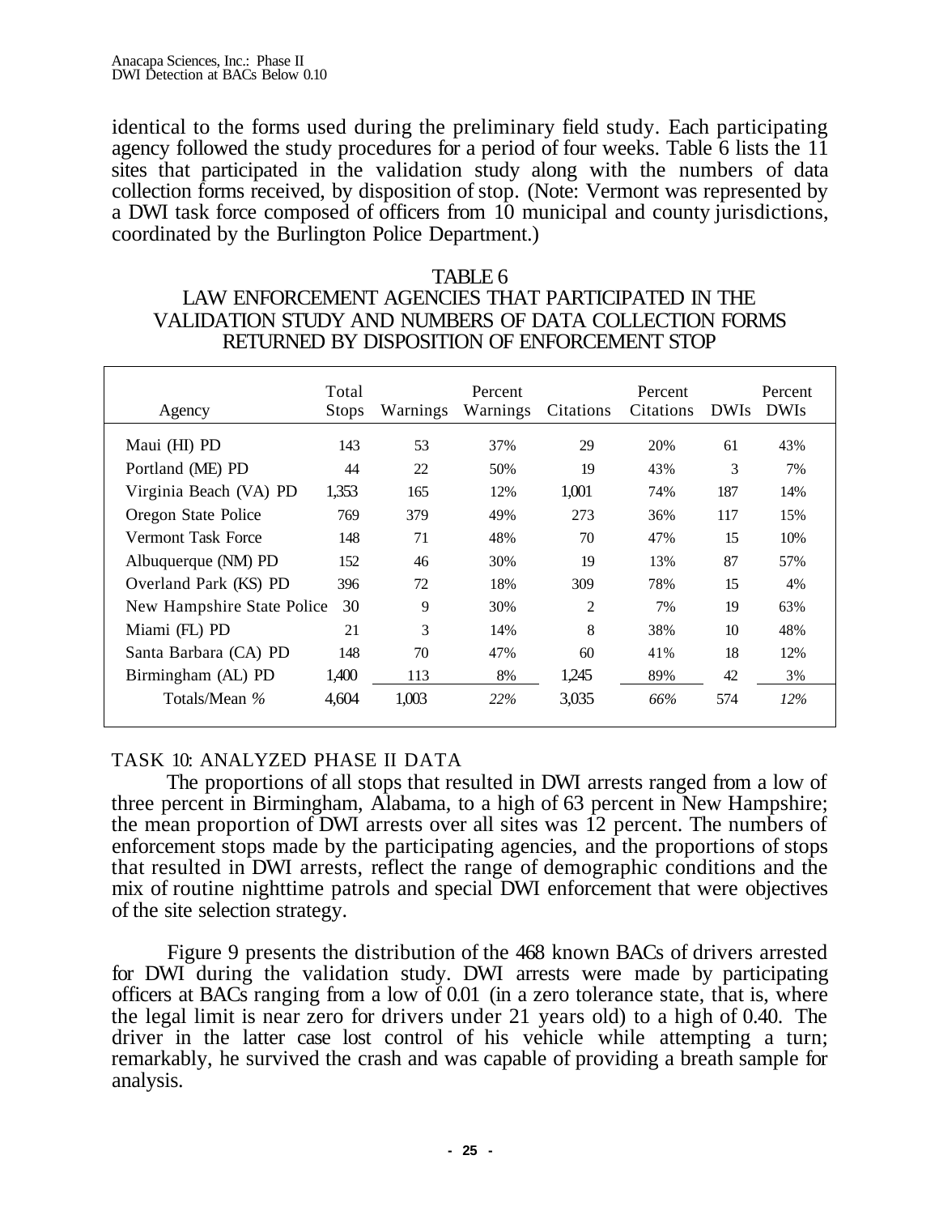identical to the forms used during the preliminary field study. Each participating agency followed the study procedures for a period of four weeks. Table 6 lists the 11 sites that participated in the validation study along with the numbers of data collection forms received, by disposition of stop. (Note: Vermont was represented by a DWI task force composed of officers from 10 municipal and county jurisdictions, coordinated by the Burlington Police Department.)

TABLE 6
LAW ENFORCEMENT AGENCIES THAT PARTICIPATED IN THE VALIDATION STUDY AND NUMBERS OF DATA COLLECTION FORMS RETURNED BY DISPOSITION OF ENFORCEMENT STOP

| Agency | Total Stops | Warnings | Percent Warnings | Citations | Percent Citations | DWIs | Percent DWIs |
|---|---|---|---|---|---|---|---|
| Maui (HI) PD | 143 | 53 | 37% | 29 | 20% | 61 | 43% |
| Portland (ME) PD | 44 | 22 | 50% | 19 | 43% | 3 | 7% |
| Virginia Beach (VA) PD | 1,353 | 165 | 12% | 1,001 | 74% | 187 | 14% |
| Oregon State Police | 769 | 379 | 49% | 273 | 36% | 117 | 15% |
| Vermont Task Force | 148 | 71 | 48% | 70 | 47% | 15 | 10% |
| Albuquerque (NM) PD | 152 | 46 | 30% | 19 | 13% | 87 | 57% |
| Overland Park (KS) PD | 396 | 72 | 18% | 309 | 78% | 15 | 4% |
| New Hampshire State Police | 30 | 9 | 30% | 2 | 7% | 19 | 63% |
| Miami (FL) PD | 21 | 3 | 14% | 8 | 38% | 10 | 48% |
| Santa Barbara (CA) PD | 148 | 70 | 47% | 60 | 41% | 18 | 12% |
| Birmingham (AL) PD | 1,400 | 113 | 8% | 1,245 | 89% | 42 | 3% |
| Totals/Mean *%* | 4,604 | 1,003 | *22%* | 3,035 | *66%* | 574 | *12%* |

## TASK 10: ANALYZED PHASE II DATA

The proportions of all stops that resulted in DWI arrests ranged from a low of three percent in Birmingham, Alabama, to a high of 63 percent in New Hampshire; the mean proportion of DWI arrests over all sites was 12 percent. The numbers of enforcement stops made by the participating agencies, and the proportions of stops that resulted in DWI arrests, reflect the range of demographic conditions and the mix of routine nighttime patrols and special DWI enforcement that were objectives of the site selection strategy.

Figure 9 presents the distribution of the 468 known BACs of drivers arrested for DWI during the validation study. DWI arrests were made by participating officers at BACs ranging from a low of 0.01 (in a zero tolerance state, that is, where the legal limit is near zero for drivers under 21 years old) to a high of 0.40. The driver in the latter case lost control of his vehicle while attempting a turn; remarkably, he survived the crash and was capable of providing a breath sample for analysis.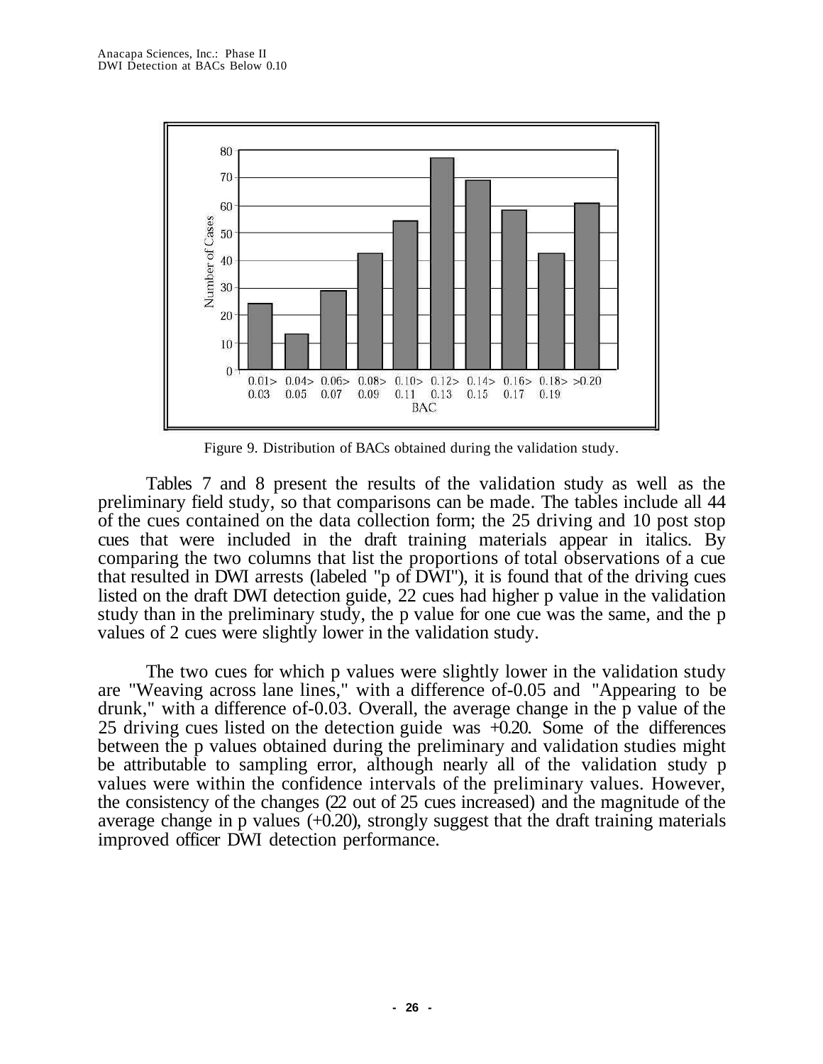Figure 9. Distribution of BACs obtained during the validation study.

Tables 7 and 8 present the results of the validation study as well as the preliminary field study, so that comparisons can be made. The tables include all 44 of the cues contained on the data collection form; the 25 driving and 10 post stop cues that were included in the draft training materials appear in italics. By comparing the two columns that list the proportions of total observations of a cue that resulted in DWI arrests (labeled "p of DWI"), it is found that of the driving cues listed on the draft DWI detection guide, 22 cues had higher p value in the validation study than in the preliminary study, the p value for one cue was the same, and the p values of 2 cues were slightly lower in the validation study.

The two cues for which p values were slightly lower in the validation study are "Weaving across lane lines," with a difference of-0.05 and "Appearing to be drunk," with a difference of-0.03. Overall, the average change in the p value of the 25 driving cues listed on the detection guide was +0.20. Some of the differences between the p values obtained during the preliminary and validation studies might be attributable to sampling error, although nearly all of the validation study p values were within the confidence intervals of the preliminary values. However, the consistency of the changes (22 out of 25 cues increased) and the magnitude of the average change in p values (+0.20), strongly suggest that the draft training materials improved officer DWI detection performance.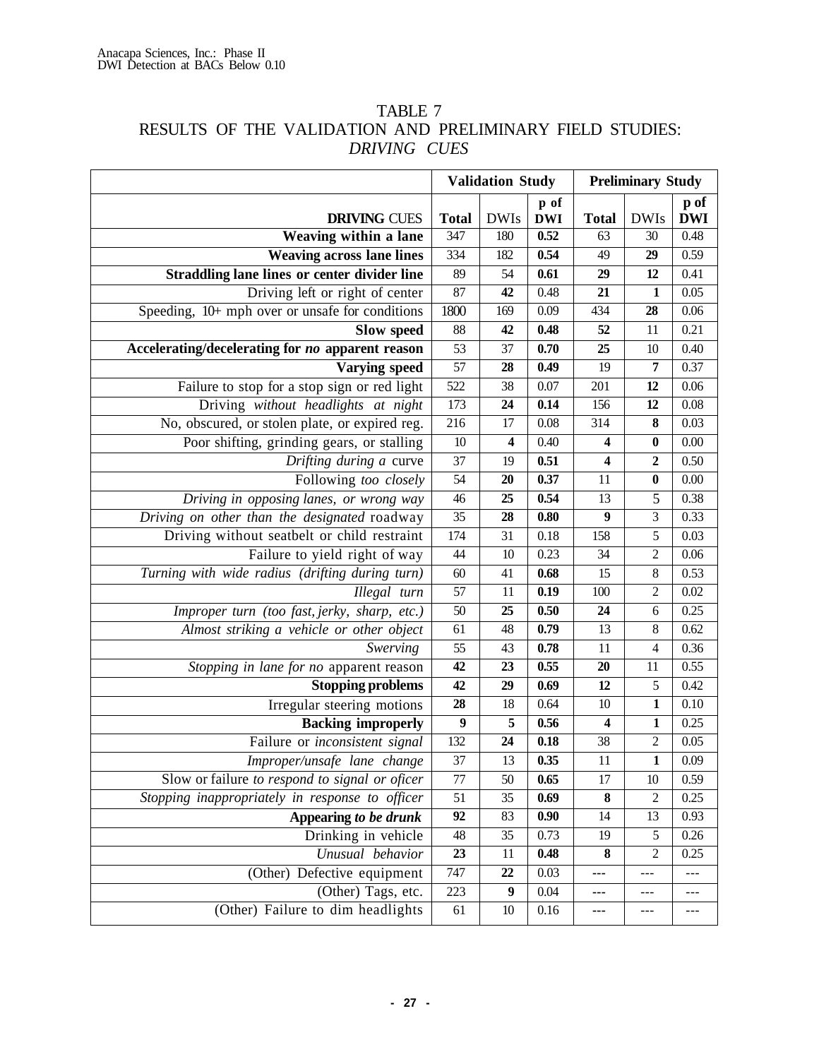# TABLE 7
## RESULTS OF THE VALIDATION AND PRELIMINARY FIELD STUDIES: *DRIVING CUES*

| | Validation Study | | | Preliminary Study | | |
|---|---|---|---|---|---|---|
| **DRIVING** CUES | **Total** | DWIs | **p of DWI** | **Total** | DWIs | **p of DWI** |
| **Weaving within a lane** | 347 | 180 | **0.52** | 63 | 30 | 0.48 |
| **Weaving across lane lines** | 334 | 182 | **0.54** | 49 | **29** | 0.59 |
| **Straddling lane lines or center divider line** | 89 | 54 | **0.61** | **29** | **12** | 0.41 |
| Driving left or right of center | 87 | **42** | 0.48 | **21** | **1** | 0.05 |
| Speeding, 10+ mph over or unsafe for conditions | 1800 | 169 | 0.09 | 434 | **28** | 0.06 |
| **Slow speed** | 88 | **42** | **0.48** | **52** | 11 | 0.21 |
| **Accelerating/decelerating for *no* apparent reason** | 53 | 37 | **0.70** | **25** | 10 | 0.40 |
| **Varying speed** | 57 | **28** | **0.49** | 19 | **7** | 0.37 |
| Failure to stop for a stop sign or red light | 522 | 38 | 0.07 | 201 | **12** | 0.06 |
| Driving *without headlights at night* | 173 | **24** | **0.14** | 156 | **12** | 0.08 |
| No, obscured, or stolen plate, or expired reg. | 216 | 17 | 0.08 | 314 | **8** | 0.03 |
| Poor shifting, grinding gears, or stalling | 10 | **4** | 0.40 | **4** | **0** | 0.00 |
| *Drifting during a* curve | 37 | 19 | **0.51** | 4 | **2** | 0.50 |
| Following *too closely* | 54 | **20** | **0.37** | 11 | **0** | 0.00 |
| *Driving in opposing lanes, or wrong way* | 46 | **25** | **0.54** | 13 | 5 | 0.38 |
| *Driving on other than the designated* roadway | 35 | **28** | **0.80** | **9** | 3 | 0.33 |
| Driving without seatbelt or child restraint | 174 | 31 | 0.18 | 158 | 5 | 0.03 |
| Failure to yield right of way | 44 | 10 | 0.23 | 34 | 2 | 0.06 |
| *Turning with wide radius (drifting during turn)* | 60 | 41 | **0.68** | 15 | 8 | 0.53 |
| *Illegal turn* | 57 | 11 | **0.19** | 100 | 2 | 0.02 |
| *Improper turn (too fast, jerky, sharp, etc.)* | 50 | **25** | **0.50** | **24** | 6 | 0.25 |
| *Almost striking a vehicle or other object* | 61 | 48 | **0.79** | 13 | 8 | 0.62 |
| *Swerving* | 55 | 43 | **0.78** | 11 | 4 | 0.36 |
| *Stopping in lane for no* apparent reason | **42** | **23** | **0.55** | **20** | 11 | 0.55 |
| **Stopping problems** | **42** | **29** | **0.69** | **12** | 5 | 0.42 |
| Irregular steering motions | **28** | 18 | 0.64 | 10 | **1** | 0.10 |
| **Backing improperly** | **9** | **5** | **0.56** | **4** | **1** | 0.25 |
| Failure or *inconsistent signal* | 132 | **24** | **0.18** | 38 | 2 | 0.05 |
| *Improper/unsafe lane change* | 37 | 13 | **0.35** | 11 | **1** | 0.09 |
| Slow or failure *to respond to signal or oficer* | 77 | 50 | **0.65** | 17 | 10 | 0.59 |
| *Stopping inappropriately in response to officer* | 51 | 35 | **0.69** | **8** | 2 | 0.25 |
| **Appearing *to be drunk*** | **92** | 83 | **0.90** | 14 | 13 | 0.93 |
| Drinking in vehicle | 48 | 35 | 0.73 | 19 | 5 | 0.26 |
| *Unusual behavior* | **23** | 11 | **0.48** | **8** | 2 | 0.25 |
| (Other) Defective equipment | 747 | **22** | 0.03 | --- | --- | --- |
| (Other) Tags, etc. | 223 | **9** | 0.04 | --- | --- | --- |
| (Other) Failure to dim headlights | 61 | 10 | 0.16 | --- | --- | --- |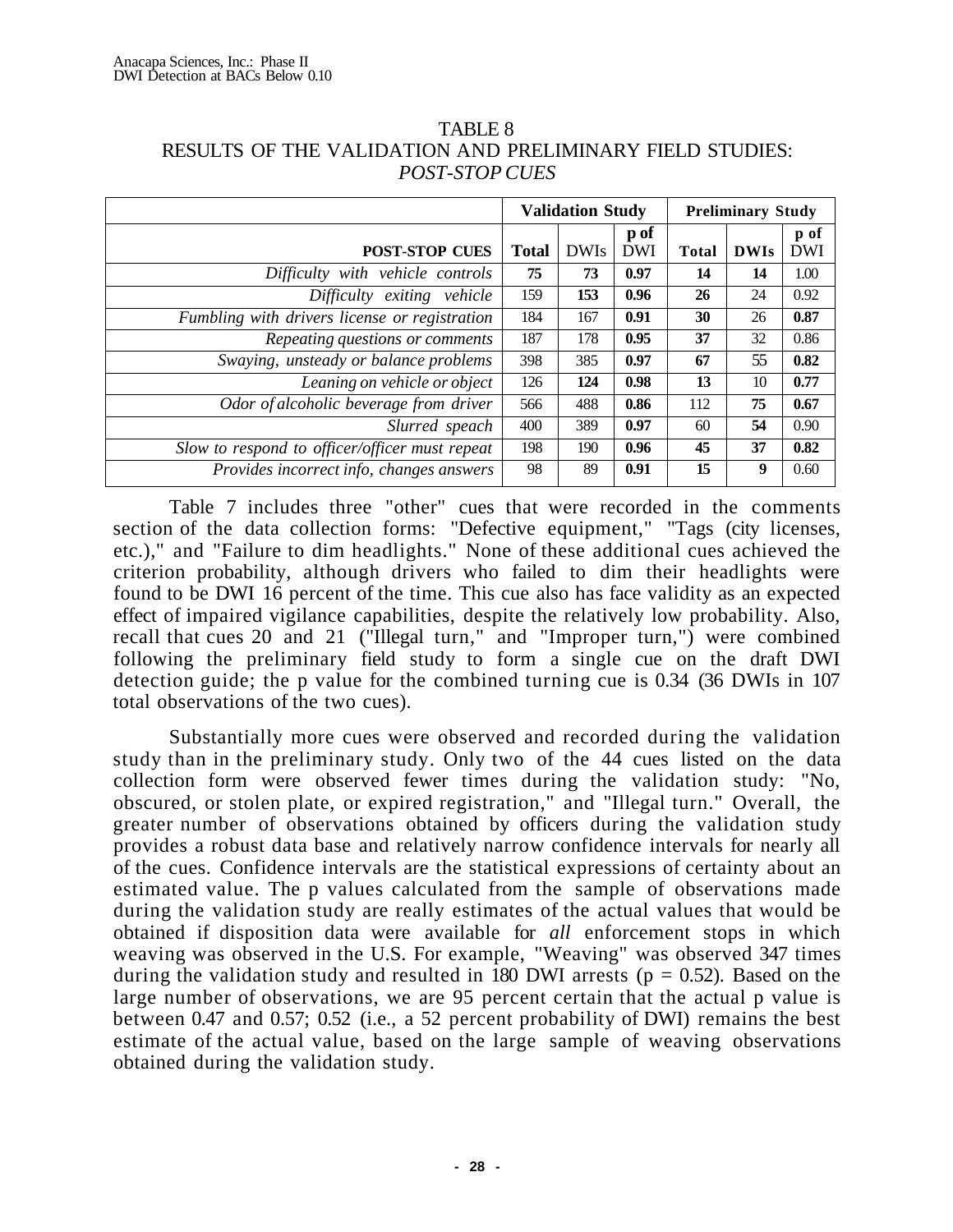TABLE 8
RESULTS OF THE VALIDATION AND PRELIMINARY FIELD STUDIES:
*POST-STOP CUES*

| | Validation Study | | | Preliminary Study | | |
|---|---|---|---|---|---|---|
| **POST-STOP CUES** | **Total** | DWIs | **p of** DWI | **Total** | **DWIs** | **p of** DWI |
| *Difficulty with vehicle controls* | **75** | **73** | **0.97** | **14** | **14** | 1.00 |
| *Difficulty exiting vehicle* | 159 | **153** | **0.96** | **26** | 24 | 0.92 |
| *Fumbling with drivers license or registration* | 184 | 167 | **0.91** | **30** | 26 | **0.87** |
| *Repeating questions or comments* | 187 | 178 | **0.95** | **37** | 32 | 0.86 |
| *Swaying, unsteady or balance problems* | 398 | 385 | **0.97** | **67** | 55 | **0.82** |
| *Leaning on vehicle or object* | 126 | **124** | **0.98** | 13 | 10 | **0.77** |
| *Odor of alcoholic beverage from driver* | 566 | 488 | **0.86** | 112 | **75** | **0.67** |
| *Slurred speach* | 400 | 389 | **0.97** | 60 | **54** | 0.90 |
| *Slow to respond to officer/officer must repeat* | 198 | 190 | **0.96** | **45** | **37** | **0.82** |
| *Provides incorrect info, changes answers* | 98 | 89 | **0.91** | **15** | **9** | 0.60 |

Table 7 includes three "other" cues that were recorded in the comments section of the data collection forms: "Defective equipment," "Tags (city licenses, etc.)," and "Failure to dim headlights." None of these additional cues achieved the criterion probability, although drivers who failed to dim their headlights were found to be DWI 16 percent of the time. This cue also has face validity as an expected effect of impaired vigilance capabilities, despite the relatively low probability. Also, recall that cues 20 and 21 ("Illegal turn," and "Improper turn,") were combined following the preliminary field study to form a single cue on the draft DWI detection guide; the p value for the combined turning cue is 0.34 (36 DWIs in 107 total observations of the two cues).

Substantially more cues were observed and recorded during the validation study than in the preliminary study. Only two of the 44 cues listed on the data collection form were observed fewer times during the validation study: "No, obscured, or stolen plate, or expired registration," and "Illegal turn." Overall, the greater number of observations obtained by officers during the validation study provides a robust data base and relatively narrow confidence intervals for nearly all of the cues. Confidence intervals are the statistical expressions of certainty about an estimated value. The p values calculated from the sample of observations made during the validation study are really estimates of the actual values that would be obtained if disposition data were available for *all* enforcement stops in which weaving was observed in the U.S. For example, "Weaving" was observed 347 times during the validation study and resulted in 180 DWI arrests ($p = 0.52$). Based on the large number of observations, we are 95 percent certain that the actual p value is between 0.47 and 0.57; 0.52 (i.e., a 52 percent probability of DWI) remains the best estimate of the actual value, based on the large sample of weaving observations obtained during the validation study.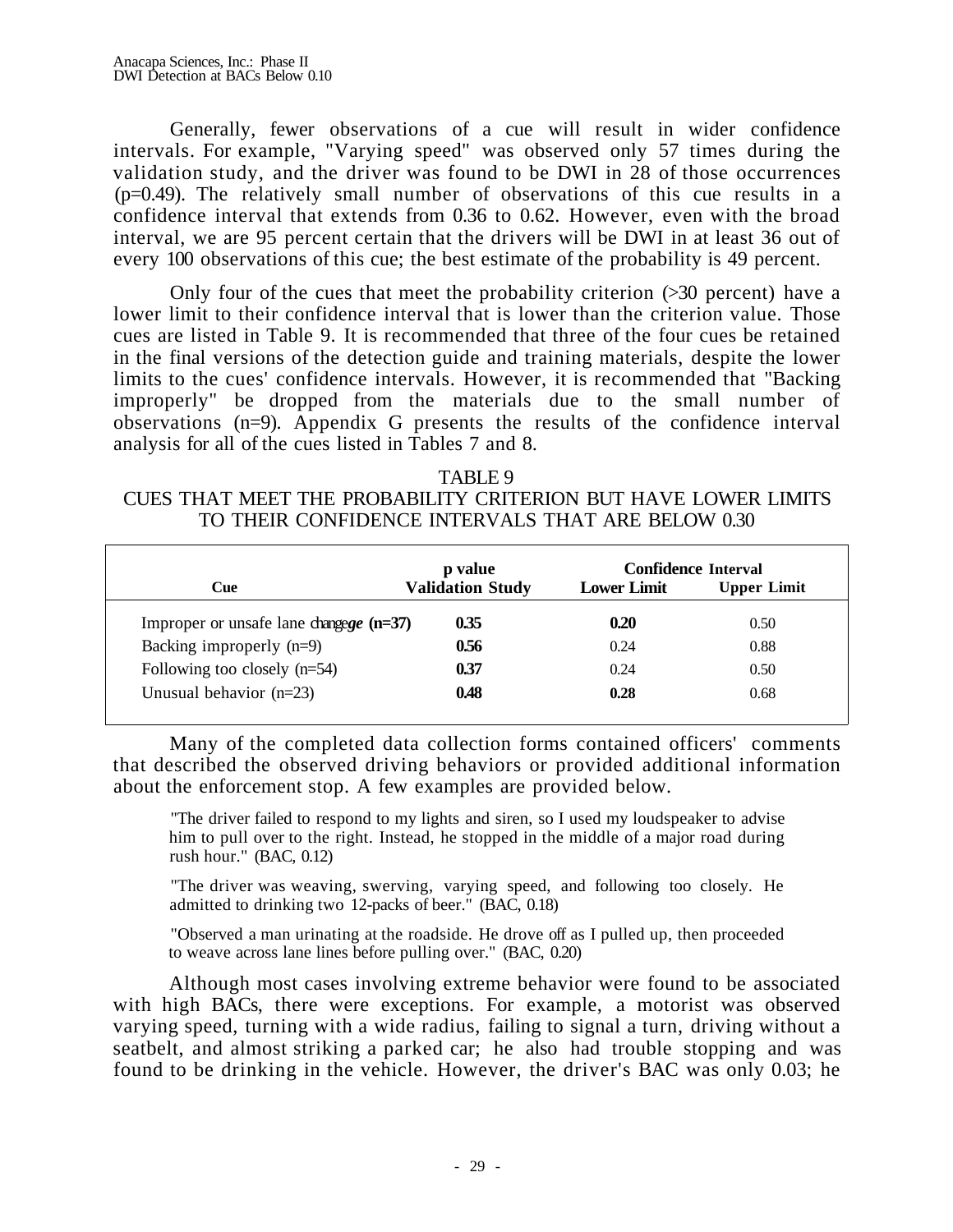Generally, fewer observations of a cue will result in wider confidence intervals. For example, "Varying speed" was observed only 57 times during the validation study, and the driver was found to be DWI in 28 of those occurrences (p=0.49). The relatively small number of observations of this cue results in a confidence interval that extends from 0.36 to 0.62. However, even with the broad interval, we are 95 percent certain that the drivers will be DWI in at least 36 out of every 100 observations of this cue; the best estimate of the probability is 49 percent.

Only four of the cues that meet the probability criterion (>30 percent) have a lower limit to their confidence interval that is lower than the criterion value. Those cues are listed in Table 9. It is recommended that three of the four cues be retained in the final versions of the detection guide and training materials, despite the lower limits to the cues' confidence intervals. However, it is recommended that "Backing improperly" be dropped from the materials due to the small number of observations (n=9). Appendix G presents the results of the confidence interval analysis for all of the cues listed in Tables 7 and 8.

TABLE 9
CUES THAT MEET THE PROBABILITY CRITERION BUT HAVE LOWER LIMITS TO THEIR CONFIDENCE INTERVALS THAT ARE BELOW 0.30

| Cue | p value Validation Study | Confidence Interval Lower Limit | Upper Limit |
|---|---|---|---|
| Improper or unsafe lane change (n=37) | **0.35** | **0.20** | 0.50 |
| Backing improperly (n=9) | **0.56** | 0.24 | 0.88 |
| Following too closely (n=54) | **0.37** | 0.24 | 0.50 |
| Unusual behavior (n=23) | **0.48** | **0.28** | 0.68 |

Many of the completed data collection forms contained officers' comments that described the observed driving behaviors or provided additional information about the enforcement stop. A few examples are provided below.

> "The driver failed to respond to my lights and siren, so I used my loudspeaker to advise him to pull over to the right. Instead, he stopped in the middle of a major road during rush hour." (BAC, 0.12)
>
> "The driver was weaving, swerving, varying speed, and following too closely. He admitted to drinking two 12-packs of beer." (BAC, 0.18)
>
> "Observed a man urinating at the roadside. He drove off as I pulled up, then proceeded to weave across lane lines before pulling over." (BAC, 0.20)

Although most cases involving extreme behavior were found to be associated with high BACs, there were exceptions. For example, a motorist was observed varying speed, turning with a wide radius, failing to signal a turn, driving without a seatbelt, and almost striking a parked car; he also had trouble stopping and was found to be drinking in the vehicle. However, the driver's BAC was only 0.03; he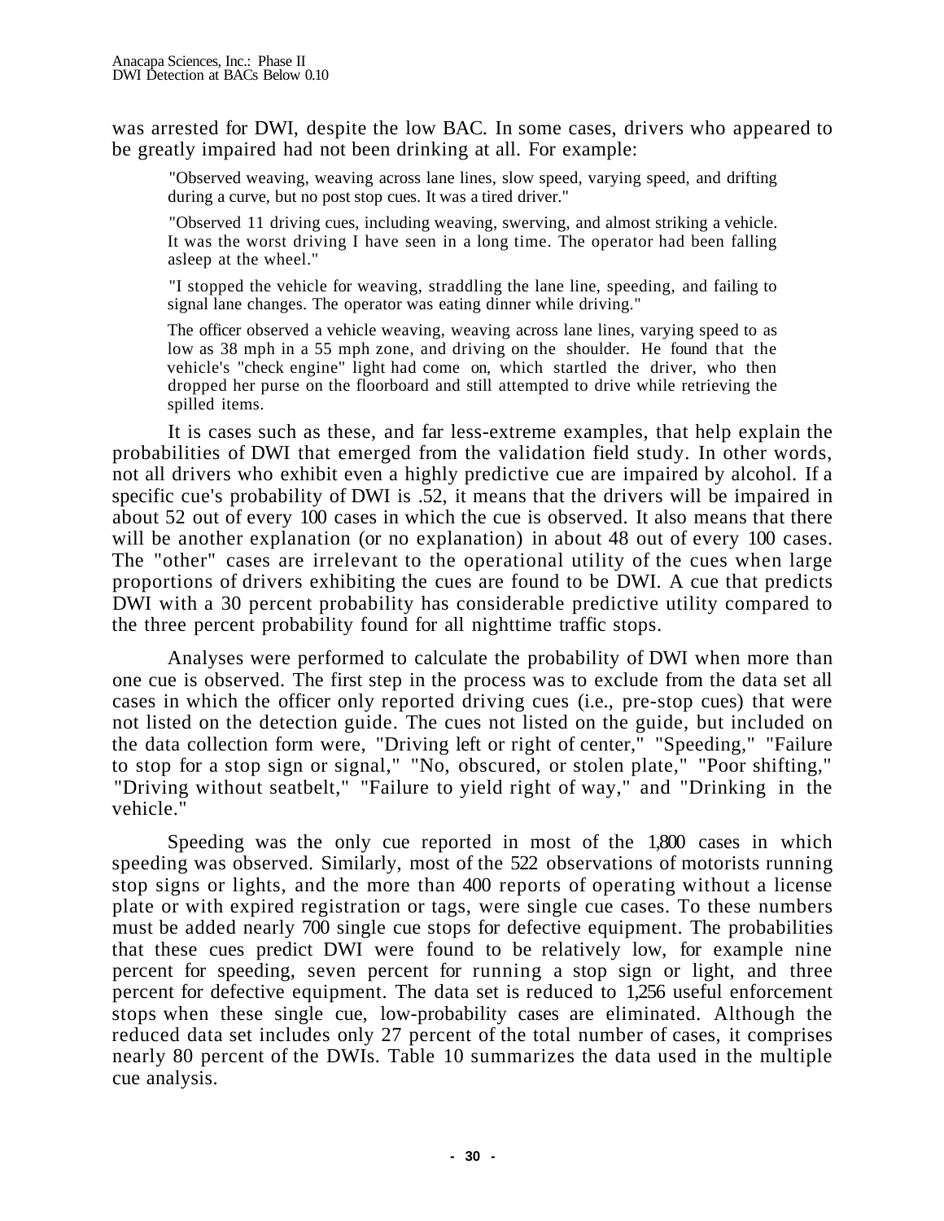was arrested for DWI, despite the low BAC. In some cases, drivers who appeared to be greatly impaired had not been drinking at all. For example:

> "Observed weaving, weaving across lane lines, slow speed, varying speed, and drifting during a curve, but no post stop cues. It was a tired driver."
>
> "Observed 11 driving cues, including weaving, swerving, and almost striking a vehicle. It was the worst driving I have seen in a long time. The operator had been falling asleep at the wheel."
>
> "I stopped the vehicle for weaving, straddling the lane line, speeding, and failing to signal lane changes. The operator was eating dinner while driving."
>
> The officer observed a vehicle weaving, weaving across lane lines, varying speed to as low as 38 mph in a 55 mph zone, and driving on the shoulder. He found that the vehicle's "check engine" light had come on, which startled the driver, who then dropped her purse on the floorboard and still attempted to drive while retrieving the spilled items.

It is cases such as these, and far less-extreme examples, that help explain the probabilities of DWI that emerged from the validation field study. In other words, not all drivers who exhibit even a highly predictive cue are impaired by alcohol. If a specific cue's probability of DWI is .52, it means that the drivers will be impaired in about 52 out of every 100 cases in which the cue is observed. It also means that there will be another explanation (or no explanation) in about 48 out of every 100 cases. The "other" cases are irrelevant to the operational utility of the cues when large proportions of drivers exhibiting the cues are found to be DWI. A cue that predicts DWI with a 30 percent probability has considerable predictive utility compared to the three percent probability found for all nighttime traffic stops.

Analyses were performed to calculate the probability of DWI when more than one cue is observed. The first step in the process was to exclude from the data set all cases in which the officer only reported driving cues (i.e., pre-stop cues) that were not listed on the detection guide. The cues not listed on the guide, but included on the data collection form were, "Driving left or right of center," "Speeding," "Failure to stop for a stop sign or signal," "No, obscured, or stolen plate," "Poor shifting," "Driving without seatbelt," "Failure to yield right of way," and "Drinking in the vehicle."

Speeding was the only cue reported in most of the 1,800 cases in which speeding was observed. Similarly, most of the 522 observations of motorists running stop signs or lights, and the more than 400 reports of operating without a license plate or with expired registration or tags, were single cue cases. To these numbers must be added nearly 700 single cue stops for defective equipment. The probabilities that these cues predict DWI were found to be relatively low, for example nine percent for speeding, seven percent for running a stop sign or light, and three percent for defective equipment. The data set is reduced to 1,256 useful enforcement stops when these single cue, low-probability cases are eliminated. Although the reduced data set includes only 27 percent of the total number of cases, it comprises nearly 80 percent of the DWIs. Table 10 summarizes the data used in the multiple cue analysis.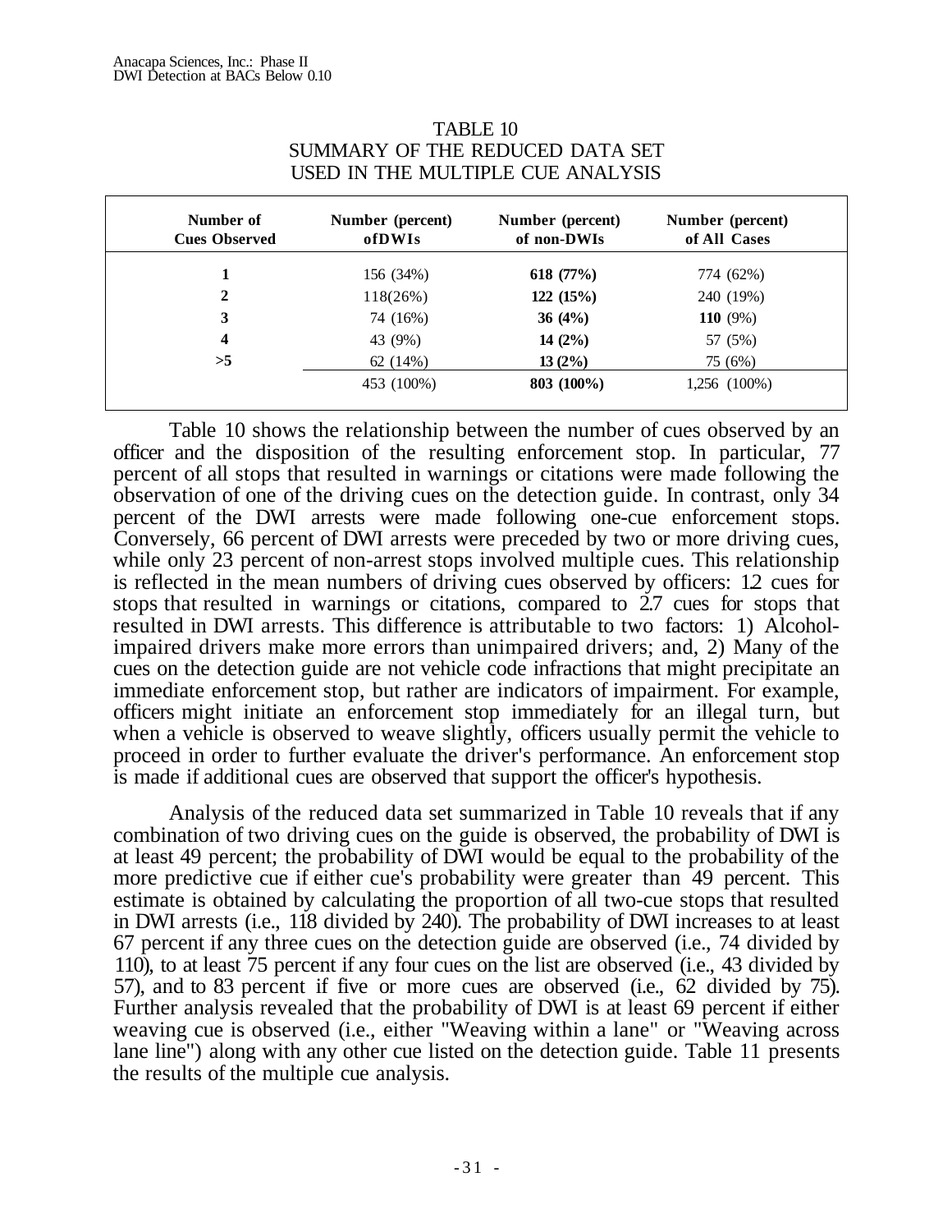TABLE 10
SUMMARY OF THE REDUCED DATA SET
USED IN THE MULTIPLE CUE ANALYSIS

| Number of Cues Observed | Number (percent) of DWIs | Number (percent) of non-DWIs | Number (percent) of All Cases |
|---|---|---|---|
| **1** | 156 (34%) | **618 (77%)** | 774 (62%) |
| **2** | 118(26%) | **122 (15%)** | 240 (19%) |
| **3** | 74 (16%) | **36 (4%)** | **110** (9%) |
| **4** | 43 (9%) | **14 (2%)** | 57 (5%) |
| **>5** | 62 (14%) | **13 (2%)** | 75 (6%) |
| | 453 (100%) | **803 (100%)** | 1,256 (100%) |

Table 10 shows the relationship between the number of cues observed by an officer and the disposition of the resulting enforcement stop. In particular, 77 percent of all stops that resulted in warnings or citations were made following the observation of one of the driving cues on the detection guide. In contrast, only 34 percent of the DWI arrests were made following one-cue enforcement stops. Conversely, 66 percent of DWI arrests were preceded by two or more driving cues, while only 23 percent of non-arrest stops involved multiple cues. This relationship is reflected in the mean numbers of driving cues observed by officers: 1.2 cues for stops that resulted in warnings or citations, compared to 2.7 cues for stops that resulted in DWI arrests. This difference is attributable to two factors: 1) Alcohol-impaired drivers make more errors than unimpaired drivers; and, 2) Many of the cues on the detection guide are not vehicle code infractions that might precipitate an immediate enforcement stop, but rather are indicators of impairment. For example, officers might initiate an enforcement stop immediately for an illegal turn, but when a vehicle is observed to weave slightly, officers usually permit the vehicle to proceed in order to further evaluate the driver's performance. An enforcement stop is made if additional cues are observed that support the officer's hypothesis.

Analysis of the reduced data set summarized in Table 10 reveals that if any combination of two driving cues on the guide is observed, the probability of DWI is at least 49 percent; the probability of DWI would be equal to the probability of the more predictive cue if either cue's probability were greater than 49 percent. This estimate is obtained by calculating the proportion of all two-cue stops that resulted in DWI arrests (i.e., 118 divided by 240). The probability of DWI increases to at least 67 percent if any three cues on the detection guide are observed (i.e., 74 divided by 110), to at least 75 percent if any four cues on the list are observed (i.e., 43 divided by 57), and to 83 percent if five or more cues are observed (i.e., 62 divided by 75). Further analysis revealed that the probability of DWI is at least 69 percent if either weaving cue is observed (i.e., either "Weaving within a lane" or "Weaving across lane line") along with any other cue listed on the detection guide. Table 11 presents the results of the multiple cue analysis.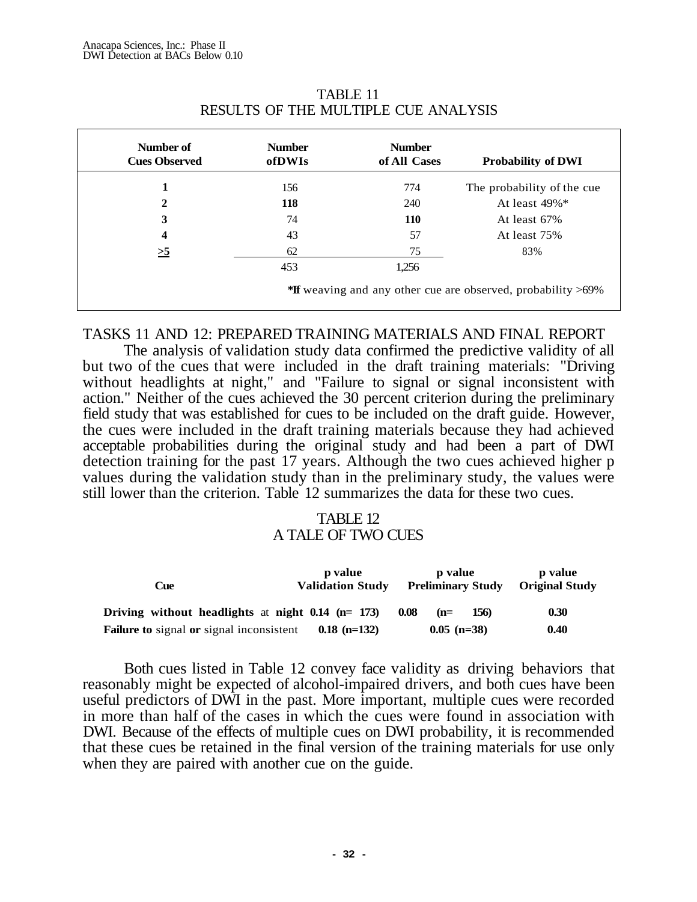## TABLE 11
## RESULTS OF THE MULTIPLE CUE ANALYSIS

| Number of Cues Observed | Number of DWIs | Number of All Cases | Probability of DWI |
|---|---|---|---|
| 1 | 156 | 774 | The probability of the cue |
| 2 | 118 | 240 | At least 49%* |
| 3 | 74 | 110 | At least 67% |
| 4 | 43 | 57 | At least 75% |
| >5 | 62 | 75 | 83% |
| | 453 | 1,256 | |

*If weaving and any other cue are observed, probability >69%

## TASKS 11 AND 12: PREPARED TRAINING MATERIALS AND FINAL REPORT

The analysis of validation study data confirmed the predictive validity of all but two of the cues that were included in the draft training materials: "Driving without headlights at night," and "Failure to signal or signal inconsistent with action." Neither of the cues achieved the 30 percent criterion during the preliminary field study that was established for cues to be included on the draft guide. However, the cues were included in the draft training materials because they had achieved acceptable probabilities during the original study and had been a part of DWI detection training for the past 17 years. Although the two cues achieved higher p values during the validation study than in the preliminary study, the values were still lower than the criterion. Table 12 summarizes the data for these two cues.

## TABLE 12
## A TALE OF TWO CUES

| Cue | p value Validation Study | p value Preliminary Study | p value Original Study |
|---|---|---|---|
| Driving without headlights at night | 0.14 (n= 173) | 0.08 (n= 156) | 0.30 |
| Failure to signal or signal inconsistent | 0.18 (n=132) | 0.05 (n=38) | 0.40 |

Both cues listed in Table 12 convey face validity as driving behaviors that reasonably might be expected of alcohol-impaired drivers, and both cues have been useful predictors of DWI in the past. More important, multiple cues were recorded in more than half of the cases in which the cues were found in association with DWI. Because of the effects of multiple cues on DWI probability, it is recommended that these cues be retained in the final version of the training materials for use only when they are paired with another cue on the guide.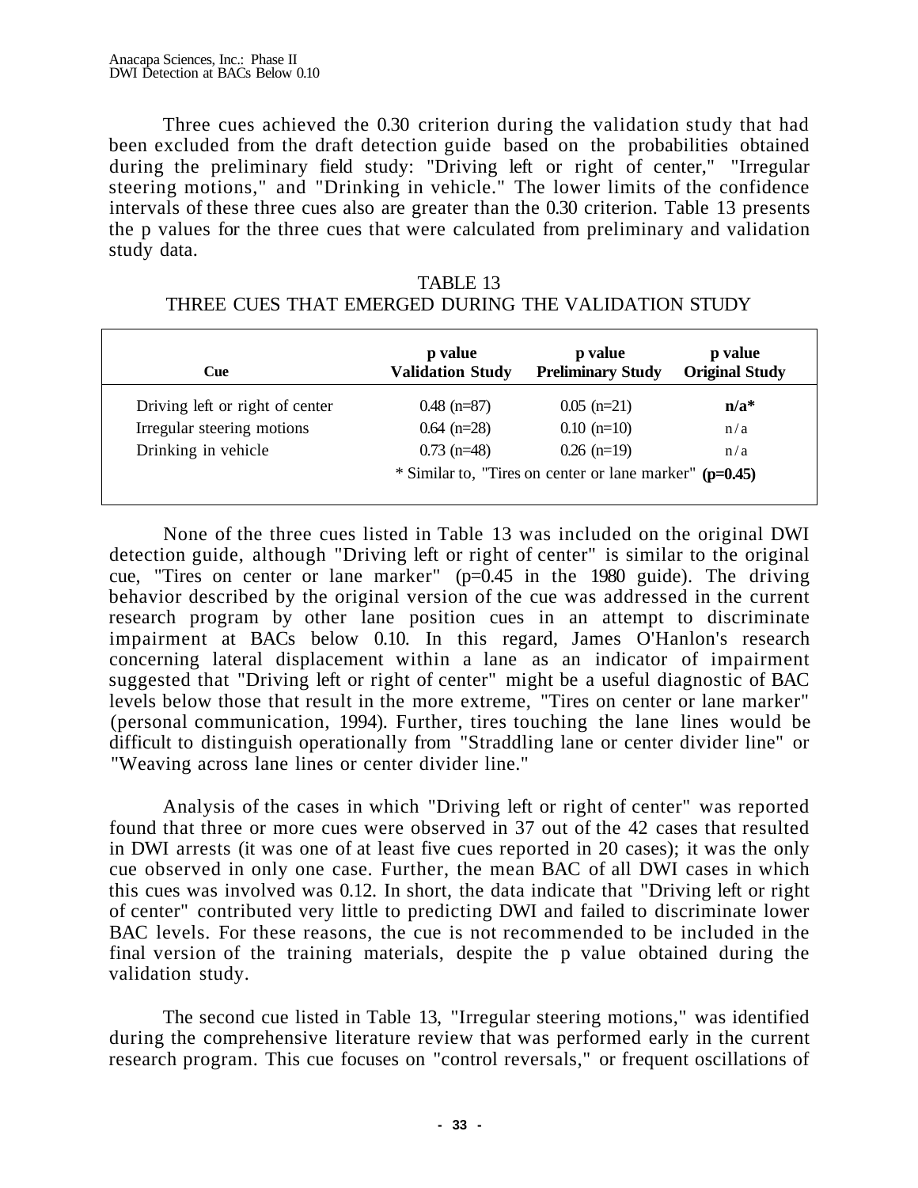Three cues achieved the 0.30 criterion during the validation study that had been excluded from the draft detection guide based on the probabilities obtained during the preliminary field study: "Driving left or right of center," "Irregular steering motions," and "Drinking in vehicle." The lower limits of the confidence intervals of these three cues also are greater than the 0.30 criterion. Table 13 presents the p values for the three cues that were calculated from preliminary and validation study data.

TABLE 13
THREE CUES THAT EMERGED DURING THE VALIDATION STUDY

| Cue | p value Validation Study | p value Preliminary Study | p value Original Study |
|---|---|---|---|
| Driving left or right of center | 0.48 (n=87) | 0.05 (n=21) | **n/a*** |
| Irregular steering motions | 0.64 (n=28) | 0.10 (n=10) | n/a |
| Drinking in vehicle | 0.73 (n=48) | 0.26 (n=19) | n/a |

\* Similar to, "Tires on center or lane marker" **(p=0.45)**

None of the three cues listed in Table 13 was included on the original DWI detection guide, although "Driving left or right of center" is similar to the original cue, "Tires on center or lane marker" (p=0.45 in the 1980 guide). The driving behavior described by the original version of the cue was addressed in the current research program by other lane position cues in an attempt to discriminate impairment at BACs below 0.10. In this regard, James O'Hanlon's research concerning lateral displacement within a lane as an indicator of impairment suggested that "Driving left or right of center" might be a useful diagnostic of BAC levels below those that result in the more extreme, "Tires on center or lane marker" (personal communication, 1994). Further, tires touching the lane lines would be difficult to distinguish operationally from "Straddling lane or center divider line" or "Weaving across lane lines or center divider line."

Analysis of the cases in which "Driving left or right of center" was reported found that three or more cues were observed in 37 out of the 42 cases that resulted in DWI arrests (it was one of at least five cues reported in 20 cases); it was the only cue observed in only one case. Further, the mean BAC of all DWI cases in which this cues was involved was 0.12. In short, the data indicate that "Driving left or right of center" contributed very little to predicting DWI and failed to discriminate lower BAC levels. For these reasons, the cue is not recommended to be included in the final version of the training materials, despite the p value obtained during the validation study.

The second cue listed in Table 13, "Irregular steering motions," was identified during the comprehensive literature review that was performed early in the current research program. This cue focuses on "control reversals," or frequent oscillations of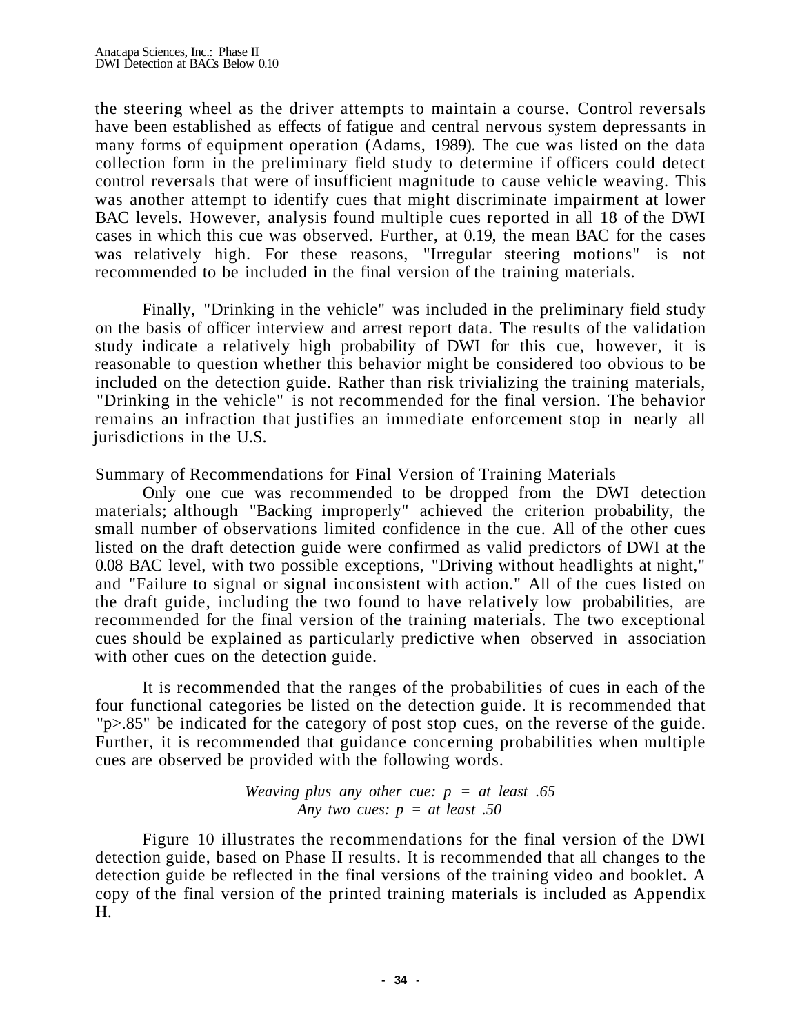the steering wheel as the driver attempts to maintain a course. Control reversals have been established as effects of fatigue and central nervous system depressants in many forms of equipment operation (Adams, 1989). The cue was listed on the data collection form in the preliminary field study to determine if officers could detect control reversals that were of insufficient magnitude to cause vehicle weaving. This was another attempt to identify cues that might discriminate impairment at lower BAC levels. However, analysis found multiple cues reported in all 18 of the DWI cases in which this cue was observed. Further, at 0.19, the mean BAC for the cases was relatively high. For these reasons, "Irregular steering motions" is not recommended to be included in the final version of the training materials.

Finally, "Drinking in the vehicle" was included in the preliminary field study on the basis of officer interview and arrest report data. The results of the validation study indicate a relatively high probability of DWI for this cue, however, it is reasonable to question whether this behavior might be considered too obvious to be included on the detection guide. Rather than risk trivializing the training materials, "Drinking in the vehicle" is not recommended for the final version. The behavior remains an infraction that justifies an immediate enforcement stop in nearly all jurisdictions in the U.S.

## Summary of Recommendations for Final Version of Training Materials

Only one cue was recommended to be dropped from the DWI detection materials; although "Backing improperly" achieved the criterion probability, the small number of observations limited confidence in the cue. All of the other cues listed on the draft detection guide were confirmed as valid predictors of DWI at the 0.08 BAC level, with two possible exceptions, "Driving without headlights at night," and "Failure to signal or signal inconsistent with action." All of the cues listed on the draft guide, including the two found to have relatively low probabilities, are recommended for the final version of the training materials. The two exceptional cues should be explained as particularly predictive when observed in association with other cues on the detection guide.

It is recommended that the ranges of the probabilities of cues in each of the four functional categories be listed on the detection guide. It is recommended that "p>.85" be indicated for the category of post stop cues, on the reverse of the guide. Further, it is recommended that guidance concerning probabilities when multiple cues are observed be provided with the following words.

*Weaving plus any other cue: p = at least .65*
*Any two cues: p = at least .50*

Figure 10 illustrates the recommendations for the final version of the DWI detection guide, based on Phase II results. It is recommended that all changes to the detection guide be reflected in the final versions of the training video and booklet. A copy of the final version of the printed training materials is included as Appendix H.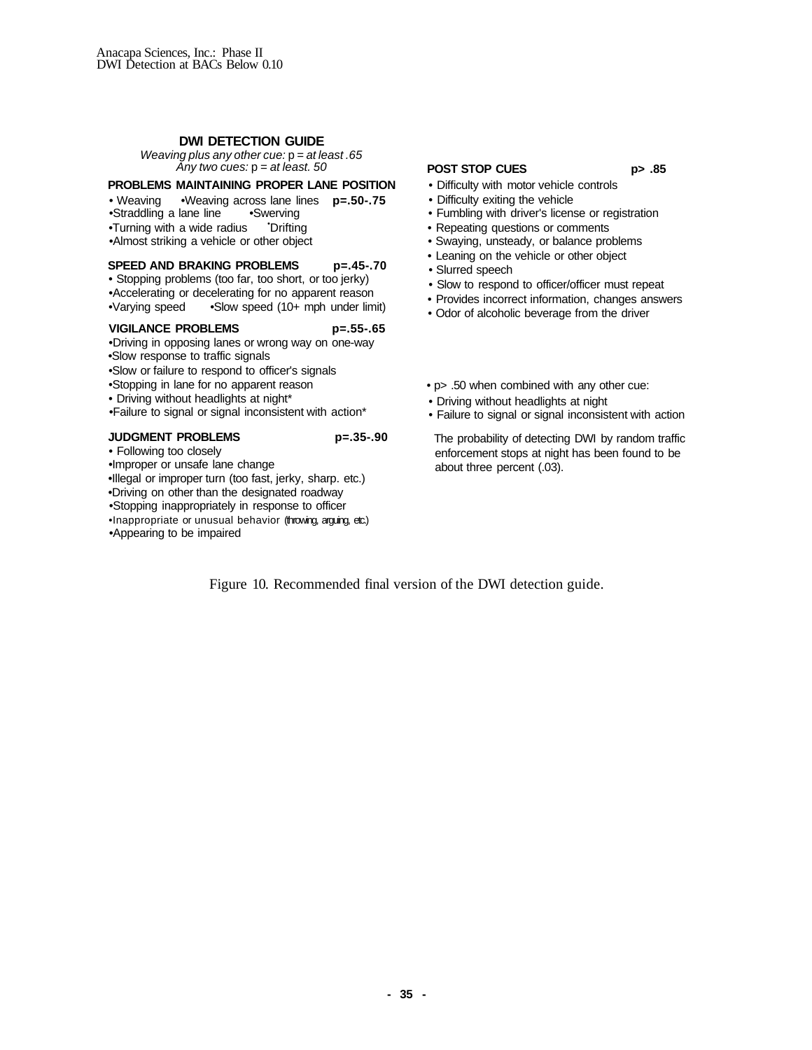## DWI DETECTION GUIDE

*Weaving plus any other cue:* p = *at least .65*
*Any two cues:* p = *at least. 50*

**PROBLEMS MAINTAINING PROPER LANE POSITION**

- Weaving
- Weaving across lane lines **p=.50-.75**
- Straddling a lane line
- Swerving
- Turning with a wide radius
- Drifting
- Almost striking a vehicle or other object

**SPEED AND BRAKING PROBLEMS** **p=.45-.70**

- Stopping problems (too far, too short, or too jerky)
- Accelerating or decelerating for no apparent reason
- Varying speed
- Slow speed (10+ mph under limit)

**VIGILANCE PROBLEMS** **p=.55-.65**

- Driving in opposing lanes or wrong way on one-way
- Slow response to traffic signals
- Slow or failure to respond to officer's signals
- Stopping in lane for no apparent reason
- Driving without headlights at night*
- Failure to signal or signal inconsistent with action*

**JUDGMENT PROBLEMS** **p=.35-.90**

- Following too closely
- Improper or unsafe lane change
- Illegal or improper turn (too fast, jerky, sharp. etc.)
- Driving on other than the designated roadway
- Stopping inappropriately in response to officer
- Inappropriate or unusual behavior (throwing, arguing, etc.)
- Appearing to be impaired

**POST STOP CUES** **p> .85**

- Difficulty with motor vehicle controls
- Difficulty exiting the vehicle
- Fumbling with driver's license or registration
- Repeating questions or comments
- Swaying, unsteady, or balance problems
- Leaning on the vehicle or other object
- Slurred speech
- Slow to respond to officer/officer must repeat
- Provides incorrect information, changes answers
- Odor of alcoholic beverage from the driver

\* p> .50 when combined with any other cue:

- Driving without headlights at night
- Failure to signal or signal inconsistent with action

The probability of detecting DWI by random traffic enforcement stops at night has been found to be about three percent (.03).

Figure 10. Recommended final version of the DWI detection guide.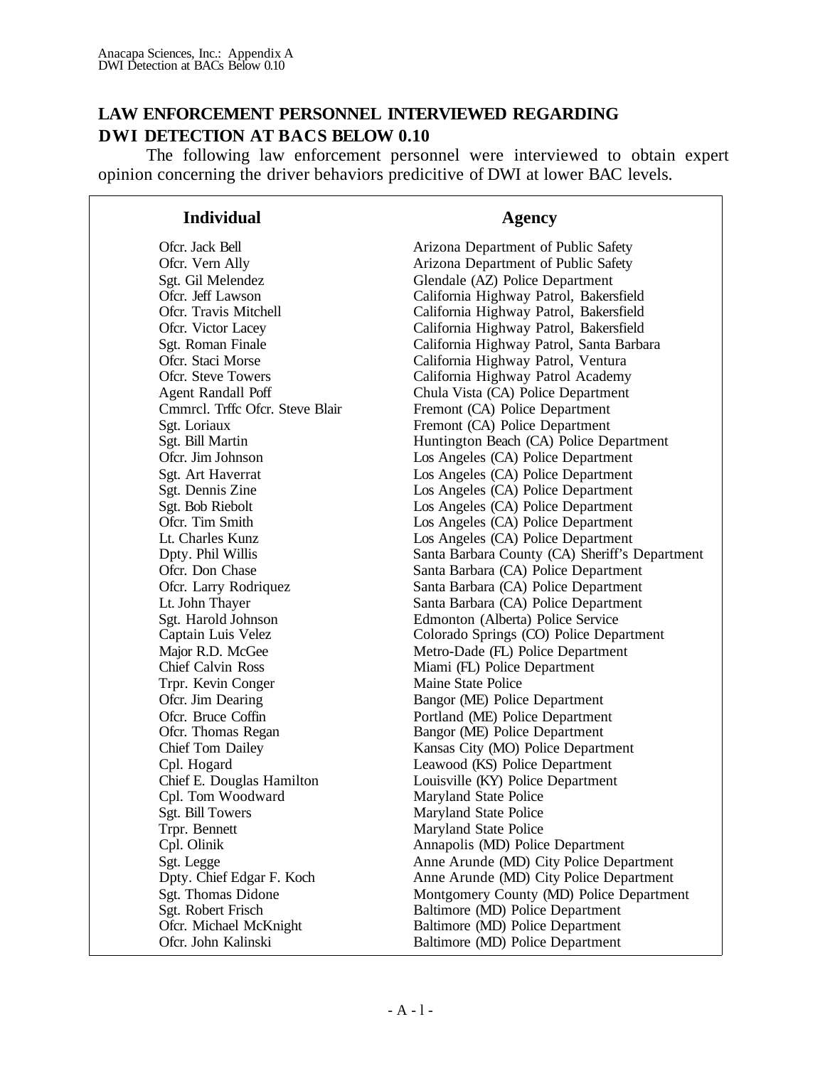## LAW ENFORCEMENT PERSONNEL INTERVIEWED REGARDING DWI DETECTION AT BACS BELOW 0.10

The following law enforcement personnel were interviewed to obtain expert opinion concerning the driver behaviors predicitive of DWI at lower BAC levels.

| Individual | Agency |
|---|---|
| Ofcr. Jack Bell | Arizona Department of Public Safety |
| Ofcr. Vern Ally | Arizona Department of Public Safety |
| Sgt. Gil Melendez | Glendale (AZ) Police Department |
| Ofcr. Jeff Lawson | California Highway Patrol, Bakersfield |
| Ofcr. Travis Mitchell | California Highway Patrol, Bakersfield |
| Ofcr. Victor Lacey | California Highway Patrol, Bakersfield |
| Sgt. Roman Finale | California Highway Patrol, Santa Barbara |
| Ofcr. Staci Morse | California Highway Patrol, Ventura |
| Ofcr. Steve Towers | California Highway Patrol Academy |
| Agent Randall Poff | Chula Vista (CA) Police Department |
| Cmmrcl. Trffc Ofcr. Steve Blair | Fremont (CA) Police Department |
| Sgt. Loriaux | Fremont (CA) Police Department |
| Sgt. Bill Martin | Huntington Beach (CA) Police Department |
| Ofcr. Jim Johnson | Los Angeles (CA) Police Department |
| Sgt. Art Haverrat | Los Angeles (CA) Police Department |
| Sgt. Dennis Zine | Los Angeles (CA) Police Department |
| Sgt. Bob Riebolt | Los Angeles (CA) Police Department |
| Ofcr. Tim Smith | Los Angeles (CA) Police Department |
| Lt. Charles Kunz | Los Angeles (CA) Police Department |
| Dpty. Phil Willis | Santa Barbara County (CA) Sheriff's Department |
| Ofcr. Don Chase | Santa Barbara (CA) Police Department |
| Ofcr. Larry Rodriquez | Santa Barbara (CA) Police Department |
| Lt. John Thayer | Santa Barbara (CA) Police Department |
| Sgt. Harold Johnson | Edmonton (Alberta) Police Service |
| Captain Luis Velez | Colorado Springs (CO) Police Department |
| Major R.D. McGee | Metro-Dade (FL) Police Department |
| Chief Calvin Ross | Miami (FL) Police Department |
| Trpr. Kevin Conger | Maine State Police |
| Ofcr. Jim Dearing | Bangor (ME) Police Department |
| Ofcr. Bruce Coffin | Portland (ME) Police Department |
| Ofcr. Thomas Regan | Bangor (ME) Police Department |
| Chief Tom Dailey | Kansas City (MO) Police Department |
| Cpl. Hogard | Leawood (KS) Police Department |
| Chief E. Douglas Hamilton | Louisville (KY) Police Department |
| Cpl. Tom Woodward | Maryland State Police |
| Sgt. Bill Towers | Maryland State Police |
| Trpr. Bennett | Maryland State Police |
| Cpl. Olinik | Annapolis (MD) Police Department |
| Sgt. Legge | Anne Arunde (MD) City Police Department |
| Dpty. Chief Edgar F. Koch | Anne Arunde (MD) City Police Department |
| Sgt. Thomas Didone | Montgomery County (MD) Police Department |
| Sgt. Robert Frisch | Baltimore (MD) Police Department |
| Ofcr. Michael McKnight | Baltimore (MD) Police Department |
| Ofcr. John Kalinski | Baltimore (MD) Police Department |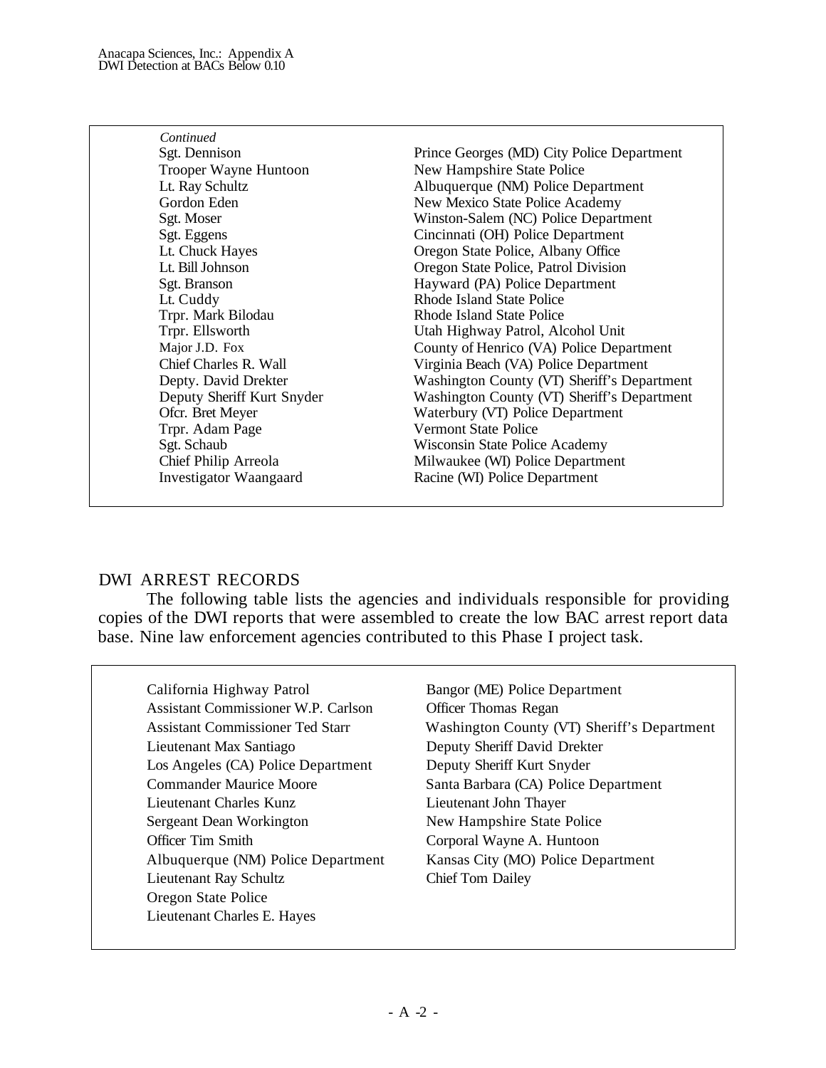*Continued*

| | |
|---|---|
| Sgt. Dennison | Prince Georges (MD) City Police Department |
| Trooper Wayne Huntoon | New Hampshire State Police |
| Lt. Ray Schultz | Albuquerque (NM) Police Department |
| Gordon Eden | New Mexico State Police Academy |
| Sgt. Moser | Winston-Salem (NC) Police Department |
| Sgt. Eggens | Cincinnati (OH) Police Department |
| Lt. Chuck Hayes | Oregon State Police, Albany Office |
| Lt. Bill Johnson | Oregon State Police, Patrol Division |
| Sgt. Branson | Hayward (PA) Police Department |
| Lt. Cuddy | Rhode Island State Police |
| Trpr. Mark Bilodau | Rhode Island State Police |
| Trpr. Ellsworth | Utah Highway Patrol, Alcohol Unit |
| Major J.D. Fox | County of Henrico (VA) Police Department |
| Chief Charles R. Wall | Virginia Beach (VA) Police Department |
| Depty. David Drekter | Washington County (VT) Sheriff's Department |
| Deputy Sheriff Kurt Snyder | Washington County (VT) Sheriff's Department |
| Ofcr. Bret Meyer | Waterbury (VT) Police Department |
| Trpr. Adam Page | Vermont State Police |
| Sgt. Schaub | Wisconsin State Police Academy |
| Chief Philip Arreola | Milwaukee (WI) Police Department |
| Investigator Waangaard | Racine (WI) Police Department |

## DWI ARREST RECORDS

The following table lists the agencies and individuals responsible for providing copies of the DWI reports that were assembled to create the low BAC arrest report data base. Nine law enforcement agencies contributed to this Phase I project task.

California Highway Patrol
Assistant Commissioner W.P. Carlson
Assistant Commissioner Ted Starr
Lieutenant Max Santiago

Los Angeles (CA) Police Department
Commander Maurice Moore
Lieutenant Charles Kunz
Sergeant Dean Workington
Officer Tim Smith

Albuquerque (NM) Police Department
Lieutenant Ray Schultz

Oregon State Police
Lieutenant Charles E. Hayes

Bangor (ME) Police Department
Officer Thomas Regan

Washington County (VT) Sheriff's Department
Deputy Sheriff David Drekter
Deputy Sheriff Kurt Snyder

Santa Barbara (CA) Police Department
Lieutenant John Thayer

New Hampshire State Police
Corporal Wayne A. Huntoon

Kansas City (MO) Police Department
Chief Tom Dailey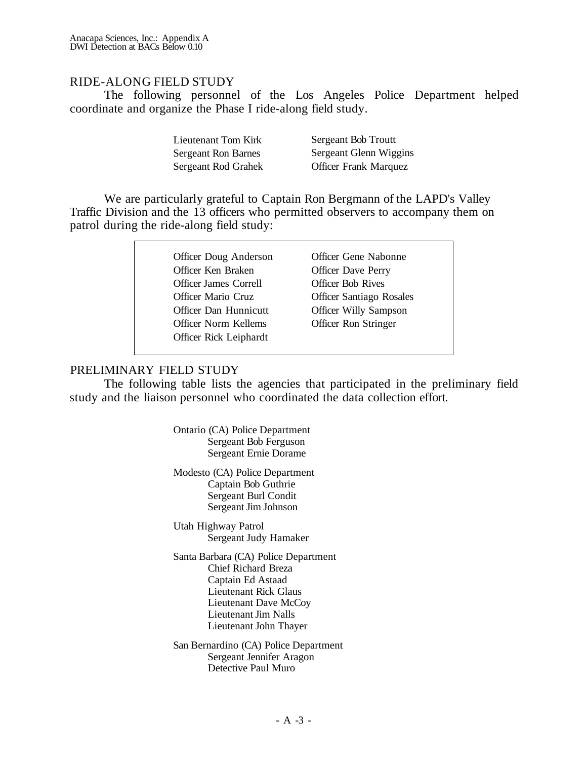## RIDE-ALONG FIELD STUDY

The following personnel of the Los Angeles Police Department helped coordinate and organize the Phase I ride-along field study.

- Lieutenant Tom Kirk
- Sergeant Ron Barnes
- Sergeant Rod Grahek
- Sergeant Bob Troutt
- Sergeant Glenn Wiggins
- Officer Frank Marquez

We are particularly grateful to Captain Ron Bergmann of the LAPD's Valley Traffic Division and the 13 officers who permitted observers to accompany them on patrol during the ride-along field study:

- Officer Doug Anderson
- Officer Ken Braken
- Officer James Correll
- Officer Mario Cruz
- Officer Dan Hunnicutt
- Officer Norm Kellems
- Officer Rick Leiphardt
- Officer Gene Nabonne
- Officer Dave Perry
- Officer Bob Rives
- Officer Santiago Rosales
- Officer Willy Sampson
- Officer Ron Stringer

## PRELIMINARY FIELD STUDY

The following table lists the agencies that participated in the preliminary field study and the liaison personnel who coordinated the data collection effort.

Ontario (CA) Police Department
- Sergeant Bob Ferguson
- Sergeant Ernie Dorame

Modesto (CA) Police Department
- Captain Bob Guthrie
- Sergeant Burl Condit
- Sergeant Jim Johnson

Utah Highway Patrol
- Sergeant Judy Hamaker

Santa Barbara (CA) Police Department
- Chief Richard Breza
- Captain Ed Astaad
- Lieutenant Rick Glaus
- Lieutenant Dave McCoy
- Lieutenant Jim Nalls
- Lieutenant John Thayer

San Bernardino (CA) Police Department
- Sergeant Jennifer Aragon
- Detective Paul Muro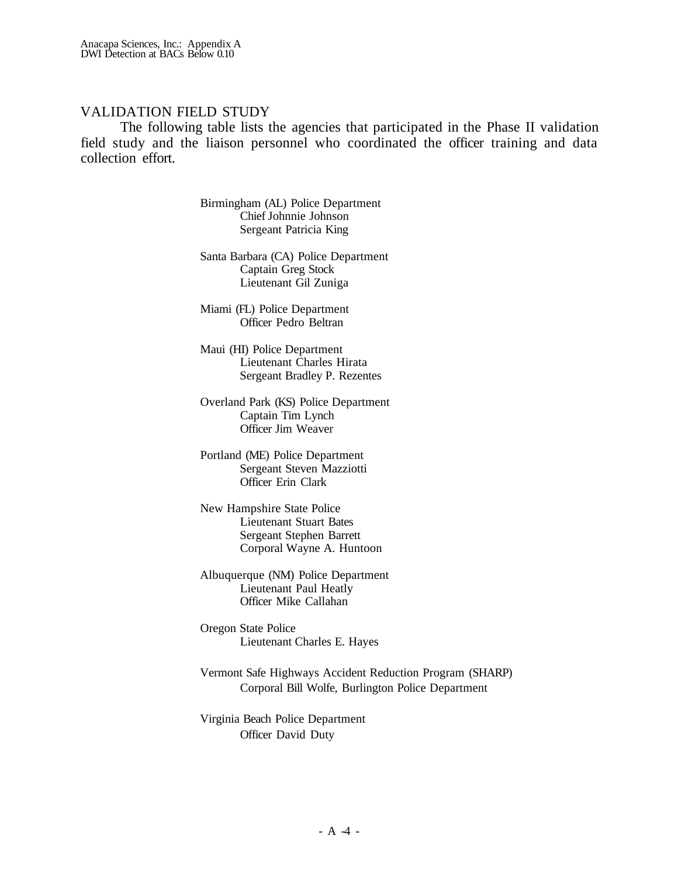## VALIDATION FIELD STUDY

The following table lists the agencies that participated in the Phase II validation field study and the liaison personnel who coordinated the officer training and data collection effort.

Birmingham (AL) Police Department
- Chief Johnnie Johnson
- Sergeant Patricia King

Santa Barbara (CA) Police Department
- Captain Greg Stock
- Lieutenant Gil Zuniga

Miami (FL) Police Department
- Officer Pedro Beltran

Maui (HI) Police Department
- Lieutenant Charles Hirata
- Sergeant Bradley P. Rezentes

Overland Park (KS) Police Department
- Captain Tim Lynch
- Officer Jim Weaver

Portland (ME) Police Department
- Sergeant Steven Mazziotti
- Officer Erin Clark

New Hampshire State Police
- Lieutenant Stuart Bates
- Sergeant Stephen Barrett
- Corporal Wayne A. Huntoon

Albuquerque (NM) Police Department
- Lieutenant Paul Heatly
- Officer Mike Callahan

Oregon State Police
- Lieutenant Charles E. Hayes

Vermont Safe Highways Accident Reduction Program (SHARP)
- Corporal Bill Wolfe, Burlington Police Department

Virginia Beach Police Department
- Officer David Duty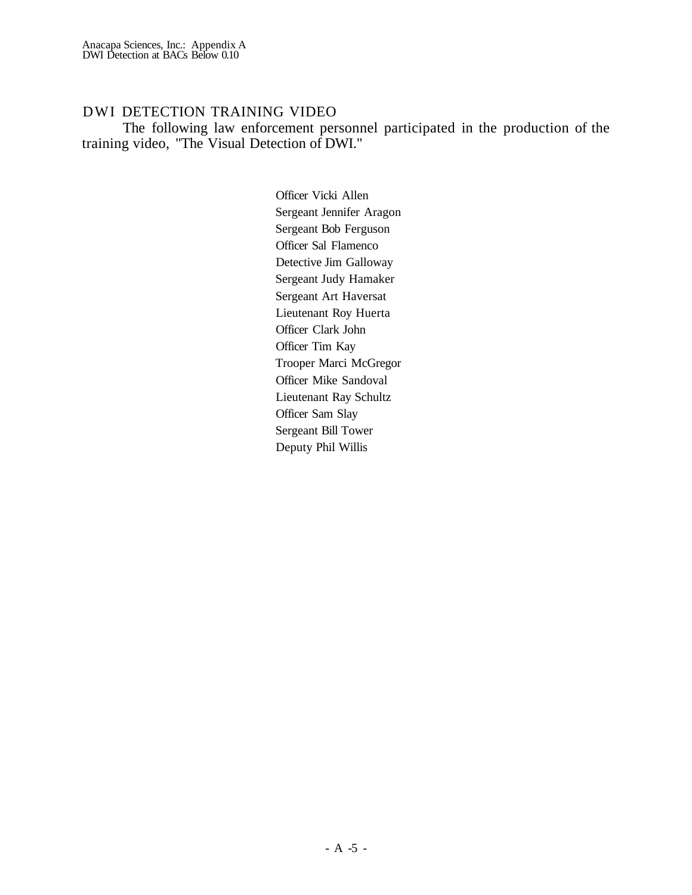## DWI DETECTION TRAINING VIDEO

The following law enforcement personnel participated in the production of the training video, "The Visual Detection of DWI."

Officer Vicki Allen
Sergeant Jennifer Aragon
Sergeant Bob Ferguson
Officer Sal Flamenco
Detective Jim Galloway
Sergeant Judy Hamaker
Sergeant Art Haversat
Lieutenant Roy Huerta
Officer Clark John
Officer Tim Kay
Trooper Marci McGregor
Officer Mike Sandoval
Lieutenant Ray Schultz
Officer Sam Slay
Sergeant Bill Tower
Deputy Phil Willis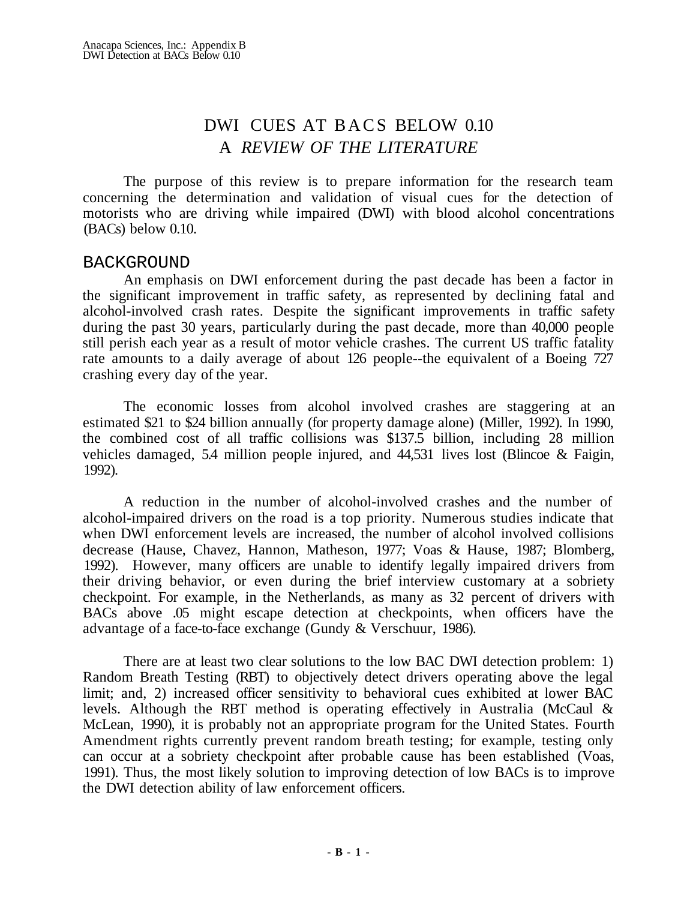# DWI CUES AT BACS BELOW 0.10
# A *REVIEW OF THE LITERATURE*

The purpose of this review is to prepare information for the research team concerning the determination and validation of visual cues for the detection of motorists who are driving while impaired (DWI) with blood alcohol concentrations (BACs) below 0.10.

## BACKGROUND

An emphasis on DWI enforcement during the past decade has been a factor in the significant improvement in traffic safety, as represented by declining fatal and alcohol-involved crash rates. Despite the significant improvements in traffic safety during the past 30 years, particularly during the past decade, more than 40,000 people still perish each year as a result of motor vehicle crashes. The current US traffic fatality rate amounts to a daily average of about 126 people--the equivalent of a Boeing 727 crashing every day of the year.

The economic losses from alcohol involved crashes are staggering at an estimated $21 to $24 billion annually (for property damage alone) (Miller, 1992). In 1990, the combined cost of all traffic collisions was $137.5 billion, including 28 million vehicles damaged, 5.4 million people injured, and 44,531 lives lost (Blincoe & Faigin, 1992).

A reduction in the number of alcohol-involved crashes and the number of alcohol-impaired drivers on the road is a top priority. Numerous studies indicate that when DWI enforcement levels are increased, the number of alcohol involved collisions decrease (Hause, Chavez, Hannon, Matheson, 1977; Voas & Hause, 1987; Blomberg, 1992). However, many officers are unable to identify legally impaired drivers from their driving behavior, or even during the brief interview customary at a sobriety checkpoint. For example, in the Netherlands, as many as 32 percent of drivers with BACs above .05 might escape detection at checkpoints, when officers have the advantage of a face-to-face exchange (Gundy & Verschuur, 1986).

There are at least two clear solutions to the low BAC DWI detection problem: 1) Random Breath Testing (RBT) to objectively detect drivers operating above the legal limit; and, 2) increased officer sensitivity to behavioral cues exhibited at lower BAC levels. Although the RBT method is operating effectively in Australia (McCaul & McLean, 1990), it is probably not an appropriate program for the United States. Fourth Amendment rights currently prevent random breath testing; for example, testing only can occur at a sobriety checkpoint after probable cause has been established (Voas, 1991). Thus, the most likely solution to improving detection of low BACs is to improve the DWI detection ability of law enforcement officers.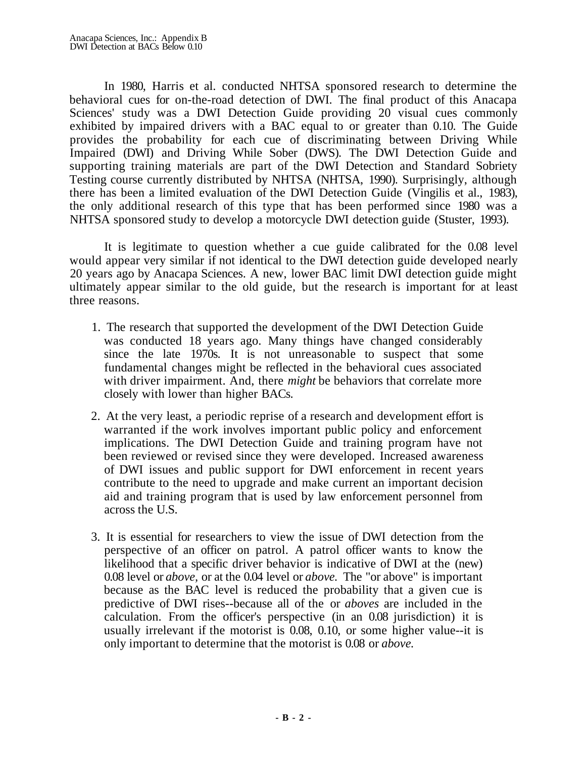In 1980, Harris et al. conducted NHTSA sponsored research to determine the behavioral cues for on-the-road detection of DWI. The final product of this Anacapa Sciences' study was a DWI Detection Guide providing 20 visual cues commonly exhibited by impaired drivers with a BAC equal to or greater than 0.10. The Guide provides the probability for each cue of discriminating between Driving While Impaired (DWI) and Driving While Sober (DWS). The DWI Detection Guide and supporting training materials are part of the DWI Detection and Standard Sobriety Testing course currently distributed by NHTSA (NHTSA, 1990). Surprisingly, although there has been a limited evaluation of the DWI Detection Guide (Vingilis et al., 1983), the only additional research of this type that has been performed since 1980 was a NHTSA sponsored study to develop a motorcycle DWI detection guide (Stuster, 1993).

It is legitimate to question whether a cue guide calibrated for the 0.08 level would appear very similar if not identical to the DWI detection guide developed nearly 20 years ago by Anacapa Sciences. A new, lower BAC limit DWI detection guide might ultimately appear similar to the old guide, but the research is important for at least three reasons.

1. The research that supported the development of the DWI Detection Guide was conducted 18 years ago. Many things have changed considerably since the late 1970s. It is not unreasonable to suspect that some fundamental changes might be reflected in the behavioral cues associated with driver impairment. And, there *might* be behaviors that correlate more closely with lower than higher BACs.

2. At the very least, a periodic reprise of a research and development effort is warranted if the work involves important public policy and enforcement implications. The DWI Detection Guide and training program have not been reviewed or revised since they were developed. Increased awareness of DWI issues and public support for DWI enforcement in recent years contribute to the need to upgrade and make current an important decision aid and training program that is used by law enforcement personnel from across the U.S.

3. It is essential for researchers to view the issue of DWI detection from the perspective of an officer on patrol. A patrol officer wants to know the likelihood that a specific driver behavior is indicative of DWI at the (new) 0.08 level or *above,* or at the 0.04 level or *above.* The "or above" is important because as the BAC level is reduced the probability that a given cue is predictive of DWI rises--because all of the or *aboves* are included in the calculation. From the officer's perspective (in an 0.08 jurisdiction) it is usually irrelevant if the motorist is 0.08, 0.10, or some higher value--it is only important to determine that the motorist is 0.08 or *above.*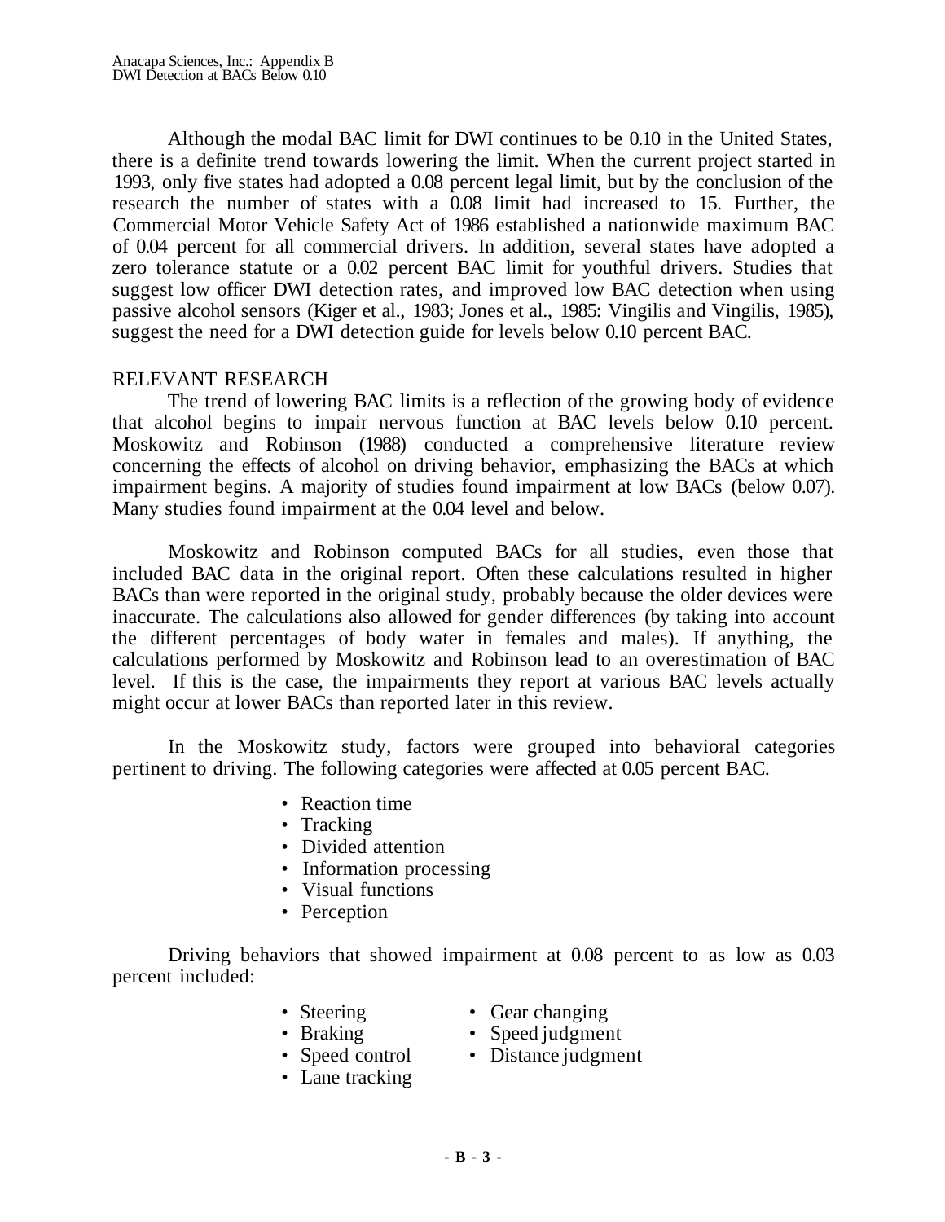Although the modal BAC limit for DWI continues to be 0.10 in the United States, there is a definite trend towards lowering the limit. When the current project started in 1993, only five states had adopted a 0.08 percent legal limit, but by the conclusion of the research the number of states with a 0.08 limit had increased to 15. Further, the Commercial Motor Vehicle Safety Act of 1986 established a nationwide maximum BAC of 0.04 percent for all commercial drivers. In addition, several states have adopted a zero tolerance statute or a 0.02 percent BAC limit for youthful drivers. Studies that suggest low officer DWI detection rates, and improved low BAC detection when using passive alcohol sensors (Kiger et al., 1983; Jones et al., 1985: Vingilis and Vingilis, 1985), suggest the need for a DWI detection guide for levels below 0.10 percent BAC.

## RELEVANT RESEARCH

The trend of lowering BAC limits is a reflection of the growing body of evidence that alcohol begins to impair nervous function at BAC levels below 0.10 percent. Moskowitz and Robinson (1988) conducted a comprehensive literature review concerning the effects of alcohol on driving behavior, emphasizing the BACs at which impairment begins. A majority of studies found impairment at low BACs (below 0.07). Many studies found impairment at the 0.04 level and below.

Moskowitz and Robinson computed BACs for all studies, even those that included BAC data in the original report. Often these calculations resulted in higher BACs than were reported in the original study, probably because the older devices were inaccurate. The calculations also allowed for gender differences (by taking into account the different percentages of body water in females and males). If anything, the calculations performed by Moskowitz and Robinson lead to an overestimation of BAC level. If this is the case, the impairments they report at various BAC levels actually might occur at lower BACs than reported later in this review.

In the Moskowitz study, factors were grouped into behavioral categories pertinent to driving. The following categories were affected at 0.05 percent BAC.

- Reaction time
- Tracking
- Divided attention
- Information processing
- Visual functions
- Perception

Driving behaviors that showed impairment at 0.08 percent to as low as 0.03 percent included:

- Steering
- Braking
- Speed control
- Lane tracking
- Gear changing
- Speed judgment
- Distance judgment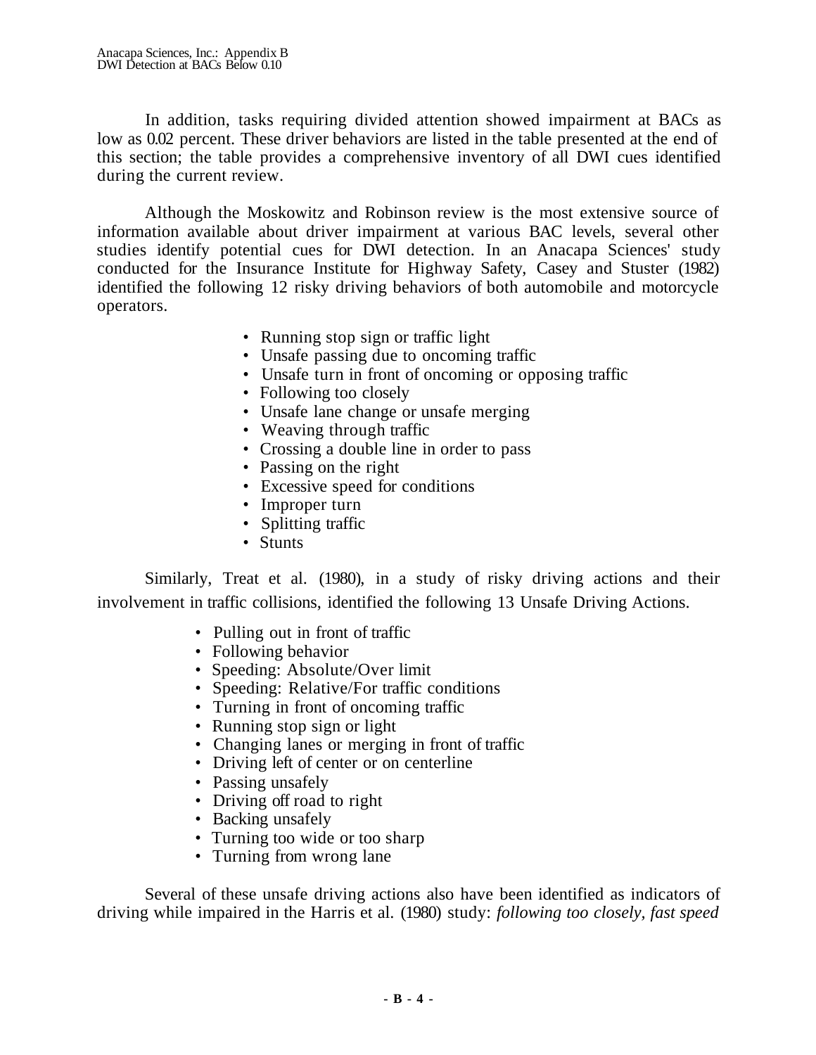In addition, tasks requiring divided attention showed impairment at BACs as low as 0.02 percent. These driver behaviors are listed in the table presented at the end of this section; the table provides a comprehensive inventory of all DWI cues identified during the current review.

Although the Moskowitz and Robinson review is the most extensive source of information available about driver impairment at various BAC levels, several other studies identify potential cues for DWI detection. In an Anacapa Sciences' study conducted for the Insurance Institute for Highway Safety, Casey and Stuster (1982) identified the following 12 risky driving behaviors of both automobile and motorcycle operators.

- Running stop sign or traffic light
- Unsafe passing due to oncoming traffic
- Unsafe turn in front of oncoming or opposing traffic
- Following too closely
- Unsafe lane change or unsafe merging
- Weaving through traffic
- Crossing a double line in order to pass
- Passing on the right
- Excessive speed for conditions
- Improper turn
- Splitting traffic
- Stunts

Similarly, Treat et al. (1980), in a study of risky driving actions and their involvement in traffic collisions, identified the following 13 Unsafe Driving Actions.

- Pulling out in front of traffic
- Following behavior
- Speeding: Absolute/Over limit
- Speeding: Relative/For traffic conditions
- Turning in front of oncoming traffic
- Running stop sign or light
- Changing lanes or merging in front of traffic
- Driving left of center or on centerline
- Passing unsafely
- Driving off road to right
- Backing unsafely
- Turning too wide or too sharp
- Turning from wrong lane

Several of these unsafe driving actions also have been identified as indicators of driving while impaired in the Harris et al. (1980) study: *following too closely, fast speed*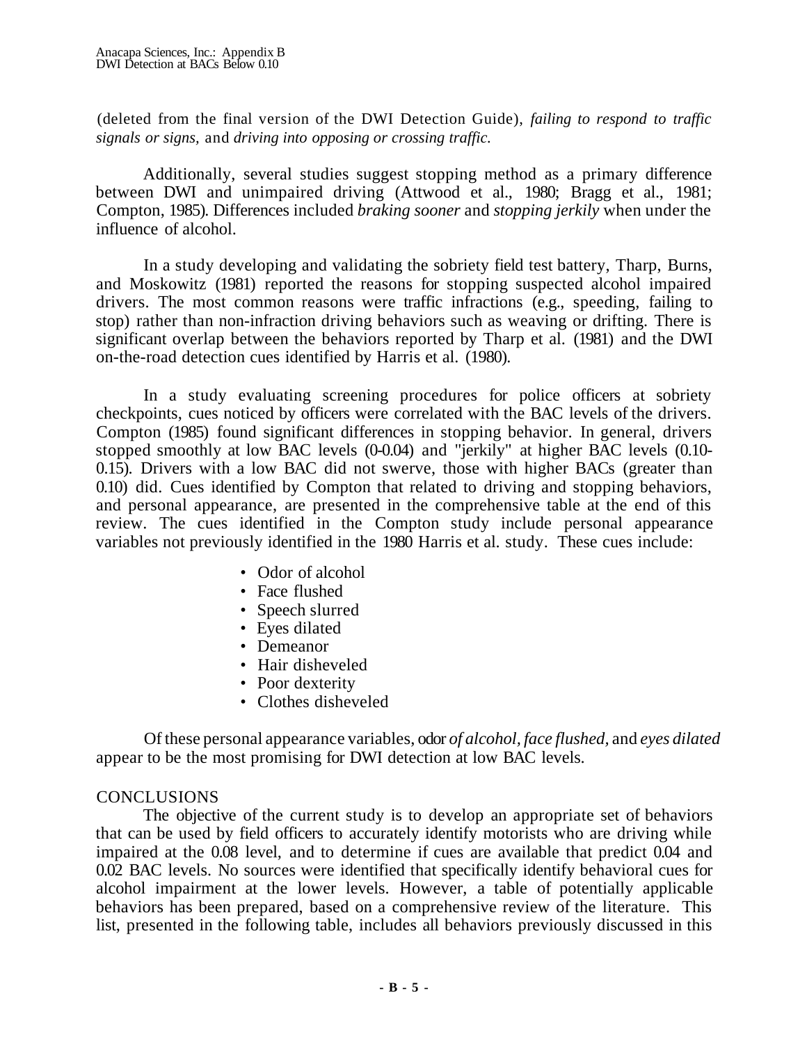(deleted from the final version of the DWI Detection Guide), *failing to respond to traffic signals or signs,* and *driving into opposing or crossing traffic.*

Additionally, several studies suggest stopping method as a primary difference between DWI and unimpaired driving (Attwood et al., 1980; Bragg et al., 1981; Compton, 1985). Differences included *braking sooner* and *stopping jerkily* when under the influence of alcohol.

In a study developing and validating the sobriety field test battery, Tharp, Burns, and Moskowitz (1981) reported the reasons for stopping suspected alcohol impaired drivers. The most common reasons were traffic infractions (e.g., speeding, failing to stop) rather than non-infraction driving behaviors such as weaving or drifting. There is significant overlap between the behaviors reported by Tharp et al. (1981) and the DWI on-the-road detection cues identified by Harris et al. (1980).

In a study evaluating screening procedures for police officers at sobriety checkpoints, cues noticed by officers were correlated with the BAC levels of the drivers. Compton (1985) found significant differences in stopping behavior. In general, drivers stopped smoothly at low BAC levels (0-0.04) and "jerkily" at higher BAC levels (0.10-0.15). Drivers with a low BAC did not swerve, those with higher BACs (greater than 0.10) did. Cues identified by Compton that related to driving and stopping behaviors, and personal appearance, are presented in the comprehensive table at the end of this review. The cues identified in the Compton study include personal appearance variables not previously identified in the 1980 Harris et al. study. These cues include:

- Odor of alcohol
- Face flushed
- Speech slurred
- Eyes dilated
- Demeanor
- Hair disheveled
- Poor dexterity
- Clothes disheveled

Of these personal appearance variables, odor *of alcohol*, *face flushed,* and *eyes dilated* appear to be the most promising for DWI detection at low BAC levels.

## CONCLUSIONS

The objective of the current study is to develop an appropriate set of behaviors that can be used by field officers to accurately identify motorists who are driving while impaired at the 0.08 level, and to determine if cues are available that predict 0.04 and 0.02 BAC levels. No sources were identified that specifically identify behavioral cues for alcohol impairment at the lower levels. However, a table of potentially applicable behaviors has been prepared, based on a comprehensive review of the literature. This list, presented in the following table, includes all behaviors previously discussed in this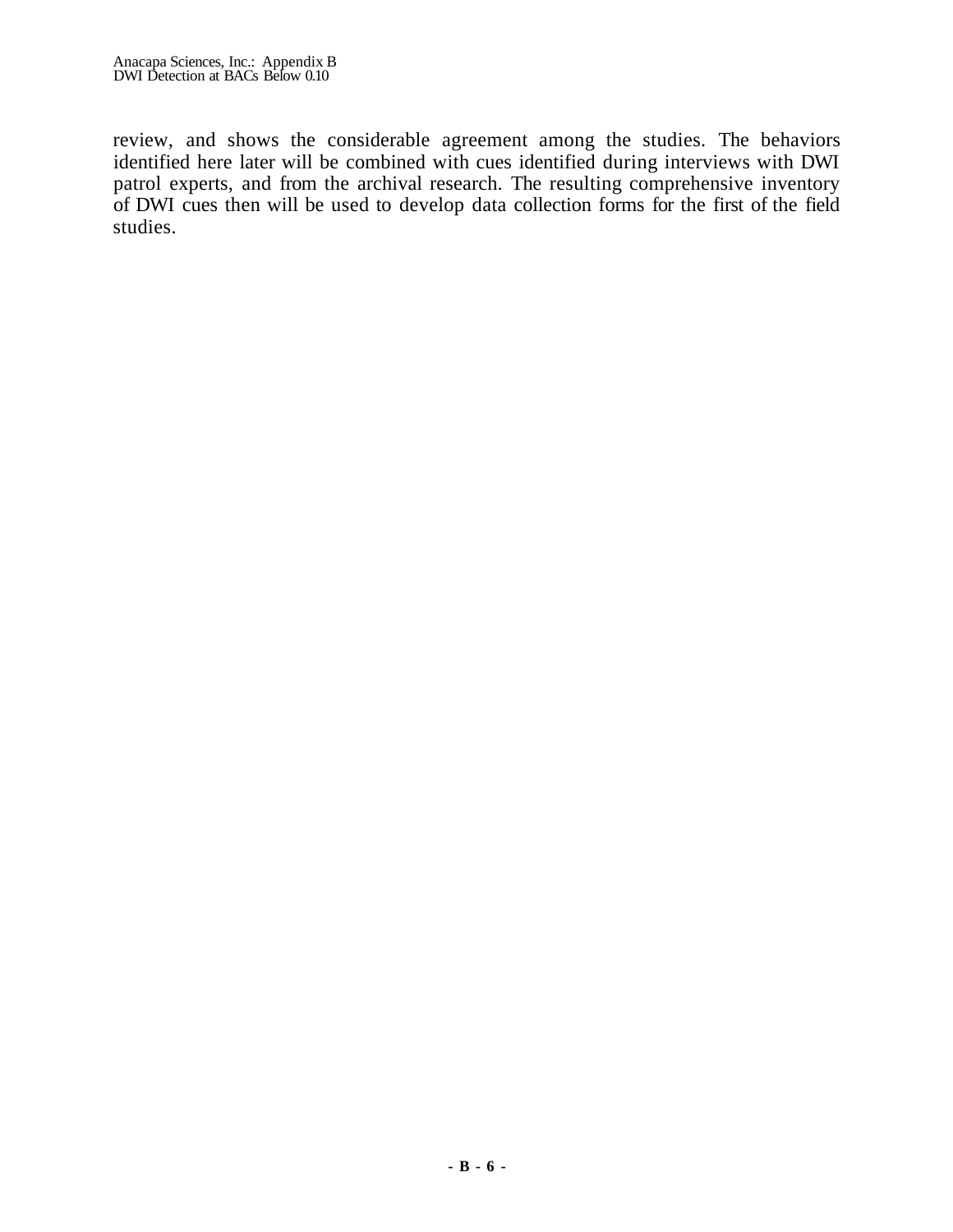review, and shows the considerable agreement among the studies. The behaviors identified here later will be combined with cues identified during interviews with DWI patrol experts, and from the archival research. The resulting comprehensive inventory of DWI cues then will be used to develop data collection forms for the first of the field studies.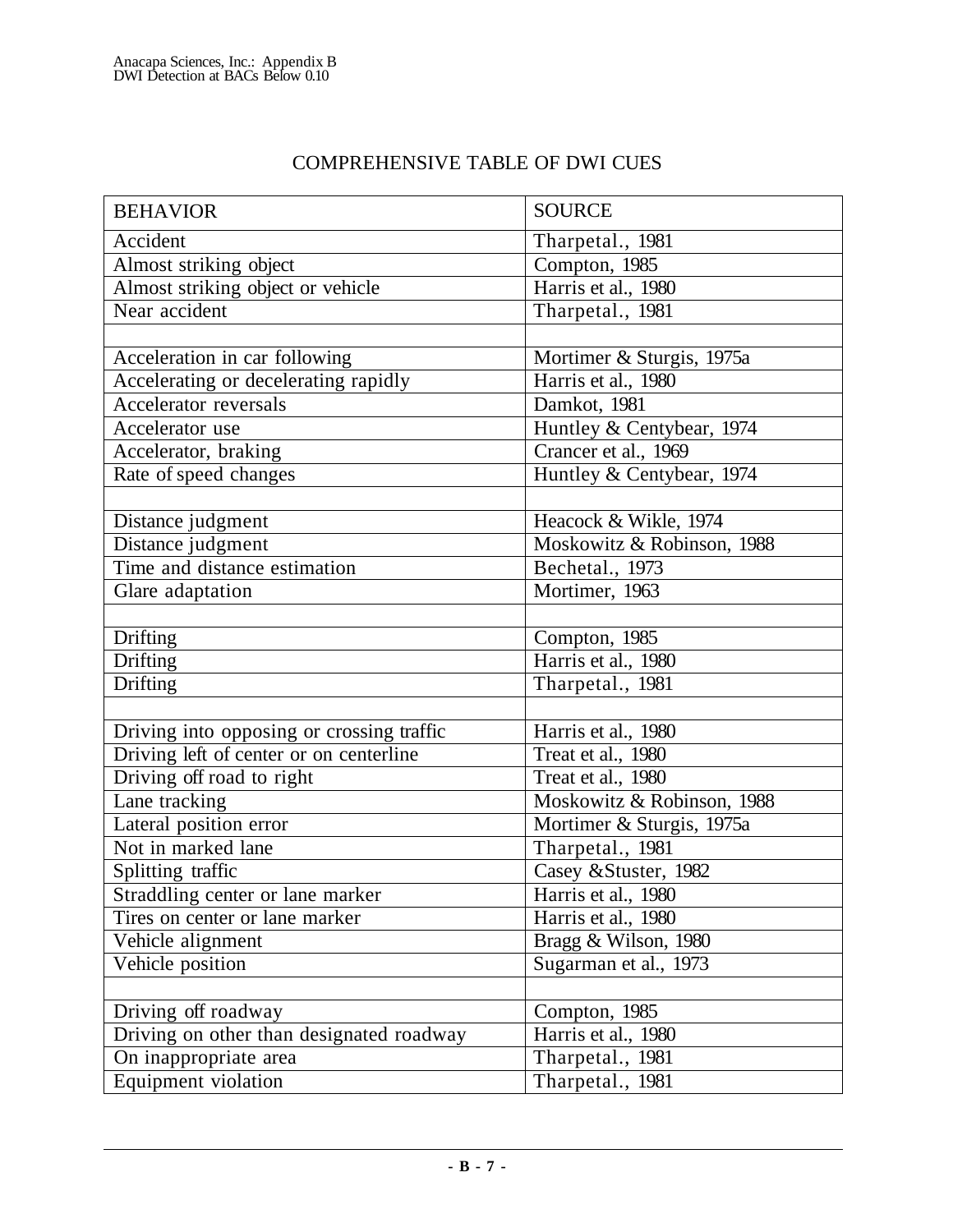# COMPREHENSIVE TABLE OF DWI CUES

| BEHAVIOR | SOURCE |
|---|---|
| Accident | Tharpetal., 1981 |
| Almost striking object | Compton, 1985 |
| Almost striking object or vehicle | Harris et al., 1980 |
| Near accident | Tharpetal., 1981 |
| | |
| Acceleration in car following | Mortimer & Sturgis, 1975a |
| Accelerating or decelerating rapidly | Harris et al., 1980 |
| Accelerator reversals | Damkot, 1981 |
| Accelerator use | Huntley & Centybear, 1974 |
| Accelerator, braking | Crancer et al., 1969 |
| Rate of speed changes | Huntley & Centybear, 1974 |
| | |
| Distance judgment | Heacock & Wikle, 1974 |
| Distance judgment | Moskowitz & Robinson, 1988 |
| Time and distance estimation | Bechetal., 1973 |
| Glare adaptation | Mortimer, 1963 |
| | |
| Drifting | Compton, 1985 |
| Drifting | Harris et al., 1980 |
| Drifting | Tharpetal., 1981 |
| | |
| Driving into opposing or crossing traffic | Harris et al., 1980 |
| Driving left of center or on centerline | Treat et al., 1980 |
| Driving off road to right | Treat et al., 1980 |
| Lane tracking | Moskowitz & Robinson, 1988 |
| Lateral position error | Mortimer & Sturgis, 1975a |
| Not in marked lane | Tharpetal., 1981 |
| Splitting traffic | Casey &Stuster, 1982 |
| Straddling center or lane marker | Harris et al., 1980 |
| Tires on center or lane marker | Harris et al., 1980 |
| Vehicle alignment | Bragg & Wilson, 1980 |
| Vehicle position | Sugarman et al., 1973 |
| | |
| Driving off roadway | Compton, 1985 |
| Driving on other than designated roadway | Harris et al., 1980 |
| On inappropriate area | Tharpetal., 1981 |
| Equipment violation | Tharpetal., 1981 |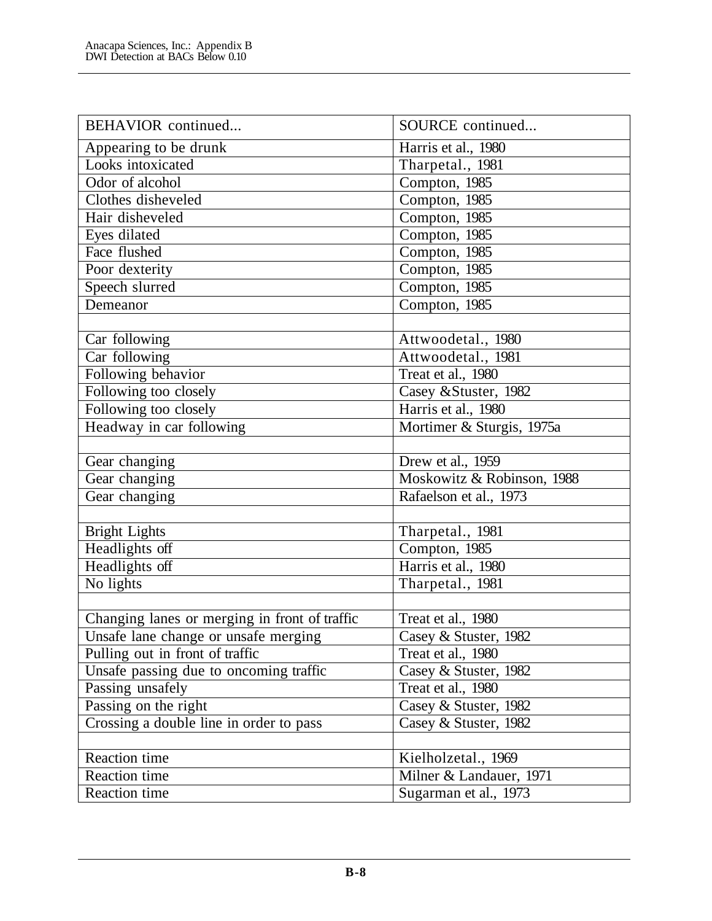| BEHAVIOR continued... | SOURCE continued... |
| --- | --- |
| Appearing to be drunk | Harris et al., 1980 |
| Looks intoxicated | Tharpetal., 1981 |
| Odor of alcohol | Compton, 1985 |
| Clothes disheveled | Compton, 1985 |
| Hair disheveled | Compton, 1985 |
| Eyes dilated | Compton, 1985 |
| Face flushed | Compton, 1985 |
| Poor dexterity | Compton, 1985 |
| Speech slurred | Compton, 1985 |
| Demeanor | Compton, 1985 |
| | |
| Car following | Attwoodetal., 1980 |
| Car following | Attwoodetal., 1981 |
| Following behavior | Treat et al., 1980 |
| Following too closely | Casey &Stuster, 1982 |
| Following too closely | Harris et al., 1980 |
| Headway in car following | Mortimer & Sturgis, 1975a |
| | |
| Gear changing | Drew et al., 1959 |
| Gear changing | Moskowitz & Robinson, 1988 |
| Gear changing | Rafaelson et al., 1973 |
| | |
| Bright Lights | Tharpetal., 1981 |
| Headlights off | Compton, 1985 |
| Headlights off | Harris et al., 1980 |
| No lights | Tharpetal., 1981 |
| | |
| Changing lanes or merging in front of traffic | Treat et al., 1980 |
| Unsafe lane change or unsafe merging | Casey & Stuster, 1982 |
| Pulling out in front of traffic | Treat et al., 1980 |
| Unsafe passing due to oncoming traffic | Casey & Stuster, 1982 |
| Passing unsafely | Treat et al., 1980 |
| Passing on the right | Casey & Stuster, 1982 |
| Crossing a double line in order to pass | Casey & Stuster, 1982 |
| | |
| Reaction time | Kielholzetal., 1969 |
| Reaction time | Milner & Landauer, 1971 |
| Reaction time | Sugarman et al., 1973 |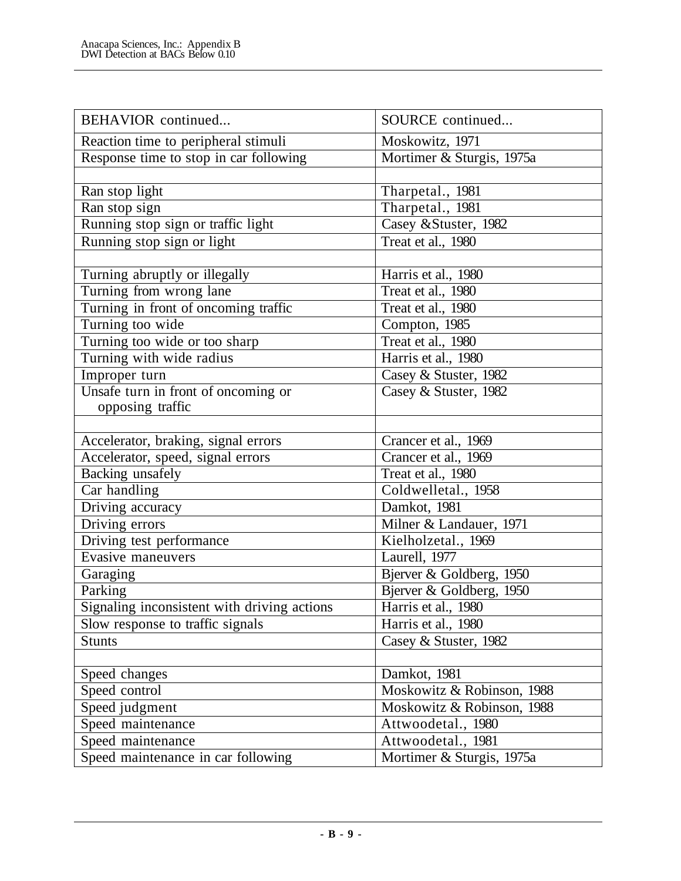| BEHAVIOR continued... | SOURCE continued... |
|---|---|
| Reaction time to peripheral stimuli | Moskowitz, 1971 |
| Response time to stop in car following | Mortimer & Sturgis, 1975a |
| | |
| Ran stop light | Tharpetal., 1981 |
| Ran stop sign | Tharpetal., 1981 |
| Running stop sign or traffic light | Casey &Stuster, 1982 |
| Running stop sign or light | Treat et al., 1980 |
| | |
| Turning abruptly or illegally | Harris et al., 1980 |
| Turning from wrong lane | Treat et al., 1980 |
| Turning in front of oncoming traffic | Treat et al., 1980 |
| Turning too wide | Compton, 1985 |
| Turning too wide or too sharp | Treat et al., 1980 |
| Turning with wide radius | Harris et al., 1980 |
| Improper turn | Casey & Stuster, 1982 |
| Unsafe turn in front of oncoming or opposing traffic | Casey & Stuster, 1982 |
| | |
| Accelerator, braking, signal errors | Crancer et al., 1969 |
| Accelerator, speed, signal errors | Crancer et al., 1969 |
| Backing unsafely | Treat et al., 1980 |
| Car handling | Coldwelletal., 1958 |
| Driving accuracy | Damkot, 1981 |
| Driving errors | Milner & Landauer, 1971 |
| Driving test performance | Kielholzetal., 1969 |
| Evasive maneuvers | Laurell, 1977 |
| Garaging | Bjerver & Goldberg, 1950 |
| Parking | Bjerver & Goldberg, 1950 |
| Signaling inconsistent with driving actions | Harris et al., 1980 |
| Slow response to traffic signals | Harris et al., 1980 |
| Stunts | Casey & Stuster, 1982 |
| | |
| Speed changes | Damkot, 1981 |
| Speed control | Moskowitz & Robinson, 1988 |
| Speed judgment | Moskowitz & Robinson, 1988 |
| Speed maintenance | Attwoodetal., 1980 |
| Speed maintenance | Attwoodetal., 1981 |
| Speed maintenance in car following | Mortimer & Sturgis, 1975a |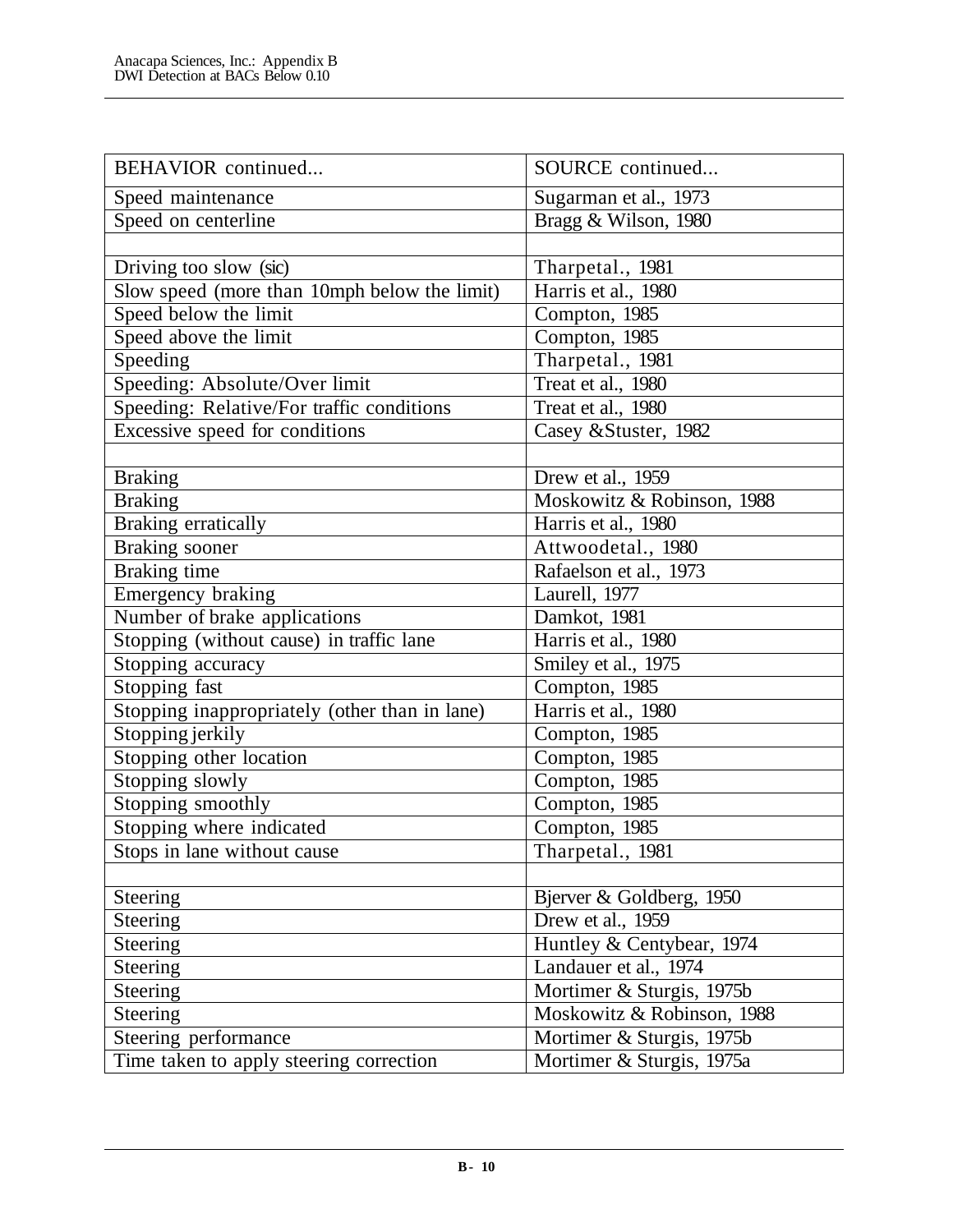| BEHAVIOR continued... | SOURCE continued... |
|---|---|
| Speed maintenance | Sugarman et al., 1973 |
| Speed on centerline | Bragg & Wilson, 1980 |
| | |
| Driving too slow (sic) | Tharpetal., 1981 |
| Slow speed (more than 10mph below the limit) | Harris et al., 1980 |
| Speed below the limit | Compton, 1985 |
| Speed above the limit | Compton, 1985 |
| Speeding | Tharpetal., 1981 |
| Speeding: Absolute/Over limit | Treat et al., 1980 |
| Speeding: Relative/For traffic conditions | Treat et al., 1980 |
| Excessive speed for conditions | Casey &Stuster, 1982 |
| | |
| Braking | Drew et al., 1959 |
| Braking | Moskowitz & Robinson, 1988 |
| Braking erratically | Harris et al., 1980 |
| Braking sooner | Attwoodetal., 1980 |
| Braking time | Rafaelson et al., 1973 |
| Emergency braking | Laurell, 1977 |
| Number of brake applications | Damkot, 1981 |
| Stopping (without cause) in traffic lane | Harris et al., 1980 |
| Stopping accuracy | Smiley et al., 1975 |
| Stopping fast | Compton, 1985 |
| Stopping inappropriately (other than in lane) | Harris et al., 1980 |
| Stopping jerkily | Compton, 1985 |
| Stopping other location | Compton, 1985 |
| Stopping slowly | Compton, 1985 |
| Stopping smoothly | Compton, 1985 |
| Stopping where indicated | Compton, 1985 |
| Stops in lane without cause | Tharpetal., 1981 |
| | |
| Steering | Bjerver & Goldberg, 1950 |
| Steering | Drew et al., 1959 |
| Steering | Huntley & Centybear, 1974 |
| Steering | Landauer et al., 1974 |
| Steering | Mortimer & Sturgis, 1975b |
| Steering | Moskowitz & Robinson, 1988 |
| Steering performance | Mortimer & Sturgis, 1975b |
| Time taken to apply steering correction | Mortimer & Sturgis, 1975a |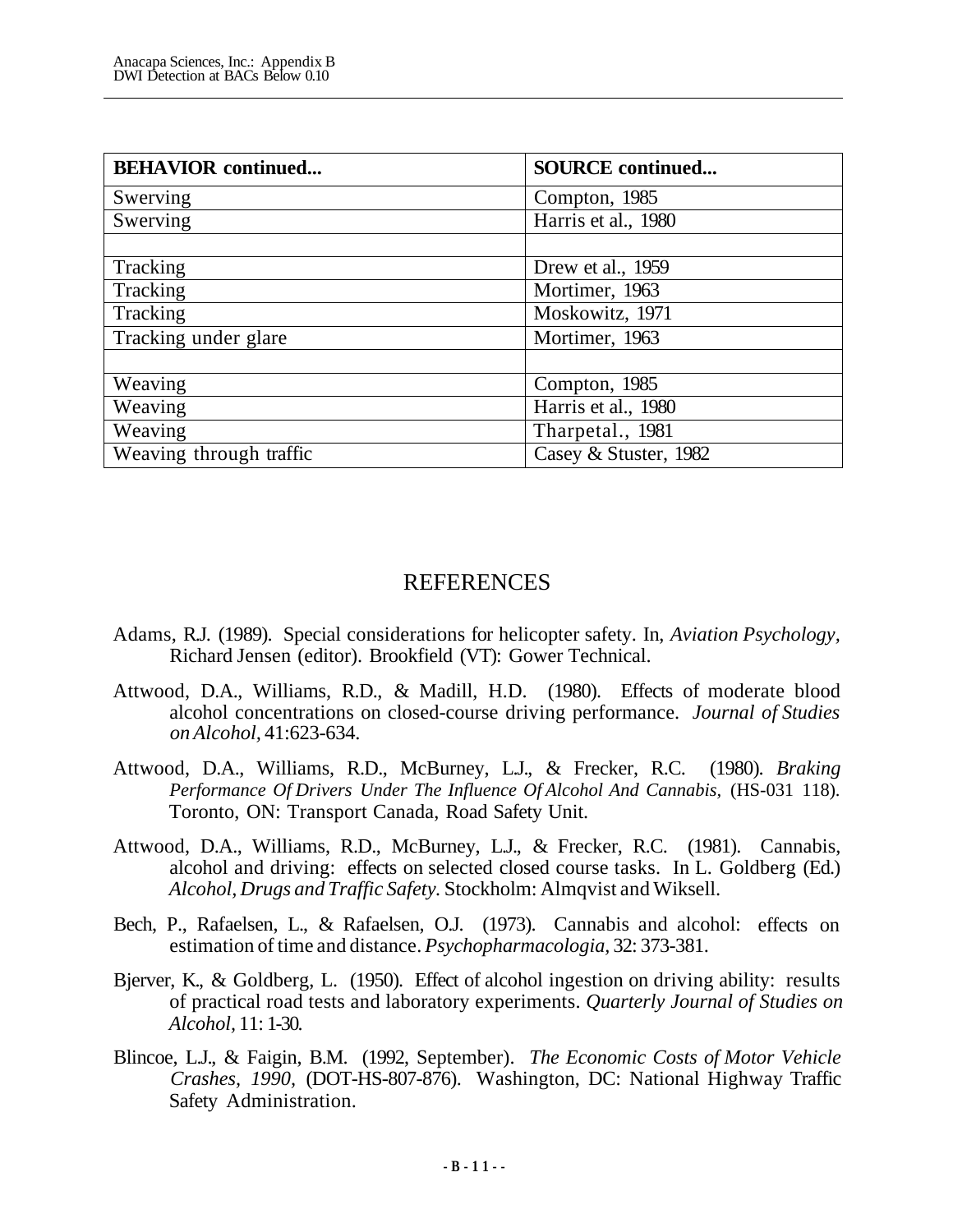| BEHAVIOR continued... | SOURCE continued... |
|---|---|
| Swerving | Compton, 1985 |
| Swerving | Harris et al., 1980 |
| | |
| Tracking | Drew et al., 1959 |
| Tracking | Mortimer, 1963 |
| Tracking | Moskowitz, 1971 |
| Tracking under glare | Mortimer, 1963 |
| | |
| Weaving | Compton, 1985 |
| Weaving | Harris et al., 1980 |
| Weaving | Tharpetal., 1981 |
| Weaving through traffic | Casey & Stuster, 1982 |

# REFERENCES

Adams, R.J. (1989). Special considerations for helicopter safety. In, *Aviation Psychology,* Richard Jensen (editor). Brookfield (VT): Gower Technical.

Attwood, D.A., Williams, R.D., & Madill, H.D. (1980). Effects of moderate blood alcohol concentrations on closed-course driving performance. *Journal of Studies on Alcohol,* 41:623-634.

Attwood, D.A., Williams, R.D., McBurney, L.J., & Frecker, R.C. (1980). *Braking Performance Of Drivers Under The Influence Of Alcohol And Cannabis,* (HS-031 118). Toronto, ON: Transport Canada, Road Safety Unit.

Attwood, D.A., Williams, R.D., McBurney, L.J., & Frecker, R.C. (1981). Cannabis, alcohol and driving: effects on selected closed course tasks. In L. Goldberg (Ed.) *Alcohol, Drugs and Traffic Safety.* Stockholm: Almqvist and Wiksell.

Bech, P., Rafaelsen, L., & Rafaelsen, O.J. (1973). Cannabis and alcohol: effects on estimation of time and distance. *Psychopharmacologia,* 32: 373-381.

Bjerver, K., & Goldberg, L. (1950). Effect of alcohol ingestion on driving ability: results of practical road tests and laboratory experiments. *Quarterly Journal of Studies on Alcohol,* 11: 1-30.

Blincoe, L.J., & Faigin, B.M. (1992, September). *The Economic Costs of Motor Vehicle Crashes, 1990,* (DOT-HS-807-876). Washington, DC: National Highway Traffic Safety Administration.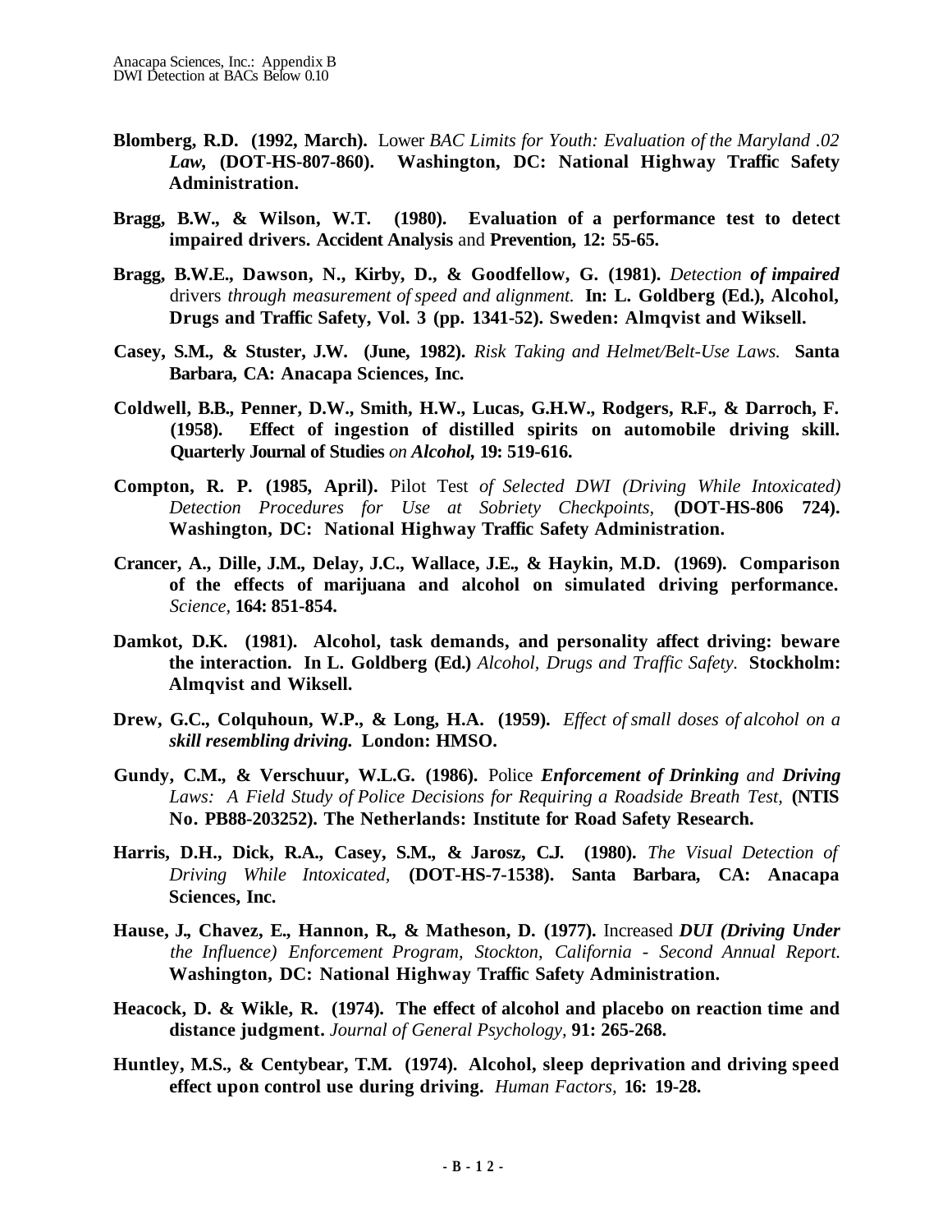**Blomberg, R.D. (1992, March).** Lower *BAC Limits for Youth: Evaluation of the Maryland .02 Law,* **(DOT-HS-807-860). Washington, DC: National Highway Traffic Safety Administration.**

**Bragg, B.W., & Wilson, W.T. (1980). Evaluation of a performance test to detect impaired drivers. Accident Analysis** and **Prevention, 12: 55-65.**

**Bragg, B.W.E., Dawson, N., Kirby, D., & Goodfellow, G. (1981).** *Detection* ***of impaired*** drivers *through measurement of speed and alignment.* **In: L. Goldberg (Ed.), Alcohol, Drugs and Traffic Safety, Vol. 3 (pp. 1341-52). Sweden: Almqvist and Wiksell.**

**Casey, S.M., & Stuster, J.W. (June, 1982).** *Risk Taking and Helmet/Belt-Use Laws.* **Santa Barbara, CA: Anacapa Sciences, Inc.**

**Coldwell, B.B., Penner, D.W., Smith, H.W., Lucas, G.H.W., Rodgers, R.F., & Darroch, F. (1958). Effect of ingestion of distilled spirits on automobile driving skill. Quarterly Journal of Studies** *on* ***Alcohol,*** **19: 519-616.**

**Compton, R. P. (1985, April).** Pilot Test *of Selected DWI (Driving While Intoxicated) Detection Procedures for Use at Sobriety Checkpoints,* **(DOT-HS-806 724). Washington, DC: National Highway Traffic Safety Administration.**

**Crancer, A., Dille, J.M., Delay, J.C., Wallace, J.E., & Haykin, M.D. (1969). Comparison of the effects of marijuana and alcohol on simulated driving performance.** *Science,* **164: 851-854.**

**Damkot, D.K. (1981). Alcohol, task demands, and personality affect driving: beware the interaction. In L. Goldberg (Ed.)** *Alcohol, Drugs and Traffic Safety.* **Stockholm: Almqvist and Wiksell.**

**Drew, G.C., Colquhoun, W.P., & Long, H.A. (1959).** *Effect of small doses of alcohol on a* ***skill resembling driving.*** **London: HMSO.**

**Gundy, C.M., & Verschuur, W.L.G. (1986).** Police ***Enforcement of Drinking*** *and* ***Driving*** *Laws: A Field Study of Police Decisions for Requiring a Roadside Breath Test,* **(NTIS No. PB88-203252). The Netherlands: Institute for Road Safety Research.**

**Harris, D.H., Dick, R.A., Casey, S.M., & Jarosz, C.J. (1980).** *The Visual Detection of Driving While Intoxicated,* **(DOT-HS-7-1538). Santa Barbara, CA: Anacapa Sciences, Inc.**

**Hause, J., Chavez, E., Hannon, R., & Matheson, D. (1977).** Increased ***DUI (Driving Under*** *the Influence) Enforcement Program, Stockton, California - Second Annual Report.* **Washington, DC: National Highway Traffic Safety Administration.**

**Heacock, D. & Wikle, R. (1974). The effect of alcohol and placebo on reaction time and distance judgment.** *Journal of General Psychology,* **91: 265-268.**

**Huntley, M.S., & Centybear, T.M. (1974). Alcohol, sleep deprivation and driving speed effect upon control use during driving.** *Human Factors,* **16: 19-28.**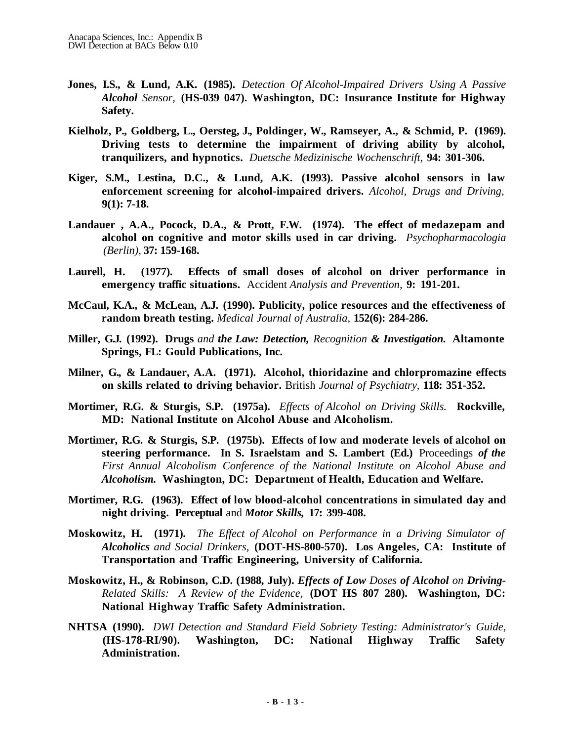**Jones, I.S., & Lund, A.K. (1985).** *Detection Of Alcohol-Impaired Drivers Using A Passive* ***Alcohol*** *Sensor,* **(HS-039 047). Washington, DC: Insurance Institute for Highway Safety.**

**Kielholz, P., Goldberg, L., Oersteg, J., Poldinger, W., Ramseyer, A., & Schmid, P. (1969). Driving tests to determine the impairment of driving ability by alcohol, tranquilizers, and hypnotics.** *Duetsche Medizinische Wochenschrift,* **94: 301-306.**

**Kiger, S.M., Lestina, D.C., & Lund, A.K. (1993). Passive alcohol sensors in law enforcement screening for alcohol-impaired drivers.** *Alcohol, Drugs and Driving,* **9(1): 7-18.**

**Landauer , A.A., Pocock, D.A., & Prott, F.W. (1974). The effect of medazepam and alcohol on cognitive and motor skills used in car driving.** *Psychopharmacologia (Berlin),* **37: 159-168.**

**Laurell, H. (1977). Effects of small doses of alcohol on driver performance in emergency traffic situations.** Accident *Analysis and Prevention,* **9: 191-201.**

**McCaul, K.A., & McLean, A.J. (1990). Publicity, police resources and the effectiveness of random breath testing.** *Medical Journal of Australia,* **152(6): 284-286.**

**Miller, G.J. (1992). Drugs** *and* ***the Law: Detection,*** *Recognition* ***& Investigation.*** **Altamonte Springs, FL: Gould Publications, Inc.**

**Milner, G., & Landauer, A.A. (1971). Alcohol, thioridazine and chlorpromazine effects on skills related to driving behavior.** British *Journal of Psychiatry,* **118: 351-352.**

**Mortimer, R.G. & Sturgis, S.P. (1975a).** *Effects of Alcohol on Driving Skills.* **Rockville, MD: National Institute on Alcohol Abuse and Alcoholism.**

**Mortimer, R.G. & Sturgis, S.P. (1975b). Effects of low and moderate levels of alcohol on steering performance. In S. Israelstam and S. Lambert (Ed.)** Proceedings ***of the*** *First Annual Alcoholism Conference of the National Institute on Alcohol Abuse and* ***Alcoholism.*** **Washington, DC: Department of Health, Education and Welfare.**

**Mortimer, R.G. (1963). Effect of low blood-alcohol concentrations in simulated day and night driving. Perceptual** and ***Motor Skills,*** **17: 399-408.**

**Moskowitz, H. (1971).** *The Effect of Alcohol on Performance in a Driving Simulator of* ***Alcoholics*** *and Social Drinkers,* **(DOT-HS-800-570). Los Angeles, CA: Institute of Transportation and Traffic Engineering, University of California.**

**Moskowitz, H., & Robinson, C.D. (1988, July).** ***Effects of Low*** *Doses* ***of Alcohol*** *on* ***Driving-*** *Related Skills: A Review of the Evidence,* **(DOT HS 807 280). Washington, DC: National Highway Traffic Safety Administration.**

**NHTSA (1990).** *DWI Detection and Standard Field Sobriety Testing: Administrator's Guide,* **(HS-178-RI/90). Washington, DC: National Highway Traffic Safety Administration.**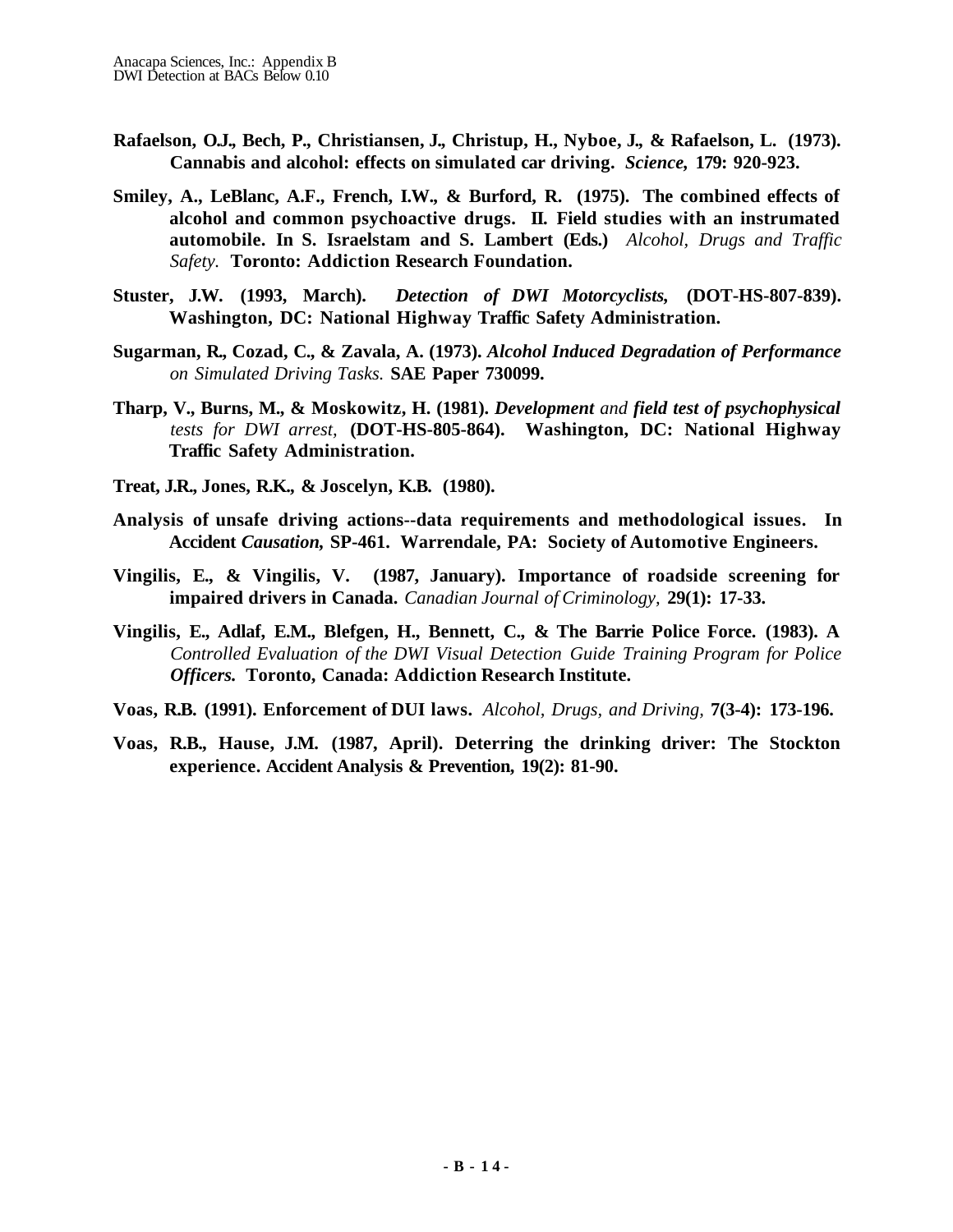**Rafaelson, O.J., Bech, P., Christiansen, J., Christup, H., Nyboe, J., & Rafaelson, L. (1973). Cannabis and alcohol: effects on simulated car driving.** ***Science*, 179: 920-923.**

**Smiley, A., LeBlanc, A.F., French, I.W., & Burford, R. (1975). The combined effects of alcohol and common psychoactive drugs. II. Field studies with an instrumated automobile. In S. Israelstam and S. Lambert (Eds.)** *Alcohol, Drugs and Traffic Safety.* **Toronto: Addiction Research Foundation.**

**Stuster, J.W. (1993, March).** ***Detection of DWI Motorcyclists*, (DOT-HS-807-839). Washington, DC: National Highway Traffic Safety Administration.**

**Sugarman, R., Cozad, C., & Zavala, A. (1973).** ***Alcohol Induced Degradation of Performance*** *on Simulated Driving Tasks.* **SAE Paper 730099.**

**Tharp, V., Burns, M., & Moskowitz, H. (1981).** ***Development*** *and* ***field test of psychophysical*** *tests for DWI arrest,* **(DOT-HS-805-864). Washington, DC: National Highway Traffic Safety Administration.**

**Treat, J.R., Jones, R.K., & Joscelyn, K.B. (1980).**

**Analysis of unsafe driving actions--data requirements and methodological issues. In Accident** ***Causation*, SP-461. Warrendale, PA: Society of Automotive Engineers.**

**Vingilis, E., & Vingilis, V. (1987, January). Importance of roadside screening for impaired drivers in Canada.** *Canadian Journal of Criminology,* **29(1): 17-33.**

**Vingilis, E., Adlaf, E.M., Blefgen, H., Bennett, C., & The Barrie Police Force. (1983). A** *Controlled Evaluation of the DWI Visual Detection Guide Training Program for Police* ***Officers.*** **Toronto, Canada: Addiction Research Institute.**

**Voas, R.B. (1991). Enforcement of DUI laws.** *Alcohol, Drugs, and Driving,* **7(3-4): 173-196.**

**Voas, R.B., Hause, J.M. (1987, April). Deterring the drinking driver: The Stockton experience. Accident Analysis & Prevention, 19(2): 81-90.**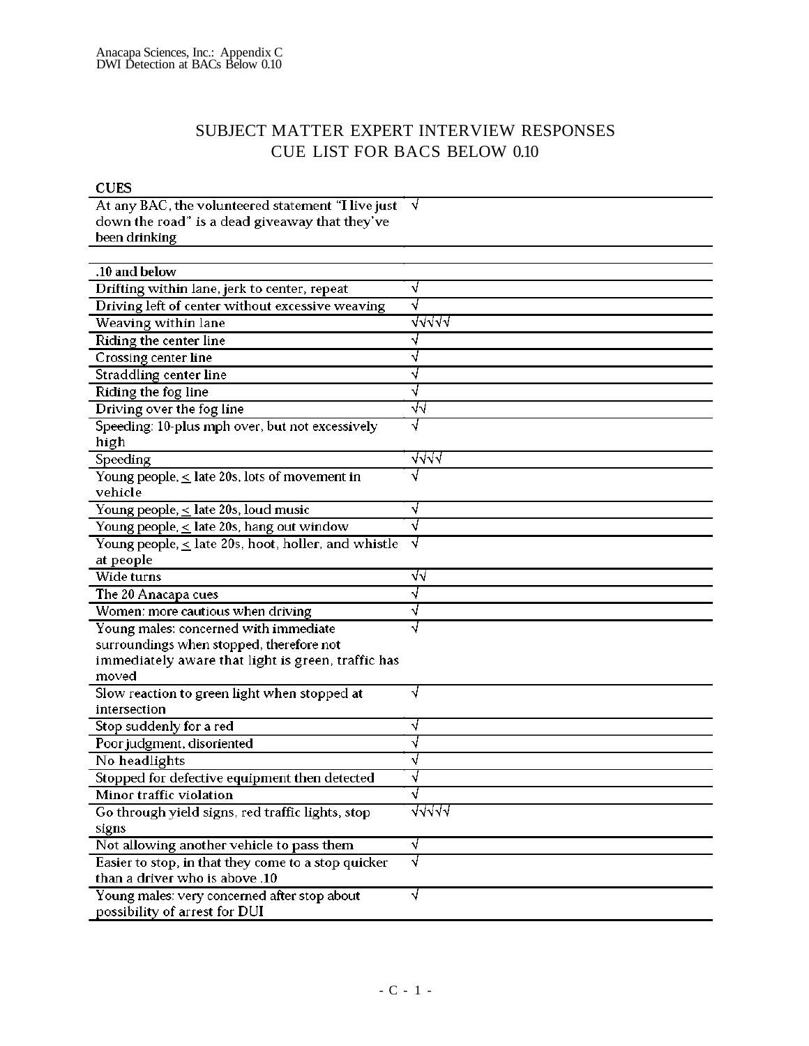# SUBJECT MATTER EXPERT INTERVIEW RESPONSES
## CUE LIST FOR BACS BELOW 0.10

| CUES | |
|---|---|
| At any BAC, the volunteered statement "I live just down the road" is a dead giveaway that they've been drinking | √ |
| | |
| **.10 and below** | |
| Drifting within lane, jerk to center, repeat | √ |
| Driving left of center without excessive weaving | √ |
| Weaving within lane | √√√√√ |
| Riding the center line | √ |
| Crossing center line | √ |
| Straddling center line | √ |
| Riding the fog line | √ |
| Driving over the fog line | √√ |
| Speeding: 10-plus mph over, but not excessively high | √ |
| Speeding | √√√√ |
| Young people, ≤ late 20s, lots of movement in vehicle | √ |
| Young people, ≤ late 20s, loud music | √ |
| Young people, ≤ late 20s, hang out window | √ |
| Young people, ≤ late 20s, hoot, holler, and whistle at people | √ |
| Wide turns | √√ |
| The 20 Anacapa cues | √ |
| Women: more cautious when driving | √ |
| Young males: concerned with immediate surroundings when stopped, therefore not immediately aware that light is green, traffic has moved | √ |
| Slow reaction to green light when stopped at intersection | √ |
| Stop suddenly for a red | √ |
| Poor judgment, disoriented | √ |
| No headlights | √ |
| Stopped for defective equipment then detected | √ |
| Minor traffic violation | √ |
| Go through yield signs, red traffic lights, stop signs | √√√√√ |
| Not allowing another vehicle to pass them | √ |
| Easier to stop, in that they come to a stop quicker than a driver who is above .10 | √ |
| Young males: very concerned after stop about possibility of arrest for DUI | √ |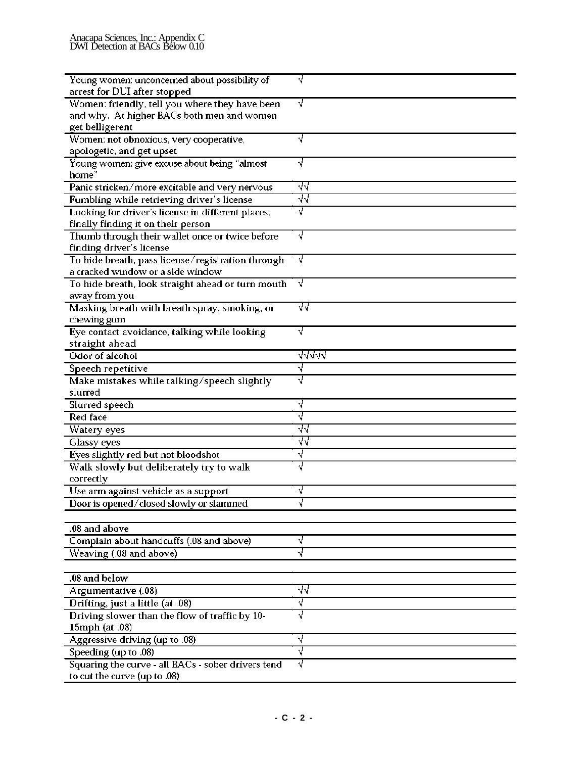| | |
|---|---|
| Young women: unconcerned about possibility of arrest for DUI after stopped | √ |
| Women: friendly, tell you where they have been and why. At higher BACs both men and women get belligerent | √ |
| Women: not obnoxious, very cooperative, apologetic, and get upset | √ |
| Young women: give excuse about being “almost home” | √ |
| Panic stricken/more excitable and very nervous | √√ |
| Fumbling while retrieving driver’s license | √√ |
| Looking for driver’s license in different places, finally finding it on their person | √ |
| Thumb through their wallet once or twice before finding driver’s license | √ |
| To hide breath, pass license/registration through a cracked window or a side window | √ |
| To hide breath, look straight ahead or turn mouth away from you | √ |
| Masking breath with breath spray, smoking, or chewing gum | √√ |
| Eye contact avoidance, talking while looking straight ahead | √ |
| Odor of alcohol | √√√√√ |
| Speech repetitive | √ |
| Make mistakes while talking/speech slightly slurred | √ |
| Slurred speech | √ |
| Red face | √ |
| Watery eyes | √√ |
| Glassy eyes | √√ |
| Eyes slightly red but not bloodshot | √ |
| Walk slowly but deliberately try to walk correctly | √ |
| Use arm against vehicle as a support | √ |
| Door is opened/closed slowly or slammed | √ |
| | |
| .08 and above | |
| Complain about handcuffs (.08 and above) | √ |
| Weaving (.08 and above) | √ |
| | |
| .08 and below | |
| Argumentative (.08) | √√ |
| Drifting, just a little (at .08) | √ |
| Driving slower than the flow of traffic by 10-15mph (at .08) | √ |
| Aggressive driving (up to .08) | √ |
| Speeding (up to .08) | √ |
| Squaring the curve - all BACs - sober drivers tend to cut the curve (up to .08) | √ |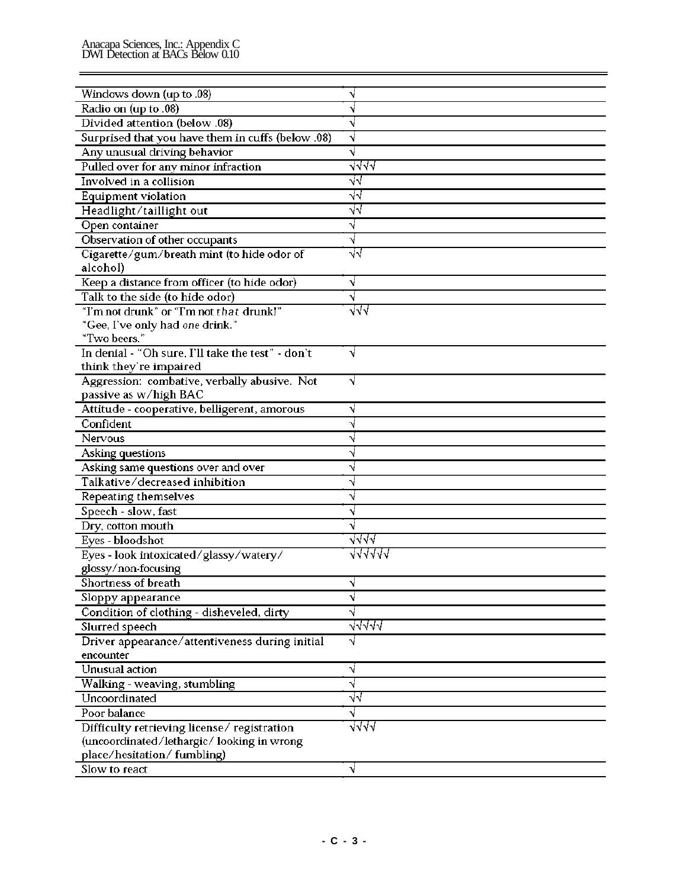| | |
|---|---|
| Windows down (up to .08) | √ |
| Radio on (up to .08) | √ |
| Divided attention (below .08) | √ |
| Surprised that you have them in cuffs (below .08) | √ |
| Any unusual driving behavior | √ |
| Pulled over for any minor infraction | √√√√ |
| Involved in a collision | √√ |
| Equipment violation | √√ |
| Headlight/taillight out | √√ |
| Open container | √ |
| Observation of other occupants | √ |
| Cigarette/gum/breath mint (to hide odor of alcohol) | √√ |
| Keep a distance from officer (to hide odor) | √ |
| Talk to the side (to hide odor) | √ |
| "I'm not drunk" or "I'm not *that* drunk!" "Gee, I've only had *one* drink." "Two beers." | √√√ |
| In denial - "Oh sure, I'll take the test" - don't think they're impaired | √ |
| Aggression: combative, verbally abusive. Not passive as w/high BAC | √ |
| Attitude - cooperative, belligerent, amorous | √ |
| Confident | √ |
| Nervous | √ |
| Asking questions | √ |
| Asking same questions over and over | √ |
| Talkative/decreased inhibition | √ |
| Repeating themselves | √ |
| Speech - slow, fast | √ |
| Dry, cotton mouth | √ |
| Eyes - bloodshot | √√√√ |
| Eyes - look intoxicated/glassy/watery/ glossy/non-focusing | √√√√√√ |
| Shortness of breath | √ |
| Sloppy appearance | √ |
| Condition of clothing - disheveled, dirty | √ |
| Slurred speech | √√√√√ |
| Driver appearance/attentiveness during initial encounter | √ |
| Unusual action | √ |
| Walking - weaving, stumbling | √ |
| Uncoordinated | √√ |
| Poor balance | √ |
| Difficulty retrieving license/ registration (uncoordinated/lethargic/ looking in wrong place/hesitation/ fumbling) | √√√√ |
| Slow to react | √ |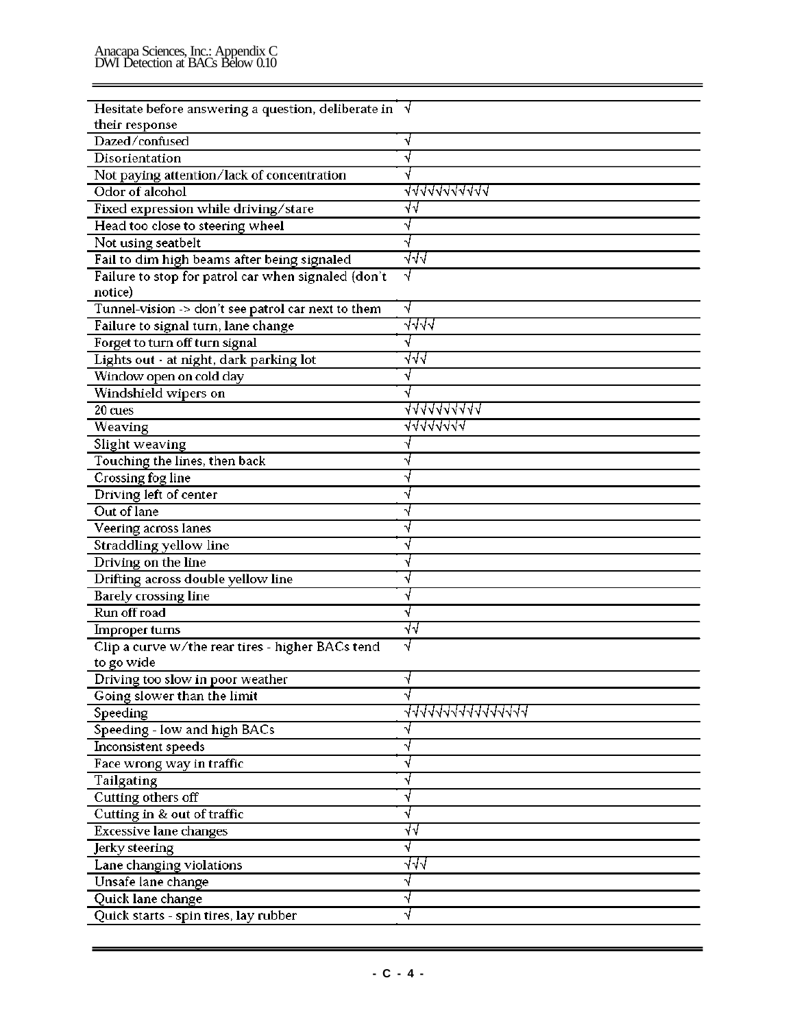| | |
|---|---|
| Hesitate before answering a question, deliberate in their response | √ |
| Dazed/confused | √ |
| Disorientation | √ |
| Not paying attention/lack of concentration | √ |
| Odor of alcohol | √√√√√√√√√√ |
| Fixed expression while driving/stare | √√ |
| Head too close to steering wheel | √ |
| Not using seatbelt | √ |
| Fail to dim high beams after being signaled | √√√ |
| Failure to stop for patrol car when signaled (don't notice) | √ |
| Tunnel-vision -> don't see patrol car next to them | √ |
| Failure to signal turn, lane change | √√√√ |
| Forget to turn off turn signal | √ |
| Lights out - at night, dark parking lot | √√√ |
| Window open on cold day | √ |
| Windshield wipers on | √ |
| 20 cues | √√√√√√√√√√ |
| Weaving | √√√√√√√√ |
| Slight weaving | √ |
| Touching the lines, then back | √ |
| Crossing fog line | √ |
| Driving left of center | √ |
| Out of lane | √ |
| Veering across lanes | √ |
| Straddling yellow line | √ |
| Driving on the line | √ |
| Drifting across double yellow line | √ |
| Barely crossing line | √ |
| Run off road | √ |
| Improper turns | √√ |
| Clip a curve w/the rear tires - higher BACs tend to go wide | √ |
| Driving too slow in poor weather | √ |
| Going slower than the limit | √ |
| Speeding | √√√√√√√√√√√√√√√ |
| Speeding - low and high BACs | √ |
| Inconsistent speeds | √ |
| Face wrong way in traffic | √ |
| Tailgating | √ |
| Cutting others off | √ |
| Cutting in & out of traffic | √ |
| Excessive lane changes | √√ |
| Jerky steering | √ |
| Lane changing violations | √√√ |
| Unsafe lane change | √ |
| Quick lane change | √ |
| Quick starts - spin tires, lay rubber | √ |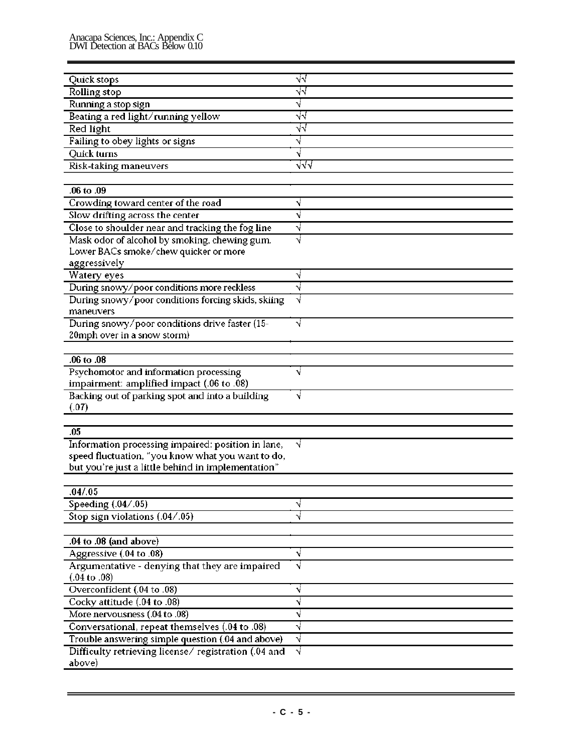| | |
|---|---|
| Quick stops | √√ |
| Rolling stop | √√ |
| Running a stop sign | √ |
| Beating a red light/running yellow | √√ |
| Red light | √√ |
| Failing to obey lights or signs | √ |
| Quick turns | √ |
| Risk-taking maneuvers | √√√ |
| | |
| **.06 to .09** | |
| Crowding toward center of the road | √ |
| Slow drifting across the center | √ |
| Close to shoulder near and tracking the fog line | √ |
| Mask odor of alcohol by smoking, chewing gum. Lower BACs smoke/chew quicker or more aggressively | √ |
| Watery eyes | √ |
| During snowy/poor conditions more reckless | √ |
| During snowy/poor conditions forcing skids, skiing maneuvers | √ |
| During snowy/poor conditions drive faster (15-20mph over in a snow storm) | √ |
| | |
| **.06 to .08** | |
| Psychomotor and information processing impairment: amplified impact (.06 to .08) | √ |
| Backing out of parking spot and into a building (.07) | √ |
| | |
| **.05** | |
| Information processing impaired: position in lane, speed fluctuation, "you know what you want to do, but you're just a little behind in implementation" | √ |
| | |
| **.04/.05** | |
| Speeding (.04/.05) | √ |
| Stop sign violations (.04/.05) | √ |
| | |
| **.04 to .08 (and above)** | |
| Aggressive (.04 to .08) | √ |
| Argumentative - denying that they are impaired (.04 to .08) | √ |
| Overconfident (.04 to .08) | √ |
| Cocky attitude (.04 to .08) | √ |
| More nervousness (.04 to .08) | √ |
| Conversational, repeat themselves (.04 to .08) | √ |
| Trouble answering simple question (.04 and above) | √ |
| Difficulty retrieving license/ registration (.04 and above) | √ |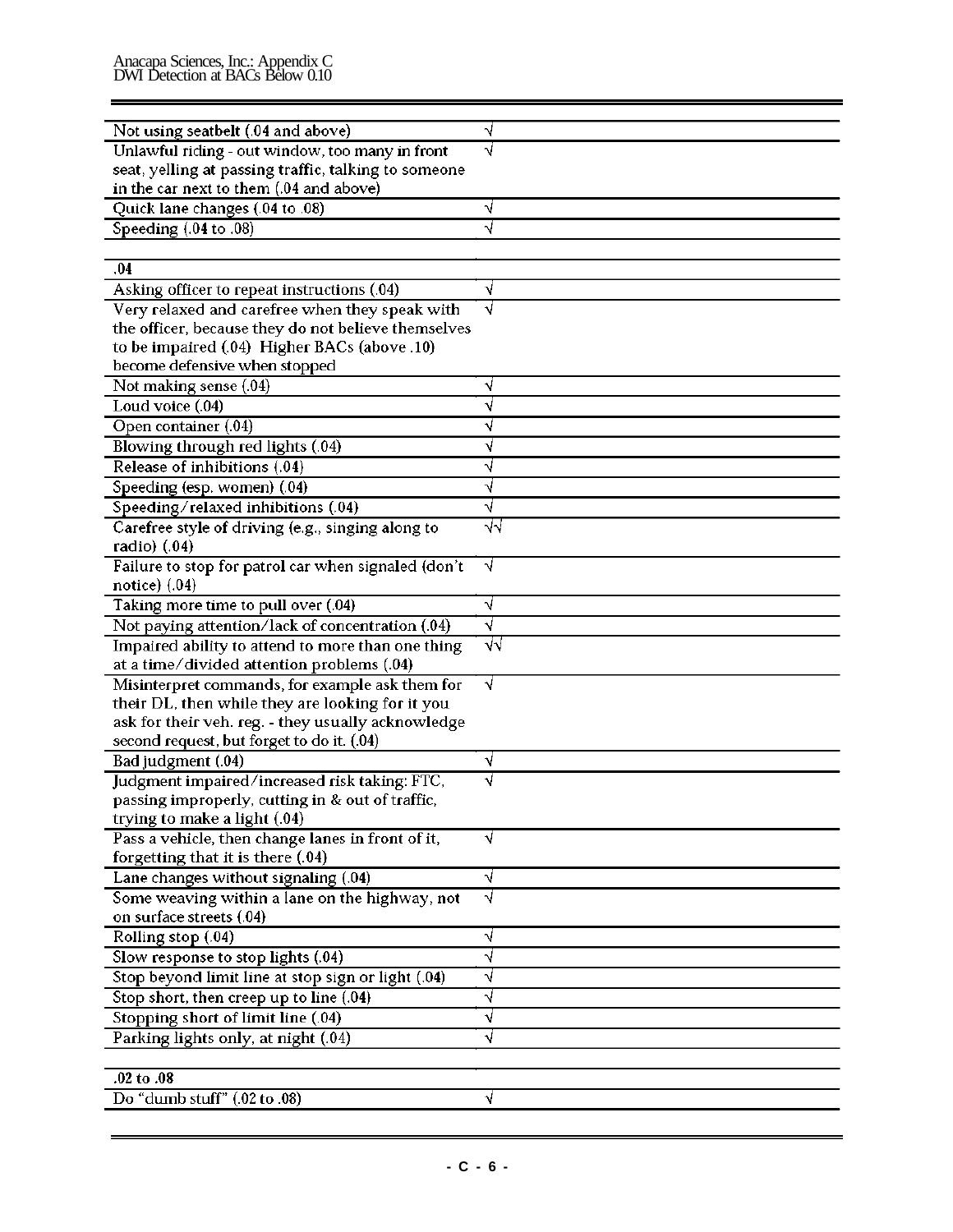| | |
|---|---|
| Not using seatbelt (.04 and above) | √ |
| Unlawful riding - out window, too many in front seat, yelling at passing traffic, talking to someone in the car next to them (.04 and above) | √ |
| Quick lane changes (.04 to .08) | √ |
| Speeding (.04 to .08) | √ |
| | |
| **.04** | |
| Asking officer to repeat instructions (.04) | √ |
| Very relaxed and carefree when they speak with the officer, because they do not believe themselves to be impaired (.04) Higher BACs (above .10) become defensive when stopped | √ |
| Not making sense (.04) | √ |
| Loud voice (.04) | √ |
| Open container (.04) | √ |
| Blowing through red lights (.04) | √ |
| Release of inhibitions (.04) | √ |
| Speeding (esp. women) (.04) | √ |
| Speeding/relaxed inhibitions (.04) | √ |
| Carefree style of driving (e.g., singing along to radio) (.04) | √√ |
| Failure to stop for patrol car when signaled (don't notice) (.04) | √ |
| Taking more time to pull over (.04) | √ |
| Not paying attention/lack of concentration (.04) | √ |
| Impaired ability to attend to more than one thing at a time/divided attention problems (.04) | √√ |
| Misinterpret commands, for example ask them for their DL, then while they are looking for it you ask for their veh. reg. - they usually acknowledge second request, but forget to do it. (.04) | √ |
| Bad judgment (.04) | √ |
| Judgment impaired/increased risk taking: FTC, passing improperly, cutting in & out of traffic, trying to make a light (.04) | √ |
| Pass a vehicle, then change lanes in front of it, forgetting that it is there (.04) | √ |
| Lane changes without signaling (.04) | √ |
| Some weaving within a lane on the highway, not on surface streets (.04) | √ |
| Rolling stop (.04) | √ |
| Slow response to stop lights (.04) | √ |
| Stop beyond limit line at stop sign or light (.04) | √ |
| Stop short, then creep up to line (.04) | √ |
| Stopping short of limit line (.04) | √ |
| Parking lights only, at night (.04) | √ |
| | |
| **.02 to .08** | |
| Do "dumb stuff" (.02 to .08) | √ |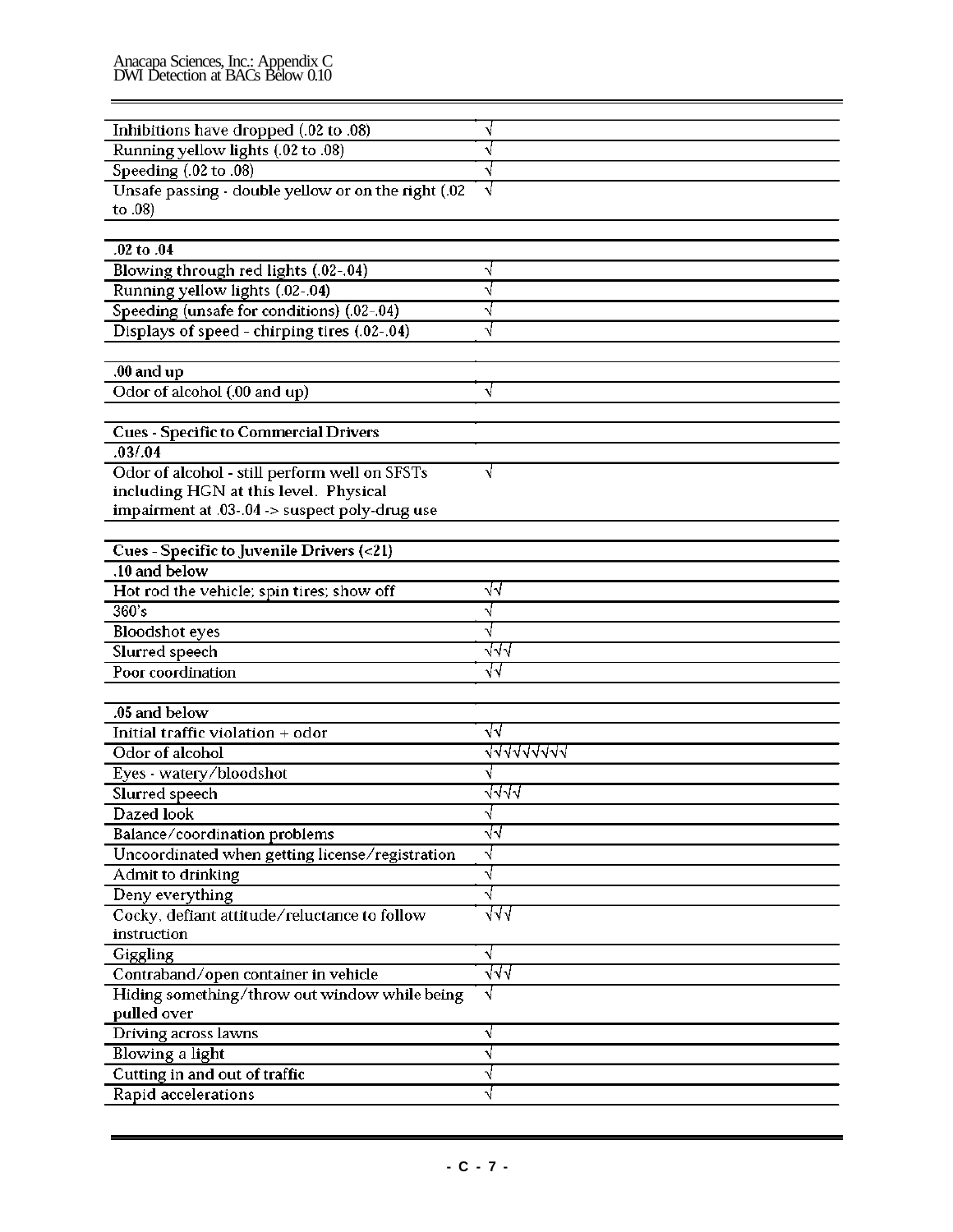| | |
|---|---|
| Inhibitions have dropped (.02 to .08) | √ |
| Running yellow lights (.02 to .08) | √ |
| Speeding (.02 to .08) | √ |
| Unsafe passing - double yellow or on the right (.02 to .08) | √ |
| | |
| **.02 to .04** | |
| Blowing through red lights (.02-.04) | √ |
| Running yellow lights (.02-.04) | √ |
| Speeding (unsafe for conditions) (.02-.04) | √ |
| Displays of speed - chirping tires (.02-.04) | √ |
| | |
| **.00 and up** | |
| Odor of alcohol (.00 and up) | √ |
| | |
| **Cues - Specific to Commercial Drivers** | |
| **.03/.04** | |
| Odor of alcohol - still perform well on SFSTs including HGN at this level. Physical impairment at .03-.04 -> suspect poly-drug use | √ |
| | |
| **Cues - Specific to Juvenile Drivers (<21)** | |
| **.10 and below** | |
| Hot rod the vehicle; spin tires; show off | √√ |
| 360's | √ |
| Bloodshot eyes | √ |
| Slurred speech | √√√ |
| Poor coordination | √√ |
| | |
| **.05 and below** | |
| Initial traffic violation + odor | √√ |
| Odor of alcohol | √√√√√√√√√ |
| Eyes - watery/bloodshot | √ |
| Slurred speech | √√√√ |
| Dazed look | √ |
| Balance/coordination problems | √√ |
| Uncoordinated when getting license/registration | √ |
| Admit to drinking | √ |
| Deny everything | √ |
| Cocky, defiant attitude/reluctance to follow instruction | √√√ |
| Giggling | √ |
| Contraband/open container in vehicle | √√√ |
| Hiding something/throw out window while being pulled over | √ |
| Driving across lawns | √ |
| Blowing a light | √ |
| Cutting in and out of traffic | √ |
| Rapid accelerations | √ |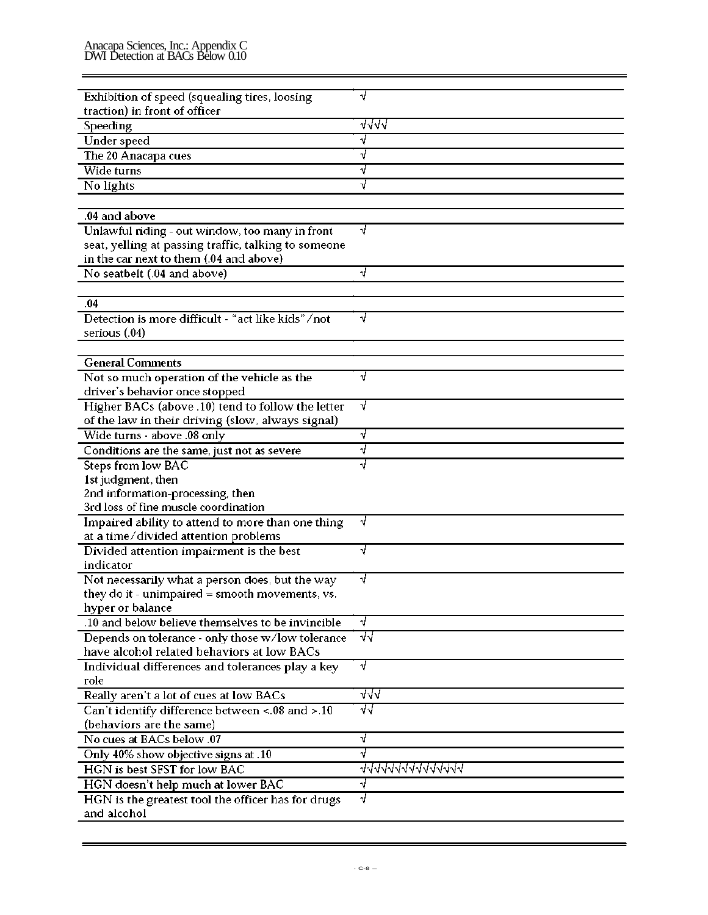| | |
|---|---|
| Exhibition of speed (squealing tires, loosing traction) in front of officer | √ |
| Speeding | √√√√ |
| Under speed | √ |
| The 20 Anacapa cues | √ |
| Wide turns | √ |
| No lights | √ |
| | |
| **.04 and above** | |
| Unlawful riding - out window, too many in front seat, yelling at passing traffic, talking to someone in the car next to them (.04 and above) | √ |
| No seatbelt (.04 and above) | √ |
| | |
| **.04** | |
| Detection is more difficult - "act like kids"/not serious (.04) | √ |
| | |
| **General Comments** | |
| Not so much operation of the vehicle as the driver's behavior once stopped | √ |
| Higher BACs (above .10) tend to follow the letter of the law in their driving (slow, always signal) | √ |
| Wide turns - above .08 only | √ |
| Conditions are the same, just not as severe | √ |
| Steps from low BAC<br>1st judgment, then<br>2nd information-processing, then<br>3rd loss of fine muscle coordination | √ |
| Impaired ability to attend to more than one thing at a time/divided attention problems | √ |
| Divided attention impairment is the best indicator | √ |
| Not necessarily what a person does, but the way they do it - unimpaired = smooth movements, vs. hyper or balance | √ |
| .10 and below believe themselves to be invincible | √ |
| Depends on tolerance - only those w/low tolerance have alcohol related behaviors at low BACs | √√ |
| Individual differences and tolerances play a key role | √ |
| Really aren't a lot of cues at low BACs | √√√ |
| Can't identify difference between <.08 and >.10 (behaviors are the same) | √√ |
| No cues at BACs below .07 | √ |
| Only 40% show objective signs at .10 | √ |
| HGN is best SFST for low BAC | √√√√√√√√√√√√√√ |
| HGN doesn't help much at lower BAC | √ |
| HGN is the greatest tool the officer has for drugs and alcohol | √ |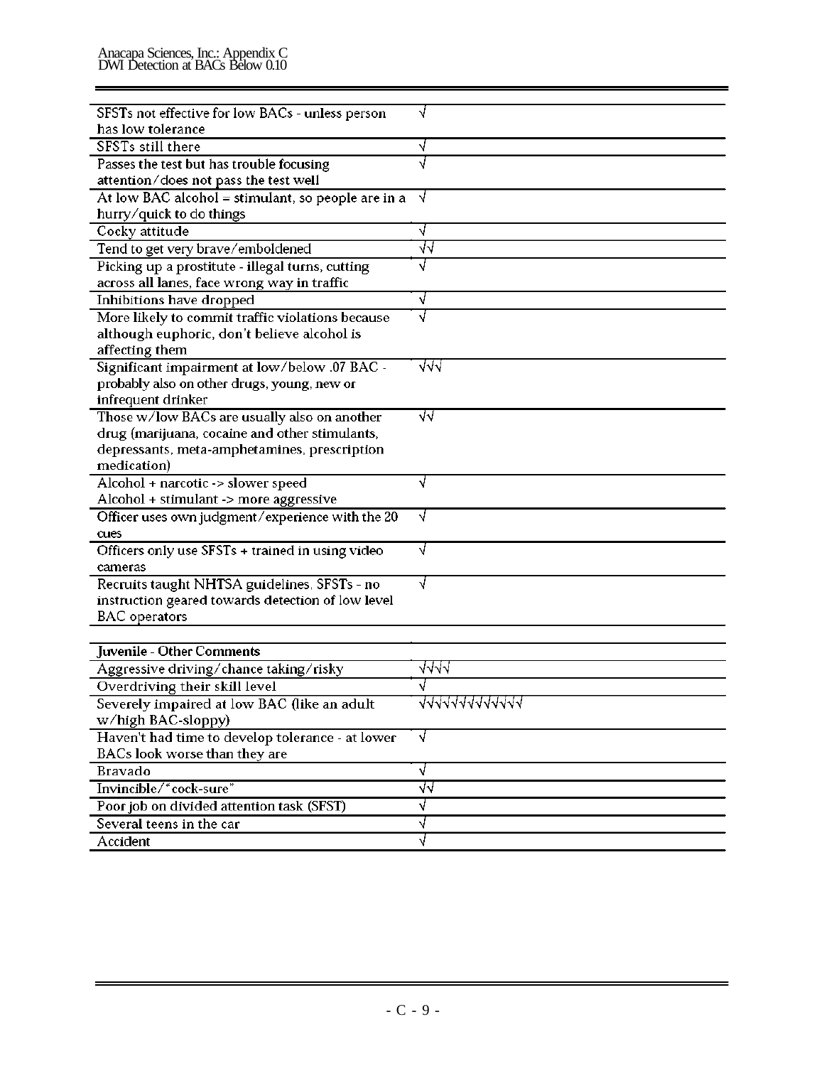| | |
|---|---|
| SFSTs not effective for low BACs - unless person has low tolerance | √ |
| SFSTs still there | √ |
| Passes the test but has trouble focusing attention/does not pass the test well | √ |
| At low BAC alcohol = stimulant, so people are in a hurry/quick to do things | √ |
| Cocky attitude | √ |
| Tend to get very brave/emboldened | √√ |
| Picking up a prostitute - illegal turns, cutting across all lanes, face wrong way in traffic | √ |
| Inhibitions have dropped | √ |
| More likely to commit traffic violations because although euphoric, don't believe alcohol is affecting them | √ |
| Significant impairment at low/below .07 BAC - probably also on other drugs, young, new or infrequent drinker | √√√ |
| Those w/low BACs are usually also on another drug (marijuana, cocaine and other stimulants, depressants, meta-amphetamines, prescription medication) | √√ |
| Alcohol + narcotic -> slower speed<br>Alcohol + stimulant -> more aggressive | √ |
| Officer uses own judgment/experience with the 20 cues | √ |
| Officers only use SFSTs + trained in using video cameras | √ |
| Recruits taught NHTSA guidelines, SFSTs - no instruction geared towards detection of low level BAC operators | √ |

| **Juvenile - Other Comments** | |
|---|---|
| Aggressive driving/chance taking/risky | √√√√ |
| Overdriving their skill level | √ |
| Severely impaired at low BAC (like an adult w/high BAC-sloppy) | √√√√√√√√√√√√√ |
| Haven't had time to develop tolerance - at lower BACs look worse than they are | √ |
| Bravado | √ |
| Invincible/"cock-sure" | √√ |
| Poor job on divided attention task (SFST) | √ |
| Several teens in the car | √ |
| Accident | √ |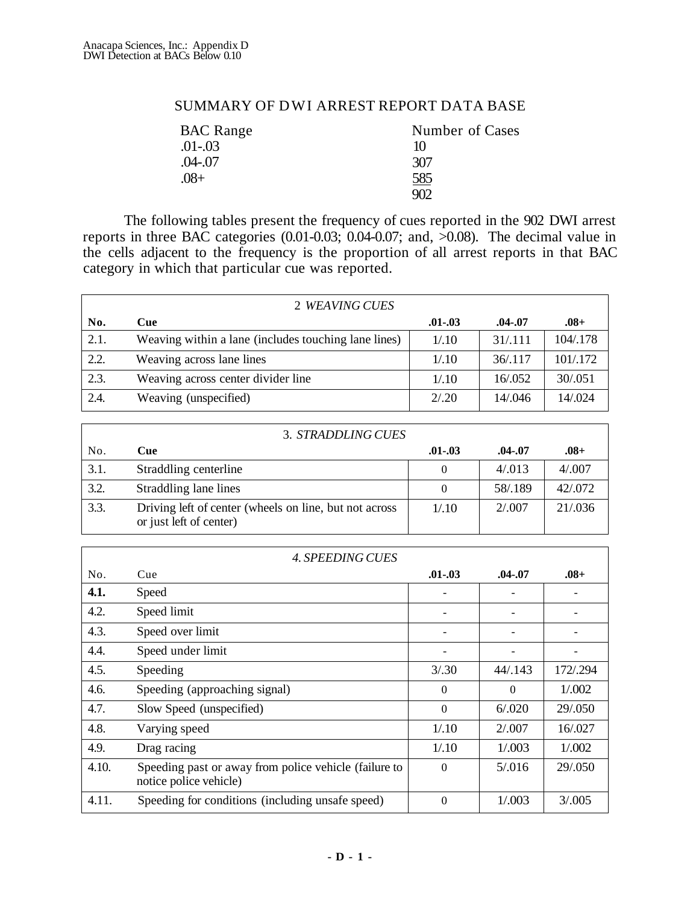## SUMMARY OF DWI ARREST REPORT DATA BASE

| BAC Range | Number of Cases |
|---|---|
| .01-.03 | 10 |
| .04-.07 | 307 |
| .08+ | 585 |
| | 902 |

The following tables present the frequency of cues reported in the 902 DWI arrest reports in three BAC categories (0.01-0.03; 0.04-0.07; and, >0.08). The decimal value in the cells adjacent to the frequency is the proportion of all arrest reports in that BAC category in which that particular cue was reported.

| 2 *WEAVING CUES* | | | | |
|---|---|---|---|---|
| **No.** | **Cue** | **.01-.03** | **.04-.07** | **.08+** |
| 2.1. | Weaving within a lane (includes touching lane lines) | 1/.10 | 31/.111 | 104/.178 |
| 2.2. | Weaving across lane lines | 1/.10 | 36/.117 | 101/.172 |
| 2.3. | Weaving across center divider line | 1/.10 | 16/.052 | 30/.051 |
| 2.4. | Weaving (unspecified) | 2/.20 | 14/.046 | 14/.024 |

| 3. *STRADDLING CUES* | | | | |
|---|---|---|---|---|
| No. | **Cue** | **.01-.03** | **.04-.07** | **.08+** |
| 3.1. | Straddling centerline | 0 | 4/.013 | 4/.007 |
| 3.2. | Straddling lane lines | 0 | 58/.189 | 42/.072 |
| 3.3. | Driving left of center (wheels on line, but not across or just left of center) | 1/.10 | 2/.007 | 21/.036 |

| *4. SPEEDING CUES* | | | | |
|---|---|---|---|---|
| No. | Cue | **.01-.03** | **.04-.07** | **.08+** |
| **4.1.** | Speed | - | - | - |
| 4.2. | Speed limit | - | - | - |
| 4.3. | Speed over limit | - | - | - |
| 4.4. | Speed under limit | - | - | - |
| 4.5. | Speeding | 3/.30 | 44/.143 | 172/.294 |
| 4.6. | Speeding (approaching signal) | 0 | 0 | 1/.002 |
| 4.7. | Slow Speed (unspecified) | 0 | 6/.020 | 29/.050 |
| 4.8. | Varying speed | 1/.10 | 2/.007 | 16/.027 |
| 4.9. | Drag racing | 1/.10 | 1/.003 | 1/.002 |
| 4.10. | Speeding past or away from police vehicle (failure to notice police vehicle) | 0 | 5/.016 | 29/.050 |
| 4.11. | Speeding for conditions (including unsafe speed) | 0 | 1/.003 | 3/.005 |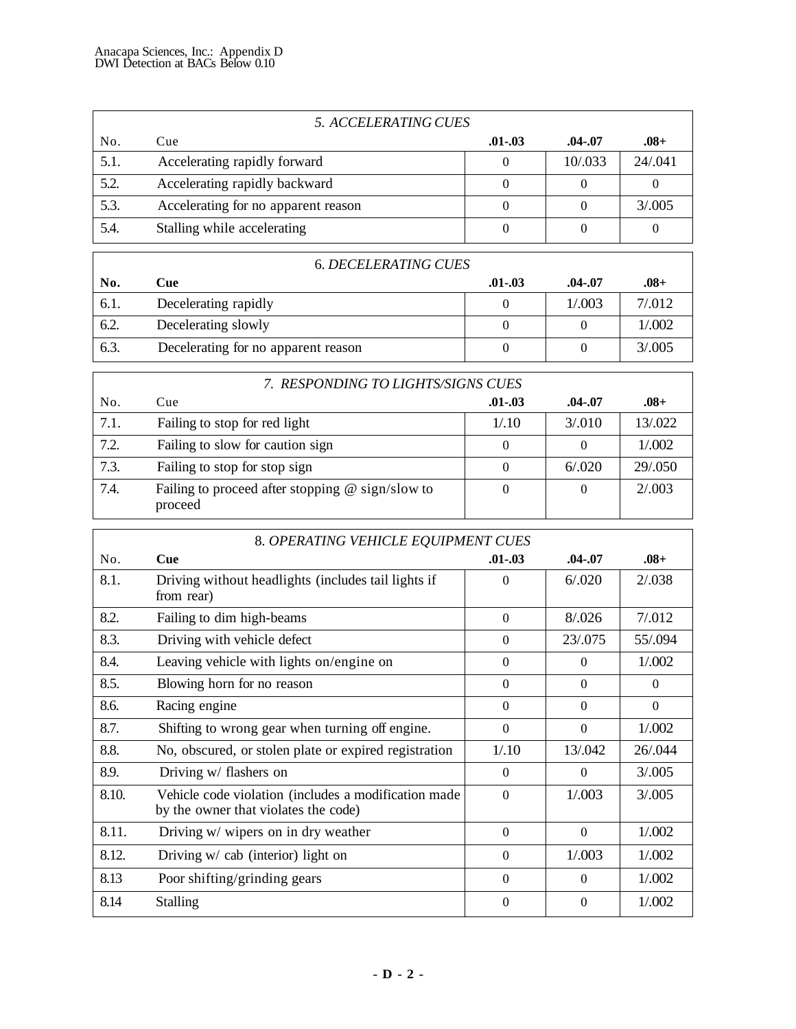| 5. ACCELERATING CUES | | | | |
|---|---|---|---|---|
| No. | Cue | .01-.03 | .04-.07 | .08+ |
| 5.1. | Accelerating rapidly forward | 0 | 10/.033 | 24/.041 |
| 5.2. | Accelerating rapidly backward | 0 | 0 | 0 |
| 5.3. | Accelerating for no apparent reason | 0 | 0 | 3/.005 |
| 5.4. | Stalling while accelerating | 0 | 0 | 0 |

| 6. DECELERATING CUES | | | | |
|---|---|---|---|---|
| **No.** | **Cue** | .01-.03 | .04-.07 | .08+ |
| 6.1. | Decelerating rapidly | 0 | 1/.003 | 7/.012 |
| 6.2. | Decelerating slowly | 0 | 0 | 1/.002 |
| 6.3. | Decelerating for no apparent reason | 0 | 0 | 3/.005 |

| 7. RESPONDING TO LIGHTS/SIGNS CUES | | | | |
|---|---|---|---|---|
| No. | Cue | .01-.03 | .04-.07 | .08+ |
| 7.1. | Failing to stop for red light | 1/.10 | 3/.010 | 13/.022 |
| 7.2. | Failing to slow for caution sign | 0 | 0 | 1/.002 |
| 7.3. | Failing to stop for stop sign | 0 | 6/.020 | 29/.050 |
| 7.4. | Failing to proceed after stopping @ sign/slow to proceed | 0 | 0 | 2/.003 |

| 8. OPERATING VEHICLE EQUIPMENT CUES | | | | |
|---|---|---|---|---|
| No. | **Cue** | .01-.03 | .04-.07 | .08+ |
| 8.1. | Driving without headlights (includes tail lights if from rear) | 0 | 6/.020 | 2/.038 |
| 8.2. | Failing to dim high-beams | 0 | 8/.026 | 7/.012 |
| 8.3. | Driving with vehicle defect | 0 | 23/.075 | 55/.094 |
| 8.4. | Leaving vehicle with lights on/engine on | 0 | 0 | 1/.002 |
| 8.5. | Blowing horn for no reason | 0 | 0 | 0 |
| 8.6. | Racing engine | 0 | 0 | 0 |
| 8.7. | Shifting to wrong gear when turning off engine. | 0 | 0 | 1/.002 |
| 8.8. | No, obscured, or stolen plate or expired registration | 1/.10 | 13/.042 | 26/.044 |
| 8.9. | Driving w/ flashers on | 0 | 0 | 3/.005 |
| 8.10. | Vehicle code violation (includes a modification made by the owner that violates the code) | 0 | 1/.003 | 3/.005 |
| 8.11. | Driving w/ wipers on in dry weather | 0 | 0 | 1/.002 |
| 8.12. | Driving w/ cab (interior) light on | 0 | 1/.003 | 1/.002 |
| 8.13 | Poor shifting/grinding gears | 0 | 0 | 1/.002 |
| 8.14 | Stalling | 0 | 0 | 1/.002 |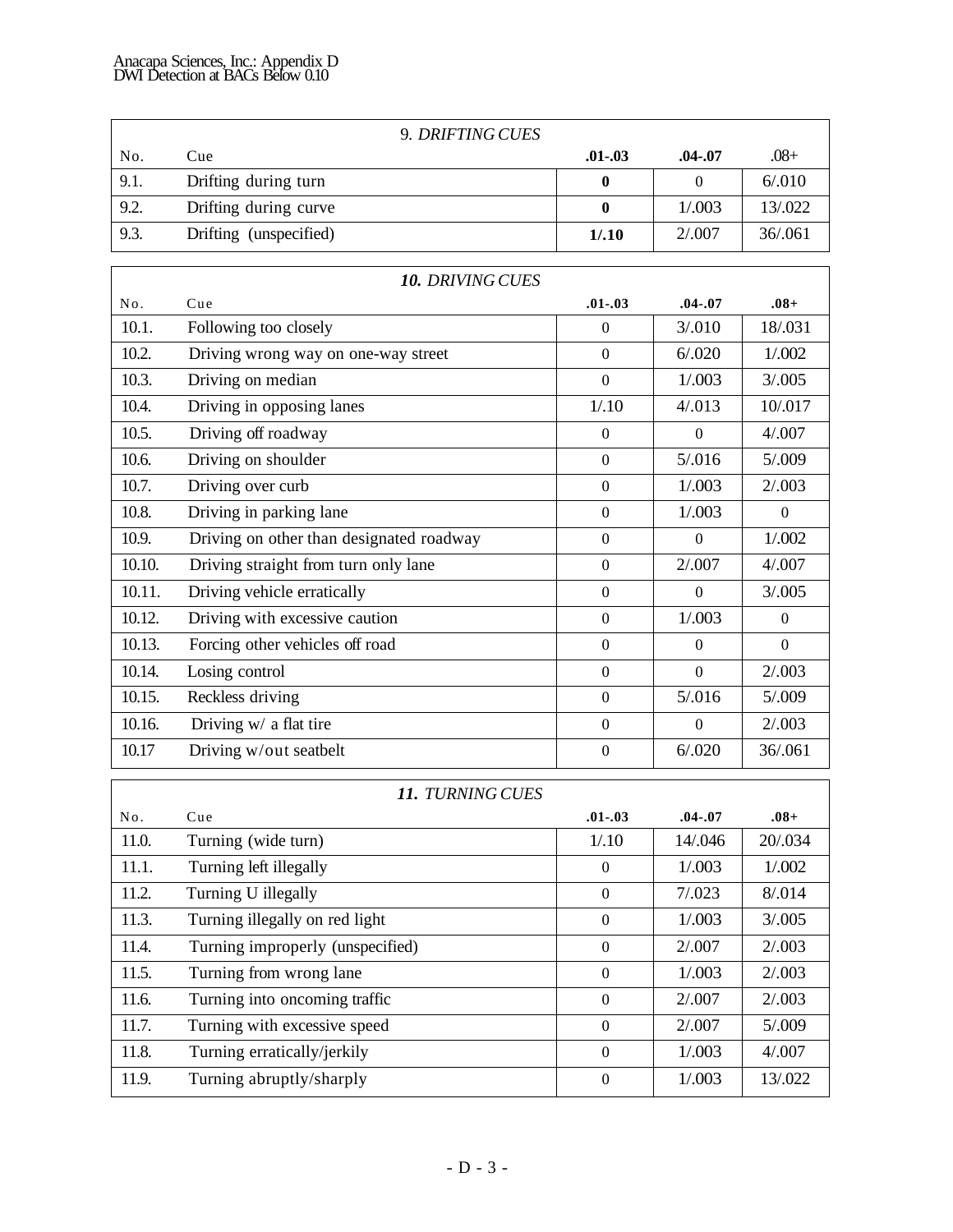| No. | *9. DRIFTING CUES* Cue | .01-.03 | .04-.07 | .08+ |
|---|---|---|---|---|
| 9.1. | Drifting during turn | **0** | 0 | 6/.010 |
| 9.2. | Drifting during curve | **0** | 1/.003 | 13/.022 |
| 9.3. | Drifting (unspecified) | **1/.10** | 2/.007 | 36/.061 |

| No. | ***10. DRIVING CUES*** Cue | .01-.03 | .04-.07 | .08+ |
|---|---|---|---|---|
| 10.1. | Following too closely | 0 | 3/.010 | 18/.031 |
| 10.2. | Driving wrong way on one-way street | 0 | 6/.020 | 1/.002 |
| 10.3. | Driving on median | 0 | 1/.003 | 3/.005 |
| 10.4. | Driving in opposing lanes | 1/.10 | 4/.013 | 10/.017 |
| 10.5. | Driving off roadway | 0 | 0 | 4/.007 |
| 10.6. | Driving on shoulder | 0 | 5/.016 | 5/.009 |
| 10.7. | Driving over curb | 0 | 1/.003 | 2/.003 |
| 10.8. | Driving in parking lane | 0 | 1/.003 | 0 |
| 10.9. | Driving on other than designated roadway | 0 | 0 | 1/.002 |
| 10.10. | Driving straight from turn only lane | 0 | 2/.007 | 4/.007 |
| 10.11. | Driving vehicle erratically | 0 | 0 | 3/.005 |
| 10.12. | Driving with excessive caution | 0 | 1/.003 | 0 |
| 10.13. | Forcing other vehicles off road | 0 | 0 | 0 |
| 10.14. | Losing control | 0 | 0 | 2/.003 |
| 10.15. | Reckless driving | 0 | 5/.016 | 5/.009 |
| 10.16. | Driving w/ a flat tire | 0 | 0 | 2/.003 |
| 10.17 | Driving w/out seatbelt | 0 | 6/.020 | 36/.061 |

| No. | ***11. TURNING CUES*** Cue | .01-.03 | .04-.07 | .08+ |
|---|---|---|---|---|
| 11.0. | Turning (wide turn) | 1/.10 | 14/.046 | 20/.034 |
| 11.1. | Turning left illegally | 0 | 1/.003 | 1/.002 |
| 11.2. | Turning U illegally | 0 | 7/.023 | 8/.014 |
| 11.3. | Turning illegally on red light | 0 | 1/.003 | 3/.005 |
| 11.4. | Turning improperly (unspecified) | 0 | 2/.007 | 2/.003 |
| 11.5. | Turning from wrong lane | 0 | 1/.003 | 2/.003 |
| 11.6. | Turning into oncoming traffic | 0 | 2/.007 | 2/.003 |
| 11.7. | Turning with excessive speed | 0 | 2/.007 | 5/.009 |
| 11.8. | Turning erratically/jerkily | 0 | 1/.003 | 4/.007 |
| 11.9. | Turning abruptly/sharply | 0 | 1/.003 | 13/.022 |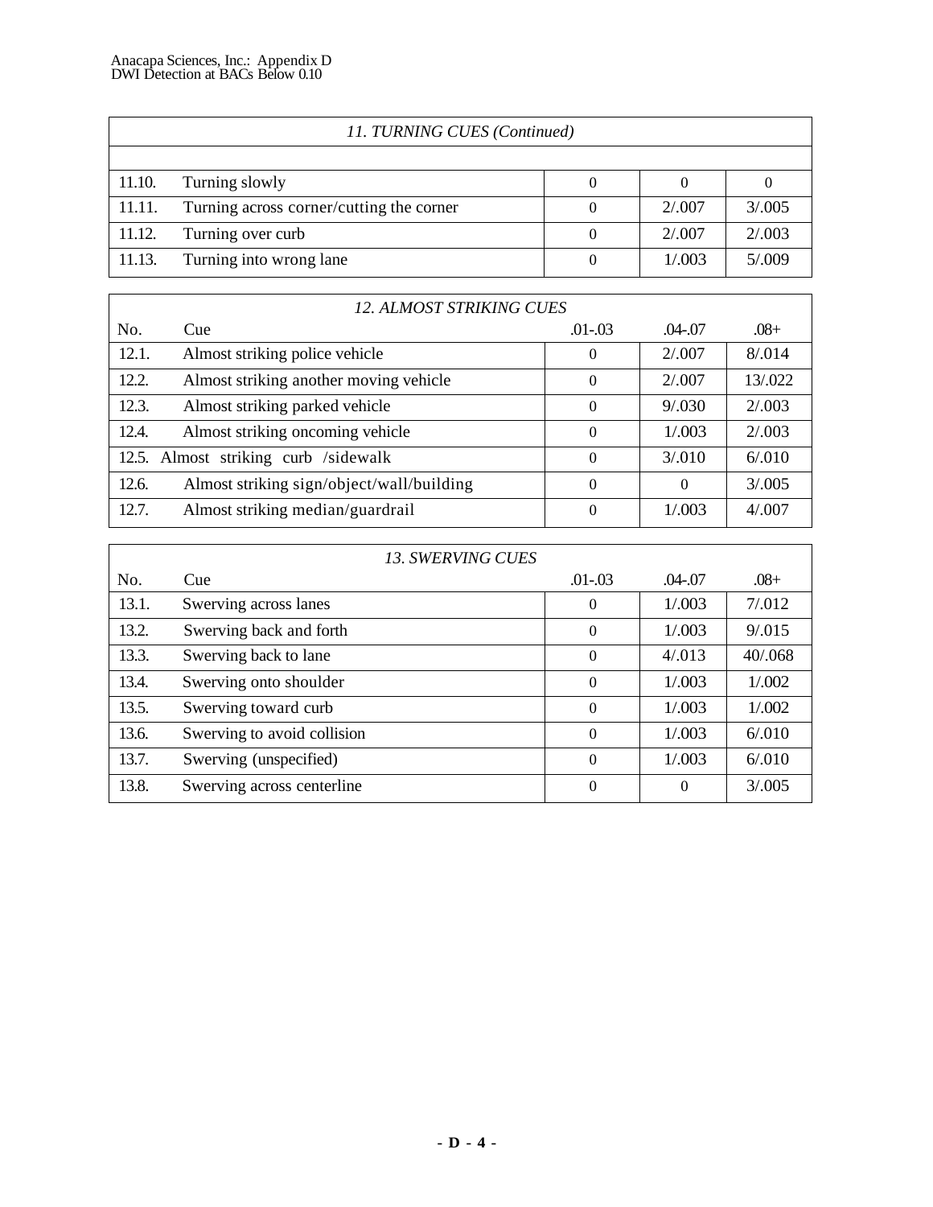| 11. TURNING CUES (Continued) | | | | |
|---|---|---|---|---|
| 11.10. | Turning slowly | 0 | 0 | 0 |
| 11.11. | Turning across corner/cutting the corner | 0 | 2/.007 | 3/.005 |
| 11.12. | Turning over curb | 0 | 2/.007 | 2/.003 |
| 11.13. | Turning into wrong lane | 0 | 1/.003 | 5/.009 |

| 12. ALMOST STRIKING CUES | | | | |
|---|---|---|---|---|
| No. | Cue | .01-.03 | .04-.07 | .08+ |
| 12.1. | Almost striking police vehicle | 0 | 2/.007 | 8/.014 |
| 12.2. | Almost striking another moving vehicle | 0 | 2/.007 | 13/.022 |
| 12.3. | Almost striking parked vehicle | 0 | 9/.030 | 2/.003 |
| 12.4. | Almost striking oncoming vehicle | 0 | 1/.003 | 2/.003 |
| 12.5. | Almost striking curb /sidewalk | 0 | 3/.010 | 6/.010 |
| 12.6. | Almost striking sign/object/wall/building | 0 | 0 | 3/.005 |
| 12.7. | Almost striking median/guardrail | 0 | 1/.003 | 4/.007 |

| 13. SWERVING CUES | | | | |
|---|---|---|---|---|
| No. | Cue | .01-.03 | .04-.07 | .08+ |
| 13.1. | Swerving across lanes | 0 | 1/.003 | 7/.012 |
| 13.2. | Swerving back and forth | 0 | 1/.003 | 9/.015 |
| 13.3. | Swerving back to lane | 0 | 4/.013 | 40/.068 |
| 13.4. | Swerving onto shoulder | 0 | 1/.003 | 1/.002 |
| 13.5. | Swerving toward curb | 0 | 1/.003 | 1/.002 |
| 13.6. | Swerving to avoid collision | 0 | 1/.003 | 6/.010 |
| 13.7. | Swerving (unspecified) | 0 | 1/.003 | 6/.010 |
| 13.8. | Swerving across centerline | 0 | 0 | 3/.005 |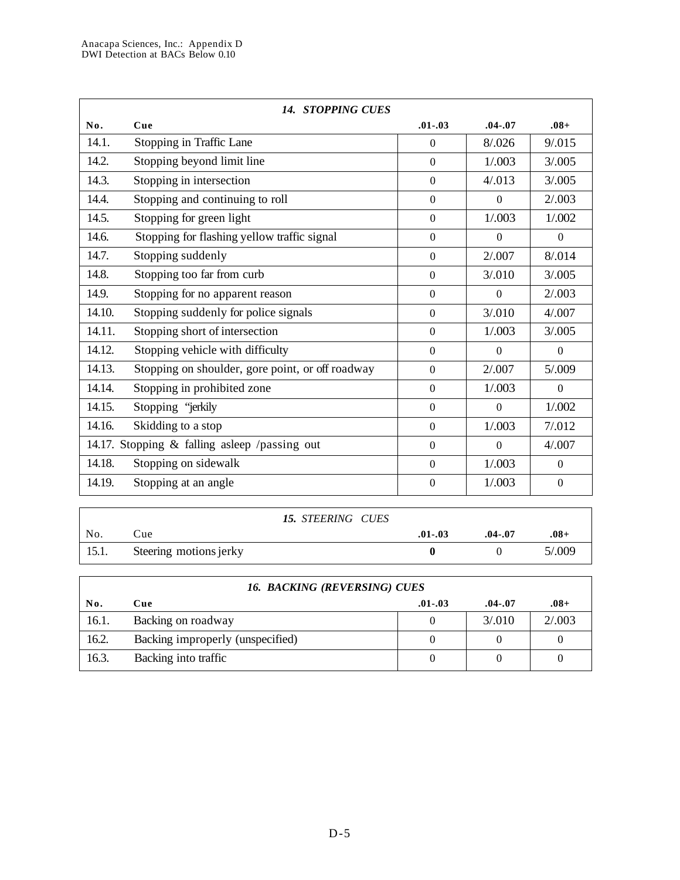| **14. STOPPING CUES** | | | | |
|---|---|---|---|---|
| **No.** | **Cue** | **.01-.03** | **.04-.07** | **.08+** |
| 14.1. | Stopping in Traffic Lane | 0 | 8/.026 | 9/.015 |
| 14.2. | Stopping beyond limit line | 0 | 1/.003 | 3/.005 |
| 14.3. | Stopping in intersection | 0 | 4/.013 | 3/.005 |
| 14.4. | Stopping and continuing to roll | 0 | 0 | 2/.003 |
| 14.5. | Stopping for green light | 0 | 1/.003 | 1/.002 |
| 14.6. | Stopping for flashing yellow traffic signal | 0 | 0 | 0 |
| 14.7. | Stopping suddenly | 0 | 2/.007 | 8/.014 |
| 14.8. | Stopping too far from curb | 0 | 3/.010 | 3/.005 |
| 14.9. | Stopping for no apparent reason | 0 | 0 | 2/.003 |
| 14.10. | Stopping suddenly for police signals | 0 | 3/.010 | 4/.007 |
| 14.11. | Stopping short of intersection | 0 | 1/.003 | 3/.005 |
| 14.12. | Stopping vehicle with difficulty | 0 | 0 | 0 |
| 14.13. | Stopping on shoulder, gore point, or off roadway | 0 | 2/.007 | 5/.009 |
| 14.14. | Stopping in prohibited zone | 0 | 1/.003 | 0 |
| 14.15. | Stopping "jerkily | 0 | 0 | 1/.002 |
| 14.16. | Skidding to a stop | 0 | 1/.003 | 7/.012 |
| 14.17. | Stopping & falling asleep /passing out | 0 | 0 | 4/.007 |
| 14.18. | Stopping on sidewalk | 0 | 1/.003 | 0 |
| 14.19. | Stopping at an angle | 0 | 1/.003 | 0 |

| ***15. STEERING CUES*** | | | | |
|---|---|---|---|---|
| No. | Cue | **.01-.03** | **.04-.07** | **.08+** |
| 15.1. | Steering motions jerky | **0** | 0 | 5/.009 |

| ***16. BACKING (REVERSING) CUES*** | | | | |
|---|---|---|---|---|
| **No.** | **Cue** | **.01-.03** | **.04-.07** | **.08+** |
| 16.1. | Backing on roadway | 0 | 3/.010 | 2/.003 |
| 16.2. | Backing improperly (unspecified) | 0 | 0 | 0 |
| 16.3. | Backing into traffic | 0 | 0 | 0 |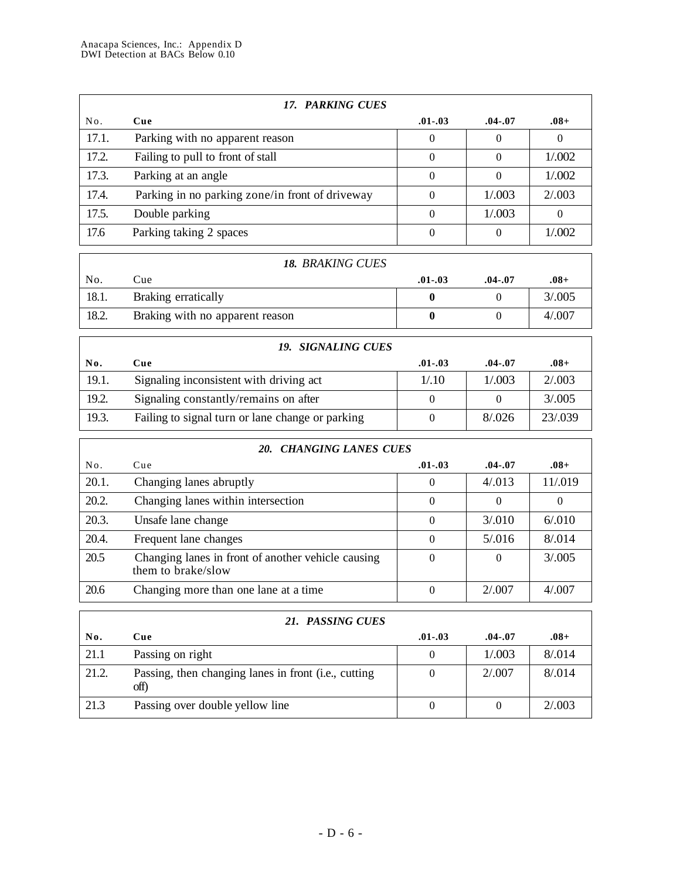| 17. PARKING CUES | | | | |
|---|---|---|---|---|
| No. | Cue | .01-.03 | .04-.07 | .08+ |
| 17.1. | Parking with no apparent reason | 0 | 0 | 0 |
| 17.2. | Failing to pull to front of stall | 0 | 0 | 1/.002 |
| 17.3. | Parking at an angle | 0 | 0 | 1/.002 |
| 17.4. | Parking in no parking zone/in front of driveway | 0 | 1/.003 | 2/.003 |
| 17.5. | Double parking | 0 | 1/.003 | 0 |
| 17.6 | Parking taking 2 spaces | 0 | 0 | 1/.002 |

| 18. BRAKING CUES | | | | |
|---|---|---|---|---|
| No. | Cue | .01-.03 | .04-.07 | .08+ |
| 18.1. | Braking erratically | **0** | 0 | 3/.005 |
| 18.2. | Braking with no apparent reason | **0** | 0 | 4/.007 |

| 19. SIGNALING CUES | | | | |
|---|---|---|---|---|
| No. | Cue | .01-.03 | .04-.07 | .08+ |
| 19.1. | Signaling inconsistent with driving act | 1/.10 | 1/.003 | 2/.003 |
| 19.2. | Signaling constantly/remains on after | 0 | 0 | 3/.005 |
| 19.3. | Failing to signal turn or lane change or parking | 0 | 8/.026 | 23/.039 |

| 20. CHANGING LANES CUES | | | | |
|---|---|---|---|---|
| No. | Cue | .01-.03 | .04-.07 | .08+ |
| 20.1. | Changing lanes abruptly | 0 | 4/.013 | 11/.019 |
| 20.2. | Changing lanes within intersection | 0 | 0 | 0 |
| 20.3. | Unsafe lane change | 0 | 3/.010 | 6/.010 |
| 20.4. | Frequent lane changes | 0 | 5/.016 | 8/.014 |
| 20.5 | Changing lanes in front of another vehicle causing them to brake/slow | 0 | 0 | 3/.005 |
| 20.6 | Changing more than one lane at a time | 0 | 2/.007 | 4/.007 |

| 21. PASSING CUES | | | | |
|---|---|---|---|---|
| No. | Cue | .01-.03 | .04-.07 | .08+ |
| 21.1 | Passing on right | 0 | 1/.003 | 8/.014 |
| 21.2. | Passing, then changing lanes in front (i.e., cutting off) | 0 | 2/.007 | 8/.014 |
| 21.3 | Passing over double yellow line | 0 | 0 | 2/.003 |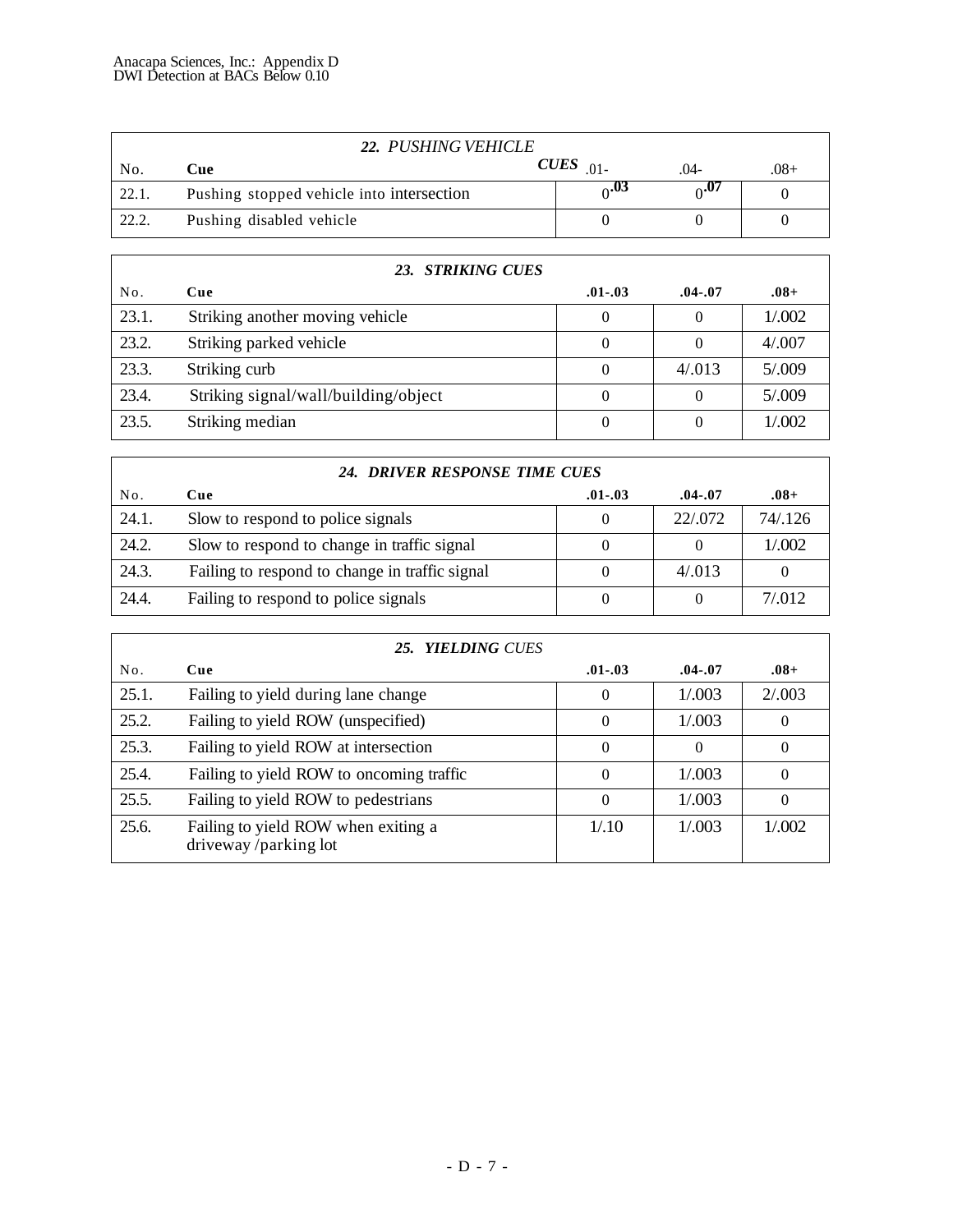| 22. PUSHING VEHICLE CUES | | | | |
|---|---|---|---|---|
| No. | Cue | .01-.03 | .04-.07 | .08+ |
| 22.1. | Pushing stopped vehicle into intersection | 0 | 0 | 0 |
| 22.2. | Pushing disabled vehicle | 0 | 0 | 0 |

| 23. STRIKING CUES | | | | |
|---|---|---|---|---|
| No. | Cue | .01-.03 | .04-.07 | .08+ |
| 23.1. | Striking another moving vehicle | 0 | 0 | 1/.002 |
| 23.2. | Striking parked vehicle | 0 | 0 | 4/.007 |
| 23.3. | Striking curb | 0 | 4/.013 | 5/.009 |
| 23.4. | Striking signal/wall/building/object | 0 | 0 | 5/.009 |
| 23.5. | Striking median | 0 | 0 | 1/.002 |

| 24. DRIVER RESPONSE TIME CUES | | | | |
|---|---|---|---|---|
| No. | Cue | .01-.03 | .04-.07 | .08+ |
| 24.1. | Slow to respond to police signals | 0 | 22/.072 | 74/.126 |
| 24.2. | Slow to respond to change in traffic signal | 0 | 0 | 1/.002 |
| 24.3. | Failing to respond to change in traffic signal | 0 | 4/.013 | 0 |
| 24.4. | Failing to respond to police signals | 0 | 0 | 7/.012 |

| 25. YIELDING CUES | | | | |
|---|---|---|---|---|
| No. | Cue | .01-.03 | .04-.07 | .08+ |
| 25.1. | Failing to yield during lane change | 0 | 1/.003 | 2/.003 |
| 25.2. | Failing to yield ROW (unspecified) | 0 | 1/.003 | 0 |
| 25.3. | Failing to yield ROW at intersection | 0 | 0 | 0 |
| 25.4. | Failing to yield ROW to oncoming traffic | 0 | 1/.003 | 0 |
| 25.5. | Failing to yield ROW to pedestrians | 0 | 1/.003 | 0 |
| 25.6. | Failing to yield ROW when exiting a driveway /parking lot | 1/.10 | 1/.003 | 1/.002 |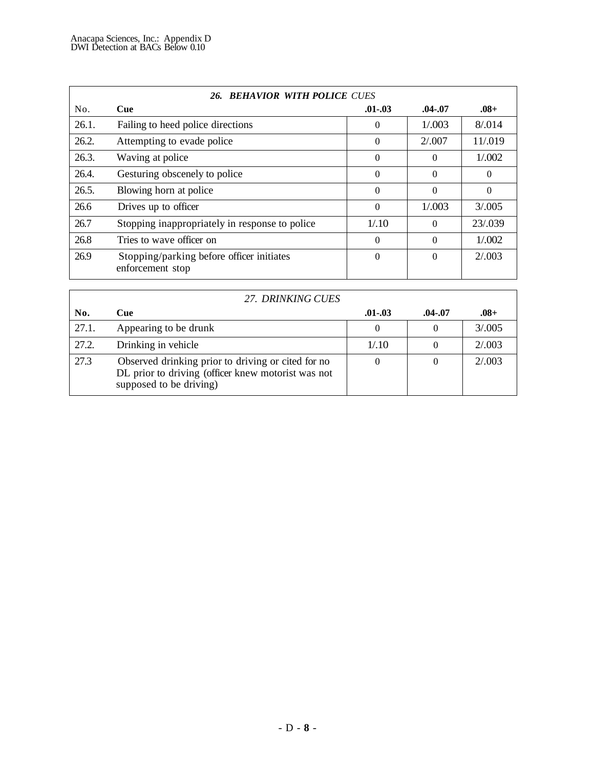| 26. BEHAVIOR WITH POLICE CUES | | | | |
|---|---|---|---|---|
| No. | Cue | .01-.03 | .04-.07 | .08+ |
| 26.1. | Failing to heed police directions | 0 | 1/.003 | 8/.014 |
| 26.2. | Attempting to evade police | 0 | 2/.007 | 11/.019 |
| 26.3. | Waving at police | 0 | 0 | 1/.002 |
| 26.4. | Gesturing obscenely to police | 0 | 0 | 0 |
| 26.5. | Blowing horn at police | 0 | 0 | 0 |
| 26.6 | Drives up to officer | 0 | 1/.003 | 3/.005 |
| 26.7 | Stopping inappropriately in response to police | 1/.10 | 0 | 23/.039 |
| 26.8 | Tries to wave officer on | 0 | 0 | 1/.002 |
| 26.9 | Stopping/parking before officer initiates enforcement stop | 0 | 0 | 2/.003 |

| 27. DRINKING CUES | | | | |
|---|---|---|---|---|
| No. | Cue | .01-.03 | .04-.07 | .08+ |
| 27.1. | Appearing to be drunk | 0 | 0 | 3/.005 |
| 27.2. | Drinking in vehicle | 1/.10 | 0 | 2/.003 |
| 27.3 | Observed drinking prior to driving or cited for no DL prior to driving (officer knew motorist was not supposed to be driving) | 0 | 0 | 2/.003 |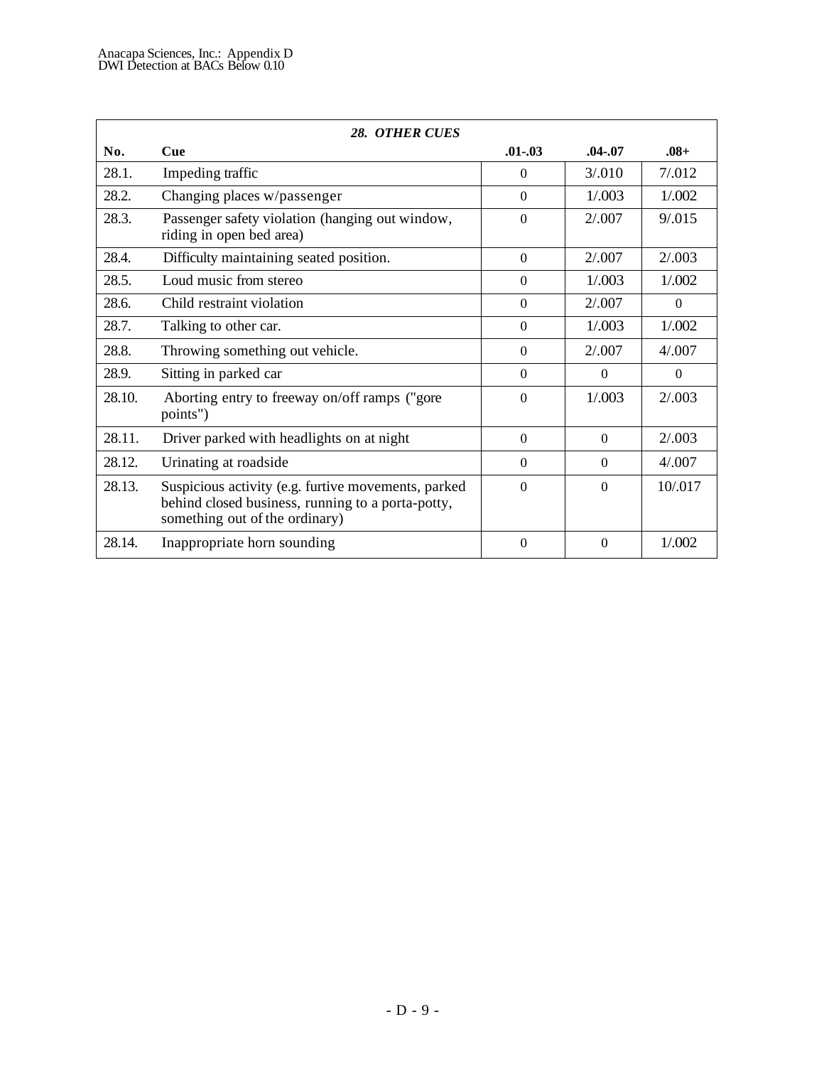| 28. OTHER CUES | | | | |
|---|---|---|---|---|
| **No.** | **Cue** | **.01-.03** | **.04-.07** | **.08+** |
| 28.1. | Impeding traffic | 0 | 3/.010 | 7/.012 |
| 28.2. | Changing places w/passenger | 0 | 1/.003 | 1/.002 |
| 28.3. | Passenger safety violation (hanging out window, riding in open bed area) | 0 | 2/.007 | 9/.015 |
| 28.4. | Difficulty maintaining seated position. | 0 | 2/.007 | 2/.003 |
| 28.5. | Loud music from stereo | 0 | 1/.003 | 1/.002 |
| 28.6. | Child restraint violation | 0 | 2/.007 | 0 |
| 28.7. | Talking to other car. | 0 | 1/.003 | 1/.002 |
| 28.8. | Throwing something out vehicle. | 0 | 2/.007 | 4/.007 |
| 28.9. | Sitting in parked car | 0 | 0 | 0 |
| 28.10. | Aborting entry to freeway on/off ramps ("gore points") | 0 | 1/.003 | 2/.003 |
| 28.11. | Driver parked with headlights on at night | 0 | 0 | 2/.003 |
| 28.12. | Urinating at roadside | 0 | 0 | 4/.007 |
| 28.13. | Suspicious activity (e.g. furtive movements, parked behind closed business, running to a porta-potty, something out of the ordinary) | 0 | 0 | 10/.017 |
| 28.14. | Inappropriate horn sounding | 0 | 0 | 1/.002 |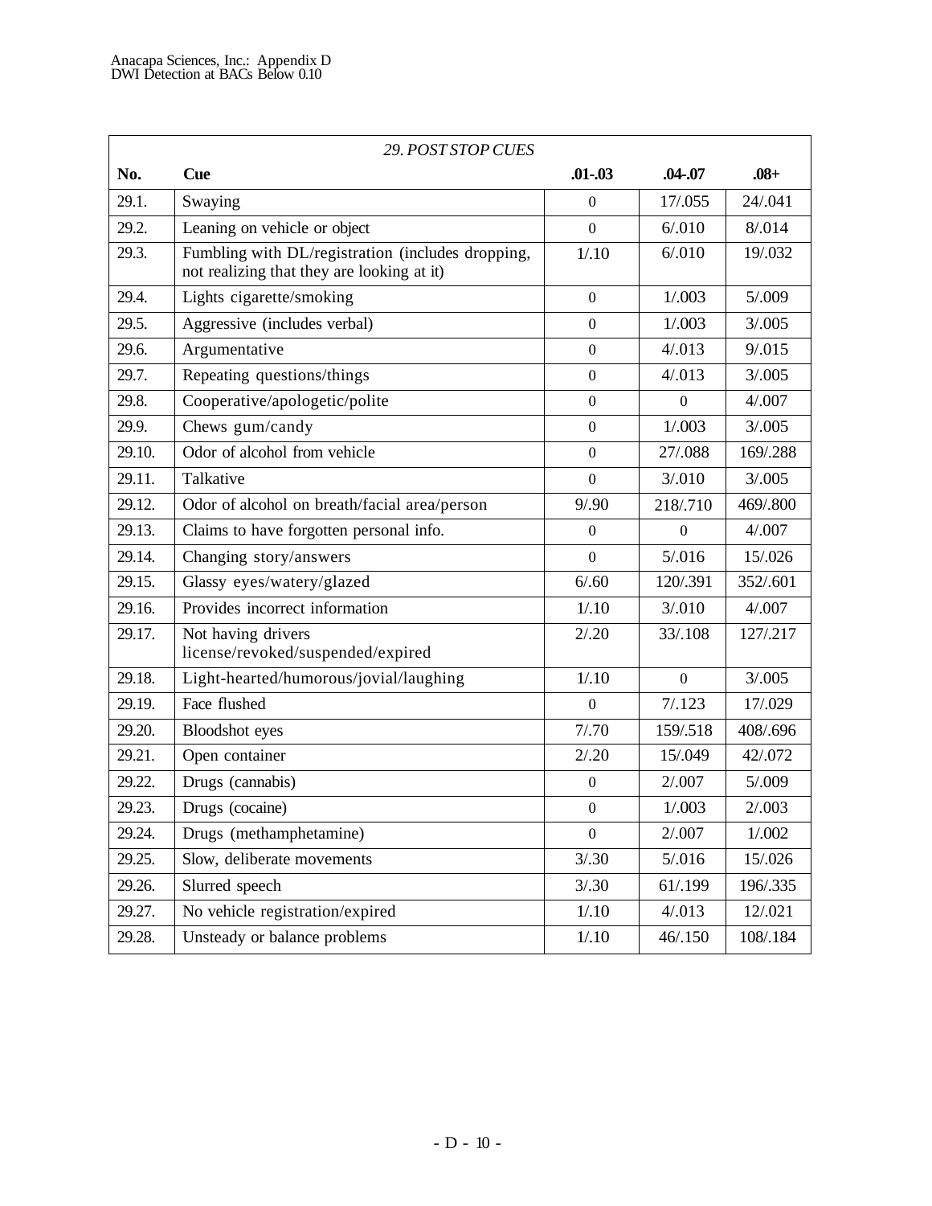| 29. POST STOP CUES | | | | |
|---|---|---|---|---|
| **No.** | **Cue** | **.01-.03** | **.04-.07** | **.08+** |
| 29.1. | Swaying | 0 | 17/.055 | 24/.041 |
| 29.2. | Leaning on vehicle or object | 0 | 6/.010 | 8/.014 |
| 29.3. | Fumbling with DL/registration (includes dropping, not realizing that they are looking at it) | 1/.10 | 6/.010 | 19/.032 |
| 29.4. | Lights cigarette/smoking | 0 | 1/.003 | 5/.009 |
| 29.5. | Aggressive (includes verbal) | 0 | 1/.003 | 3/.005 |
| 29.6. | Argumentative | 0 | 4/.013 | 9/.015 |
| 29.7. | Repeating questions/things | 0 | 4/.013 | 3/.005 |
| 29.8. | Cooperative/apologetic/polite | 0 | 0 | 4/.007 |
| 29.9. | Chews gum/candy | 0 | 1/.003 | 3/.005 |
| 29.10. | Odor of alcohol from vehicle | 0 | 27/.088 | 169/.288 |
| 29.11. | Talkative | 0 | 3/.010 | 3/.005 |
| 29.12. | Odor of alcohol on breath/facial area/person | 9/.90 | 218/.710 | 469/.800 |
| 29.13. | Claims to have forgotten personal info. | 0 | 0 | 4/.007 |
| 29.14. | Changing story/answers | 0 | 5/.016 | 15/.026 |
| 29.15. | Glassy eyes/watery/glazed | 6/.60 | 120/.391 | 352/.601 |
| 29.16. | Provides incorrect information | 1/.10 | 3/.010 | 4/.007 |
| 29.17. | Not having drivers license/revoked/suspended/expired | 2/.20 | 33/.108 | 127/.217 |
| 29.18. | Light-hearted/humorous/jovial/laughing | 1/.10 | 0 | 3/.005 |
| 29.19. | Face flushed | 0 | 7/.123 | 17/.029 |
| 29.20. | Bloodshot eyes | 7/.70 | 159/.518 | 408/.696 |
| 29.21. | Open container | 2/.20 | 15/.049 | 42/.072 |
| 29.22. | Drugs (cannabis) | 0 | 2/.007 | 5/.009 |
| 29.23. | Drugs (cocaine) | 0 | 1/.003 | 2/.003 |
| 29.24. | Drugs (methamphetamine) | 0 | 2/.007 | 1/.002 |
| 29.25. | Slow, deliberate movements | 3/.30 | 5/.016 | 15/.026 |
| 29.26. | Slurred speech | 3/.30 | 61/.199 | 196/.335 |
| 29.27. | No vehicle registration/expired | 1/.10 | 4/.013 | 12/.021 |
| 29.28. | Unsteady or balance problems | 1/.10 | 46/.150 | 108/.184 |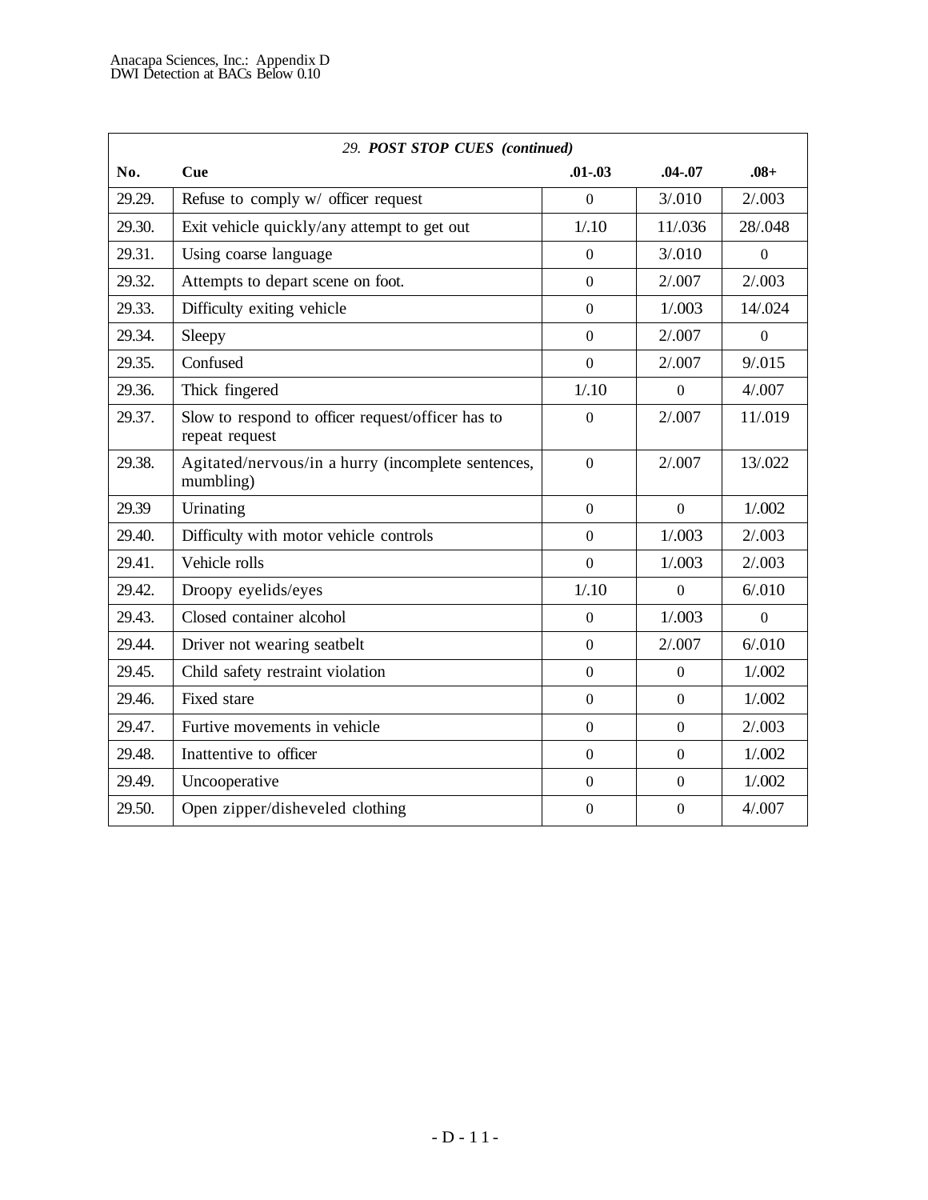| 29. ***POST STOP CUES (continued)*** | | | | |
|---|---|---|---|---|
| **No.** | **Cue** | **.01-.03** | **.04-.07** | **.08+** |
| 29.29. | Refuse to comply w/ officer request | 0 | 3/.010 | 2/.003 |
| 29.30. | Exit vehicle quickly/any attempt to get out | 1/.10 | 11/.036 | 28/.048 |
| 29.31. | Using coarse language | 0 | 3/.010 | 0 |
| 29.32. | Attempts to depart scene on foot. | 0 | 2/.007 | 2/.003 |
| 29.33. | Difficulty exiting vehicle | 0 | 1/.003 | 14/.024 |
| 29.34. | Sleepy | 0 | 2/.007 | 0 |
| 29.35. | Confused | 0 | 2/.007 | 9/.015 |
| 29.36. | Thick fingered | 1/.10 | 0 | 4/.007 |
| 29.37. | Slow to respond to officer request/officer has to repeat request | 0 | 2/.007 | 11/.019 |
| 29.38. | Agitated/nervous/in a hurry (incomplete sentences, mumbling) | 0 | 2/.007 | 13/.022 |
| 29.39 | Urinating | 0 | 0 | 1/.002 |
| 29.40. | Difficulty with motor vehicle controls | 0 | 1/.003 | 2/.003 |
| 29.41. | Vehicle rolls | 0 | 1/.003 | 2/.003 |
| 29.42. | Droopy eyelids/eyes | 1/.10 | 0 | 6/.010 |
| 29.43. | Closed container alcohol | 0 | 1/.003 | 0 |
| 29.44. | Driver not wearing seatbelt | 0 | 2/.007 | 6/.010 |
| 29.45. | Child safety restraint violation | 0 | 0 | 1/.002 |
| 29.46. | Fixed stare | 0 | 0 | 1/.002 |
| 29.47. | Furtive movements in vehicle | 0 | 0 | 2/.003 |
| 29.48. | Inattentive to officer | 0 | 0 | 1/.002 |
| 29.49. | Uncooperative | 0 | 0 | 1/.002 |
| 29.50. | Open zipper/disheveled clothing | 0 | 0 | 4/.007 |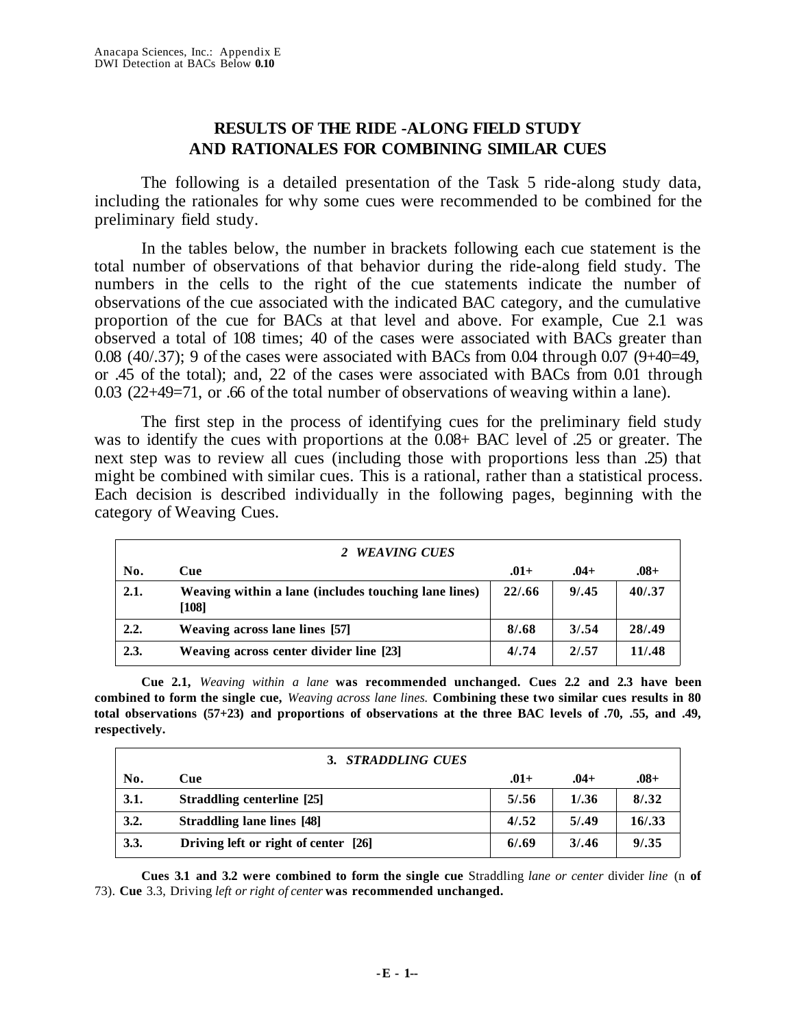## RESULTS OF THE RIDE -ALONG FIELD STUDY AND RATIONALES FOR COMBINING SIMILAR CUES

The following is a detailed presentation of the Task 5 ride-along study data, including the rationales for why some cues were recommended to be combined for the preliminary field study.

In the tables below, the number in brackets following each cue statement is the total number of observations of that behavior during the ride-along field study. The numbers in the cells to the right of the cue statements indicate the number of observations of the cue associated with the indicated BAC category, and the cumulative proportion of the cue for BACs at that level and above. For example, Cue 2.1 was observed a total of 108 times; 40 of the cases were associated with BACs greater than 0.08 (40/.37); 9 of the cases were associated with BACs from 0.04 through 0.07 (9+40=49, or .45 of the total); and, 22 of the cases were associated with BACs from 0.01 through 0.03 (22+49=71, or .66 of the total number of observations of weaving within a lane).

The first step in the process of identifying cues for the preliminary field study was to identify the cues with proportions at the 0.08+ BAC level of .25 or greater. The next step was to review all cues (including those with proportions less than .25) that might be combined with similar cues. This is a rational, rather than a statistical process. Each decision is described individually in the following pages, beginning with the category of Weaving Cues.

| ***2 WEAVING CUES*** | | | | |
|---|---|---|---|---|
| **No.** | **Cue** | **.01+** | **.04+** | **.08+** |
| **2.1.** | **Weaving within a lane (includes touching lane lines) [108]** | **22/.66** | **9/.45** | **40/.37** |
| **2.2.** | **Weaving across lane lines [57]** | **8/.68** | **3/.54** | **28/.49** |
| **2.3.** | **Weaving across center divider line [23]** | **4/.74** | **2/.57** | **11/.48** |

**Cue 2.1,** *Weaving within a lane* **was recommended unchanged. Cues 2.2 and 2.3 have been combined to form the single cue,** *Weaving across lane lines.* **Combining these two similar cues results in 80 total observations (57+23) and proportions of observations at the three BAC levels of .70, .55, and .49, respectively.**

| **3. *STRADDLING CUES*** | | | | |
|---|---|---|---|---|
| **No.** | **Cue** | **.01+** | **.04+** | **.08+** |
| **3.1.** | **Straddling centerline [25]** | **5/.56** | **1/.36** | **8/.32** |
| **3.2.** | **Straddling lane lines [48]** | **4/.52** | **5/.49** | **16/.33** |
| **3.3.** | **Driving left or right of center [26]** | **6/.69** | **3/.46** | **9/.35** |

**Cues 3.1 and 3.2 were combined to form the single cue** Straddling *lane or center* divider *line* (n **of** 73). **Cue** 3.3, Driving *left or right of center* **was recommended unchanged.**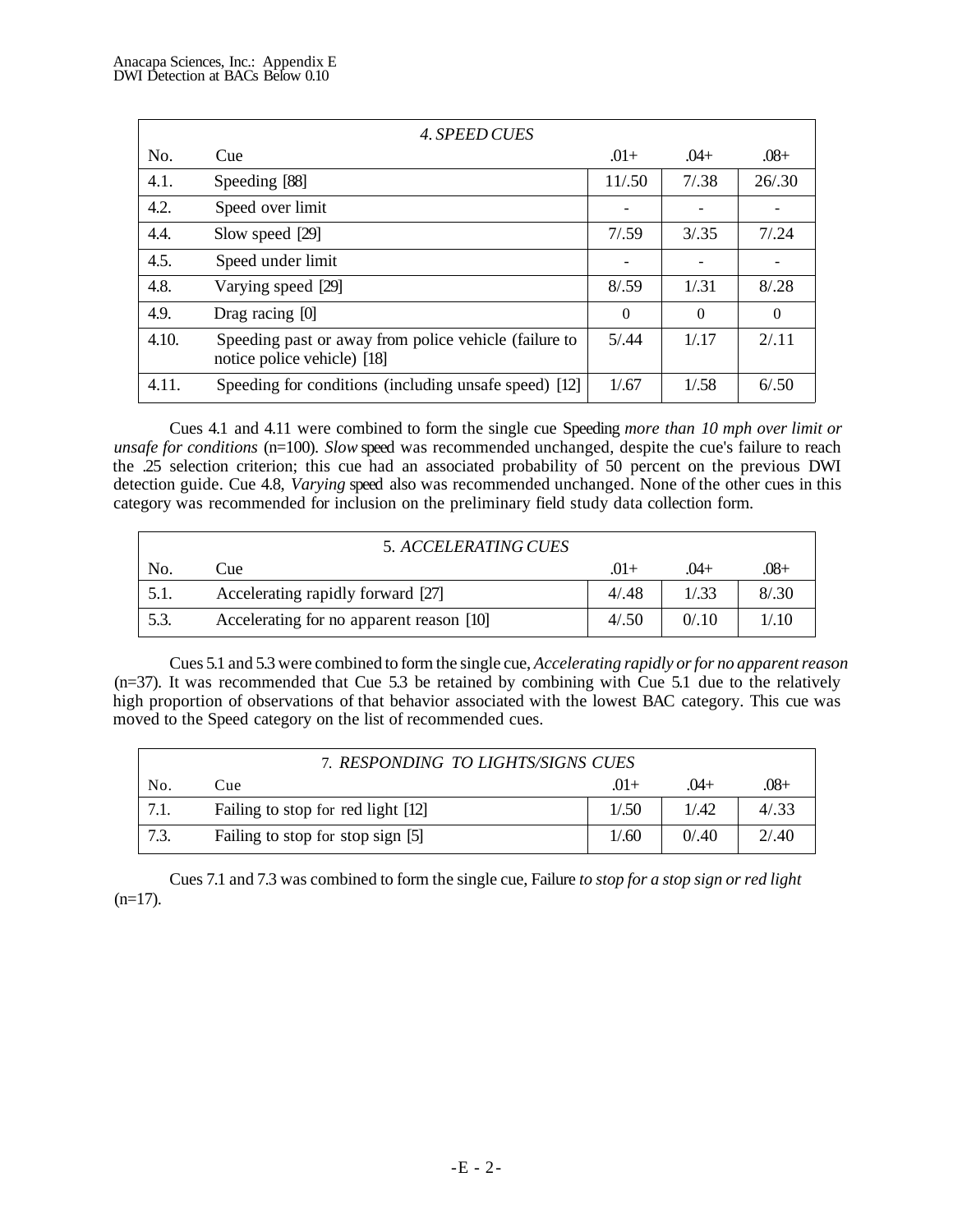| *4. SPEED CUES* | | | | |
|---|---|---|---|---|
| No. | Cue | .01+ | .04+ | .08+ |
| 4.1. | Speeding [88] | 11/.50 | 7/.38 | 26/.30 |
| 4.2. | Speed over limit | - | - | - |
| 4.4. | Slow speed [29] | 7/.59 | 3/.35 | 7/.24 |
| 4.5. | Speed under limit | - | - | - |
| 4.8. | Varying speed [29] | 8/.59 | 1/.31 | 8/.28 |
| 4.9. | Drag racing [0] | 0 | 0 | 0 |
| 4.10. | Speeding past or away from police vehicle (failure to notice police vehicle) [18] | 5/.44 | 1/.17 | 2/.11 |
| 4.11. | Speeding for conditions (including unsafe speed) [12] | 1/.67 | 1/.58 | 6/.50 |

Cues 4.1 and 4.11 were combined to form the single cue Speeding *more than 10 mph over limit or unsafe for conditions* (n=100). *Slow* speed was recommended unchanged, despite the cue's failure to reach the .25 selection criterion; this cue had an associated probability of 50 percent on the previous DWI detection guide. Cue 4.8, *Varying* speed also was recommended unchanged. None of the other cues in this category was recommended for inclusion on the preliminary field study data collection form.

| 5. *ACCELERATING CUES* | | | | |
|---|---|---|---|---|
| No. | Cue | .01+ | .04+ | .08+ |
| 5.1. | Accelerating rapidly forward [27] | 4/.48 | 1/.33 | 8/.30 |
| 5.3. | Accelerating for no apparent reason [10] | 4/.50 | 0/.10 | 1/.10 |

Cues 5.1 and 5.3 were combined to form the single cue, *Accelerating rapidly or for no apparent reason* (n=37). It was recommended that Cue 5.3 be retained by combining with Cue 5.1 due to the relatively high proportion of observations of that behavior associated with the lowest BAC category. This cue was moved to the Speed category on the list of recommended cues.

| 7. *RESPONDING TO LIGHTS/SIGNS CUES* | | | | |
|---|---|---|---|---|
| No. | Cue | .01+ | .04+ | .08+ |
| 7.1. | Failing to stop for red light [12] | 1/.50 | 1/.42 | 4/.33 |
| 7.3. | Failing to stop for stop sign [5] | 1/.60 | 0/.40 | 2/.40 |

Cues 7.1 and 7.3 was combined to form the single cue, Failure *to stop for a stop sign or red light* (n=17).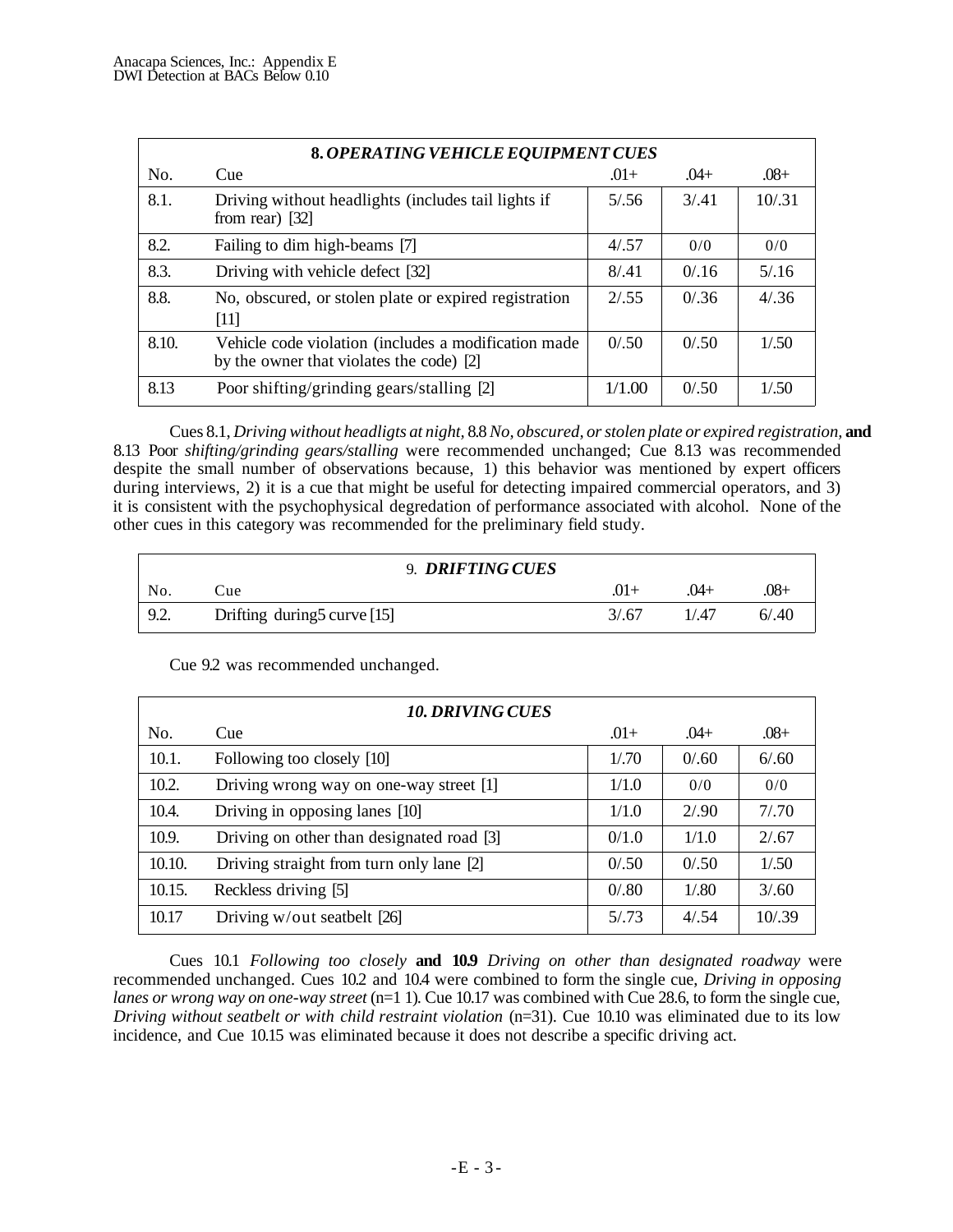| **8. *OPERATING VEHICLE EQUIPMENT CUES*** | | | | |
|---|---|---|---|---|
| No. | Cue | .01+ | .04+ | .08+ |
| 8.1. | Driving without headlights (includes tail lights if from rear) [32] | 5/.56 | 3/.41 | 10/.31 |
| 8.2. | Failing to dim high-beams [7] | 4/.57 | 0/0 | 0/0 |
| 8.3. | Driving with vehicle defect [32] | 8/.41 | 0/.16 | 5/.16 |
| 8.8. | No, obscured, or stolen plate or expired registration [11] | 2/.55 | 0/.36 | 4/.36 |
| 8.10. | Vehicle code violation (includes a modification made by the owner that violates the code) [2] | 0/.50 | 0/.50 | 1/.50 |
| 8.13 | Poor shifting/grinding gears/stalling [2] | 1/1.00 | 0/.50 | 1/.50 |

Cues 8.1, *Driving without headligts at night*, 8.8 *No, obscured, or stolen plate or expired registration*, **and** 8.13 Poor *shifting/grinding gears/stalling* were recommended unchanged; Cue 8.13 was recommended despite the small number of observations because, 1) this behavior was mentioned by expert officers during interviews, 2) it is a cue that might be useful for detecting impaired commercial operators, and 3) it is consistent with the psychophysical degredation of performance associated with alcohol. None of the other cues in this category was recommended for the preliminary field study.

| 9. ***DRIFTING CUES*** | | | | |
|---|---|---|---|---|
| No. | Cue | .01+ | .04+ | .08+ |
| 9.2. | Drifting during5 curve [15] | 3/.67 | 1/.47 | 6/.40 |

Cue 9.2 was recommended unchanged.

| ***10. DRIVING CUES*** | | | | |
|---|---|---|---|---|
| No. | Cue | .01+ | .04+ | .08+ |
| 10.1. | Following too closely [10] | 1/.70 | 0/.60 | 6/.60 |
| 10.2. | Driving wrong way on one-way street [1] | 1/1.0 | 0/0 | 0/0 |
| 10.4. | Driving in opposing lanes [10] | 1/1.0 | 2/.90 | 7/.70 |
| 10.9. | Driving on other than designated road [3] | 0/1.0 | 1/1.0 | 2/.67 |
| 10.10. | Driving straight from turn only lane [2] | 0/.50 | 0/.50 | 1/.50 |
| 10.15. | Reckless driving [5] | 0/.80 | 1/.80 | 3/.60 |
| 10.17 | Driving w/out seatbelt [26] | 5/.73 | 4/.54 | 10/.39 |

Cues 10.1 *Following too closely* **and 10.9** *Driving on other than designated roadway* were recommended unchanged. Cues 10.2 and 10.4 were combined to form the single cue, *Driving in opposing lanes or wrong way on one-way street* (n=1 1). Cue 10.17 was combined with Cue 28.6, to form the single cue, *Driving without seatbelt or with child restraint violation* (n=31). Cue 10.10 was eliminated due to its low incidence, and Cue 10.15 was eliminated because it does not describe a specific driving act.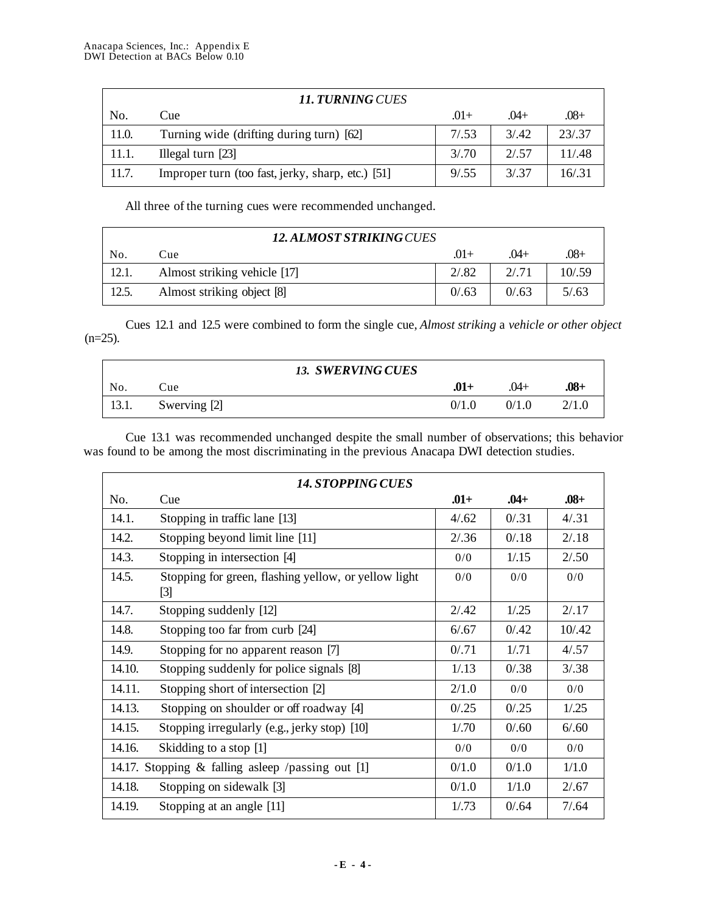| *11. TURNING CUES* | | | | |
|---|---|---|---|---|
| No. | Cue | .01+ | .04+ | .08+ |
| 11.0. | Turning wide (drifting during turn) [62] | 7/.53 | 3/.42 | 23/.37 |
| 11.1. | Illegal turn [23] | 3/.70 | 2/.57 | 11/.48 |
| 11.7. | Improper turn (too fast, jerky, sharp, etc.) [51] | 9/.55 | 3/.37 | 16/.31 |

All three of the turning cues were recommended unchanged.

| *12. ALMOST STRIKING CUES* | | | | |
|---|---|---|---|---|
| No. | Cue | .01+ | .04+ | .08+ |
| 12.1. | Almost striking vehicle [17] | 2/.82 | 2/.71 | 10/.59 |
| 12.5. | Almost striking object [8] | 0/.63 | 0/.63 | 5/.63 |

Cues 12.1 and 12.5 were combined to form the single cue, *Almost striking* a *vehicle or other object* (n=25).

| *13. SWERVING CUES* | | | | |
|---|---|---|---|---|
| No. | Cue | **.01+** | .04+ | **.08+** |
| 13.1. | Swerving [2] | 0/1.0 | 0/1.0 | 2/1.0 |

Cue 13.1 was recommended unchanged despite the small number of observations; this behavior was found to be among the most discriminating in the previous Anacapa DWI detection studies.

| *14. STOPPING CUES* | | | | |
|---|---|---|---|---|
| No. | Cue | **.01+** | **.04+** | **.08+** |
| 14.1. | Stopping in traffic lane [13] | 4/.62 | 0/.31 | 4/.31 |
| 14.2. | Stopping beyond limit line [11] | 2/.36 | 0/.18 | 2/.18 |
| 14.3. | Stopping in intersection [4] | 0/0 | 1/.15 | 2/.50 |
| 14.5. | Stopping for green, flashing yellow, or yellow light [3] | 0/0 | 0/0 | 0/0 |
| 14.7. | Stopping suddenly [12] | 2/.42 | 1/.25 | 2/.17 |
| 14.8. | Stopping too far from curb [24] | 6/.67 | 0/.42 | 10/.42 |
| 14.9. | Stopping for no apparent reason [7] | 0/.71 | 1/.71 | 4/.57 |
| 14.10. | Stopping suddenly for police signals [8] | 1/.13 | 0/.38 | 3/.38 |
| 14.11. | Stopping short of intersection [2] | 2/1.0 | 0/0 | 0/0 |
| 14.13. | Stopping on shoulder or off roadway [4] | 0/.25 | 0/.25 | 1/.25 |
| 14.15. | Stopping irregularly (e.g., jerky stop) [10] | 1/.70 | 0/.60 | 6/.60 |
| 14.16. | Skidding to a stop [1] | 0/0 | 0/0 | 0/0 |
| 14.17. | Stopping & falling asleep /passing out [1] | 0/1.0 | 0/1.0 | 1/1.0 |
| 14.18. | Stopping on sidewalk [3] | 0/1.0 | 1/1.0 | 2/.67 |
| 14.19. | Stopping at an angle [11] | 1/.73 | 0/.64 | 7/.64 |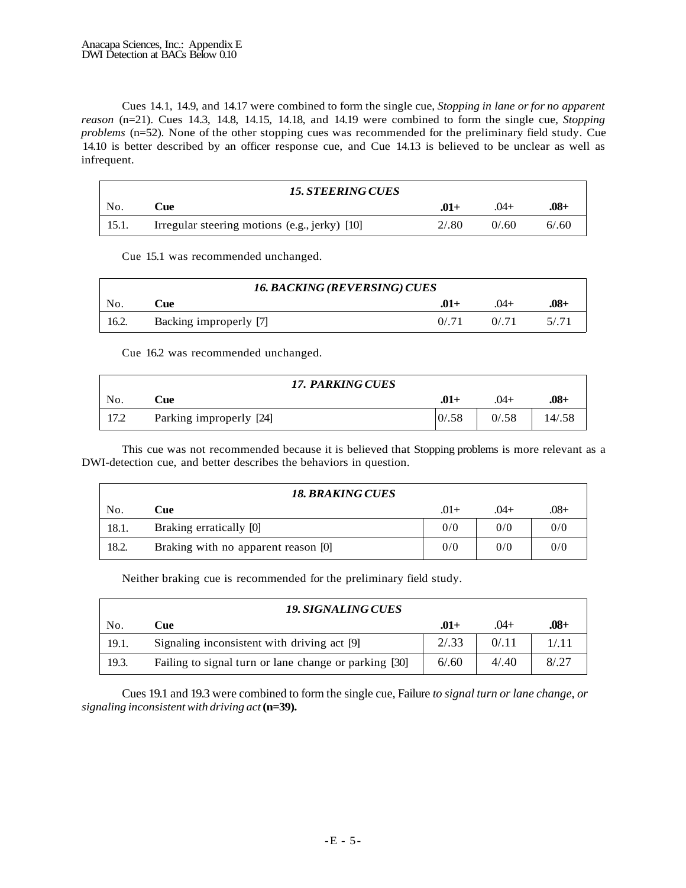Cues 14.1, 14.9, and 14.17 were combined to form the single cue, *Stopping in lane or for no apparent reason* (n=21). Cues 14.3, 14.8, 14.15, 14.18, and 14.19 were combined to form the single cue, *Stopping problems* (n=52). None of the other stopping cues was recommended for the preliminary field study. Cue 14.10 is better described by an officer response cue, and Cue 14.13 is believed to be unclear as well as infrequent.

| ***15. STEERING CUES*** | | | | |
|---|---|---|---|---|
| No. | **Cue** | **.01+** | .04+ | **.08+** |
| 15.1. | Irregular steering motions (e.g., jerky) [10] | 2/.80 | 0/.60 | 6/.60 |

Cue 15.1 was recommended unchanged.

| ***16. BACKING (REVERSING) CUES*** | | | | |
|---|---|---|---|---|
| No. | **Cue** | **.01+** | .04+ | **.08+** |
| 16.2. | Backing improperly [7] | 0/.71 | 0/.71 | 5/.71 |

Cue 16.2 was recommended unchanged.

| ***17. PARKING CUES*** | | | | |
|---|---|---|---|---|
| No. | **Cue** | **.01+** | .04+ | **.08+** |
| 17.2 | Parking improperly [24] | 0/.58 | 0/.58 | 14/.58 |

This cue was not recommended because it is believed that Stopping problems is more relevant as a DWI-detection cue, and better describes the behaviors in question.

| ***18. BRAKING CUES*** | | | | |
|---|---|---|---|---|
| No. | **Cue** | .01+ | .04+ | .08+ |
| 18.1. | Braking erratically [0] | 0/0 | 0/0 | 0/0 |
| 18.2. | Braking with no apparent reason [0] | 0/0 | 0/0 | 0/0 |

Neither braking cue is recommended for the preliminary field study.

| ***19. SIGNALING CUES*** | | | | |
|---|---|---|---|---|
| No. | **Cue** | **.01+** | .04+ | **.08+** |
| 19.1. | Signaling inconsistent with driving act [9] | 2/.33 | 0/.11 | 1/.11 |
| 19.3. | Failing to signal turn or lane change or parking [30] | 6/.60 | 4/.40 | 8/.27 |

Cues 19.1 and 19.3 were combined to form the single cue, Failure *to signal turn or lane change, or signaling inconsistent with driving act* **(n=39).**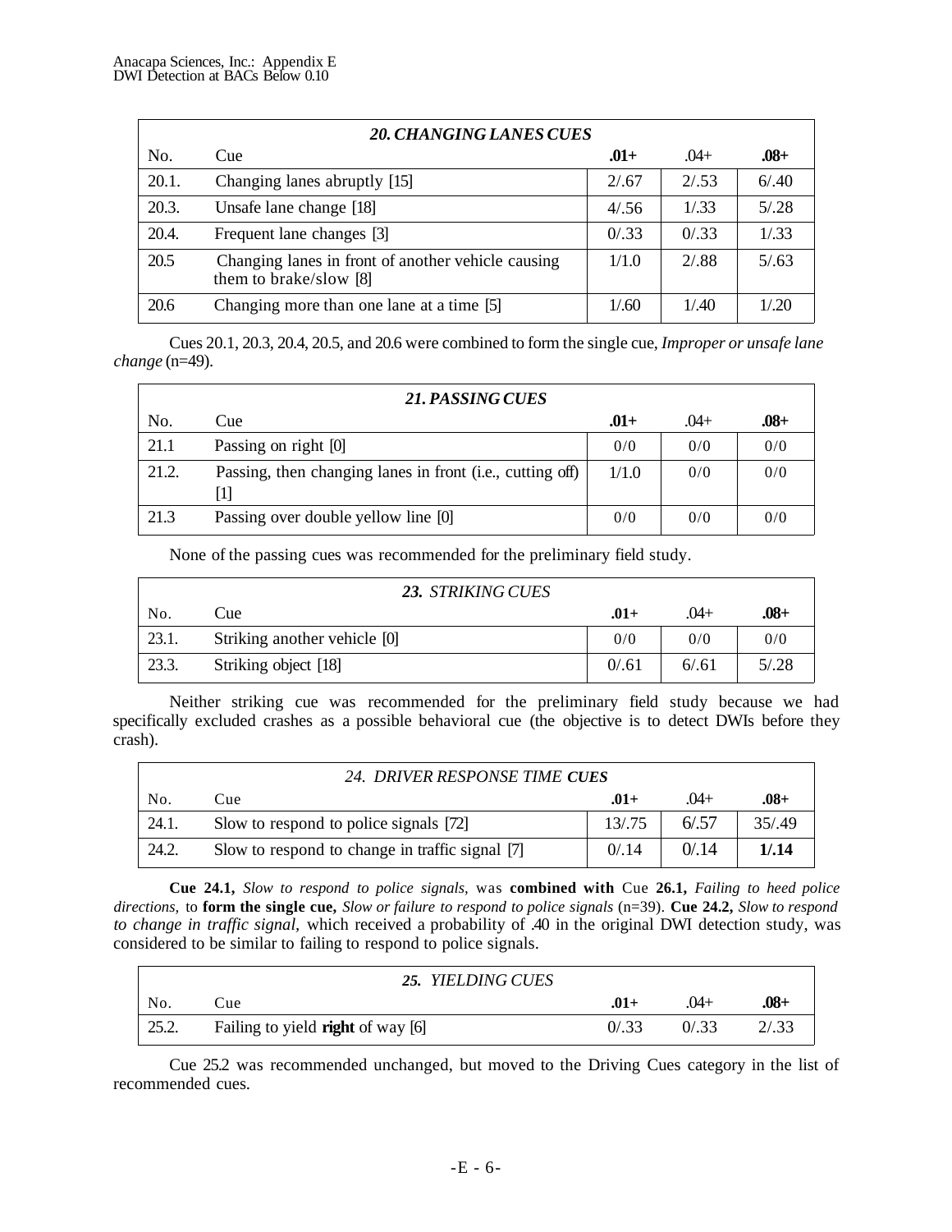| 20. CHANGING LANES CUES | | | | |
|---|---|---|---|---|
| No. | Cue | **.01+** | .04+ | **.08+** |
| 20.1. | Changing lanes abruptly [15] | 2/.67 | 2/.53 | 6/.40 |
| 20.3. | Unsafe lane change [18] | 4/.56 | 1/.33 | 5/.28 |
| 20.4. | Frequent lane changes [3] | 0/.33 | 0/.33 | 1/.33 |
| 20.5 | Changing lanes in front of another vehicle causing them to brake/slow [8] | 1/1.0 | 2/.88 | 5/.63 |
| 20.6 | Changing more than one lane at a time [5] | 1/.60 | 1/.40 | 1/.20 |

Cues 20.1, 20.3, 20.4, 20.5, and 20.6 were combined to form the single cue, *Improper or unsafe lane change* (n=49).

| 21. PASSING CUES | | | | |
|---|---|---|---|---|
| No. | Cue | **.01+** | .04+ | **.08+** |
| 21.1 | Passing on right [0] | 0/0 | 0/0 | 0/0 |
| 21.2. | Passing, then changing lanes in front (i.e., cutting off) [1] | 1/1.0 | 0/0 | 0/0 |
| 21.3 | Passing over double yellow line [0] | 0/0 | 0/0 | 0/0 |

None of the passing cues was recommended for the preliminary field study.

| 23. STRIKING CUES | | | | |
|---|---|---|---|---|
| No. | Cue | **.01+** | .04+ | **.08+** |
| 23.1. | Striking another vehicle [0] | 0/0 | 0/0 | 0/0 |
| 23.3. | Striking object [18] | 0/.61 | 6/.61 | 5/.28 |

Neither striking cue was recommended for the preliminary field study because we had specifically excluded crashes as a possible behavioral cue (the objective is to detect DWIs before they crash).

| 24. DRIVER RESPONSE TIME CUES | | | | |
|---|---|---|---|---|
| No. | Cue | **.01+** | .04+ | **.08+** |
| 24.1. | Slow to respond to police signals [72] | 13/.75 | 6/.57 | 35/.49 |
| 24.2. | Slow to respond to change in traffic signal [7] | 0/.14 | 0/.14 | **1/.14** |

**Cue 24.1,** *Slow to respond to police signals,* was **combined with** Cue **26.1,** *Failing to heed police directions,* to **form the single cue,** *Slow or failure to respond to police signals* (n=39). **Cue 24.2,** *Slow to respond to change in traffic signal,* which received a probability of .40 in the original DWI detection study, was considered to be similar to failing to respond to police signals.

| 25. YIELDING CUES | | | | |
|---|---|---|---|---|
| No. | Cue | **.01+** | .04+ | **.08+** |
| 25.2. | Failing to yield **right** of way [6] | 0/.33 | 0/.33 | 2/.33 |

Cue 25.2 was recommended unchanged, but moved to the Driving Cues category in the list of recommended cues.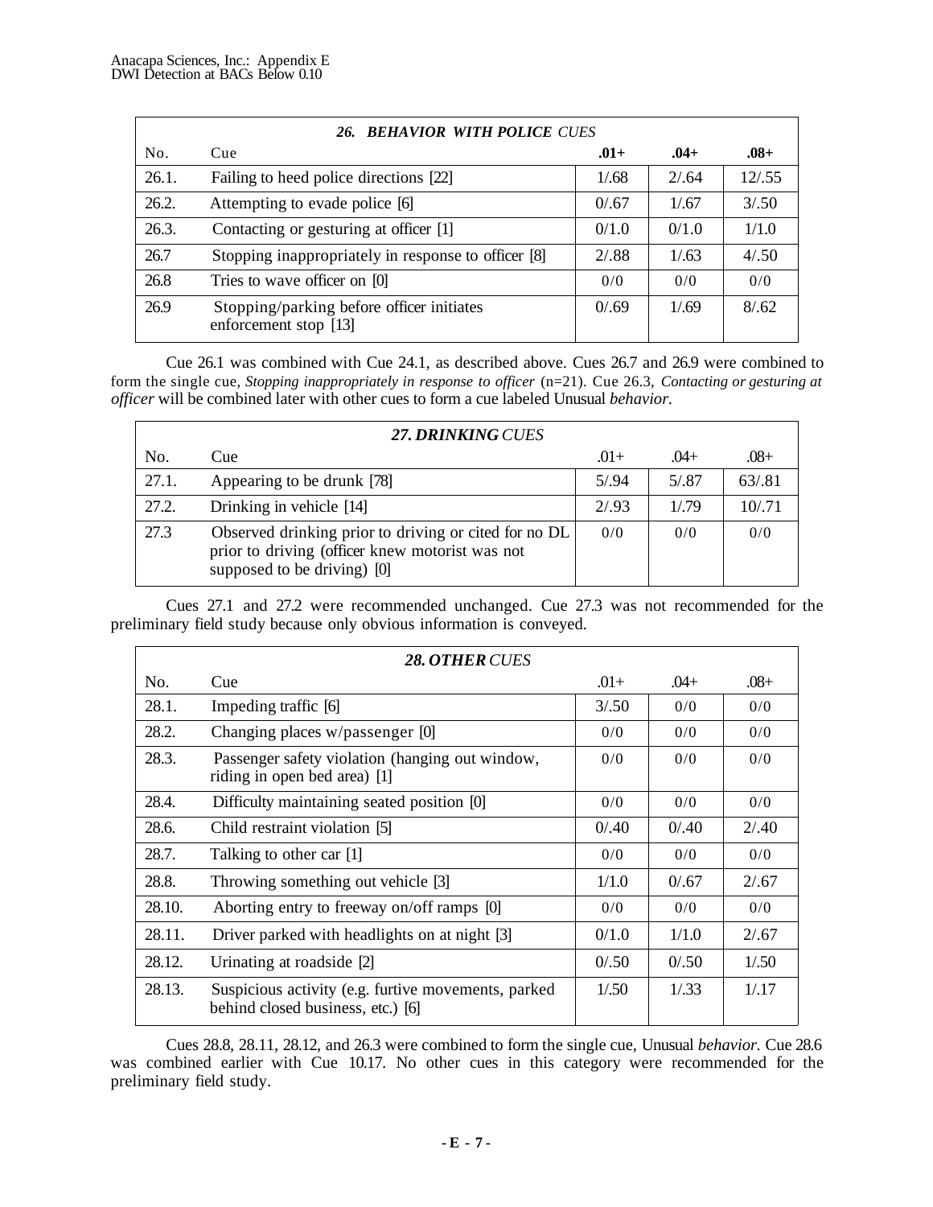| *26. BEHAVIOR WITH POLICE CUES* | | | | |
|---|---|---|---|---|
| No. | Cue | **.01+** | **.04+** | **.08+** |
| 26.1. | Failing to heed police directions [22] | 1/.68 | 2/.64 | 12/.55 |
| 26.2. | Attempting to evade police [6] | 0/.67 | 1/.67 | 3/.50 |
| 26.3. | Contacting or gesturing at officer [1] | 0/1.0 | 0/1.0 | 1/1.0 |
| 26.7 | Stopping inappropriately in response to officer [8] | 2/.88 | 1/.63 | 4/.50 |
| 26.8 | Tries to wave officer on [0] | 0/0 | 0/0 | 0/0 |
| 26.9 | Stopping/parking before officer initiates enforcement stop [13] | 0/.69 | 1/.69 | 8/.62 |

Cue 26.1 was combined with Cue 24.1, as described above. Cues 26.7 and 26.9 were combined to form the single cue, *Stopping inappropriately in response to officer* (n=21). Cue 26.3, *Contacting or gesturing at officer* will be combined later with other cues to form a cue labeled Unusual *behavior.*

| ***27. DRINKING*** *CUES* | | | | |
|---|---|---|---|---|
| No. | Cue | .01+ | .04+ | .08+ |
| 27.1. | Appearing to be drunk [78] | 5/.94 | 5/.87 | 63/.81 |
| 27.2. | Drinking in vehicle [14] | 2/.93 | 1/.79 | 10/.71 |
| 27.3 | Observed drinking prior to driving or cited for no DL prior to driving (officer knew motorist was not supposed to be driving) [0] | 0/0 | 0/0 | 0/0 |

Cues 27.1 and 27.2 were recommended unchanged. Cue 27.3 was not recommended for the preliminary field study because only obvious information is conveyed.

| ***28. OTHER*** *CUES* | | | | |
|---|---|---|---|---|
| No. | Cue | .01+ | .04+ | .08+ |
| 28.1. | Impeding traffic [6] | 3/.50 | 0/0 | 0/0 |
| 28.2. | Changing places w/passenger [0] | 0/0 | 0/0 | 0/0 |
| 28.3. | Passenger safety violation (hanging out window, riding in open bed area) [1] | 0/0 | 0/0 | 0/0 |
| 28.4. | Difficulty maintaining seated position [0] | 0/0 | 0/0 | 0/0 |
| 28.6. | Child restraint violation [5] | 0/.40 | 0/.40 | 2/.40 |
| 28.7. | Talking to other car [1] | 0/0 | 0/0 | 0/0 |
| 28.8. | Throwing something out vehicle [3] | 1/1.0 | 0/.67 | 2/.67 |
| 28.10. | Aborting entry to freeway on/off ramps [0] | 0/0 | 0/0 | 0/0 |
| 28.11. | Driver parked with headlights on at night [3] | 0/1.0 | 1/1.0 | 2/.67 |
| 28.12. | Urinating at roadside [2] | 0/.50 | 0/.50 | 1/.50 |
| 28.13. | Suspicious activity (e.g. furtive movements, parked behind closed business, etc.) [6] | 1/.50 | 1/.33 | 1/.17 |

Cues 28.8, 28.11, 28.12, and 26.3 were combined to form the single cue, Unusual *behavior.* Cue 28.6 was combined earlier with Cue 10.17. No other cues in this category were recommended for the preliminary field study.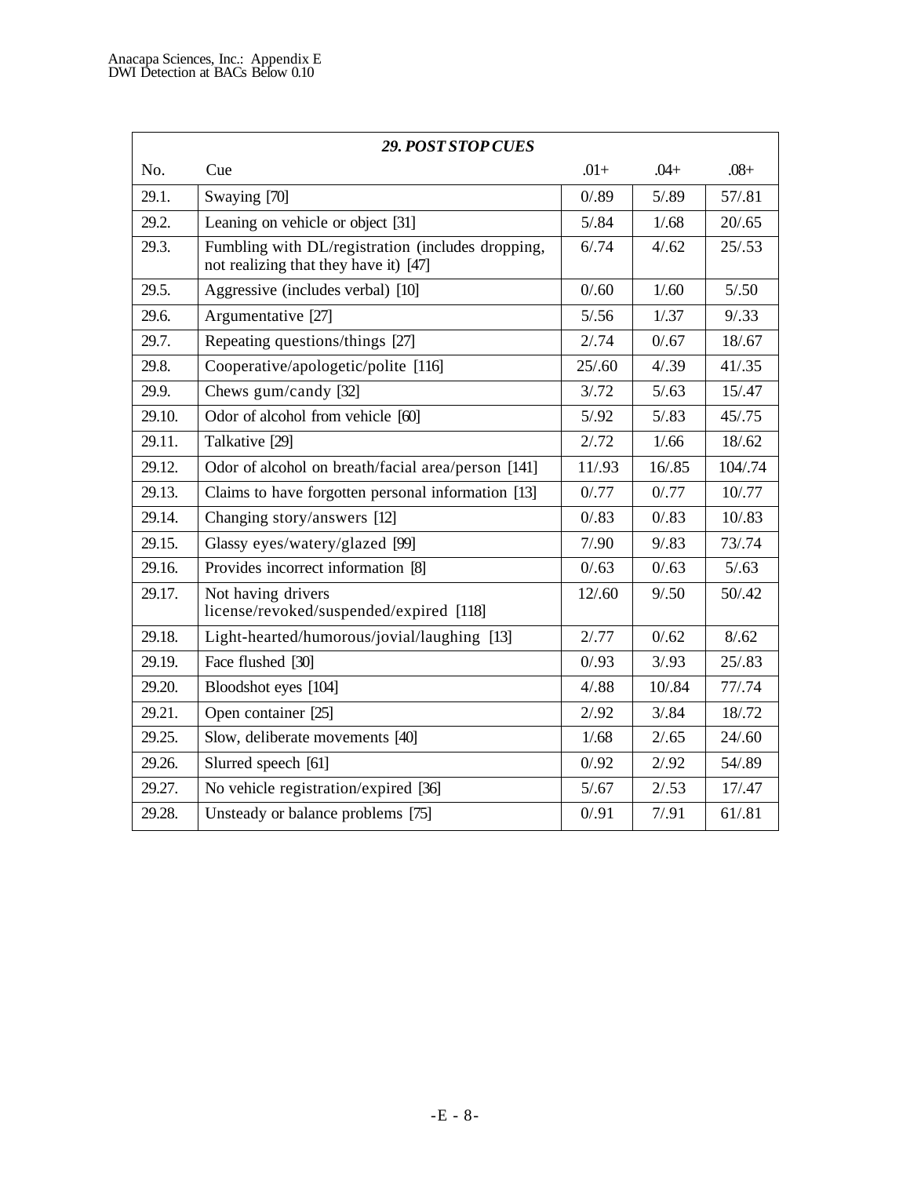| 29. POST STOP CUES | | | | |
|---|---|---|---|---|
| No. | Cue | .01+ | .04+ | .08+ |
| 29.1. | Swaying [70] | 0/.89 | 5/.89 | 57/.81 |
| 29.2. | Leaning on vehicle or object [31] | 5/.84 | 1/.68 | 20/.65 |
| 29.3. | Fumbling with DL/registration (includes dropping, not realizing that they have it) [47] | 6/.74 | 4/.62 | 25/.53 |
| 29.5. | Aggressive (includes verbal) [10] | 0/.60 | 1/.60 | 5/.50 |
| 29.6. | Argumentative [27] | 5/.56 | 1/.37 | 9/.33 |
| 29.7. | Repeating questions/things [27] | 2/.74 | 0/.67 | 18/.67 |
| 29.8. | Cooperative/apologetic/polite [116] | 25/.60 | 4/.39 | 41/.35 |
| 29.9. | Chews gum/candy [32] | 3/.72 | 5/.63 | 15/.47 |
| 29.10. | Odor of alcohol from vehicle [60] | 5/.92 | 5/.83 | 45/.75 |
| 29.11. | Talkative [29] | 2/.72 | 1/.66 | 18/.62 |
| 29.12. | Odor of alcohol on breath/facial area/person [141] | 11/.93 | 16/.85 | 104/.74 |
| 29.13. | Claims to have forgotten personal information [13] | 0/.77 | 0/.77 | 10/.77 |
| 29.14. | Changing story/answers [12] | 0/.83 | 0/.83 | 10/.83 |
| 29.15. | Glassy eyes/watery/glazed [99] | 7/.90 | 9/.83 | 73/.74 |
| 29.16. | Provides incorrect information [8] | 0/.63 | 0/.63 | 5/.63 |
| 29.17. | Not having drivers license/revoked/suspended/expired [118] | 12/.60 | 9/.50 | 50/.42 |
| 29.18. | Light-hearted/humorous/jovial/laughing [13] | 2/.77 | 0/.62 | 8/.62 |
| 29.19. | Face flushed [30] | 0/.93 | 3/.93 | 25/.83 |
| 29.20. | Bloodshot eyes [104] | 4/.88 | 10/.84 | 77/.74 |
| 29.21. | Open container [25] | 2/.92 | 3/.84 | 18/.72 |
| 29.25. | Slow, deliberate movements [40] | 1/.68 | 2/.65 | 24/.60 |
| 29.26. | Slurred speech [61] | 0/.92 | 2/.92 | 54/.89 |
| 29.27. | No vehicle registration/expired [36] | 5/.67 | 2/.53 | 17/.47 |
| 29.28. | Unsteady or balance problems [75] | 0/.91 | 7/.91 | 61/.81 |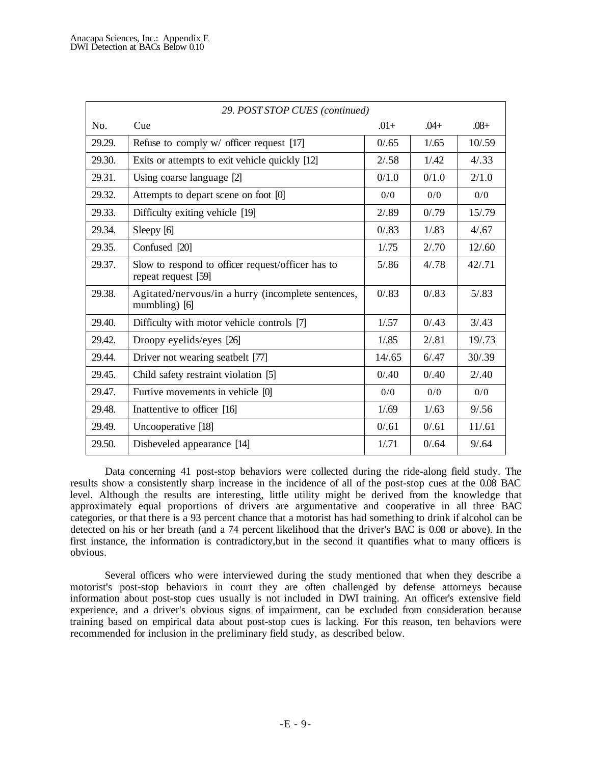| *29. POST STOP CUES (continued)* | | | | |
|---|---|---|---|---|
| No. | Cue | .01+ | .04+ | .08+ |
| 29.29. | Refuse to comply w/ officer request [17] | 0/.65 | 1/.65 | 10/.59 |
| 29.30. | Exits or attempts to exit vehicle quickly [12] | 2/.58 | 1/.42 | 4/.33 |
| 29.31. | Using coarse language [2] | 0/1.0 | 0/1.0 | 2/1.0 |
| 29.32. | Attempts to depart scene on foot [0] | 0/0 | 0/0 | 0/0 |
| 29.33. | Difficulty exiting vehicle [19] | 2/.89 | 0/.79 | 15/.79 |
| 29.34. | Sleepy [6] | 0/.83 | 1/.83 | 4/.67 |
| 29.35. | Confused [20] | 1/.75 | 2/.70 | 12/.60 |
| 29.37. | Slow to respond to officer request/officer has to repeat request [59] | 5/.86 | 4/.78 | 42/.71 |
| 29.38. | Agitated/nervous/in a hurry (incomplete sentences, mumbling) [6] | 0/.83 | 0/.83 | 5/.83 |
| 29.40. | Difficulty with motor vehicle controls [7] | 1/.57 | 0/.43 | 3/.43 |
| 29.42. | Droopy eyelids/eyes [26] | 1/.85 | 2/.81 | 19/.73 |
| 29.44. | Driver not wearing seatbelt [77] | 14/.65 | 6/.47 | 30/.39 |
| 29.45. | Child safety restraint violation [5] | 0/.40 | 0/.40 | 2/.40 |
| 29.47. | Furtive movements in vehicle [0] | 0/0 | 0/0 | 0/0 |
| 29.48. | Inattentive to officer [16] | 1/.69 | 1/.63 | 9/.56 |
| 29.49. | Uncooperative [18] | 0/.61 | 0/.61 | 11/.61 |
| 29.50. | Disheveled appearance [14] | 1/.71 | 0/.64 | 9/.64 |

Data concerning 41 post-stop behaviors were collected during the ride-along field study. The results show a consistently sharp increase in the incidence of all of the post-stop cues at the 0.08 BAC level. Although the results are interesting, little utility might be derived from the knowledge that approximately equal proportions of drivers are argumentative and cooperative in all three BAC categories, or that there is a 93 percent chance that a motorist has had something to drink if alcohol can be detected on his or her breath (and a 74 percent likelihood that the driver's BAC is 0.08 or above). In the first instance, the information is contradictory,but in the second it quantifies what to many officers is obvious.

Several officers who were interviewed during the study mentioned that when they describe a motorist's post-stop behaviors in court they are often challenged by defense attorneys because information about post-stop cues usually is not included in DWI training. An officer's extensive field experience, and a driver's obvious signs of impairment, can be excluded from consideration because training based on empirical data about post-stop cues is lacking. For this reason, ten behaviors were recommended for inclusion in the preliminary field study, as described below.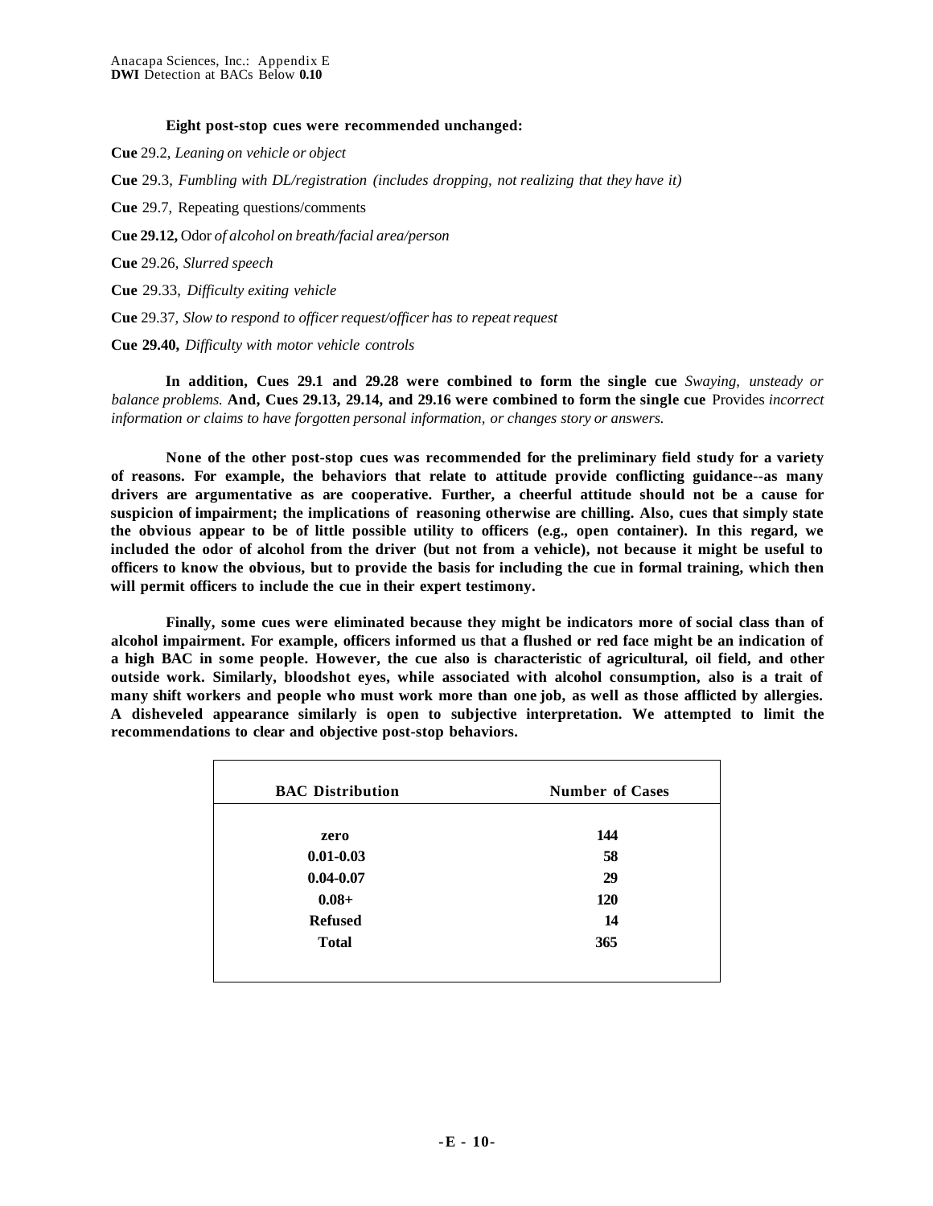**Eight post-stop cues were recommended unchanged:**

**Cue** 29.2, *Leaning on vehicle or object*

**Cue** 29.3, *Fumbling with DL/registration (includes dropping, not realizing that they have it)*

**Cue** 29.7, Repeating questions/comments

**Cue 29.12,** Odor *of alcohol on breath/facial area/person*

**Cue** 29.26, *Slurred speech*

**Cue** 29.33, *Difficulty exiting vehicle*

**Cue** 29.37, *Slow to respond to officer request/officer has to repeat request*

**Cue 29.40,** *Difficulty with motor vehicle controls*

**In addition, Cues 29.1 and 29.28 were combined to form the single cue** *Swaying, unsteady or balance problems.* **And, Cues 29.13, 29.14, and 29.16 were combined to form the single cue** Provides *incorrect information or claims to have forgotten personal information, or changes story or answers.*

**None of the other post-stop cues was recommended for the preliminary field study for a variety of reasons. For example, the behaviors that relate to attitude provide conflicting guidance--as many drivers are argumentative as are cooperative. Further, a cheerful attitude should not be a cause for suspicion of impairment; the implications of reasoning otherwise are chilling. Also, cues that simply state the obvious appear to be of little possible utility to officers (e.g., open container). In this regard, we included the odor of alcohol from the driver (but not from a vehicle), not because it might be useful to officers to know the obvious, but to provide the basis for including the cue in formal training, which then will permit officers to include the cue in their expert testimony.**

**Finally, some cues were eliminated because they might be indicators more of social class than of alcohol impairment. For example, officers informed us that a flushed or red face might be an indication of a high BAC in some people. However, the cue also is characteristic of agricultural, oil field, and other outside work. Similarly, bloodshot eyes, while associated with alcohol consumption, also is a trait of many shift workers and people who must work more than one job, as well as those afflicted by allergies. A disheveled appearance similarly is open to subjective interpretation. We attempted to limit the recommendations to clear and objective post-stop behaviors.**

| BAC Distribution | Number of Cases |
|---|---|
| zero | 144 |
| 0.01-0.03 | 58 |
| 0.04-0.07 | 29 |
| 0.08+ | 120 |
| Refused | 14 |
| Total | 365 |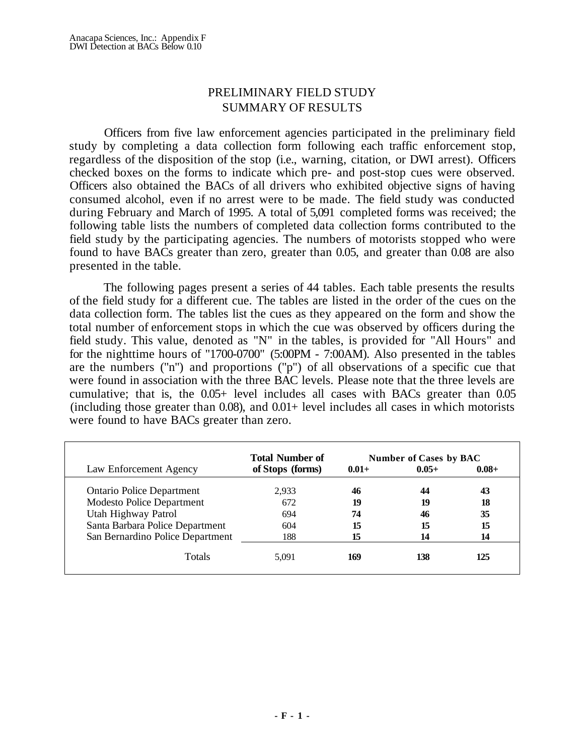# PRELIMINARY FIELD STUDY
# SUMMARY OF RESULTS

Officers from five law enforcement agencies participated in the preliminary field study by completing a data collection form following each traffic enforcement stop, regardless of the disposition of the stop (i.e., warning, citation, or DWI arrest). Officers checked boxes on the forms to indicate which pre- and post-stop cues were observed. Officers also obtained the BACs of all drivers who exhibited objective signs of having consumed alcohol, even if no arrest were to be made. The field study was conducted during February and March of 1995. A total of 5,091 completed forms was received; the following table lists the numbers of completed data collection forms contributed to the field study by the participating agencies. The numbers of motorists stopped who were found to have BACs greater than zero, greater than 0.05, and greater than 0.08 are also presented in the table.

The following pages present a series of 44 tables. Each table presents the results of the field study for a different cue. The tables are listed in the order of the cues on the data collection form. The tables list the cues as they appeared on the form and show the total number of enforcement stops in which the cue was observed by officers during the field study. This value, denoted as "N" in the tables, is provided for "All Hours" and for the nighttime hours of "1700-0700" (5:00PM - 7:00AM). Also presented in the tables are the numbers ("n") and proportions ("p") of all observations of a specific cue that were found in association with the three BAC levels. Please note that the three levels are cumulative; that is, the 0.05+ level includes all cases with BACs greater than 0.05 (including those greater than 0.08), and 0.01+ level includes all cases in which motorists were found to have BACs greater than zero.

| Law Enforcement Agency | Total Number of Stops (forms) | Number of Cases by BAC 0.01+ | 0.05+ | 0.08+ |
|---|---|---|---|---|
| Ontario Police Department | 2,933 | **46** | **44** | **43** |
| Modesto Police Department | 672 | **19** | **19** | **18** |
| Utah Highway Patrol | 694 | **74** | **46** | **35** |
| Santa Barbara Police Department | 604 | **15** | **15** | **15** |
| San Bernardino Police Department | 188 | **15** | **14** | **14** |
| Totals | 5,091 | **169** | **138** | **125** |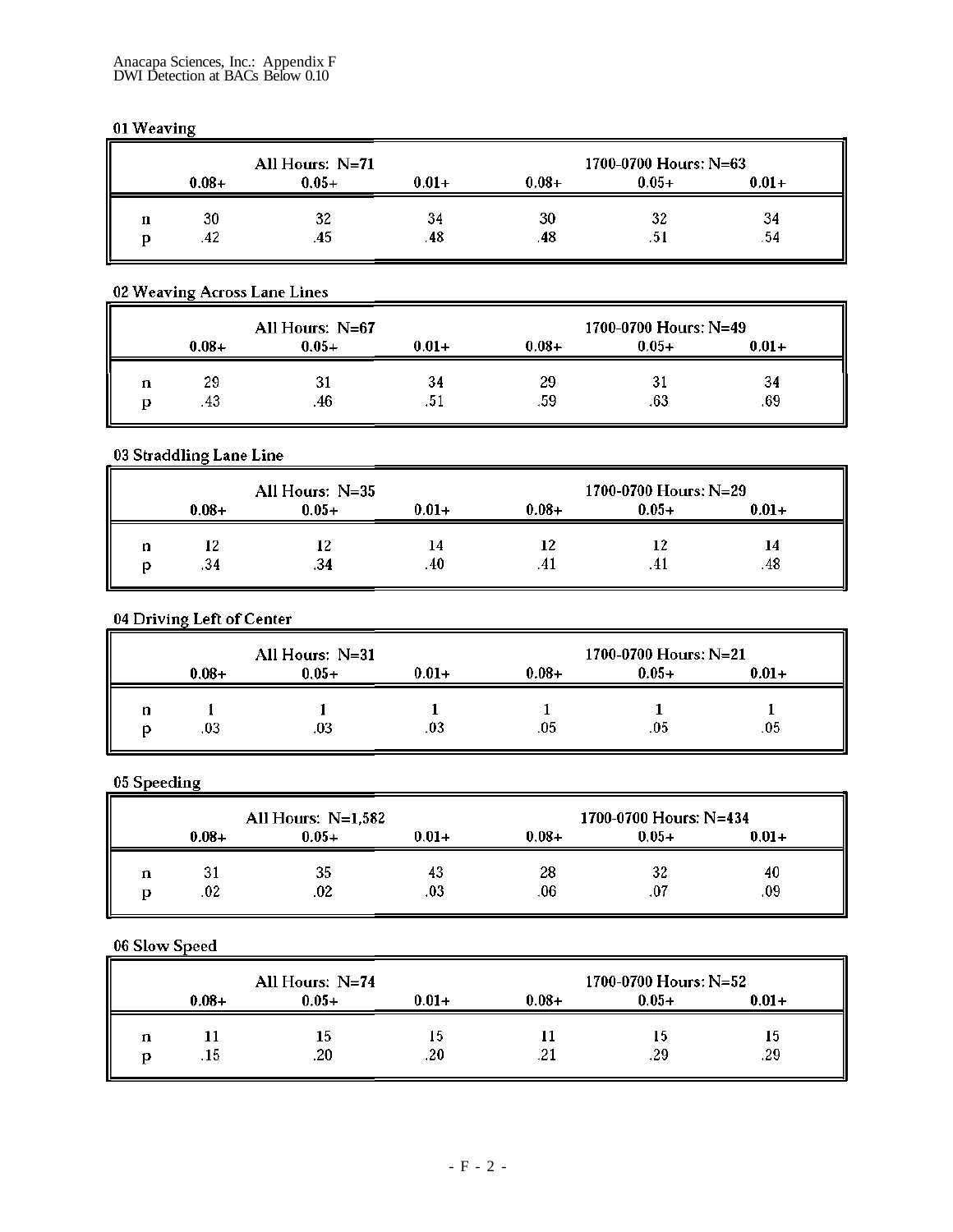### 01 Weaving

| | All Hours: N=71 | | | 1700-0700 Hours: N=63 | | |
|---|---|---|---|---|---|---|
| | 0.08+ | 0.05+ | 0.01+ | 0.08+ | 0.05+ | 0.01+ |
| n | 30 | 32 | 34 | 30 | 32 | 34 |
| p | .42 | .45 | .48 | .48 | .51 | .54 |

### 02 Weaving Across Lane Lines

| | All Hours: N=67 | | | 1700-0700 Hours: N=49 | | |
|---|---|---|---|---|---|---|
| | 0.08+ | 0.05+ | 0.01+ | 0.08+ | 0.05+ | 0.01+ |
| n | 29 | 31 | 34 | 29 | 31 | 34 |
| p | .43 | .46 | .51 | .59 | .63 | .69 |

### 03 Straddling Lane Line

| | All Hours: N=35 | | | 1700-0700 Hours: N=29 | | |
|---|---|---|---|---|---|---|
| | 0.08+ | 0.05+ | 0.01+ | 0.08+ | 0.05+ | 0.01+ |
| n | 12 | 12 | 14 | 12 | 12 | 14 |
| p | .34 | .34 | .40 | .41 | .41 | .48 |

### 04 Driving Left of Center

| | All Hours: N=31 | | | 1700-0700 Hours: N=21 | | |
|---|---|---|---|---|---|---|
| | 0.08+ | 0.05+ | 0.01+ | 0.08+ | 0.05+ | 0.01+ |
| n | 1 | 1 | 1 | 1 | 1 | 1 |
| p | .03 | .03 | .03 | .05 | .05 | .05 |

### 05 Speeding

| | All Hours: N=1,582 | | | 1700-0700 Hours: N=434 | | |
|---|---|---|---|---|---|---|
| | 0.08+ | 0.05+ | 0.01+ | 0.08+ | 0.05+ | 0.01+ |
| n | 31 | 35 | 43 | 28 | 32 | 40 |
| p | .02 | .02 | .03 | .06 | .07 | .09 |

### 06 Slow Speed

| | All Hours: N=74 | | | 1700-0700 Hours: N=52 | | |
|---|---|---|---|---|---|---|
| | 0.08+ | 0.05+ | 0.01+ | 0.08+ | 0.05+ | 0.01+ |
| n | 11 | 15 | 15 | 11 | 15 | 15 |
| p | .15 | .20 | .20 | .21 | .29 | .29 |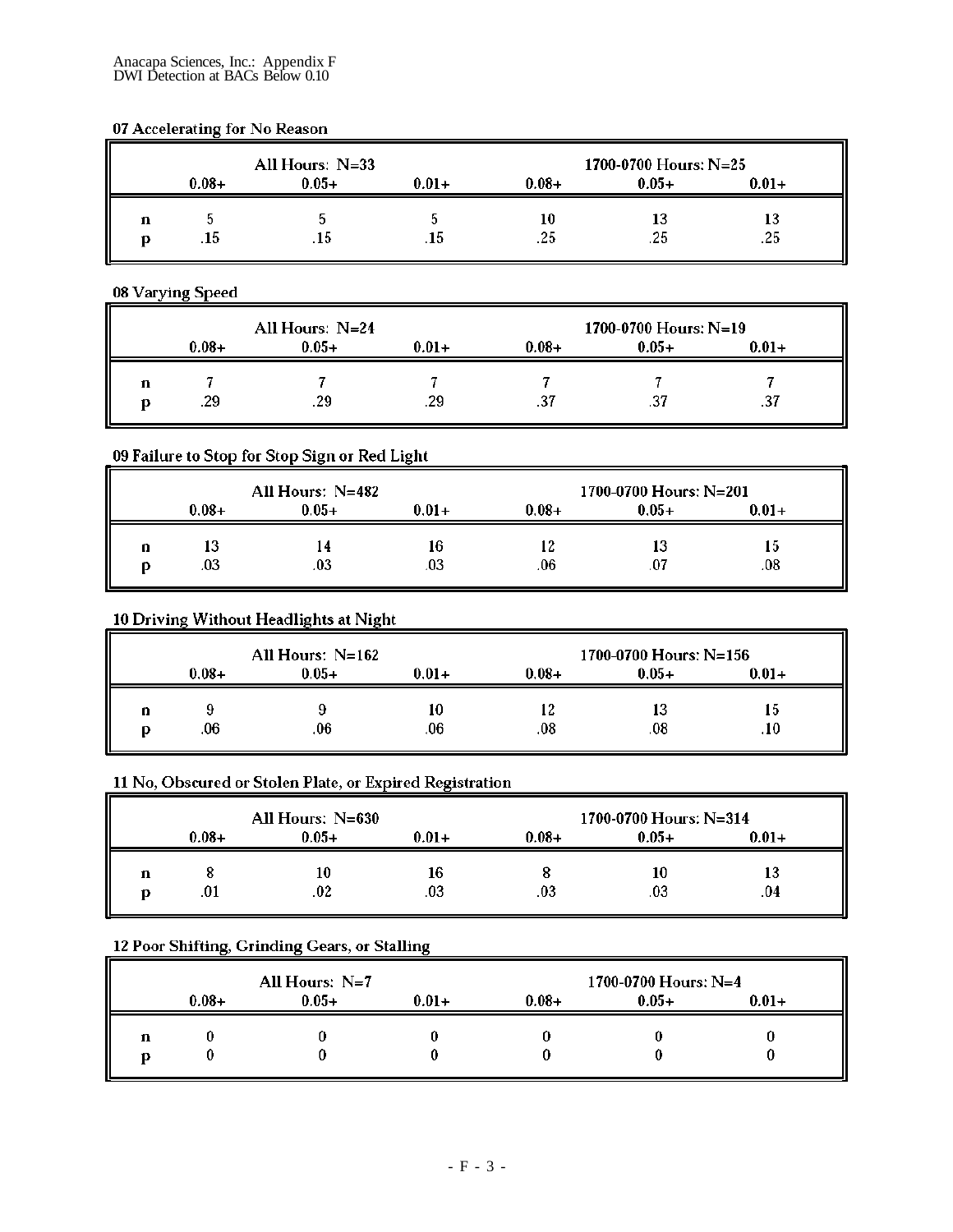### 07 Accelerating for No Reason

| | All Hours: N=33 | | | 1700-0700 Hours: N=25 | | |
|---|---|---|---|---|---|---|
| | 0.08+ | 0.05+ | 0.01+ | 0.08+ | 0.05+ | 0.01+ |
| n | 5 | 5 | 5 | 10 | 13 | 13 |
| p | .15 | .15 | .15 | .25 | .25 | .25 |

### 08 Varying Speed

| | All Hours: N=24 | | | 1700-0700 Hours: N=19 | | |
|---|---|---|---|---|---|---|
| | 0.08+ | 0.05+ | 0.01+ | 0.08+ | 0.05+ | 0.01+ |
| n | 7 | 7 | 7 | 7 | 7 | 7 |
| p | .29 | .29 | .29 | .37 | .37 | .37 |

### 09 Failure to Stop for Stop Sign or Red Light

| | All Hours: N=482 | | | 1700-0700 Hours: N=201 | | |
|---|---|---|---|---|---|---|
| | 0.08+ | 0.05+ | 0.01+ | 0.08+ | 0.05+ | 0.01+ |
| n | 13 | 14 | 16 | 12 | 13 | 15 |
| p | .03 | .03 | .03 | .06 | .07 | .08 |

### 10 Driving Without Headlights at Night

| | All Hours: N=162 | | | 1700-0700 Hours: N=156 | | |
|---|---|---|---|---|---|---|
| | 0.08+ | 0.05+ | 0.01+ | 0.08+ | 0.05+ | 0.01+ |
| n | 9 | 9 | 10 | 12 | 13 | 15 |
| p | .06 | .06 | .06 | .08 | .08 | .10 |

### 11 No, Obscured or Stolen Plate, or Expired Registration

| | All Hours: N=630 | | | 1700-0700 Hours: N=314 | | |
|---|---|---|---|---|---|---|
| | 0.08+ | 0.05+ | 0.01+ | 0.08+ | 0.05+ | 0.01+ |
| n | 8 | 10 | 16 | 8 | 10 | 13 |
| p | .01 | .02 | .03 | .03 | .03 | .04 |

### 12 Poor Shifting, Grinding Gears, or Stalling

| | All Hours: N=7 | | | 1700-0700 Hours: N=4 | | |
|---|---|---|---|---|---|---|
| | 0.08+ | 0.05+ | 0.01+ | 0.08+ | 0.05+ | 0.01+ |
| n | 0 | 0 | 0 | 0 | 0 | 0 |
| p | 0 | 0 | 0 | 0 | 0 | 0 |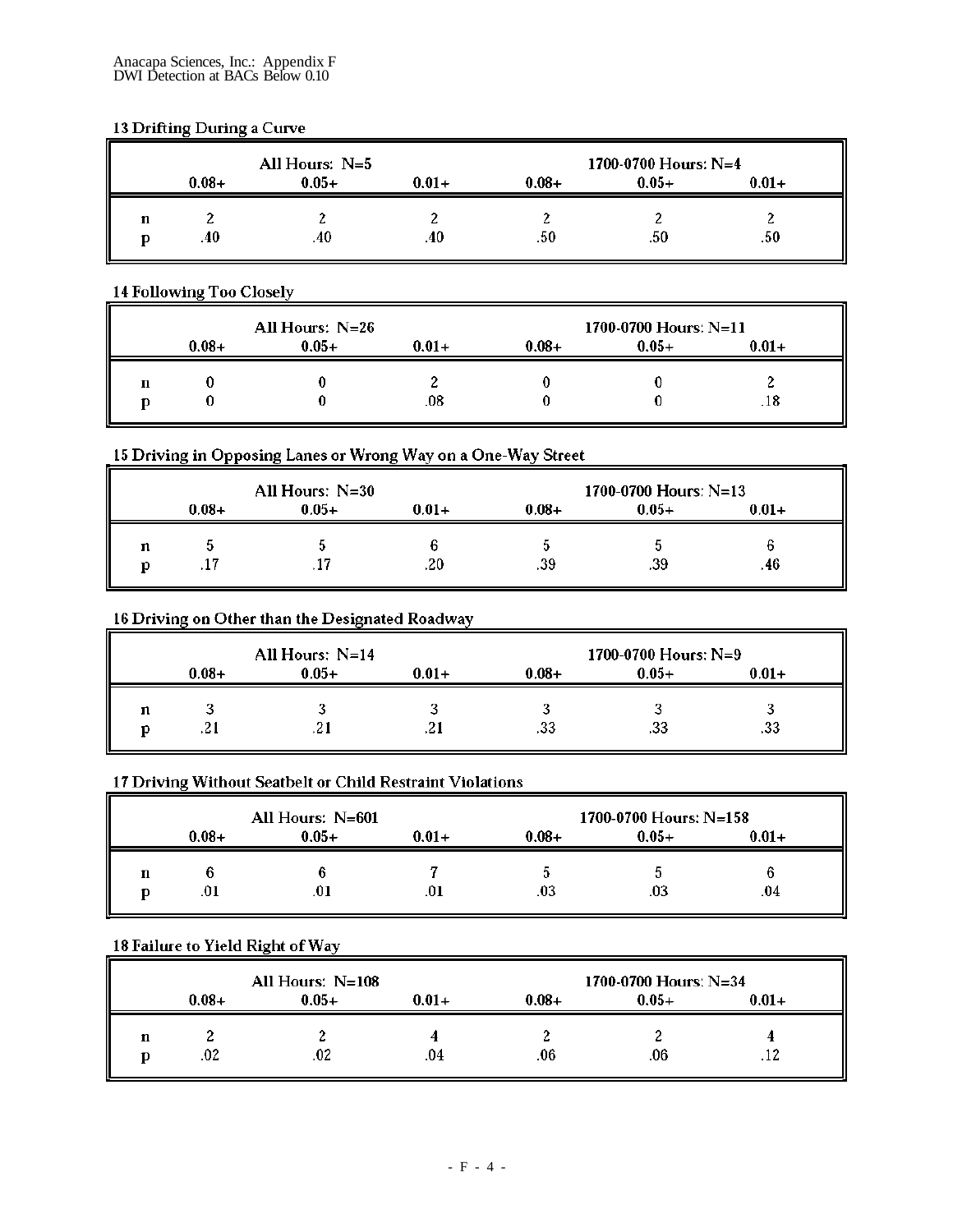### 13 Drifting During a Curve

| | All Hours: N=5 | | | 1700-0700 Hours: N=4 | | |
|---|---|---|---|---|---|---|
| | 0.08+ | 0.05+ | 0.01+ | 0.08+ | 0.05+ | 0.01+ |
| n | 2 | 2 | 2 | 2 | 2 | 2 |
| p | .40 | .40 | .40 | .50 | .50 | .50 |

### 14 Following Too Closely

| | All Hours: N=26 | | | 1700-0700 Hours: N=11 | | |
|---|---|---|---|---|---|---|
| | 0.08+ | 0.05+ | 0.01+ | 0.08+ | 0.05+ | 0.01+ |
| n | 0 | 0 | 2 | 0 | 0 | 2 |
| p | 0 | 0 | .08 | 0 | 0 | .18 |

### 15 Driving in Opposing Lanes or Wrong Way on a One-Way Street

| | All Hours: N=30 | | | 1700-0700 Hours: N=13 | | |
|---|---|---|---|---|---|---|
| | 0.08+ | 0.05+ | 0.01+ | 0.08+ | 0.05+ | 0.01+ |
| n | 5 | 5 | 6 | 5 | 5 | 6 |
| p | .17 | .17 | .20 | .39 | .39 | .46 |

### 16 Driving on Other than the Designated Roadway

| | All Hours: N=14 | | | 1700-0700 Hours: N=9 | | |
|---|---|---|---|---|---|---|
| | 0.08+ | 0.05+ | 0.01+ | 0.08+ | 0.05+ | 0.01+ |
| n | 3 | 3 | 3 | 3 | 3 | 3 |
| p | .21 | .21 | .21 | .33 | .33 | .33 |

### 17 Driving Without Seatbelt or Child Restraint Violations

| | All Hours: N=601 | | | 1700-0700 Hours: N=158 | | |
|---|---|---|---|---|---|---|
| | 0.08+ | 0.05+ | 0.01+ | 0.08+ | 0.05+ | 0.01+ |
| n | 6 | 6 | 7 | 5 | 5 | 6 |
| p | .01 | .01 | .01 | .03 | .03 | .04 |

### 18 Failure to Yield Right of Way

| | All Hours: N=108 | | | 1700-0700 Hours: N=34 | | |
|---|---|---|---|---|---|---|
| | 0.08+ | 0.05+ | 0.01+ | 0.08+ | 0.05+ | 0.01+ |
| n | 2 | 2 | 4 | 2 | 2 | 4 |
| p | .02 | .02 | .04 | .06 | .06 | .12 |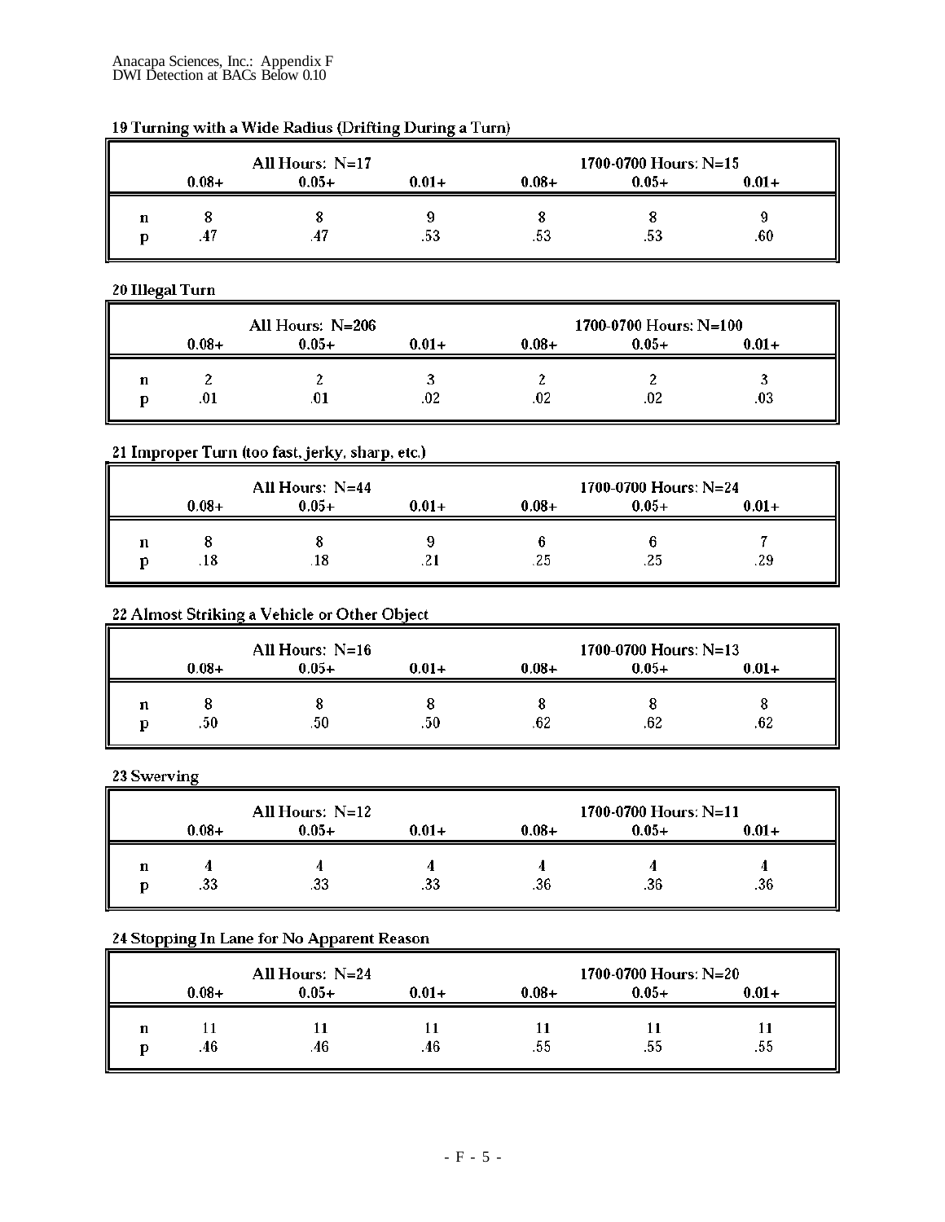### 19 Turning with a Wide Radius (Drifting During a Turn)

| | All Hours: N=17 | | | 1700-0700 Hours: N=15 | | |
|---|---|---|---|---|---|---|
| | 0.08+ | 0.05+ | 0.01+ | 0.08+ | 0.05+ | 0.01+ |
| n | 8 | 8 | 9 | 8 | 8 | 9 |
| p | .47 | .47 | .53 | .53 | .53 | .60 |

### 20 Illegal Turn

| | All Hours: N=206 | | | 1700-0700 Hours: N=100 | | |
|---|---|---|---|---|---|---|
| | 0.08+ | 0.05+ | 0.01+ | 0.08+ | 0.05+ | 0.01+ |
| n | 2 | 2 | 3 | 2 | 2 | 3 |
| p | .01 | .01 | .02 | .02 | .02 | .03 |

### 21 Improper Turn (too fast, jerky, sharp, etc.)

| | All Hours: N=44 | | | 1700-0700 Hours: N=24 | | |
|---|---|---|---|---|---|---|
| | 0.08+ | 0.05+ | 0.01+ | 0.08+ | 0.05+ | 0.01+ |
| n | 8 | 8 | 9 | 6 | 6 | 7 |
| p | .18 | .18 | .21 | .25 | .25 | .29 |

### 22 Almost Striking a Vehicle or Other Object

| | All Hours: N=16 | | | 1700-0700 Hours: N=13 | | |
|---|---|---|---|---|---|---|
| | 0.08+ | 0.05+ | 0.01+ | 0.08+ | 0.05+ | 0.01+ |
| n | 8 | 8 | 8 | 8 | 8 | 8 |
| p | .50 | .50 | .50 | .62 | .62 | .62 |

### 23 Swerving

| | All Hours: N=12 | | | 1700-0700 Hours: N=11 | | |
|---|---|---|---|---|---|---|
| | 0.08+ | 0.05+ | 0.01+ | 0.08+ | 0.05+ | 0.01+ |
| n | 4 | 4 | 4 | 4 | 4 | 4 |
| p | .33 | .33 | .33 | .36 | .36 | .36 |

### 24 Stopping In Lane for No Apparent Reason

| | All Hours: N=24 | | | 1700-0700 Hours: N=20 | | |
|---|---|---|---|---|---|---|
| | 0.08+ | 0.05+ | 0.01+ | 0.08+ | 0.05+ | 0.01+ |
| n | 11 | 11 | 11 | 11 | 11 | 11 |
| p | .46 | .46 | .46 | .55 | .55 | .55 |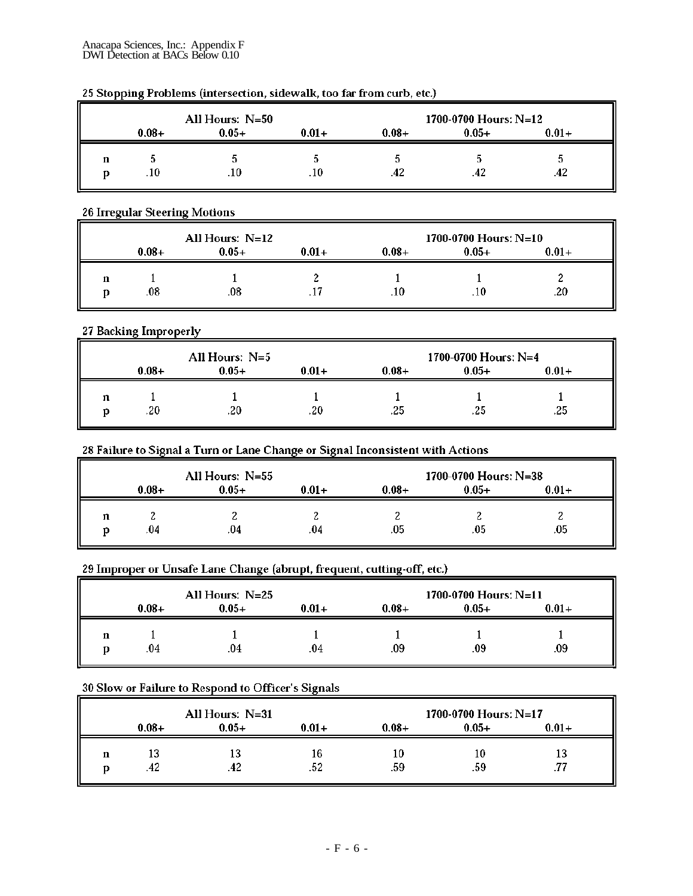25 Stopping Problems (intersection, sidewalk, too far from curb, etc.)

| | All Hours: N=50 | | | 1700-0700 Hours: N=12 | | |
|---|---|---|---|---|---|---|
| | 0.08+ | 0.05+ | 0.01+ | 0.08+ | 0.05+ | 0.01+ |
| n | 5 | 5 | 5 | 5 | 5 | 5 |
| p | .10 | .10 | .10 | .42 | .42 | .42 |

26 Irregular Steering Motions

| | All Hours: N=12 | | | 1700-0700 Hours: N=10 | | |
|---|---|---|---|---|---|---|
| | 0.08+ | 0.05+ | 0.01+ | 0.08+ | 0.05+ | 0.01+ |
| n | 1 | 1 | 2 | 1 | 1 | 2 |
| p | .08 | .08 | .17 | .10 | .10 | .20 |

27 Backing Improperly

| | All Hours: N=5 | | | 1700-0700 Hours: N=4 | | |
|---|---|---|---|---|---|---|
| | 0.08+ | 0.05+ | 0.01+ | 0.08+ | 0.05+ | 0.01+ |
| n | 1 | 1 | 1 | 1 | 1 | 1 |
| p | .20 | .20 | .20 | .25 | .25 | .25 |

28 Failure to Signal a Turn or Lane Change or Signal Inconsistent with Actions

| | All Hours: N=55 | | | 1700-0700 Hours: N=38 | | |
|---|---|---|---|---|---|---|
| | 0.08+ | 0.05+ | 0.01+ | 0.08+ | 0.05+ | 0.01+ |
| n | 2 | 2 | 2 | 2 | 2 | 2 |
| p | .04 | .04 | .04 | .05 | .05 | .05 |

29 Improper or Unsafe Lane Change (abrupt, frequent, cutting-off, etc.)

| | All Hours: N=25 | | | 1700-0700 Hours: N=11 | | |
|---|---|---|---|---|---|---|
| | 0.08+ | 0.05+ | 0.01+ | 0.08+ | 0.05+ | 0.01+ |
| n | 1 | 1 | 1 | 1 | 1 | 1 |
| p | .04 | .04 | .04 | .09 | .09 | .09 |

30 Slow or Failure to Respond to Officer's Signals

| | All Hours: N=31 | | | 1700-0700 Hours: N=17 | | |
|---|---|---|---|---|---|---|
| | 0.08+ | 0.05+ | 0.01+ | 0.08+ | 0.05+ | 0.01+ |
| n | 13 | 13 | 16 | 10 | 10 | 13 |
| p | .42 | .42 | .52 | .59 | .59 | .77 |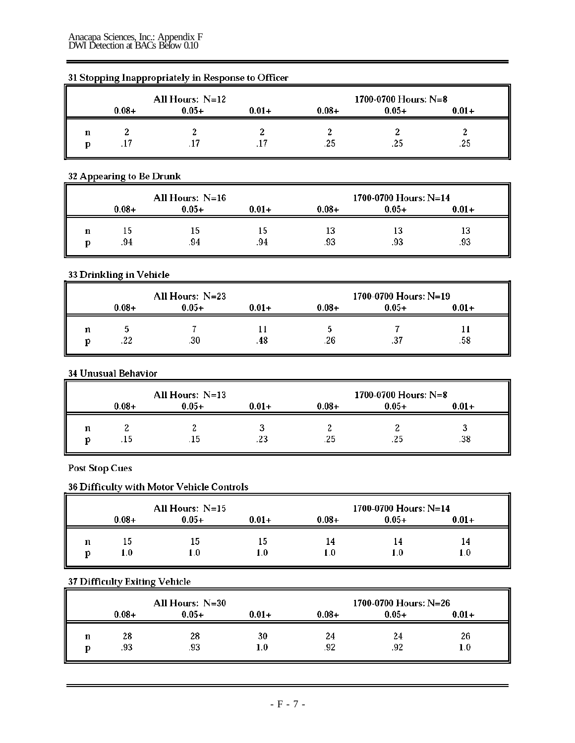### 31 Stopping Inappropriately in Response to Officer

| | All Hours: N=12 | | | 1700-0700 Hours: N=8 | | |
|---|---|---|---|---|---|---|
| | 0.08+ | 0.05+ | 0.01+ | 0.08+ | 0.05+ | 0.01+ |
| n | 2 | 2 | 2 | 2 | 2 | 2 |
| p | .17 | .17 | .17 | .25 | .25 | .25 |

### 32 Appearing to Be Drunk

| | All Hours: N=16 | | | 1700-0700 Hours: N=14 | | |
|---|---|---|---|---|---|---|
| | 0.08+ | 0.05+ | 0.01+ | 0.08+ | 0.05+ | 0.01+ |
| n | 15 | 15 | 15 | 13 | 13 | 13 |
| p | .94 | .94 | .94 | .93 | .93 | .93 |

### 33 Drinkling in Vehicle

| | All Hours: N=23 | | | 1700-0700 Hours: N=19 | | |
|---|---|---|---|---|---|---|
| | 0.08+ | 0.05+ | 0.01+ | 0.08+ | 0.05+ | 0.01+ |
| n | 5 | 7 | 11 | 5 | 7 | 11 |
| p | .22 | .30 | .48 | .26 | .37 | .58 |

### 34 Unusual Behavior

| | All Hours: N=13 | | | 1700-0700 Hours: N=8 | | |
|---|---|---|---|---|---|---|
| | 0.08+ | 0.05+ | 0.01+ | 0.08+ | 0.05+ | 0.01+ |
| n | 2 | 2 | 3 | 2 | 2 | 3 |
| p | .15 | .15 | .23 | .25 | .25 | .38 |

## Post Stop Cues

### 36 Difficulty with Motor Vehicle Controls

| | All Hours: N=15 | | | 1700-0700 Hours: N=14 | | |
|---|---|---|---|---|---|---|
| | 0.08+ | 0.05+ | 0.01+ | 0.08+ | 0.05+ | 0.01+ |
| n | 15 | 15 | 15 | 14 | 14 | 14 |
| p | 1.0 | 1.0 | 1.0 | 1.0 | 1.0 | 1.0 |

### 37 Difficulty Exiting Vehicle

| | All Hours: N=30 | | | 1700-0700 Hours: N=26 | | |
|---|---|---|---|---|---|---|
| | 0.08+ | 0.05+ | 0.01+ | 0.08+ | 0.05+ | 0.01+ |
| n | 28 | 28 | 30 | 24 | 24 | 26 |
| p | .93 | .93 | 1.0 | .92 | .92 | 1.0 |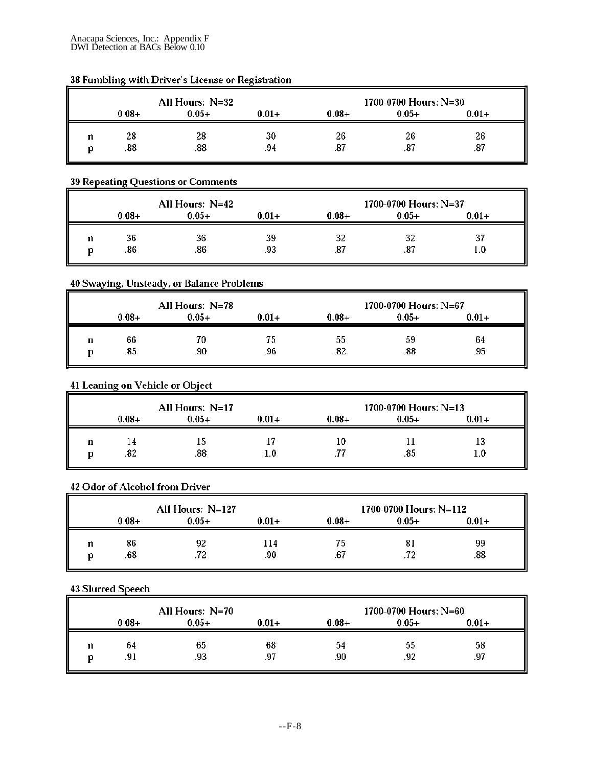### 38 Fumbling with Driver's License or Registration

| | All Hours: N=32 | | | 1700-0700 Hours: N=30 | | |
|---|---|---|---|---|---|---|
| | 0.08+ | 0.05+ | 0.01+ | 0.08+ | 0.05+ | 0.01+ |
| n | 28 | 28 | 30 | 26 | 26 | 26 |
| p | .88 | .88 | .94 | .87 | .87 | .87 |

### 39 Repeating Questions or Comments

| | All Hours: N=42 | | | 1700-0700 Hours: N=37 | | |
|---|---|---|---|---|---|---|
| | 0.08+ | 0.05+ | 0.01+ | 0.08+ | 0.05+ | 0.01+ |
| n | 36 | 36 | 39 | 32 | 32 | 37 |
| p | .86 | .86 | .93 | .87 | .87 | 1.0 |

### 40 Swaying, Unsteady, or Balance Problems

| | All Hours: N=78 | | | 1700-0700 Hours: N=67 | | |
|---|---|---|---|---|---|---|
| | 0.08+ | 0.05+ | 0.01+ | 0.08+ | 0.05+ | 0.01+ |
| n | 66 | 70 | 75 | 55 | 59 | 64 |
| p | .85 | .90 | .96 | .82 | .88 | .95 |

### 41 Leaning on Vehicle or Object

| | All Hours: N=17 | | | 1700-0700 Hours: N=13 | | |
|---|---|---|---|---|---|---|
| | 0.08+ | 0.05+ | 0.01+ | 0.08+ | 0.05+ | 0.01+ |
| n | 14 | 15 | 17 | 10 | 11 | 13 |
| p | .82 | .88 | 1.0 | .77 | .85 | 1.0 |

### 42 Odor of Alcohol from Driver

| | All Hours: N=127 | | | 1700-0700 Hours: N=112 | | |
|---|---|---|---|---|---|---|
| | 0.08+ | 0.05+ | 0.01+ | 0.08+ | 0.05+ | 0.01+ |
| n | 86 | 92 | 114 | 75 | 81 | 99 |
| p | .68 | .72 | .90 | .67 | .72 | .88 |

### 43 Slurred Speech

| | All Hours: N=70 | | | 1700-0700 Hours: N=60 | | |
|---|---|---|---|---|---|---|
| | 0.08+ | 0.05+ | 0.01+ | 0.08+ | 0.05+ | 0.01+ |
| n | 64 | 65 | 68 | 54 | 55 | 58 |
| p | .91 | .93 | .97 | .90 | .92 | .97 |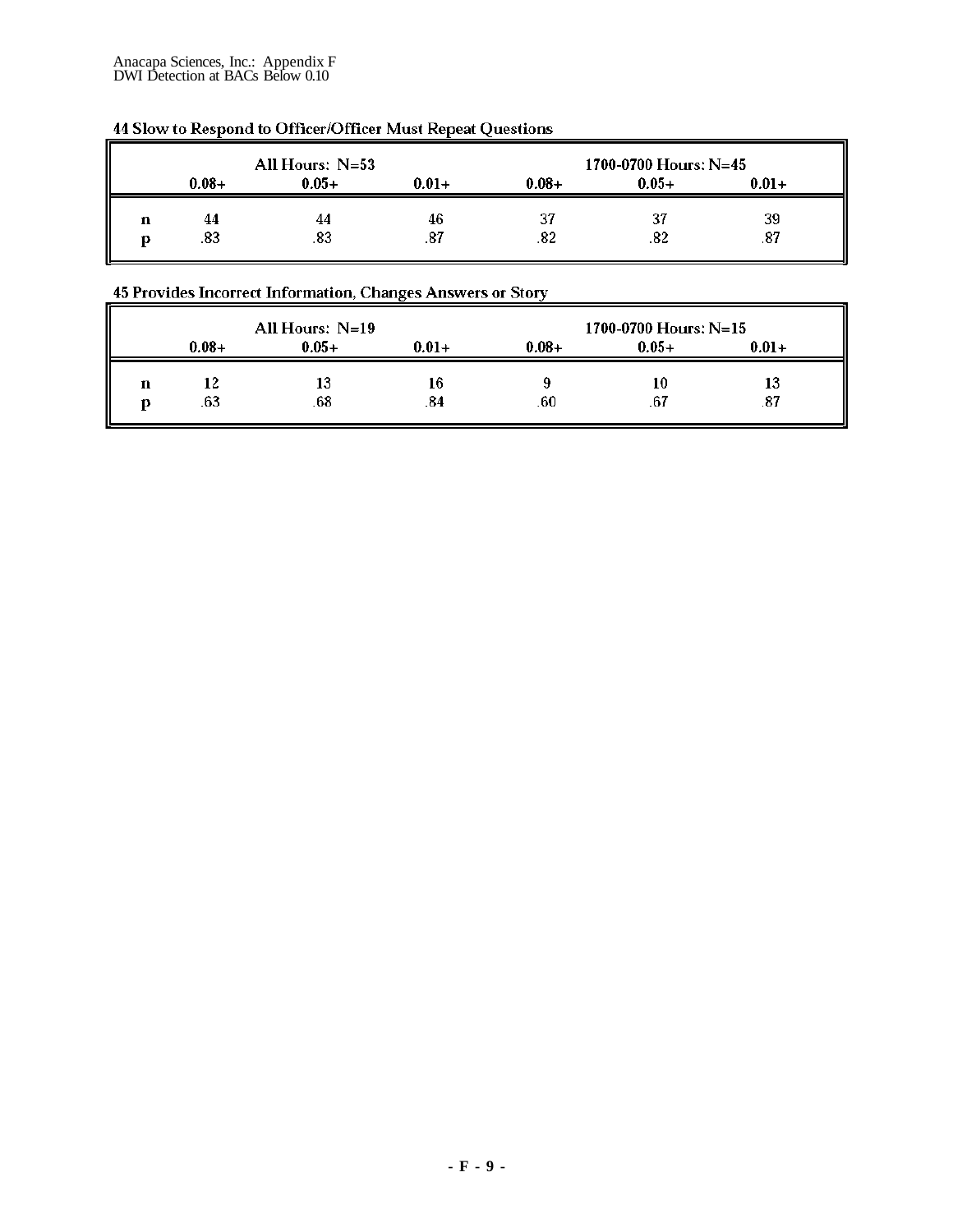### 44 Slow to Respond to Officer/Officer Must Repeat Questions

| | All Hours: N=53 | | | 1700-0700 Hours: N=45 | | |
|---|---|---|---|---|---|---|
| | 0.08+ | 0.05+ | 0.01+ | 0.08+ | 0.05+ | 0.01+ |
| n | 44 | 44 | 46 | 37 | 37 | 39 |
| p | .83 | .83 | .87 | .82 | .82 | .87 |

### 45 Provides Incorrect Information, Changes Answers or Story

| | All Hours: N=19 | | | 1700-0700 Hours: N=15 | | |
|---|---|---|---|---|---|---|
| | 0.08+ | 0.05+ | 0.01+ | 0.08+ | 0.05+ | 0.01+ |
| n | 12 | 13 | 16 | 9 | 10 | 13 |
| p | .63 | .68 | .84 | .60 | .67 | .87 |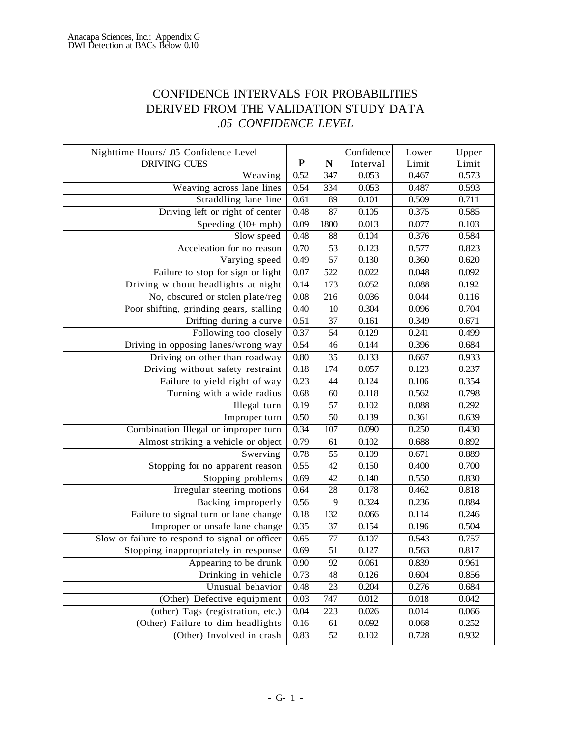# CONFIDENCE INTERVALS FOR PROBABILITIES DERIVED FROM THE VALIDATION STUDY DATA

### *.05 CONFIDENCE LEVEL*

| Nighttime Hours/ .05 Confidence Level DRIVING CUES | P | N | Confidence Interval | Lower Limit | Upper Limit |
|---|---|---|---|---|---|
| Weaving | 0.52 | 347 | 0.053 | 0.467 | 0.573 |
| Weaving across lane lines | 0.54 | 334 | 0.053 | 0.487 | 0.593 |
| Straddling lane line | 0.61 | 89 | 0.101 | 0.509 | 0.711 |
| Driving left or right of center | 0.48 | 87 | 0.105 | 0.375 | 0.585 |
| Speeding (10+ mph) | 0.09 | 1800 | 0.013 | 0.077 | 0.103 |
| Slow speed | 0.48 | 88 | 0.104 | 0.376 | 0.584 |
| Acceleation for no reason | 0.70 | 53 | 0.123 | 0.577 | 0.823 |
| Varying speed | 0.49 | 57 | 0.130 | 0.360 | 0.620 |
| Failure to stop for sign or light | 0.07 | 522 | 0.022 | 0.048 | 0.092 |
| Driving without headlights at night | 0.14 | 173 | 0.052 | 0.088 | 0.192 |
| No, obscured or stolen plate/reg | 0.08 | 216 | 0.036 | 0.044 | 0.116 |
| Poor shifting, grinding gears, stalling | 0.40 | 10 | 0.304 | 0.096 | 0.704 |
| Drifting during a curve | 0.51 | 37 | 0.161 | 0.349 | 0.671 |
| Following too closely | 0.37 | 54 | 0.129 | 0.241 | 0.499 |
| Driving in opposing lanes/wrong way | 0.54 | 46 | 0.144 | 0.396 | 0.684 |
| Driving on other than roadway | 0.80 | 35 | 0.133 | 0.667 | 0.933 |
| Driving without safety restraint | 0.18 | 174 | 0.057 | 0.123 | 0.237 |
| Failure to yield right of way | 0.23 | 44 | 0.124 | 0.106 | 0.354 |
| Turning with a wide radius | 0.68 | 60 | 0.118 | 0.562 | 0.798 |
| Illegal turn | 0.19 | 57 | 0.102 | 0.088 | 0.292 |
| Improper turn | 0.50 | 50 | 0.139 | 0.361 | 0.639 |
| Combination Illegal or improper turn | 0.34 | 107 | 0.090 | 0.250 | 0.430 |
| Almost striking a vehicle or object | 0.79 | 61 | 0.102 | 0.688 | 0.892 |
| Swerving | 0.78 | 55 | 0.109 | 0.671 | 0.889 |
| Stopping for no apparent reason | 0.55 | 42 | 0.150 | 0.400 | 0.700 |
| Stopping problems | 0.69 | 42 | 0.140 | 0.550 | 0.830 |
| Irregular steering motions | 0.64 | 28 | 0.178 | 0.462 | 0.818 |
| Backing improperly | 0.56 | 9 | 0.324 | 0.236 | 0.884 |
| Failure to signal turn or lane change | 0.18 | 132 | 0.066 | 0.114 | 0.246 |
| Improper or unsafe lane change | 0.35 | 37 | 0.154 | 0.196 | 0.504 |
| Slow or failure to respond to signal or officer | 0.65 | 77 | 0.107 | 0.543 | 0.757 |
| Stopping inappropriately in response | 0.69 | 51 | 0.127 | 0.563 | 0.817 |
| Appearing to be drunk | 0.90 | 92 | 0.061 | 0.839 | 0.961 |
| Drinking in vehicle | 0.73 | 48 | 0.126 | 0.604 | 0.856 |
| Unusual behavior | 0.48 | 23 | 0.204 | 0.276 | 0.684 |
| (Other) Defective equipment | 0.03 | 747 | 0.012 | 0.018 | 0.042 |
| (other) Tags (registration, etc.) | 0.04 | 223 | 0.026 | 0.014 | 0.066 |
| (Other) Failure to dim headlights | 0.16 | 61 | 0.092 | 0.068 | 0.252 |
| (Other) Involved in crash | 0.83 | 52 | 0.102 | 0.728 | 0.932 |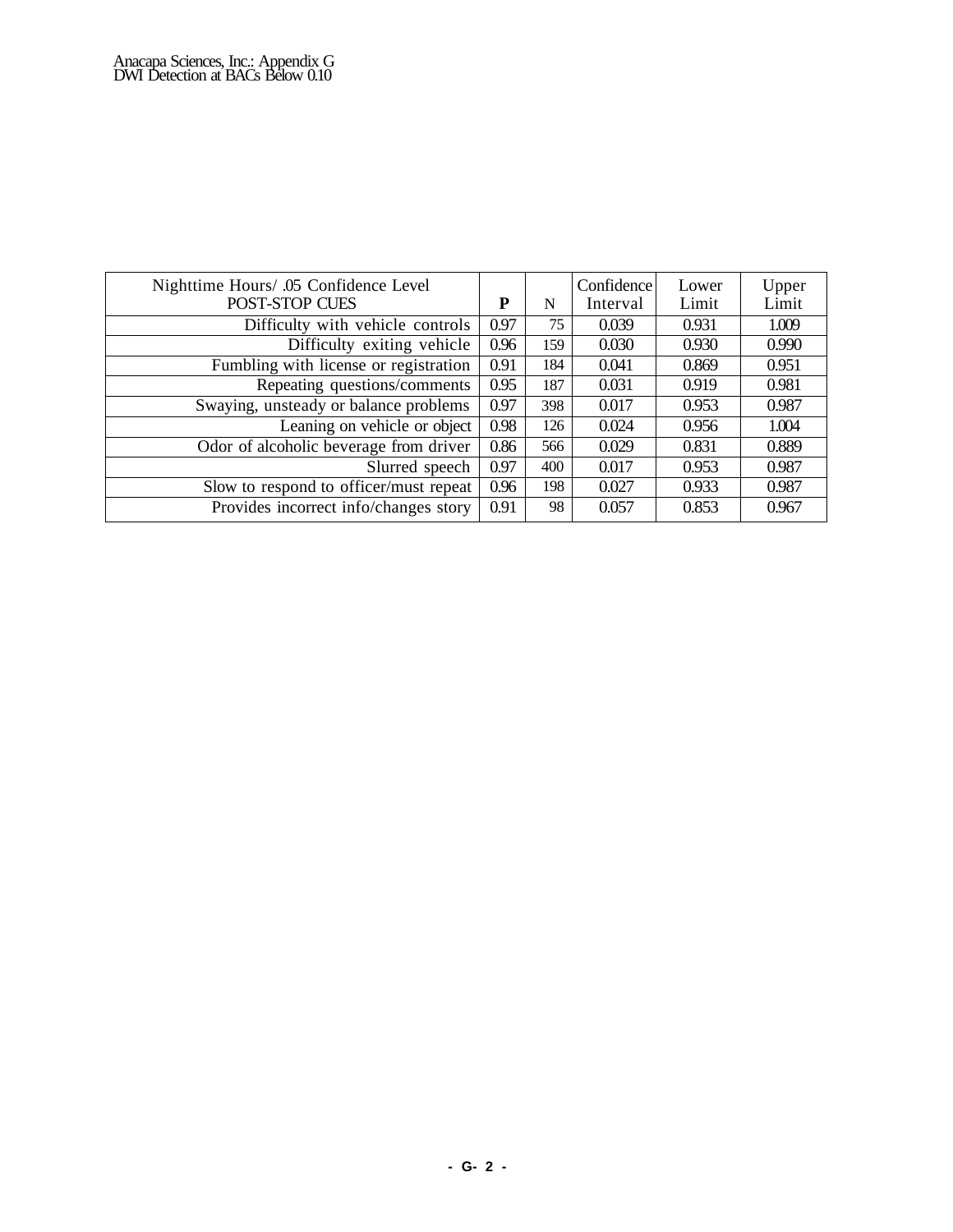| Nighttime Hours/ .05 Confidence Level POST-STOP CUES | P | N | Confidence Interval | Lower Limit | Upper Limit |
|---|---|---|---|---|---|
| Difficulty with vehicle controls | 0.97 | 75 | 0.039 | 0.931 | 1.009 |
| Difficulty exiting vehicle | 0.96 | 159 | 0.030 | 0.930 | 0.990 |
| Fumbling with license or registration | 0.91 | 184 | 0.041 | 0.869 | 0.951 |
| Repeating questions/comments | 0.95 | 187 | 0.031 | 0.919 | 0.981 |
| Swaying, unsteady or balance problems | 0.97 | 398 | 0.017 | 0.953 | 0.987 |
| Leaning on vehicle or object | 0.98 | 126 | 0.024 | 0.956 | 1.004 |
| Odor of alcoholic beverage from driver | 0.86 | 566 | 0.029 | 0.831 | 0.889 |
| Slurred speech | 0.97 | 400 | 0.017 | 0.953 | 0.987 |
| Slow to respond to officer/must repeat | 0.96 | 198 | 0.027 | 0.933 | 0.987 |
| Provides incorrect info/changes story | 0.91 | 98 | 0.057 | 0.853 | 0.967 |